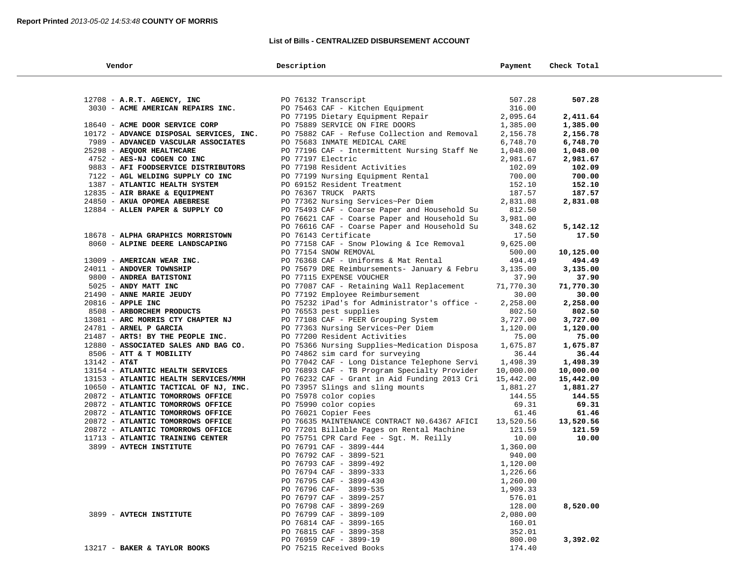**Report Printed** *2013-05-02 14:53:48* **COUNTY OF MORRIS**

## List of Bills - CENTRALIZED DISBURSEMENT ACCOUNT

| Vendor | Description | Payment | Check Total |
|---|---|---|---|
| 12708 - **A.R.T. AGENCY, INC** | PO 76132 Transcript | 507.28 | **507.28** |
| 3030 - **ACME AMERICAN REPAIRS INC.** | PO 75463 CAF - Kitchen Equipment | 316.00 | |
| | PO 77195 Dietary Equipment Repair | 2,095.64 | **2,411.64** |
| 18640 - **ACME DOOR SERVICE CORP** | PO 75889 SERVICE ON FIRE DOORS | 1,385.00 | **1,385.00** |
| 10172 - **ADVANCE DISPOSAL SERVICES, INC.** | PO 75882 CAF - Refuse Collection and Removal | 2,156.78 | **2,156.78** |
| 7989 - **ADVANCED VASCULAR ASSOCIATES** | PO 75683 INMATE MEDICAL CARE | 6,748.70 | **6,748.70** |
| 25298 - **AEQUOR HEALTHCARE** | PO 77196 CAF - Intermittent Nursing Staff Ne | 1,048.00 | **1,048.00** |
| 4752 - **AES-NJ COGEN CO INC** | PO 77197 Electric | 2,981.67 | **2,981.67** |
| 9883 - **AFI FOODSERVICE DISTRIBUTORS** | PO 77198 Resident Activities | 102.09 | **102.09** |
| 7122 - **AGL WELDING SUPPLY CO INC** | PO 77199 Nursing Equipment Rental | 700.00 | **700.00** |
| 1387 - **ATLANTIC HEALTH SYSTEM** | PO 69152 Resident Treatment | 152.10 | **152.10** |
| 12835 - **AIR BRAKE & EQUIPMENT** | PO 76367 TRUCK PARTS | 187.57 | **187.57** |
| 24850 - **AKUA OPOMEA ABEBRESE** | PO 77362 Nursing Services~Per Diem | 2,831.08 | **2,831.08** |
| 12884 - **ALLEN PAPER & SUPPLY CO** | PO 75493 CAF - Coarse Paper and Household Su | 812.50 | |
| | PO 76621 CAF - Coarse Paper and Household Su | 3,981.00 | |
| | PO 76616 CAF - Coarse Paper and Household Su | 348.62 | **5,142.12** |
| 18678 - **ALPHA GRAPHICS MORRISTOWN** | PO 76143 Certificate | 17.50 | **17.50** |
| 8060 - **ALPINE DEERE LANDSCAPING** | PO 77158 CAF - Snow Plowing & Ice Removal | 9,625.00 | |
| | PO 77154 SNOW REMOVAL | 500.00 | **10,125.00** |
| 13009 - **AMERICAN WEAR INC.** | PO 76368 CAF - Uniforms & Mat Rental | 494.49 | **494.49** |
| 24011 - **ANDOVER TOWNSHIP** | PO 75679 DRE Reimbursements- January & Febru | 3,135.00 | **3,135.00** |
| 9800 - **ANDREA BATISTONI** | PO 77115 EXPENSE VOUCHER | 37.90 | **37.90** |
| 5025 - **ANDY MATT INC** | PO 77087 CAF - Retaining Wall Replacement | 71,770.30 | **71,770.30** |
| 21490 - **ANNE MARIE JEUDY** | PO 77192 Employee Reimbursement | 30.00 | **30.00** |
| 20816 - **APPLE INC** | PO 75232 iPad's for Administrator's office - | 2,258.00 | **2,258.00** |
| 8508 - **ARBORCHEM PRODUCTS** | PO 76553 pest supplies | 802.50 | **802.50** |
| 13081 - **ARC MORRIS CTY CHAPTER NJ** | PO 77108 CAF - PEER Grouping System | 3,727.00 | **3,727.00** |
| 24781 - **ARNEL P GARCIA** | PO 77363 Nursing Services~Per Diem | 1,120.00 | **1,120.00** |
| 21487 - **ARTS! BY THE PEOPLE INC.** | PO 77200 Resident Activities | 75.00 | **75.00** |
| 12880 - **ASSOCIATED SALES AND BAG CO.** | PO 75366 Nursing Supplies~Medication Disposa | 1,675.87 | **1,675.87** |
| 8506 - **ATT & T MOBILITY** | PO 74862 sim card for surveying | 36.44 | **36.44** |
| 13142 - **AT&T** | PO 77042 CAF - Long Distance Telephone Servi | 1,498.39 | **1,498.39** |
| 13154 - **ATLANTIC HEALTH SERVICES** | PO 76893 CAF - TB Program Specialty Provider | 10,000.00 | **10,000.00** |
| 13153 - **ATLANTIC HEALTH SERVICES/MMH** | PO 76232 CAF - Grant in Aid Funding 2013 Cri | 15,442.00 | **15,442.00** |
| 10650 - **ATLANTIC TACTICAL OF NJ, INC.** | PO 73957 Slings and sling mounts | 1,881.27 | **1,881.27** |
| 20872 - **ATLANTIC TOMORROWS OFFICE** | PO 75978 color copies | 144.55 | **144.55** |
| 20872 - **ATLANTIC TOMORROWS OFFICE** | PO 75990 color copies | 69.31 | **69.31** |
| 20872 - **ATLANTIC TOMORROWS OFFICE** | PO 76021 Copier Fees | 61.46 | **61.46** |
| 20872 - **ATLANTIC TOMORROWS OFFICE** | PO 76635 MAINTENANCE CONTRACT N0.64367 AFICI | 13,520.56 | **13,520.56** |
| 20872 - **ATLANTIC TOMORROWS OFFICE** | PO 77201 Billable Pages on Rental Machine | 121.59 | **121.59** |
| 11713 - **ATLANTIC TRAINING CENTER** | PO 75751 CPR Card Fee - Sgt. M. Reilly | 10.00 | **10.00** |
| 3899 - **AVTECH INSTITUTE** | PO 76791 CAF - 3899-444 | 1,360.00 | |
| | PO 76792 CAF - 3899-521 | 940.00 | |
| | PO 76793 CAF - 3899-492 | 1,120.00 | |
| | PO 76794 CAF - 3899-333 | 1,226.66 | |
| | PO 76795 CAF - 3899-430 | 1,260.00 | |
| | PO 76796 CAF- 3899-535 | 1,909.33 | |
| | PO 76797 CAF - 3899-257 | 576.01 | |
| | PO 76798 CAF - 3899-269 | 128.00 | **8,520.00** |
| 3899 - **AVTECH INSTITUTE** | PO 76799 CAF - 3899-109 | 2,080.00 | |
| | PO 76814 CAF - 3899-165 | 160.01 | |
| | PO 76815 CAF - 3899-358 | 352.01 | |
| | PO 76959 CAF - 3899-19 | 800.00 | **3,392.02** |
| 13217 - **BAKER & TAYLOR BOOKS** | PO 75215 Received Books | 174.40 | |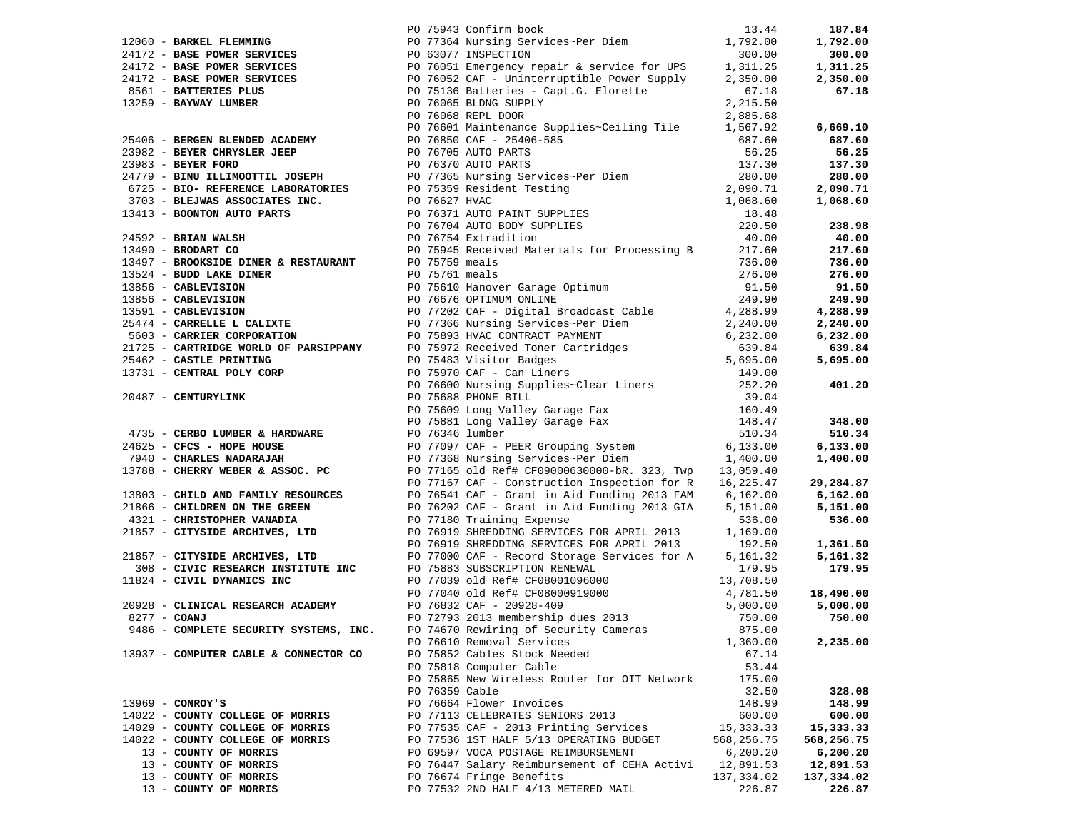| Vendor | PO / Description | Amount | Total |
|---|---|---|---|
| | PO 75943 Confirm book | 13.44 | **187.84** |
| 12060 - **BARKEL FLEMMING** | PO 77364 Nursing Services~Per Diem | 1,792.00 | **1,792.00** |
| 24172 - **BASE POWER SERVICES** | PO 63077 INSPECTION | 300.00 | **300.00** |
| 24172 - **BASE POWER SERVICES** | PO 76051 Emergency repair & service for UPS | 1,311.25 | **1,311.25** |
| 24172 - **BASE POWER SERVICES** | PO 76052 CAF - Uninterruptible Power Supply | 2,350.00 | **2,350.00** |
| 8561 - **BATTERIES PLUS** | PO 75136 Batteries - Capt.G. Elorette | 67.18 | **67.18** |
| 13259 - **BAYWAY LUMBER** | PO 76065 BLDNG SUPPLY | 2,215.50 | |
| | PO 76068 REPL DOOR | 2,885.68 | |
| | PO 76601 Maintenance Supplies~Ceiling Tile | 1,567.92 | **6,669.10** |
| 25406 - **BERGEN BLENDED ACADEMY** | PO 76850 CAF - 25406-585 | 687.60 | **687.60** |
| 23982 - **BEYER CHRYSLER JEEP** | PO 76705 AUTO PARTS | 56.25 | **56.25** |
| 23983 - **BEYER FORD** | PO 76370 AUTO PARTS | 137.30 | **137.30** |
| 24779 - **BINU ILLIMOOTTIL JOSEPH** | PO 77365 Nursing Services~Per Diem | 280.00 | **280.00** |
| 6725 - **BIO- REFERENCE LABORATORIES** | PO 75359 Resident Testing | 2,090.71 | **2,090.71** |
| 3703 - **BLEJWAS ASSOCIATES INC.** | PO 76627 HVAC | 1,068.60 | **1,068.60** |
| 13413 - **BOONTON AUTO PARTS** | PO 76371 AUTO PAINT SUPPLIES | 18.48 | |
| | PO 76704 AUTO BODY SUPPLIES | 220.50 | **238.98** |
| 24592 - **BRIAN WALSH** | PO 76754 Extradition | 40.00 | **40.00** |
| 13490 - **BRODART CO** | PO 75945 Received Materials for Processing B | 217.60 | **217.60** |
| 13497 - **BROOKSIDE DINER & RESTAURANT** | PO 75759 meals | 736.00 | **736.00** |
| 13524 - **BUDD LAKE DINER** | PO 75761 meals | 276.00 | **276.00** |
| 13856 - **CABLEVISION** | PO 75610 Hanover Garage Optimum | 91.50 | **91.50** |
| 13856 - **CABLEVISION** | PO 76676 OPTIMUM ONLINE | 249.90 | **249.90** |
| 13591 - **CABLEVISION** | PO 77202 CAF - Digital Broadcast Cable | 4,288.99 | **4,288.99** |
| 25474 - **CARRELLE L CALIXTE** | PO 77366 Nursing Services~Per Diem | 2,240.00 | **2,240.00** |
| 5603 - **CARRIER CORPORATION** | PO 75893 HVAC CONTRACT PAYMENT | 6,232.00 | **6,232.00** |
| 21725 - **CARTRIDGE WORLD OF PARSIPPANY** | PO 75972 Received Toner Cartridges | 639.84 | **639.84** |
| 25462 - **CASTLE PRINTING** | PO 75483 Visitor Badges | 5,695.00 | **5,695.00** |
| 13731 - **CENTRAL POLY CORP** | PO 75970 CAF - Can Liners | 149.00 | |
| | PO 76600 Nursing Supplies~Clear Liners | 252.20 | **401.20** |
| 20487 - **CENTURYLINK** | PO 75688 PHONE BILL | 39.04 | |
| | PO 75609 Long Valley Garage Fax | 160.49 | |
| | PO 75881 Long Valley Garage Fax | 148.47 | **348.00** |
| 4735 - **CERBO LUMBER & HARDWARE** | PO 76346 lumber | 510.34 | **510.34** |
| 24625 - **CFCS - HOPE HOUSE** | PO 77097 CAF - PEER Grouping System | 6,133.00 | **6,133.00** |
| 7940 - **CHARLES NADARAJAH** | PO 77368 Nursing Services~Per Diem | 1,400.00 | **1,400.00** |
| 13788 - **CHERRY WEBER & ASSOC. PC** | PO 77165 old Ref# CF09000630000-bR. 323, Twp | 13,059.40 | |
| | PO 77167 CAF - Construction Inspection for R | 16,225.47 | **29,284.87** |
| 13803 - **CHILD AND FAMILY RESOURCES** | PO 76541 CAF - Grant in Aid Funding 2013 FAM | 6,162.00 | **6,162.00** |
| 21866 - **CHILDREN ON THE GREEN** | PO 76202 CAF - Grant in Aid Funding 2013 GIA | 5,151.00 | **5,151.00** |
| 4321 - **CHRISTOPHER VANADIA** | PO 77180 Training Expense | 536.00 | **536.00** |
| 21857 - **CITYSIDE ARCHIVES, LTD** | PO 76919 SHREDDING SERVICES FOR APRIL 2013 | 1,169.00 | |
| | PO 76919 SHREDDING SERVICES FOR APRIL 2013 | 192.50 | **1,361.50** |
| 21857 - **CITYSIDE ARCHIVES, LTD** | PO 77000 CAF - Record Storage Services for A | 5,161.32 | **5,161.32** |
| 308 - **CIVIC RESEARCH INSTITUTE INC** | PO 75883 SUBSCRIPTION RENEWAL | 179.95 | **179.95** |
| 11824 - **CIVIL DYNAMICS INC** | PO 77039 old Ref# CF08001096000 | 13,708.50 | |
| | PO 77040 old Ref# CF08000919000 | 4,781.50 | **18,490.00** |
| 20928 - **CLINICAL RESEARCH ACADEMY** | PO 76832 CAF - 20928-409 | 5,000.00 | **5,000.00** |
| 8277 - **COANJ** | PO 72793 2013 membership dues 2013 | 750.00 | **750.00** |
| 9486 - **COMPLETE SECURITY SYSTEMS, INC.** | PO 74670 Rewiring of Security Cameras | 875.00 | |
| | PO 76610 Removal Services | 1,360.00 | **2,235.00** |
| 13937 - **COMPUTER CABLE & CONNECTOR CO** | PO 75852 Cables Stock Needed | 67.14 | |
| | PO 75818 Computer Cable | 53.44 | |
| | PO 75865 New Wireless Router for OIT Network | 175.00 | |
| | PO 76359 Cable | 32.50 | **328.08** |
| 13969 - **CONROY'S** | PO 76664 Flower Invoices | 148.99 | **148.99** |
| 14022 - **COUNTY COLLEGE OF MORRIS** | PO 77113 CELEBRATES SENIORS 2013 | 600.00 | **600.00** |
| 14029 - **COUNTY COLLEGE OF MORRIS** | PO 77535 CAF - 2013 Printing Services | 15,333.33 | **15,333.33** |
| 14022 - **COUNTY COLLEGE OF MORRIS** | PO 77536 1ST HALF 5/13 OPERATING BUDGET | 568,256.75 | **568,256.75** |
| 13 - **COUNTY OF MORRIS** | PO 69597 VOCA POSTAGE REIMBURSEMENT | 6,200.20 | **6,200.20** |
| 13 - **COUNTY OF MORRIS** | PO 76447 Salary Reimbursement of CEHA Activi | 12,891.53 | **12,891.53** |
| 13 - **COUNTY OF MORRIS** | PO 76674 Fringe Benefits | 137,334.02 | **137,334.02** |
| 13 - **COUNTY OF MORRIS** | PO 77532 2ND HALF 4/13 METERED MAIL | 226.87 | **226.87** |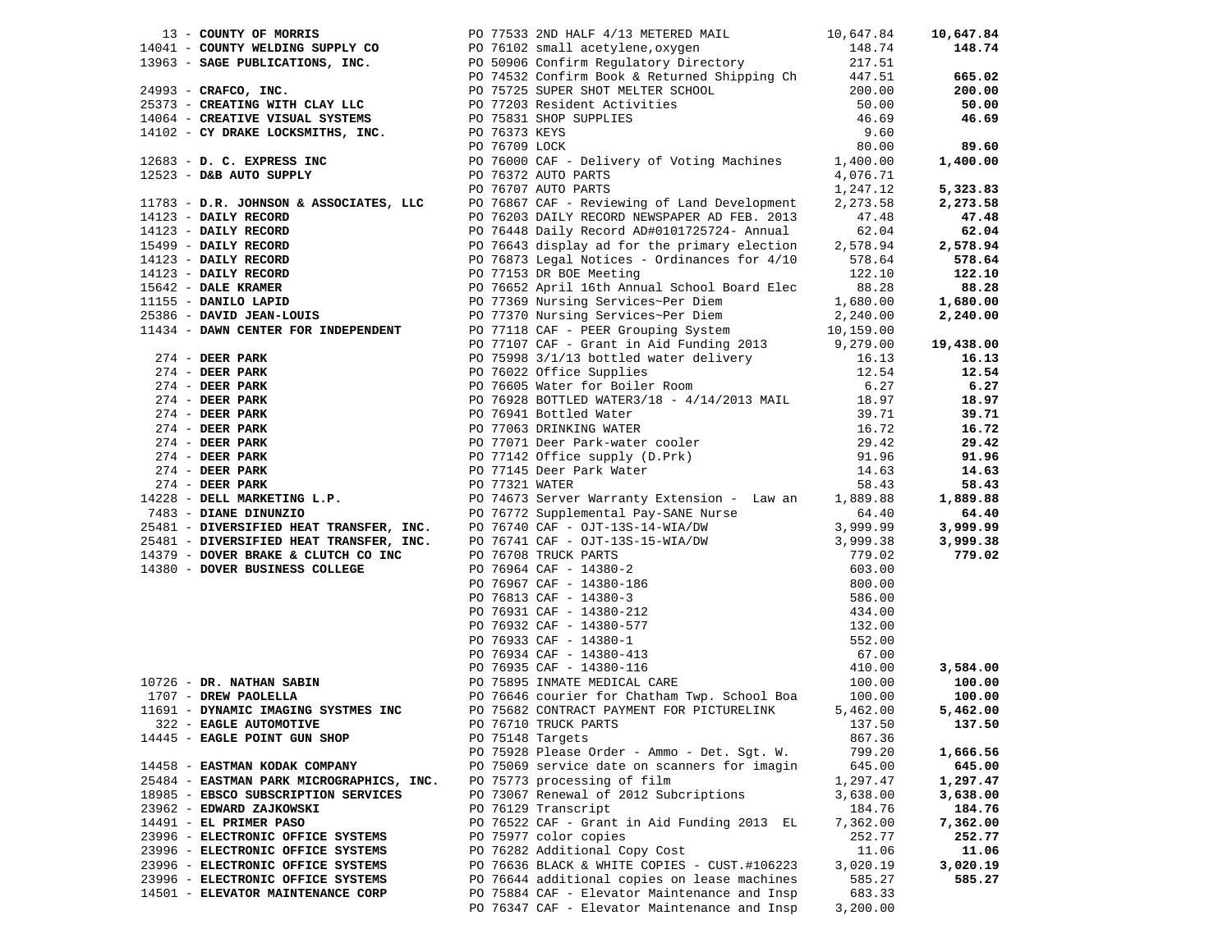| Vendor | PO / Description | Amount | Total |
|---|---|---|---|
| 13 - **COUNTY OF MORRIS** | PO 77533 2ND HALF 4/13 METERED MAIL | 10,647.84 | **10,647.84** |
| 14041 - **COUNTY WELDING SUPPLY CO** | PO 76102 small acetylene,oxygen | 148.74 | **148.74** |
| 13963 - **SAGE PUBLICATIONS, INC.** | PO 50906 Confirm Regulatory Directory | 217.51 | |
| | PO 74532 Confirm Book & Returned Shipping Ch | 447.51 | **665.02** |
| 24993 - **CRAFCO, INC.** | PO 75725 SUPER SHOT MELTER SCHOOL | 200.00 | **200.00** |
| 25373 - **CREATING WITH CLAY LLC** | PO 77203 Resident Activities | 50.00 | **50.00** |
| 14064 - **CREATIVE VISUAL SYSTEMS** | PO 75831 SHOP SUPPLIES | 46.69 | **46.69** |
| 14102 - **CY DRAKE LOCKSMITHS, INC.** | PO 76373 KEYS | 9.60 | |
| | PO 76709 LOCK | 80.00 | **89.60** |
| 12683 - **D. C. EXPRESS INC** | PO 76000 CAF - Delivery of Voting Machines | 1,400.00 | **1,400.00** |
| 12523 - **D&B AUTO SUPPLY** | PO 76372 AUTO PARTS | 4,076.71 | |
| | PO 76707 AUTO PARTS | 1,247.12 | **5,323.83** |
| 11783 - **D.R. JOHNSON & ASSOCIATES, LLC** | PO 76867 CAF - Reviewing of Land Development | 2,273.58 | **2,273.58** |
| 14123 - **DAILY RECORD** | PO 76203 DAILY RECORD NEWSPAPER AD FEB. 2013 | 47.48 | **47.48** |
| 14123 - **DAILY RECORD** | PO 76448 Daily Record AD#0101725724- Annual | 62.04 | **62.04** |
| 15499 - **DAILY RECORD** | PO 76643 display ad for the primary election | 2,578.94 | **2,578.94** |
| 14123 - **DAILY RECORD** | PO 76873 Legal Notices - Ordinances for 4/10 | 578.64 | **578.64** |
| 14123 - **DAILY RECORD** | PO 77153 DR BOE Meeting | 122.10 | **122.10** |
| 15642 - **DALE KRAMER** | PO 76652 April 16th Annual School Board Elec | 88.28 | **88.28** |
| 11155 - **DANILO LAPID** | PO 77369 Nursing Services~Per Diem | 1,680.00 | **1,680.00** |
| 25386 - **DAVID JEAN-LOUIS** | PO 77370 Nursing Services~Per Diem | 2,240.00 | **2,240.00** |
| 11434 - **DAWN CENTER FOR INDEPENDENT** | PO 77118 CAF - PEER Grouping System | 10,159.00 | |
| | PO 77107 CAF - Grant in Aid Funding 2013 | 9,279.00 | **19,438.00** |
| 274 - **DEER PARK** | PO 75998 3/1/13 bottled water delivery | 16.13 | **16.13** |
| 274 - **DEER PARK** | PO 76022 Office Supplies | 12.54 | **12.54** |
| 274 - **DEER PARK** | PO 76605 Water for Boiler Room | 6.27 | **6.27** |
| 274 - **DEER PARK** | PO 76928 BOTTLED WATER3/18 - 4/14/2013 MAIL | 18.97 | **18.97** |
| 274 - **DEER PARK** | PO 76941 Bottled Water | 39.71 | **39.71** |
| 274 - **DEER PARK** | PO 77063 DRINKING WATER | 16.72 | **16.72** |
| 274 - **DEER PARK** | PO 77071 Deer Park-water cooler | 29.42 | **29.42** |
| 274 - **DEER PARK** | PO 77142 Office supply (D.Prk) | 91.96 | **91.96** |
| 274 - **DEER PARK** | PO 77145 Deer Park Water | 14.63 | **14.63** |
| 274 - **DEER PARK** | PO 77321 WATER | 58.43 | **58.43** |
| 14228 - **DELL MARKETING L.P.** | PO 74673 Server Warranty Extension - Law an | 1,889.88 | **1,889.88** |
| 7483 - **DIANE DINUNZIO** | PO 76772 Supplemental Pay-SANE Nurse | 64.40 | **64.40** |
| 25481 - **DIVERSIFIED HEAT TRANSFER, INC.** | PO 76740 CAF - OJT-13S-14-WIA/DW | 3,999.99 | **3,999.99** |
| 25481 - **DIVERSIFIED HEAT TRANSFER, INC.** | PO 76741 CAF - OJT-13S-15-WIA/DW | 3,999.38 | **3,999.38** |
| 14379 - **DOVER BRAKE & CLUTCH CO INC** | PO 76708 TRUCK PARTS | 779.02 | **779.02** |
| 14380 - **DOVER BUSINESS COLLEGE** | PO 76964 CAF - 14380-2 | 603.00 | |
| | PO 76967 CAF - 14380-186 | 800.00 | |
| | PO 76813 CAF - 14380-3 | 586.00 | |
| | PO 76931 CAF - 14380-212 | 434.00 | |
| | PO 76932 CAF - 14380-577 | 132.00 | |
| | PO 76933 CAF - 14380-1 | 552.00 | |
| | PO 76934 CAF - 14380-413 | 67.00 | |
| | PO 76935 CAF - 14380-116 | 410.00 | **3,584.00** |
| 10726 - **DR. NATHAN SABIN** | PO 75895 INMATE MEDICAL CARE | 100.00 | **100.00** |
| 1707 - **DREW PAOLELLA** | PO 76646 courier for Chatham Twp. School Boa | 100.00 | **100.00** |
| 11691 - **DYNAMIC IMAGING SYSTMES INC** | PO 75682 CONTRACT PAYMENT FOR PICTURELINK | 5,462.00 | **5,462.00** |
| 322 - **EAGLE AUTOMOTIVE** | PO 76710 TRUCK PARTS | 137.50 | **137.50** |
| 14445 - **EAGLE POINT GUN SHOP** | PO 75148 Targets | 867.36 | |
| | PO 75928 Please Order - Ammo - Det. Sgt. W. | 799.20 | **1,666.56** |
| 14458 - **EASTMAN KODAK COMPANY** | PO 75069 service date on scanners for imagin | 645.00 | **645.00** |
| 25484 - **EASTMAN PARK MICROGRAPHICS, INC.** | PO 75773 processing of film | 1,297.47 | **1,297.47** |
| 18985 - **EBSCO SUBSCRIPTION SERVICES** | PO 73067 Renewal of 2012 Subcriptions | 3,638.00 | **3,638.00** |
| 23962 - **EDWARD ZAJKOWSKI** | PO 76129 Transcript | 184.76 | **184.76** |
| 14491 - **EL PRIMER PASO** | PO 76522 CAF - Grant in Aid Funding 2013 EL | 7,362.00 | **7,362.00** |
| 23996 - **ELECTRONIC OFFICE SYSTEMS** | PO 75977 color copies | 252.77 | **252.77** |
| 23996 - **ELECTRONIC OFFICE SYSTEMS** | PO 76282 Additional Copy Cost | 11.06 | **11.06** |
| 23996 - **ELECTRONIC OFFICE SYSTEMS** | PO 76636 BLACK & WHITE COPIES - CUST.#106223 | 3,020.19 | **3,020.19** |
| 23996 - **ELECTRONIC OFFICE SYSTEMS** | PO 76644 additional copies on lease machines | 585.27 | **585.27** |
| 14501 - **ELEVATOR MAINTENANCE CORP** | PO 75884 CAF - Elevator Maintenance and Insp | 683.33 | |
| | PO 76347 CAF - Elevator Maintenance and Insp | 3,200.00 | |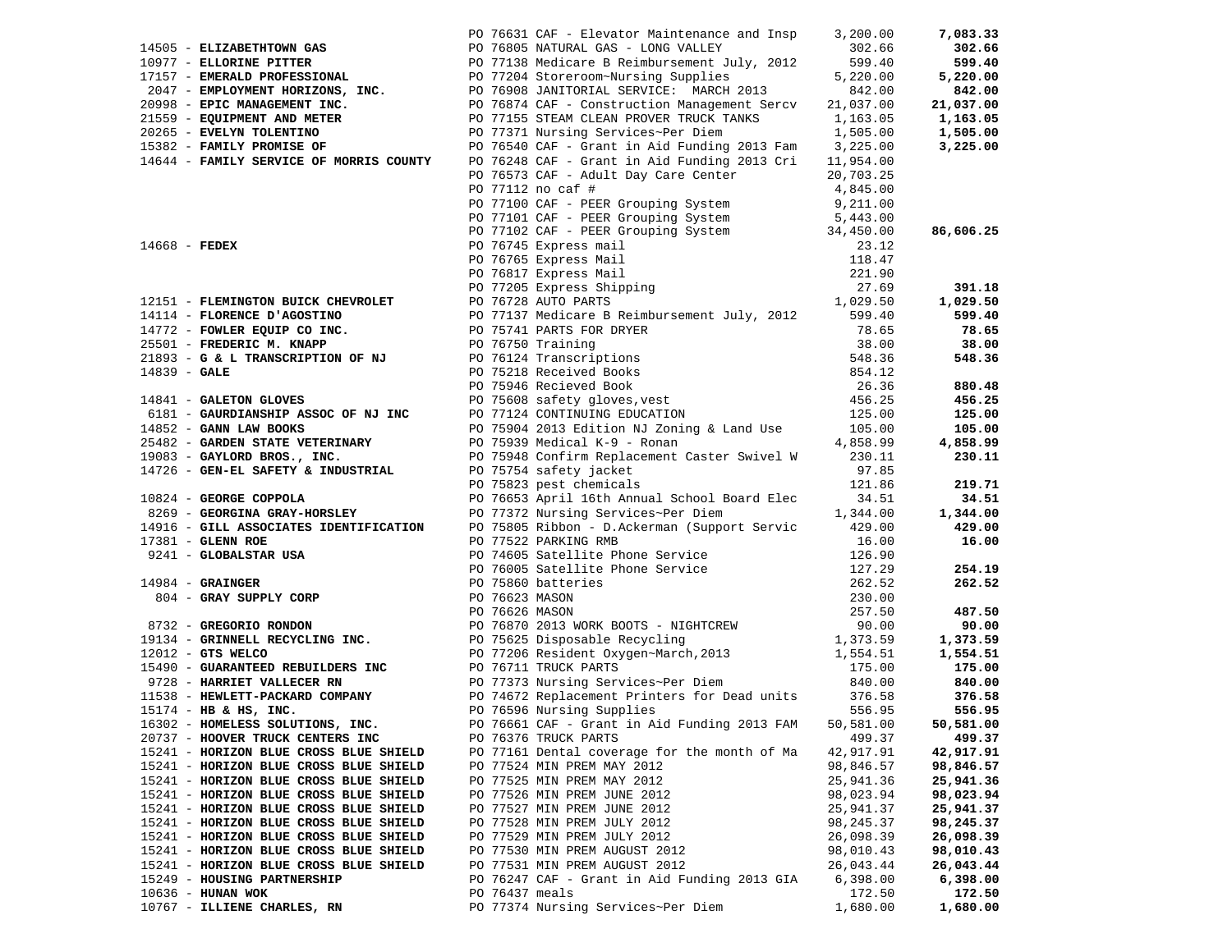| Vendor | PO / Description | Amount | Total |
|---|---|---|---|
| | PO 76631 CAF - Elevator Maintenance and Insp | 3,200.00 | **7,083.33** |
| 14505 - **ELIZABETHTOWN GAS** | PO 76805 NATURAL GAS - LONG VALLEY | 302.66 | **302.66** |
| 10977 - **ELLORINE PITTER** | PO 77138 Medicare B Reimbursement July, 2012 | 599.40 | **599.40** |
| 17157 - **EMERALD PROFESSIONAL** | PO 77204 Storeroom~Nursing Supplies | 5,220.00 | **5,220.00** |
| 2047 - **EMPLOYMENT HORIZONS, INC.** | PO 76908 JANITORIAL SERVICE: MARCH 2013 | 842.00 | **842.00** |
| 20998 - **EPIC MANAGEMENT INC.** | PO 76874 CAF - Construction Management Sercv | 21,037.00 | **21,037.00** |
| 21559 - **EQUIPMENT AND METER** | PO 77155 STEAM CLEAN PROVER TRUCK TANKS | 1,163.05 | **1,163.05** |
| 20265 - **EVELYN TOLENTINO** | PO 77371 Nursing Services~Per Diem | 1,505.00 | **1,505.00** |
| 15382 - **FAMILY PROMISE OF** | PO 76540 CAF - Grant in Aid Funding 2013 Fam | 3,225.00 | **3,225.00** |
| 14644 - **FAMILY SERVICE OF MORRIS COUNTY** | PO 76248 CAF - Grant in Aid Funding 2013 Cri | 11,954.00 | |
| | PO 76573 CAF - Adult Day Care Center | 20,703.25 | |
| | PO 77112 no caf # | 4,845.00 | |
| | PO 77100 CAF - PEER Grouping System | 9,211.00 | |
| | PO 77101 CAF - PEER Grouping System | 5,443.00 | |
| | PO 77102 CAF - PEER Grouping System | 34,450.00 | **86,606.25** |
| 14668 - **FEDEX** | PO 76745 Express mail | 23.12 | |
| | PO 76765 Express Mail | 118.47 | |
| | PO 76817 Express Mail | 221.90 | |
| | PO 77205 Express Shipping | 27.69 | **391.18** |
| 12151 - **FLEMINGTON BUICK CHEVROLET** | PO 76728 AUTO PARTS | 1,029.50 | **1,029.50** |
| 14114 - **FLORENCE D'AGOSTINO** | PO 77137 Medicare B Reimbursement July, 2012 | 599.40 | **599.40** |
| 14772 - **FOWLER EQUIP CO INC.** | PO 75741 PARTS FOR DRYER | 78.65 | **78.65** |
| 25501 - **FREDERIC M. KNAPP** | PO 76750 Training | 38.00 | **38.00** |
| 21893 - **G & L TRANSCRIPTION OF NJ** | PO 76124 Transcriptions | 548.36 | **548.36** |
| 14839 - **GALE** | PO 75218 Received Books | 854.12 | |
| | PO 75946 Recieved Book | 26.36 | **880.48** |
| 14841 - **GALETON GLOVES** | PO 75608 safety gloves,vest | 456.25 | **456.25** |
| 6181 - **GAURDIANSHIP ASSOC OF NJ INC** | PO 77124 CONTINUING EDUCATION | 125.00 | **125.00** |
| 14852 - **GANN LAW BOOKS** | PO 75904 2013 Edition NJ Zoning & Land Use | 105.00 | **105.00** |
| 25482 - **GARDEN STATE VETERINARY** | PO 75939 Medical K-9 - Ronan | 4,858.99 | **4,858.99** |
| 19083 - **GAYLORD BROS., INC.** | PO 75948 Confirm Replacement Caster Swivel W | 230.11 | **230.11** |
| 14726 - **GEN-EL SAFETY & INDUSTRIAL** | PO 75754 safety jacket | 97.85 | |
| | PO 75823 pest chemicals | 121.86 | **219.71** |
| 10824 - **GEORGE COPPOLA** | PO 76653 April 16th Annual School Board Elec | 34.51 | **34.51** |
| 8269 - **GEORGINA GRAY-HORSLEY** | PO 77372 Nursing Services~Per Diem | 1,344.00 | **1,344.00** |
| 14916 - **GILL ASSOCIATES IDENTIFICATION** | PO 75805 Ribbon - D.Ackerman (Support Servic | 429.00 | **429.00** |
| 17381 - **GLENN ROE** | PO 77522 PARKING RMB | 16.00 | **16.00** |
| 9241 - **GLOBALSTAR USA** | PO 74605 Satellite Phone Service | 126.90 | |
| | PO 76005 Satellite Phone Service | 127.29 | **254.19** |
| 14984 - **GRAINGER** | PO 75860 batteries | 262.52 | **262.52** |
| 804 - **GRAY SUPPLY CORP** | PO 76623 MASON | 230.00 | |
| | PO 76626 MASON | 257.50 | **487.50** |
| 8732 - **GREGORIO RONDON** | PO 76870 2013 WORK BOOTS - NIGHTCREW | 90.00 | **90.00** |
| 19134 - **GRINNELL RECYCLING INC.** | PO 75625 Disposable Recycling | 1,373.59 | **1,373.59** |
| 12012 - **GTS WELCO** | PO 77206 Resident Oxygen~March,2013 | 1,554.51 | **1,554.51** |
| 15490 - **GUARANTEED REBUILDERS INC** | PO 76711 TRUCK PARTS | 175.00 | **175.00** |
| 9728 - **HARRIET VALLECER RN** | PO 77373 Nursing Services~Per Diem | 840.00 | **840.00** |
| 11538 - **HEWLETT-PACKARD COMPANY** | PO 74672 Replacement Printers for Dead units | 376.58 | **376.58** |
| 15174 - **HB & HS, INC.** | PO 76596 Nursing Supplies | 556.95 | **556.95** |
| 16302 - **HOMELESS SOLUTIONS, INC.** | PO 76661 CAF - Grant in Aid Funding 2013 FAM | 50,581.00 | **50,581.00** |
| 20737 - **HOOVER TRUCK CENTERS INC** | PO 76376 TRUCK PARTS | 499.37 | **499.37** |
| 15241 - **HORIZON BLUE CROSS BLUE SHIELD** | PO 77161 Dental coverage for the month of Ma | 42,917.91 | **42,917.91** |
| 15241 - **HORIZON BLUE CROSS BLUE SHIELD** | PO 77524 MIN PREM MAY 2012 | 98,846.57 | **98,846.57** |
| 15241 - **HORIZON BLUE CROSS BLUE SHIELD** | PO 77525 MIN PREM MAY 2012 | 25,941.36 | **25,941.36** |
| 15241 - **HORIZON BLUE CROSS BLUE SHIELD** | PO 77526 MIN PREM JUNE 2012 | 98,023.94 | **98,023.94** |
| 15241 - **HORIZON BLUE CROSS BLUE SHIELD** | PO 77527 MIN PREM JUNE 2012 | 25,941.37 | **25,941.37** |
| 15241 - **HORIZON BLUE CROSS BLUE SHIELD** | PO 77528 MIN PREM JULY 2012 | 98,245.37 | **98,245.37** |
| 15241 - **HORIZON BLUE CROSS BLUE SHIELD** | PO 77529 MIN PREM JULY 2012 | 26,098.39 | **26,098.39** |
| 15241 - **HORIZON BLUE CROSS BLUE SHIELD** | PO 77530 MIN PREM AUGUST 2012 | 98,010.43 | **98,010.43** |
| 15241 - **HORIZON BLUE CROSS BLUE SHIELD** | PO 77531 MIN PREM AUGUST 2012 | 26,043.44 | **26,043.44** |
| 15249 - **HOUSING PARTNERSHIP** | PO 76247 CAF - Grant in Aid Funding 2013 GIA | 6,398.00 | **6,398.00** |
| 10636 - **HUNAN WOK** | PO 76437 meals | 172.50 | **172.50** |
| 10767 - **ILLIENE CHARLES, RN** | PO 77374 Nursing Services~Per Diem | 1,680.00 | **1,680.00** |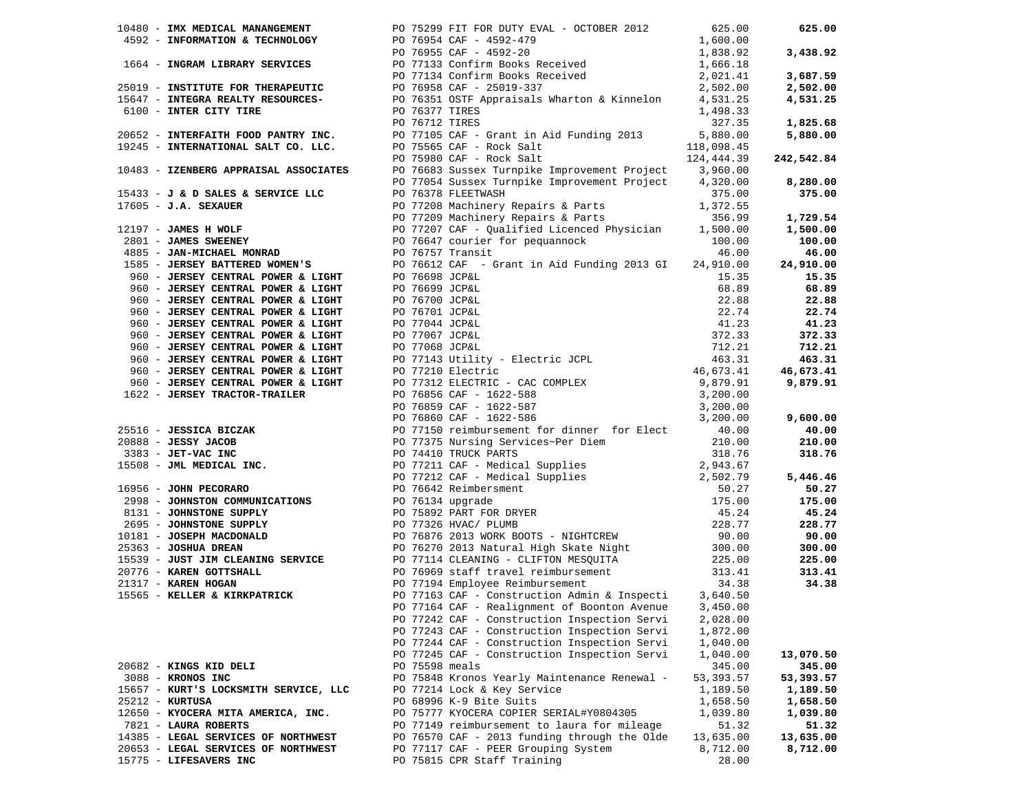| Vendor | PO / Description | Amount | Total |
|---|---|---|---|
| 10480 - **IMX MEDICAL MANANGEMENT** | PO 75299 FIT FOR DUTY EVAL - OCTOBER 2012 | 625.00 | **625.00** |
| 4592 - **INFORMATION & TECHNOLOGY** | PO 76954 CAF - 4592-479 | 1,600.00 | |
| | PO 76955 CAF - 4592-20 | 1,838.92 | **3,438.92** |
| 1664 - **INGRAM LIBRARY SERVICES** | PO 77133 Confirm Books Received | 1,666.18 | |
| | PO 77134 Confirm Books Received | 2,021.41 | **3,687.59** |
| 25019 - **INSTITUTE FOR THERAPEUTIC** | PO 76958 CAF - 25019-337 | 2,502.00 | **2,502.00** |
| 15647 - **INTEGRA REALTY RESOURCES-** | PO 76351 OSTF Appraisals Wharton & Kinnelon | 4,531.25 | **4,531.25** |
| 6100 - **INTER CITY TIRE** | PO 76377 TIRES | 1,498.33 | |
| | PO 76712 TIRES | 327.35 | **1,825.68** |
| 20652 - **INTERFAITH FOOD PANTRY INC.** | PO 77105 CAF - Grant in Aid Funding 2013 | 5,880.00 | **5,880.00** |
| 19245 - **INTERNATIONAL SALT CO. LLC.** | PO 75565 CAF - Rock Salt | 118,098.45 | |
| | PO 75980 CAF - Rock Salt | 124,444.39 | **242,542.84** |
| 10483 - **IZENBERG APPRAISAL ASSOCIATES** | PO 76683 Sussex Turnpike Improvement Project | 3,960.00 | |
| | PO 77054 Sussex Turnpike Improvement Project | 4,320.00 | **8,280.00** |
| 15433 - **J & D SALES & SERVICE LLC** | PO 76378 FLEETWASH | 375.00 | **375.00** |
| 17605 - **J.A. SEXAUER** | PO 77208 Machinery Repairs & Parts | 1,372.55 | |
| | PO 77209 Machinery Repairs & Parts | 356.99 | **1,729.54** |
| 12197 - **JAMES H WOLF** | PO 77207 CAF - Qualified Licenced Physician | 1,500.00 | **1,500.00** |
| 2801 - **JAMES SWEENEY** | PO 76647 courier for pequannock | 100.00 | **100.00** |
| 4885 - **JAN-MICHAEL MONRAD** | PO 76757 Transit | 46.00 | **46.00** |
| 1585 - **JERSEY BATTERED WOMEN'S** | PO 76612 CAF - Grant in Aid Funding 2013 GI | 24,910.00 | **24,910.00** |
| 960 - **JERSEY CENTRAL POWER & LIGHT** | PO 76698 JCP&L | 15.35 | **15.35** |
| 960 - **JERSEY CENTRAL POWER & LIGHT** | PO 76699 JCP&L | 68.89 | **68.89** |
| 960 - **JERSEY CENTRAL POWER & LIGHT** | PO 76700 JCP&L | 22.88 | **22.88** |
| 960 - **JERSEY CENTRAL POWER & LIGHT** | PO 76701 JCP&L | 22.74 | **22.74** |
| 960 - **JERSEY CENTRAL POWER & LIGHT** | PO 77044 JCP&L | 41.23 | **41.23** |
| 960 - **JERSEY CENTRAL POWER & LIGHT** | PO 77067 JCP&L | 372.33 | **372.33** |
| 960 - **JERSEY CENTRAL POWER & LIGHT** | PO 77068 JCP&L | 712.21 | **712.21** |
| 960 - **JERSEY CENTRAL POWER & LIGHT** | PO 77143 Utility - Electric JCPL | 463.31 | **463.31** |
| 960 - **JERSEY CENTRAL POWER & LIGHT** | PO 77210 Electric | 46,673.41 | **46,673.41** |
| 960 - **JERSEY CENTRAL POWER & LIGHT** | PO 77312 ELECTRIC - CAC COMPLEX | 9,879.91 | **9,879.91** |
| 1622 - **JERSEY TRACTOR-TRAILER** | PO 76856 CAF - 1622-588 | 3,200.00 | |
| | PO 76859 CAF - 1622-587 | 3,200.00 | |
| | PO 76860 CAF - 1622-586 | 3,200.00 | **9,600.00** |
| 25516 - **JESSICA BICZAK** | PO 77150 reimbursement for dinner for Elect | 40.00 | **40.00** |
| 20888 - **JESSY JACOB** | PO 77375 Nursing Services~Per Diem | 210.00 | **210.00** |
| 3383 - **JET-VAC INC** | PO 74410 TRUCK PARTS | 318.76 | **318.76** |
| 15508 - **JML MEDICAL INC.** | PO 77211 CAF - Medical Supplies | 2,943.67 | |
| | PO 77212 CAF - Medical Supplies | 2,502.79 | **5,446.46** |
| 16956 - **JOHN PECORARO** | PO 76642 Reimbersment | 50.27 | **50.27** |
| 2998 - **JOHNSTON COMMUNICATIONS** | PO 76134 upgrade | 175.00 | **175.00** |
| 8131 - **JOHNSTONE SUPPLY** | PO 75892 PART FOR DRYER | 45.24 | **45.24** |
| 2695 - **JOHNSTONE SUPPLY** | PO 77326 HVAC/ PLUMB | 228.77 | **228.77** |
| 10181 - **JOSEPH MACDONALD** | PO 76876 2013 WORK BOOTS - NIGHTCREW | 90.00 | **90.00** |
| 25363 - **JOSHUA DREAN** | PO 76270 2013 Natural High Skate Night | 300.00 | **300.00** |
| 15539 - **JUST JIM CLEANING SERVICE** | PO 77114 CLEANING - CLIFTON MESQUITA | 225.00 | **225.00** |
| 20776 - **KAREN GOTTSHALL** | PO 76969 staff travel reimbursement | 313.41 | **313.41** |
| 21317 - **KAREN HOGAN** | PO 77194 Employee Reimbursement | 34.38 | **34.38** |
| 15565 - **KELLER & KIRKPATRICK** | PO 77163 CAF - Construction Admin & Inspecti | 3,640.50 | |
| | PO 77164 CAF - Realignment of Boonton Avenue | 3,450.00 | |
| | PO 77242 CAF - Construction Inspection Servi | 2,028.00 | |
| | PO 77243 CAF - Construction Inspection Servi | 1,872.00 | |
| | PO 77244 CAF - Construction Inspection Servi | 1,040.00 | |
| | PO 77245 CAF - Construction Inspection Servi | 1,040.00 | **13,070.50** |
| 20682 - **KINGS KID DELI** | PO 75598 meals | 345.00 | **345.00** |
| 3088 - **KRONOS INC** | PO 75848 Kronos Yearly Maintenance Renewal - | 53,393.57 | **53,393.57** |
| 15657 - **KURT'S LOCKSMITH SERVICE, LLC** | PO 77214 Lock & Key Service | 1,189.50 | **1,189.50** |
| 25212 - **KURTUSA** | PO 68996 K-9 Bite Suits | 1,658.50 | **1,658.50** |
| 12650 - **KYOCERA MITA AMERICA, INC.** | PO 75777 KYOCERA COPIER SERIAL#Y0804305 | 1,039.80 | **1,039.80** |
| 7821 - **LAURA ROBERTS** | PO 77149 reimbursement to laura for mileage | 51.32 | **51.32** |
| 14385 - **LEGAL SERVICES OF NORTHWEST** | PO 76570 CAF - 2013 funding through the Olde | 13,635.00 | **13,635.00** |
| 20653 - **LEGAL SERVICES OF NORTHWEST** | PO 77117 CAF - PEER Grouping System | 8,712.00 | **8,712.00** |
| 15775 - **LIFESAVERS INC** | PO 75815 CPR Staff Training | 28.00 | |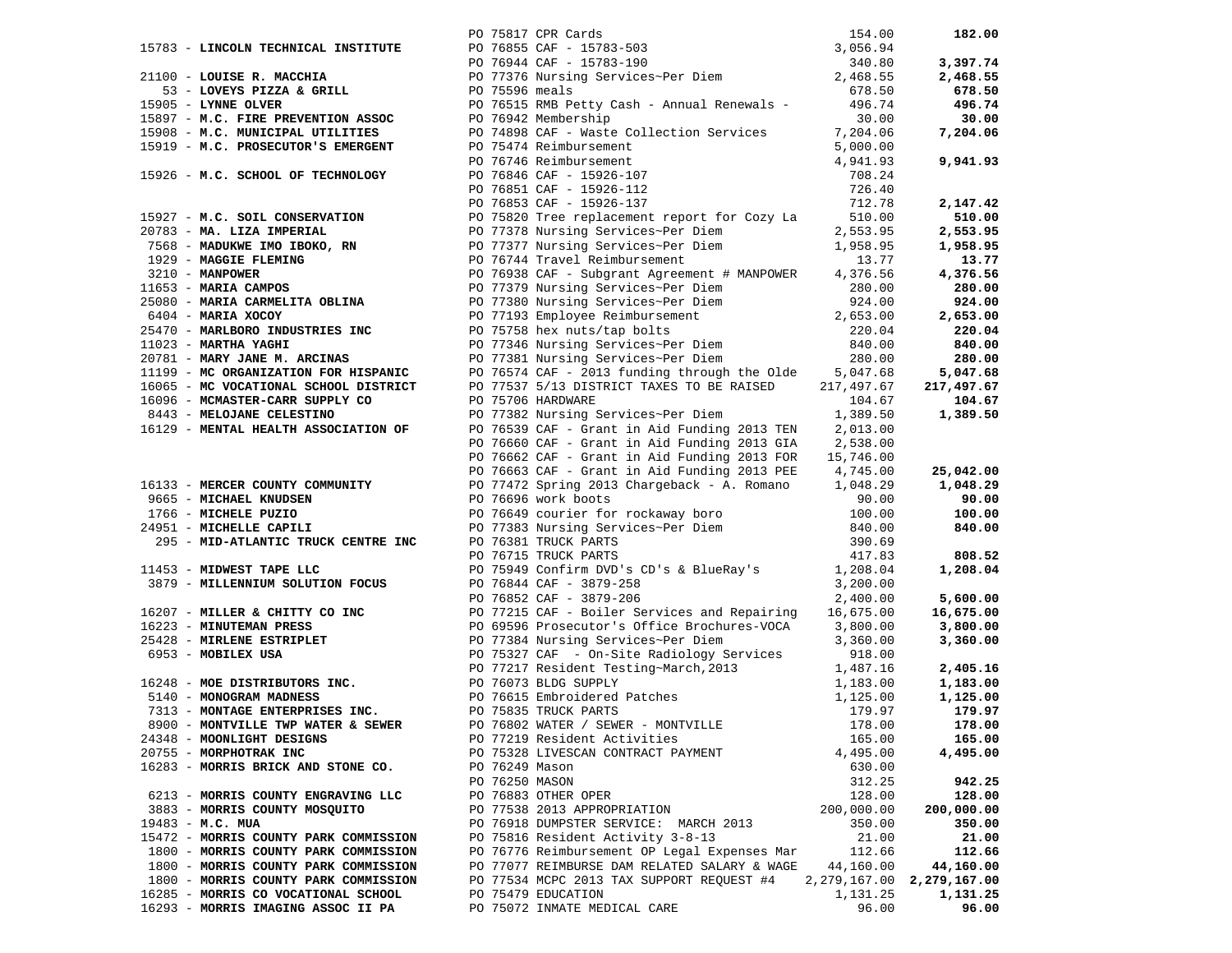| Vendor | PO | Description | Amount | Total |
|---|---|---|---|---|
| | PO 75817 | CPR Cards | 154.00 | **182.00** |
| 15783 - **LINCOLN TECHNICAL INSTITUTE** | PO 76855 | CAF - 15783-503 | 3,056.94 | |
| | PO 76944 | CAF - 15783-190 | 340.80 | **3,397.74** |
| 21100 - **LOUISE R. MACCHIA** | PO 77376 | Nursing Services~Per Diem | 2,468.55 | **2,468.55** |
| 53 - **LOVEYS PIZZA & GRILL** | PO 75596 | meals | 678.50 | **678.50** |
| 15905 - **LYNNE OLVER** | PO 76515 | RMB Petty Cash - Annual Renewals - | 496.74 | **496.74** |
| 15897 - **M.C. FIRE PREVENTION ASSOC** | PO 76942 | Membership | 30.00 | **30.00** |
| 15908 - **M.C. MUNICIPAL UTILITIES** | PO 74898 | CAF - Waste Collection Services | 7,204.06 | **7,204.06** |
| 15919 - **M.C. PROSECUTOR'S EMERGENT** | PO 75474 | Reimbursement | 5,000.00 | |
| | PO 76746 | Reimbursement | 4,941.93 | **9,941.93** |
| 15926 - **M.C. SCHOOL OF TECHNOLOGY** | PO 76846 | CAF - 15926-107 | 708.24 | |
| | PO 76851 | CAF - 15926-112 | 726.40 | |
| | PO 76853 | CAF - 15926-137 | 712.78 | **2,147.42** |
| 15927 - **M.C. SOIL CONSERVATION** | PO 75820 | Tree replacement report for Cozy La | 510.00 | **510.00** |
| 20783 - **MA. LIZA IMPERIAL** | PO 77378 | Nursing Services~Per Diem | 2,553.95 | **2,553.95** |
| 7568 - **MADUKWE IMO IBOKO, RN** | PO 77377 | Nursing Services~Per Diem | 1,958.95 | **1,958.95** |
| 1929 - **MAGGIE FLEMING** | PO 76744 | Travel Reimbursement | 13.77 | **13.77** |
| 3210 - **MANPOWER** | PO 76938 | CAF - Subgrant Agreement # MANPOWER | 4,376.56 | **4,376.56** |
| 11653 - **MARIA CAMPOS** | PO 77379 | Nursing Services~Per Diem | 280.00 | **280.00** |
| 25080 - **MARIA CARMELITA OBLINA** | PO 77380 | Nursing Services~Per Diem | 924.00 | **924.00** |
| 6404 - **MARIA XOCOY** | PO 77193 | Employee Reimbursement | 2,653.00 | **2,653.00** |
| 25470 - **MARLBORO INDUSTRIES INC** | PO 75758 | hex nuts/tap bolts | 220.04 | **220.04** |
| 11023 - **MARTHA YAGHI** | PO 77346 | Nursing Services~Per Diem | 840.00 | **840.00** |
| 20781 - **MARY JANE M. ARCINAS** | PO 77381 | Nursing Services~Per Diem | 280.00 | **280.00** |
| 11199 - **MC ORGANIZATION FOR HISPANIC** | PO 76574 | CAF - 2013 funding through the Olde | 5,047.68 | **5,047.68** |
| 16065 - **MC VOCATIONAL SCHOOL DISTRICT** | PO 77537 | 5/13 DISTRICT TAXES TO BE RAISED | 217,497.67 | **217,497.67** |
| 16096 - **MCMASTER-CARR SUPPLY CO** | PO 75706 | HARDWARE | 104.67 | **104.67** |
| 8443 - **MELOJANE CELESTINO** | PO 77382 | Nursing Services~Per Diem | 1,389.50 | **1,389.50** |
| 16129 - **MENTAL HEALTH ASSOCIATION OF** | PO 76539 | CAF - Grant in Aid Funding 2013 TEN | 2,013.00 | |
| | PO 76660 | CAF - Grant in Aid Funding 2013 GIA | 2,538.00 | |
| | PO 76662 | CAF - Grant in Aid Funding 2013 FOR | 15,746.00 | |
| | PO 76663 | CAF - Grant in Aid Funding 2013 PEE | 4,745.00 | **25,042.00** |
| 16133 - **MERCER COUNTY COMMUNITY** | PO 77472 | Spring 2013 Chargeback - A. Romano | 1,048.29 | **1,048.29** |
| 9665 - **MICHAEL KNUDSEN** | PO 76696 | work boots | 90.00 | **90.00** |
| 1766 - **MICHELE PUZIO** | PO 76649 | courier for rockaway boro | 100.00 | **100.00** |
| 24951 - **MICHELLE CAPILI** | PO 77383 | Nursing Services~Per Diem | 840.00 | **840.00** |
| 295 - **MID-ATLANTIC TRUCK CENTRE INC** | PO 76381 | TRUCK PARTS | 390.69 | |
| | PO 76715 | TRUCK PARTS | 417.83 | **808.52** |
| 11453 - **MIDWEST TAPE LLC** | PO 75949 | Confirm DVD's CD's & BlueRay's | 1,208.04 | **1,208.04** |
| 3879 - **MILLENNIUM SOLUTION FOCUS** | PO 76844 | CAF - 3879-258 | 3,200.00 | |
| | PO 76852 | CAF - 3879-206 | 2,400.00 | **5,600.00** |
| 16207 - **MILLER & CHITTY CO INC** | PO 77215 | CAF - Boiler Services and Repairing | 16,675.00 | **16,675.00** |
| 16223 - **MINUTEMAN PRESS** | PO 69596 | Prosecutor's Office Brochures-VOCA | 3,800.00 | **3,800.00** |
| 25428 - **MIRLENE ESTRIPLET** | PO 77384 | Nursing Services~Per Diem | 3,360.00 | **3,360.00** |
| 6953 - **MOBILEX USA** | PO 75327 | CAF - On-Site Radiology Services | 918.00 | |
| | PO 77217 | Resident Testing~March,2013 | 1,487.16 | **2,405.16** |
| 16248 - **MOE DISTRIBUTORS INC.** | PO 76073 | BLDG SUPPLY | 1,183.00 | **1,183.00** |
| 5140 - **MONOGRAM MADNESS** | PO 76615 | Embroidered Patches | 1,125.00 | **1,125.00** |
| 7313 - **MONTAGE ENTERPRISES INC.** | PO 75835 | TRUCK PARTS | 179.97 | **179.97** |
| 8900 - **MONTVILLE TWP WATER & SEWER** | PO 76802 | WATER / SEWER - MONTVILLE | 178.00 | **178.00** |
| 24348 - **MOONLIGHT DESIGNS** | PO 77219 | Resident Activities | 165.00 | **165.00** |
| 20755 - **MORPHOTRAK INC** | PO 75328 | LIVESCAN CONTRACT PAYMENT | 4,495.00 | **4,495.00** |
| 16283 - **MORRIS BRICK AND STONE CO.** | PO 76249 | Mason | 630.00 | |
| | PO 76250 | MASON | 312.25 | **942.25** |
| 6213 - **MORRIS COUNTY ENGRAVING LLC** | PO 76883 | OTHER OPER | 128.00 | **128.00** |
| 3883 - **MORRIS COUNTY MOSQUITO** | PO 77538 | 2013 APPROPRIATION | 200,000.00 | **200,000.00** |
| 19483 - **M.C. MUA** | PO 76918 | DUMPSTER SERVICE: MARCH 2013 | 350.00 | **350.00** |
| 15472 - **MORRIS COUNTY PARK COMMISSION** | PO 75816 | Resident Activity 3-8-13 | 21.00 | **21.00** |
| 1800 - **MORRIS COUNTY PARK COMMISSION** | PO 76776 | Reimbursement OP Legal Expenses Mar | 112.66 | **112.66** |
| 1800 - **MORRIS COUNTY PARK COMMISSION** | PO 77077 | REIMBURSE DAM RELATED SALARY & WAGE | 44,160.00 | **44,160.00** |
| 1800 - **MORRIS COUNTY PARK COMMISSION** | PO 77534 | MCPC 2013 TAX SUPPORT REQUEST #4 | 2,279,167.00 | **2,279,167.00** |
| 16285 - **MORRIS CO VOCATIONAL SCHOOL** | PO 75479 | EDUCATION | 1,131.25 | **1,131.25** |
| 16293 - **MORRIS IMAGING ASSOC II PA** | PO 75072 | INMATE MEDICAL CARE | 96.00 | **96.00** |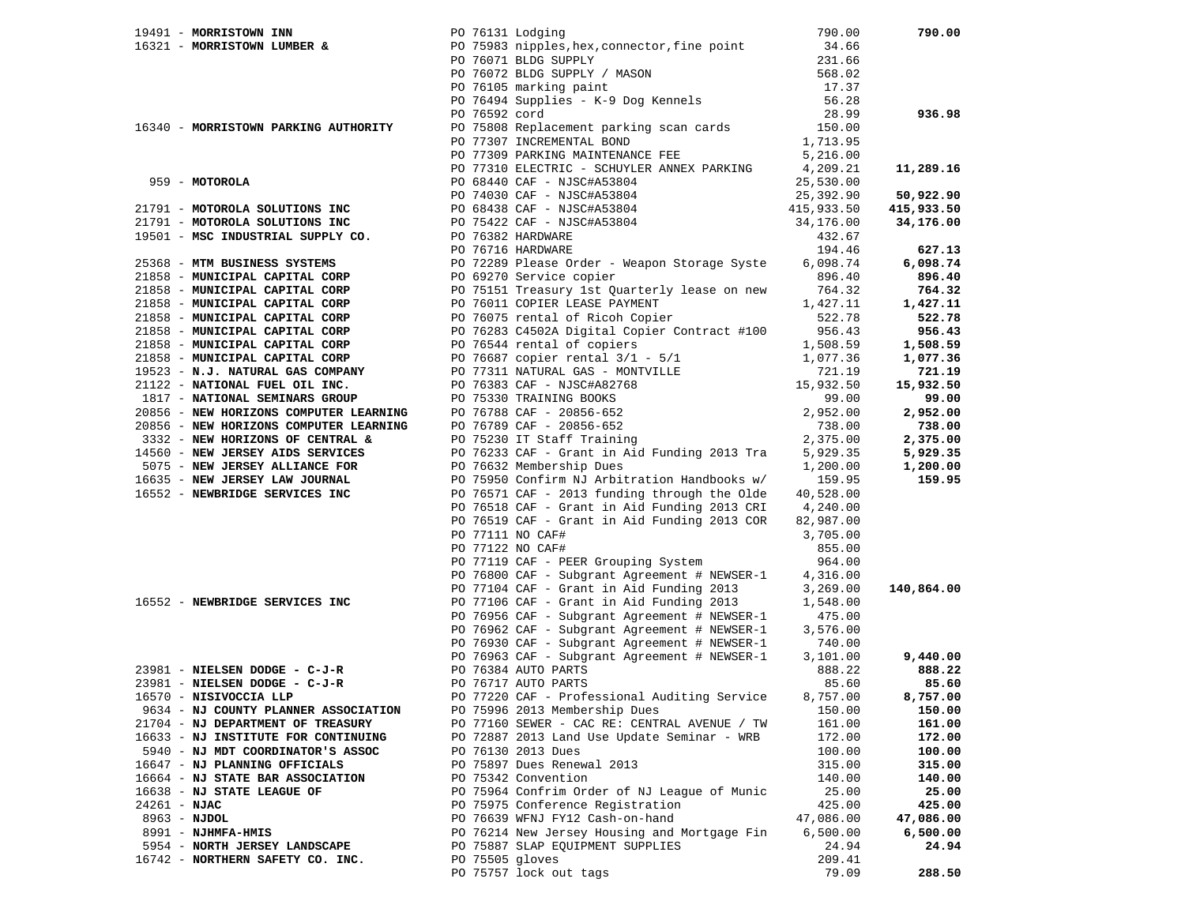| Vendor | PO / Description | Amount | Total |
|---|---|---|---|
| 19491 - **MORRISTOWN INN** | PO 76131 Lodging | 790.00 | **790.00** |
| 16321 - **MORRISTOWN LUMBER &** | PO 75983 nipples,hex,connector,fine point | 34.66 | |
| | PO 76071 BLDG SUPPLY | 231.66 | |
| | PO 76072 BLDG SUPPLY / MASON | 568.02 | |
| | PO 76105 marking paint | 17.37 | |
| | PO 76494 Supplies - K-9 Dog Kennels | 56.28 | |
| | PO 76592 cord | 28.99 | **936.98** |
| 16340 - **MORRISTOWN PARKING AUTHORITY** | PO 75808 Replacement parking scan cards | 150.00 | |
| | PO 77307 INCREMENTAL BOND | 1,713.95 | |
| | PO 77309 PARKING MAINTENANCE FEE | 5,216.00 | |
| | PO 77310 ELECTRIC - SCHUYLER ANNEX PARKING | 4,209.21 | **11,289.16** |
| 959 - **MOTOROLA** | PO 68440 CAF - NJSC#A53804 | 25,530.00 | |
| | PO 74030 CAF - NJSC#A53804 | 25,392.90 | **50,922.90** |
| 21791 - **MOTOROLA SOLUTIONS INC** | PO 68438 CAF - NJSC#A53804 | 415,933.50 | **415,933.50** |
| 21791 - **MOTOROLA SOLUTIONS INC** | PO 75422 CAF - NJSC#A53804 | 34,176.00 | **34,176.00** |
| 19501 - **MSC INDUSTRIAL SUPPLY CO.** | PO 76382 HARDWARE | 432.67 | |
| | PO 76716 HARDWARE | 194.46 | **627.13** |
| 25368 - **MTM BUSINESS SYSTEMS** | PO 72289 Please Order - Weapon Storage Syste | 6,098.74 | **6,098.74** |
| 21858 - **MUNICIPAL CAPITAL CORP** | PO 69270 Service copier | 896.40 | **896.40** |
| 21858 - **MUNICIPAL CAPITAL CORP** | PO 75151 Treasury 1st Quarterly lease on new | 764.32 | **764.32** |
| 21858 - **MUNICIPAL CAPITAL CORP** | PO 76011 COPIER LEASE PAYMENT | 1,427.11 | **1,427.11** |
| 21858 - **MUNICIPAL CAPITAL CORP** | PO 76075 rental of Ricoh Copier | 522.78 | **522.78** |
| 21858 - **MUNICIPAL CAPITAL CORP** | PO 76283 C4502A Digital Copier Contract #100 | 956.43 | **956.43** |
| 21858 - **MUNICIPAL CAPITAL CORP** | PO 76544 rental of copiers | 1,508.59 | **1,508.59** |
| 21858 - **MUNICIPAL CAPITAL CORP** | PO 76687 copier rental 3/1 - 5/1 | 1,077.36 | **1,077.36** |
| 19523 - **N.J. NATURAL GAS COMPANY** | PO 77311 NATURAL GAS - MONTVILLE | 721.19 | **721.19** |
| 21122 - **NATIONAL FUEL OIL INC.** | PO 76383 CAF - NJSC#A82768 | 15,932.50 | **15,932.50** |
| 1817 - **NATIONAL SEMINARS GROUP** | PO 75330 TRAINING BOOKS | 99.00 | **99.00** |
| 20856 - **NEW HORIZONS COMPUTER LEARNING** | PO 76788 CAF - 20856-652 | 2,952.00 | **2,952.00** |
| 20856 - **NEW HORIZONS COMPUTER LEARNING** | PO 76789 CAF - 20856-652 | 738.00 | **738.00** |
| 3332 - **NEW HORIZONS OF CENTRAL &** | PO 75230 IT Staff Training | 2,375.00 | **2,375.00** |
| 14560 - **NEW JERSEY AIDS SERVICES** | PO 76233 CAF - Grant in Aid Funding 2013 Tra | 5,929.35 | **5,929.35** |
| 5075 - **NEW JERSEY ALLIANCE FOR** | PO 76632 Membership Dues | 1,200.00 | **1,200.00** |
| 16635 - **NEW JERSEY LAW JOURNAL** | PO 75950 Confirm NJ Arbitration Handbooks w/ | 159.95 | **159.95** |
| 16552 - **NEWBRIDGE SERVICES INC** | PO 76571 CAF - 2013 funding through the Olde | 40,528.00 | |
| | PO 76518 CAF - Grant in Aid Funding 2013 CRI | 4,240.00 | |
| | PO 76519 CAF - Grant in Aid Funding 2013 COR | 82,987.00 | |
| | PO 77111 NO CAF# | 3,705.00 | |
| | PO 77122 NO CAF# | 855.00 | |
| | PO 77119 CAF - PEER Grouping System | 964.00 | |
| | PO 76800 CAF - Subgrant Agreement # NEWSER-1 | 4,316.00 | |
| | PO 77104 CAF - Grant in Aid Funding 2013 | 3,269.00 | **140,864.00** |
| 16552 - **NEWBRIDGE SERVICES INC** | PO 77106 CAF - Grant in Aid Funding 2013 | 1,548.00 | |
| | PO 76956 CAF - Subgrant Agreement # NEWSER-1 | 475.00 | |
| | PO 76962 CAF - Subgrant Agreement # NEWSER-1 | 3,576.00 | |
| | PO 76930 CAF - Subgrant Agreement # NEWSER-1 | 740.00 | |
| | PO 76963 CAF - Subgrant Agreement # NEWSER-1 | 3,101.00 | **9,440.00** |
| 23981 - **NIELSEN DODGE - C-J-R** | PO 76384 AUTO PARTS | 888.22 | **888.22** |
| 23981 - **NIELSEN DODGE - C-J-R** | PO 76717 AUTO PARTS | 85.60 | **85.60** |
| 16570 - **NISIVOCCIA LLP** | PO 77220 CAF - Professional Auditing Service | 8,757.00 | **8,757.00** |
| 9634 - **NJ COUNTY PLANNER ASSOCIATION** | PO 75996 2013 Membership Dues | 150.00 | **150.00** |
| 21704 - **NJ DEPARTMENT OF TREASURY** | PO 77160 SEWER - CAC RE: CENTRAL AVENUE / TW | 161.00 | **161.00** |
| 16633 - **NJ INSTITUTE FOR CONTINUING** | PO 72887 2013 Land Use Update Seminar - WRB | 172.00 | **172.00** |
| 5940 - **NJ MDT COORDINATOR'S ASSOC** | PO 76130 2013 Dues | 100.00 | **100.00** |
| 16647 - **NJ PLANNING OFFICIALS** | PO 75897 Dues Renewal 2013 | 315.00 | **315.00** |
| 16664 - **NJ STATE BAR ASSOCIATION** | PO 75342 Convention | 140.00 | **140.00** |
| 16638 - **NJ STATE LEAGUE OF** | PO 75964 Confrim Order of NJ League of Munic | 25.00 | **25.00** |
| 24261 - **NJAC** | PO 75975 Conference Registration | 425.00 | **425.00** |
| 8963 - **NJDOL** | PO 76639 WFNJ FY12 Cash-on-hand | 47,086.00 | **47,086.00** |
| 8991 - **NJHMFA-HMIS** | PO 76214 New Jersey Housing and Mortgage Fin | 6,500.00 | **6,500.00** |
| 5954 - **NORTH JERSEY LANDSCAPE** | PO 75887 SLAP EQUIPMENT SUPPLIES | 24.94 | **24.94** |
| 16742 - **NORTHERN SAFETY CO. INC.** | PO 75505 gloves | 209.41 | |
| | PO 75757 lock out tags | 79.09 | **288.50** |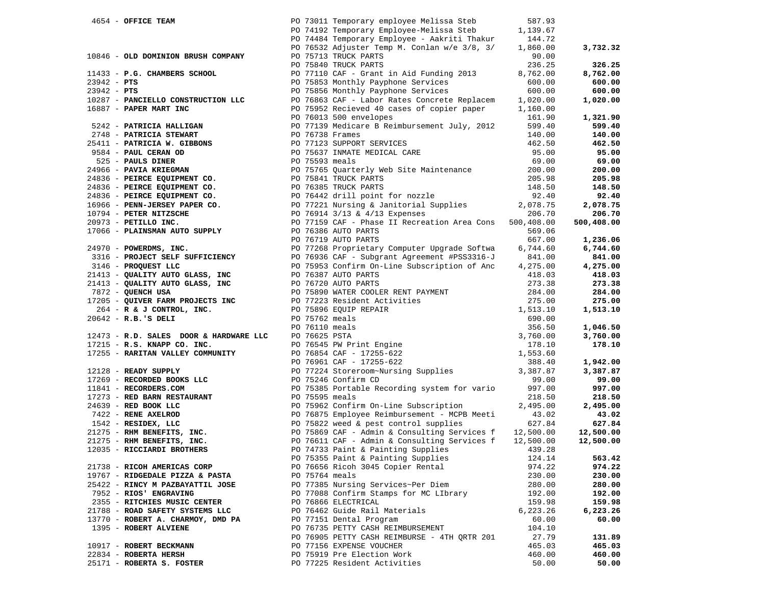| Vendor | Description | Amount | Total |
|---|---|---|---|
| 4654 - **OFFICE TEAM** | PO 73011 Temporary employee Melissa Steb | 587.93 | |
| | PO 74192 Temporary Employee-Melissa Steb | 1,139.67 | |
| | PO 74484 Temporary Employee - Aakriti Thakur | 144.72 | |
| | PO 76532 Adjuster Temp M. Conlan w/e 3/8, 3/ | 1,860.00 | **3,732.32** |
| 10846 - **OLD DOMINION BRUSH COMPANY** | PO 75713 TRUCK PARTS | 90.00 | |
| | PO 75840 TRUCK PARTS | 236.25 | **326.25** |
| 11433 - **P.G. CHAMBERS SCHOOL** | PO 77110 CAF - Grant in Aid Funding 2013 | 8,762.00 | **8,762.00** |
| 23942 - **PTS** | PO 75853 Monthly Payphone Services | 600.00 | **600.00** |
| 23942 - **PTS** | PO 75856 Monthly Payphone Services | 600.00 | **600.00** |
| 10287 - **PANCIELLO CONSTRUCTION LLC** | PO 76863 CAF - Labor Rates Concrete Replacem | 1,020.00 | **1,020.00** |
| 16887 - **PAPER MART INC** | PO 75952 Recieved 40 cases of copier paper | 1,160.00 | |
| | PO 76013 500 envelopes | 161.90 | **1,321.90** |
| 5242 - **PATRICIA HALLIGAN** | PO 77139 Medicare B Reimbursement July, 2012 | 599.40 | **599.40** |
| 2748 - **PATRICIA STEWART** | PO 76738 Frames | 140.00 | **140.00** |
| 25411 - **PATRICIA W. GIBBONS** | PO 77123 SUPPORT SERVICES | 462.50 | **462.50** |
| 9584 - **PAUL CERAN OD** | PO 75637 INMATE MEDICAL CARE | 95.00 | **95.00** |
| 525 - **PAULS DINER** | PO 75593 meals | 69.00 | **69.00** |
| 24966 - **PAVIA KRIEGMAN** | PO 75765 Quarterly Web Site Maintenance | 200.00 | **200.00** |
| 24836 - **PEIRCE EQUIPMENT CO.** | PO 75841 TRUCK PARTS | 205.98 | **205.98** |
| 24836 - **PEIRCE EQUIPMENT CO.** | PO 76385 TRUCK PARTS | 148.50 | **148.50** |
| 24836 - **PEIRCE EQUIPMENT CO.** | PO 76442 drill point for nozzle | 92.40 | **92.40** |
| 16966 - **PENN-JERSEY PAPER CO.** | PO 77221 Nursing & Janitorial Supplies | 2,078.75 | **2,078.75** |
| 10794 - **PETER NITZSCHE** | PO 76914 3/13 & 4/13 Expenses | 206.70 | **206.70** |
| 20973 - **PETILLO INC.** | PO 77159 CAF - Phase II Recreation Area Cons | 500,408.00 | **500,408.00** |
| 17066 - **PLAINSMAN AUTO SUPPLY** | PO 76386 AUTO PARTS | 569.06 | |
| | PO 76719 AUTO PARTS | 667.00 | **1,236.06** |
| 24970 - **POWERDMS, INC.** | PO 77268 Proprietary Computer Upgrade Softwa | 6,744.60 | **6,744.60** |
| 3316 - **PROJECT SELF SUFFICIENCY** | PO 76936 CAF - Subgrant Agreement #PSS3316-J | 841.00 | **841.00** |
| 3146 - **PROQUEST LLC** | PO 75953 Confirm On-Line Subscription of Anc | 4,275.00 | **4,275.00** |
| 21413 - **QUALITY AUTO GLASS, INC** | PO 76387 AUTO PARTS | 418.03 | **418.03** |
| 21413 - **QUALITY AUTO GLASS, INC** | PO 76720 AUTO PARTS | 273.38 | **273.38** |
| 7872 - **QUENCH USA** | PO 75890 WATER COOLER RENT PAYMENT | 284.00 | **284.00** |
| 17205 - **QUIVER FARM PROJECTS INC** | PO 77223 Resident Activities | 275.00 | **275.00** |
| 264 - **R & J CONTROL, INC.** | PO 75896 EQUIP REPAIR | 1,513.10 | **1,513.10** |
| 20642 - **R.B.'S DELI** | PO 75762 meals | 690.00 | |
| | PO 76110 meals | 356.50 | **1,046.50** |
| 12473 - **R.D. SALES DOOR & HARDWARE LLC** | PO 76625 PSTA | 3,760.00 | **3,760.00** |
| 17215 - **R.S. KNAPP CO. INC.** | PO 76545 PW Print Engine | 178.10 | **178.10** |
| 17255 - **RARITAN VALLEY COMMUNITY** | PO 76854 CAF - 17255-622 | 1,553.60 | |
| | PO 76961 CAF - 17255-622 | 388.40 | **1,942.00** |
| 12128 - **READY SUPPLY** | PO 77224 Storeroom~Nursing Supplies | 3,387.87 | **3,387.87** |
| 17269 - **RECORDED BOOKS LLC** | PO 75246 Confirm CD | 99.00 | **99.00** |
| 11841 - **RECORDERS.COM** | PO 75385 Portable Recording system for vario | 997.00 | **997.00** |
| 17273 - **RED BARN RESTAURANT** | PO 75595 meals | 218.50 | **218.50** |
| 24639 - **RED BOOK LLC** | PO 75962 Confirm On-Line Subscription | 2,495.00 | **2,495.00** |
| 7422 - **RENE AXELROD** | PO 76875 Employee Reimbursement - MCPB Meeti | 43.02 | **43.02** |
| 1542 - **RESIDEX, LLC** | PO 75822 weed & pest control supplies | 627.84 | **627.84** |
| 21275 - **RHM BENEFITS, INC.** | PO 75869 CAF - Admin & Consulting Services f | 12,500.00 | **12,500.00** |
| 21275 - **RHM BENEFITS, INC.** | PO 76611 CAF - Admin & Consulting Services f | 12,500.00 | **12,500.00** |
| 12035 - **RICCIARDI BROTHERS** | PO 74733 Paint & Painting Supplies | 439.28 | |
| | PO 75355 Paint & Painting Supplies | 124.14 | **563.42** |
| 21738 - **RICOH AMERICAS CORP** | PO 76656 Ricoh 3045 Copier Rental | 974.22 | **974.22** |
| 19767 - **RIDGEDALE PIZZA & PASTA** | PO 75764 meals | 230.00 | **230.00** |
| 25422 - **RINCY M PAZBAYATTIL JOSE** | PO 77385 Nursing Services~Per Diem | 280.00 | **280.00** |
| 7952 - **RIOS' ENGRAVING** | PO 77088 Confirm Stamps for MC LIbrary | 192.00 | **192.00** |
| 2355 - **RITCHIES MUSIC CENTER** | PO 76866 ELECTRICAL | 159.98 | **159.98** |
| 21788 - **ROAD SAFETY SYSTEMS LLC** | PO 76462 Guide Rail Materials | 6,223.26 | **6,223.26** |
| 13770 - **ROBERT A. CHARMOY, DMD PA** | PO 77151 Dental Program | 60.00 | **60.00** |
| 1395 - **ROBERT ALVIENE** | PO 76735 PETTY CASH REIMBURSEMENT | 104.10 | |
| | PO 76905 PETTY CASH REIMBURSE - 4TH QRTR 201 | 27.79 | **131.89** |
| 10917 - **ROBERT BECKMANN** | PO 77156 EXPENSE VOUCHER | 465.03 | **465.03** |
| 22834 - **ROBERTA HERSH** | PO 75919 Pre Election Work | 460.00 | **460.00** |
| 25171 - **ROBERTA S. FOSTER** | PO 77225 Resident Activities | 50.00 | **50.00** |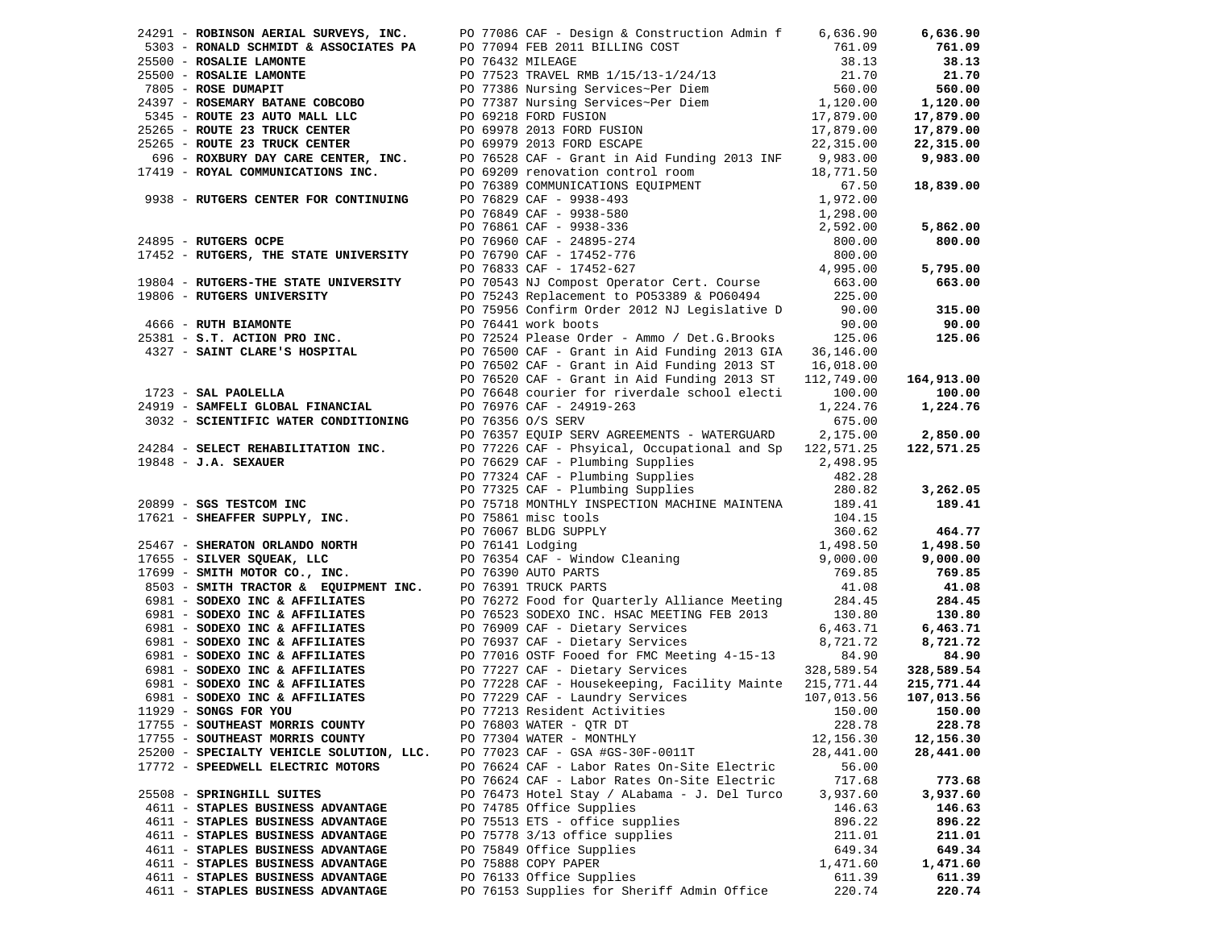| Vendor | PO / Description | Amount | Total |
|---|---|---|---|
| 24291 - **ROBINSON AERIAL SURVEYS, INC.** | PO 77086 CAF - Design & Construction Admin f | 6,636.90 | **6,636.90** |
| 5303 - **RONALD SCHMIDT & ASSOCIATES PA** | PO 77094 FEB 2011 BILLING COST | 761.09 | **761.09** |
| 25500 - **ROSALIE LAMONTE** | PO 76432 MILEAGE | 38.13 | **38.13** |
| 25500 - **ROSALIE LAMONTE** | PO 77523 TRAVEL RMB 1/15/13-1/24/13 | 21.70 | **21.70** |
| 7805 - **ROSE DUMAPIT** | PO 77386 Nursing Services~Per Diem | 560.00 | **560.00** |
| 24397 - **ROSEMARY BATANE COBCOBO** | PO 77387 Nursing Services~Per Diem | 1,120.00 | **1,120.00** |
| 5345 - **ROUTE 23 AUTO MALL LLC** | PO 69218 FORD FUSION | 17,879.00 | **17,879.00** |
| 25265 - **ROUTE 23 TRUCK CENTER** | PO 69978 2013 FORD FUSION | 17,879.00 | **17,879.00** |
| 25265 - **ROUTE 23 TRUCK CENTER** | PO 69979 2013 FORD ESCAPE | 22,315.00 | **22,315.00** |
| 696 - **ROXBURY DAY CARE CENTER, INC.** | PO 76528 CAF - Grant in Aid Funding 2013 INF | 9,983.00 | **9,983.00** |
| 17419 - **ROYAL COMMUNICATIONS INC.** | PO 69209 renovation control room | 18,771.50 | |
| | PO 76389 COMMUNICATIONS EQUIPMENT | 67.50 | **18,839.00** |
| 9938 - **RUTGERS CENTER FOR CONTINUING** | PO 76829 CAF - 9938-493 | 1,972.00 | |
| | PO 76849 CAF - 9938-580 | 1,298.00 | |
| | PO 76861 CAF - 9938-336 | 2,592.00 | **5,862.00** |
| 24895 - **RUTGERS OCPE** | PO 76960 CAF - 24895-274 | 800.00 | **800.00** |
| 17452 - **RUTGERS, THE STATE UNIVERSITY** | PO 76790 CAF - 17452-776 | 800.00 | |
| | PO 76833 CAF - 17452-627 | 4,995.00 | **5,795.00** |
| 19804 - **RUTGERS-THE STATE UNIVERSITY** | PO 70543 NJ Compost Operator Cert. Course | 663.00 | **663.00** |
| 19806 - **RUTGERS UNIVERSITY** | PO 75243 Replacement to PO53389 & PO60494 | 225.00 | |
| | PO 75956 Confirm Order 2012 NJ Legislative D | 90.00 | **315.00** |
| 4666 - **RUTH BIAMONTE** | PO 76441 work boots | 90.00 | **90.00** |
| 25381 - **S.T. ACTION PRO INC.** | PO 72524 Please Order - Ammo / Det.G.Brooks | 125.06 | **125.06** |
| 4327 - **SAINT CLARE'S HOSPITAL** | PO 76500 CAF - Grant in Aid Funding 2013 GIA | 36,146.00 | |
| | PO 76502 CAF - Grant in Aid Funding 2013 ST | 16,018.00 | |
| | PO 76520 CAF - Grant in Aid Funding 2013 ST | 112,749.00 | **164,913.00** |
| 1723 - **SAL PAOLELLA** | PO 76648 courier for riverdale school electi | 100.00 | **100.00** |
| 24919 - **SAMFELI GLOBAL FINANCIAL** | PO 76976 CAF - 24919-263 | 1,224.76 | **1,224.76** |
| 3032 - **SCIENTIFIC WATER CONDITIONING** | PO 76356 O/S SERV | 675.00 | |
| | PO 76357 EQUIP SERV AGREEMENTS - WATERGUARD | 2,175.00 | **2,850.00** |
| 24284 - **SELECT REHABILITATION INC.** | PO 77226 CAF - Phsyical, Occupational and Sp | 122,571.25 | **122,571.25** |
| 19848 - **J.A. SEXAUER** | PO 76629 CAF - Plumbing Supplies | 2,498.95 | |
| | PO 77324 CAF - Plumbing Supplies | 482.28 | |
| | PO 77325 CAF - Plumbing Supplies | 280.82 | **3,262.05** |
| 20899 - **SGS TESTCOM INC** | PO 75718 MONTHLY INSPECTION MACHINE MAINTENA | 189.41 | **189.41** |
| 17621 - **SHEAFFER SUPPLY, INC.** | PO 75861 misc tools | 104.15 | |
| | PO 76067 BLDG SUPPLY | 360.62 | **464.77** |
| 25467 - **SHERATON ORLANDO NORTH** | PO 76141 Lodging | 1,498.50 | **1,498.50** |
| 17655 - **SILVER SQUEAK, LLC** | PO 76354 CAF - Window Cleaning | 9,000.00 | **9,000.00** |
| 17699 - **SMITH MOTOR CO., INC.** | PO 76390 AUTO PARTS | 769.85 | **769.85** |
| 8503 - **SMITH TRACTOR & EQUIPMENT INC.** | PO 76391 TRUCK PARTS | 41.08 | **41.08** |
| 6981 - **SODEXO INC & AFFILIATES** | PO 76272 Food for Quarterly Alliance Meeting | 284.45 | **284.45** |
| 6981 - **SODEXO INC & AFFILIATES** | PO 76523 SODEXO INC. HSAC MEETING FEB 2013 | 130.80 | **130.80** |
| 6981 - **SODEXO INC & AFFILIATES** | PO 76909 CAF - Dietary Services | 6,463.71 | **6,463.71** |
| 6981 - **SODEXO INC & AFFILIATES** | PO 76937 CAF - Dietary Services | 8,721.72 | **8,721.72** |
| 6981 - **SODEXO INC & AFFILIATES** | PO 77016 OSTF Fooed for FMC Meeting 4-15-13 | 84.90 | **84.90** |
| 6981 - **SODEXO INC & AFFILIATES** | PO 77227 CAF - Dietary Services | 328,589.54 | **328,589.54** |
| 6981 - **SODEXO INC & AFFILIATES** | PO 77228 CAF - Housekeeping, Facility Mainte | 215,771.44 | **215,771.44** |
| 6981 - **SODEXO INC & AFFILIATES** | PO 77229 CAF - Laundry Services | 107,013.56 | **107,013.56** |
| 11929 - **SONGS FOR YOU** | PO 77213 Resident Activities | 150.00 | **150.00** |
| 17755 - **SOUTHEAST MORRIS COUNTY** | PO 76803 WATER - QTR DT | 228.78 | **228.78** |
| 17755 - **SOUTHEAST MORRIS COUNTY** | PO 77304 WATER - MONTHLY | 12,156.30 | **12,156.30** |
| 25200 - **SPECIALTY VEHICLE SOLUTION, LLC.** | PO 77023 CAF - GSA #GS-30F-0011T | 28,441.00 | **28,441.00** |
| 17772 - **SPEEDWELL ELECTRIC MOTORS** | PO 76624 CAF - Labor Rates On-Site Electric | 56.00 | |
| | PO 76624 CAF - Labor Rates On-Site Electric | 717.68 | **773.68** |
| 25508 - **SPRINGHILL SUITES** | PO 76473 Hotel Stay / ALabama - J. Del Turco | 3,937.60 | **3,937.60** |
| 4611 - **STAPLES BUSINESS ADVANTAGE** | PO 74785 Office Supplies | 146.63 | **146.63** |
| 4611 - **STAPLES BUSINESS ADVANTAGE** | PO 75513 ETS - office supplies | 896.22 | **896.22** |
| 4611 - **STAPLES BUSINESS ADVANTAGE** | PO 75778 3/13 office supplies | 211.01 | **211.01** |
| 4611 - **STAPLES BUSINESS ADVANTAGE** | PO 75849 Office Supplies | 649.34 | **649.34** |
| 4611 - **STAPLES BUSINESS ADVANTAGE** | PO 75888 COPY PAPER | 1,471.60 | **1,471.60** |
| 4611 - **STAPLES BUSINESS ADVANTAGE** | PO 76133 Office Supplies | 611.39 | **611.39** |
| 4611 - **STAPLES BUSINESS ADVANTAGE** | PO 76153 Supplies for Sheriff Admin Office | 220.74 | **220.74** |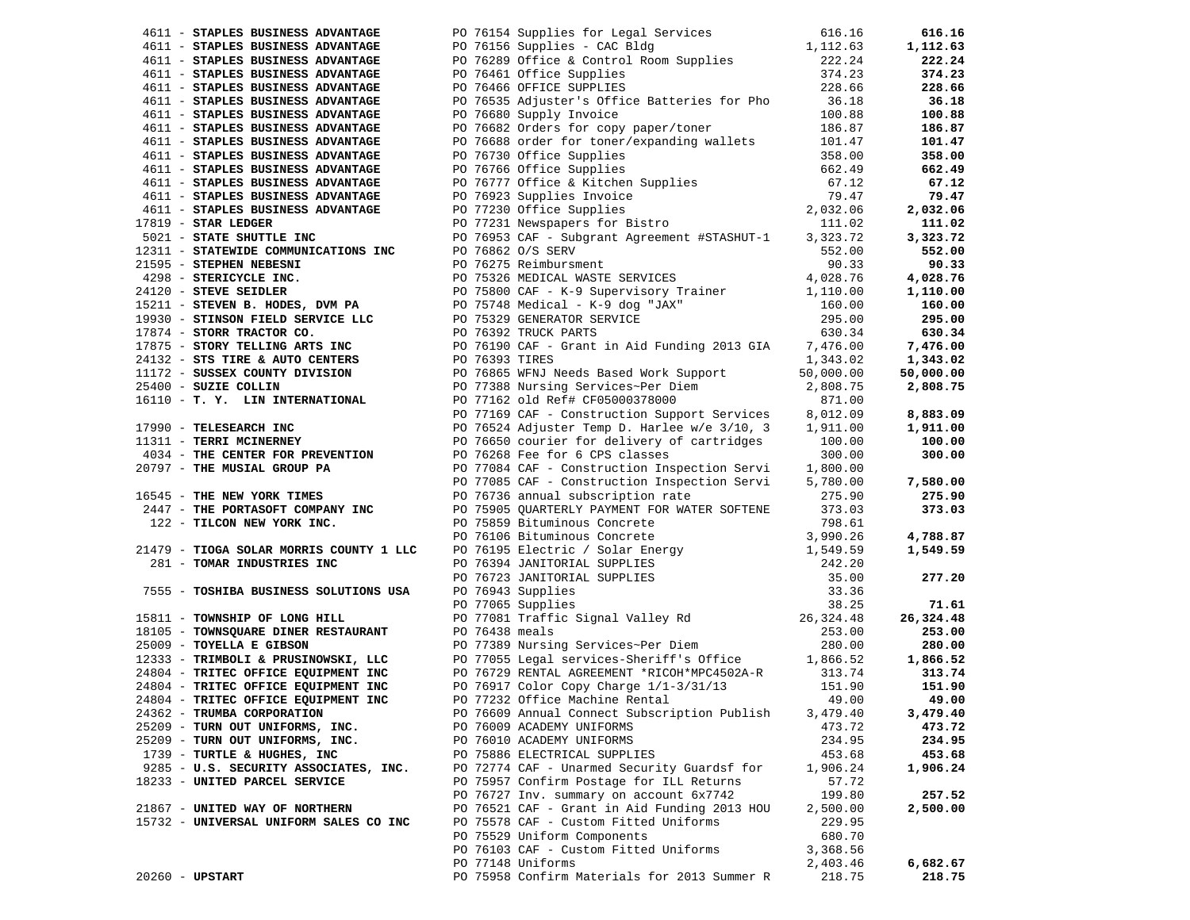| Vendor | PO / Description | Amount | Total |
|---|---|---|---|
| 4611 - **STAPLES BUSINESS ADVANTAGE** | PO 76154 Supplies for Legal Services | 616.16 | **616.16** |
| 4611 - **STAPLES BUSINESS ADVANTAGE** | PO 76156 Supplies - CAC Bldg | 1,112.63 | **1,112.63** |
| 4611 - **STAPLES BUSINESS ADVANTAGE** | PO 76289 Office & Control Room Supplies | 222.24 | **222.24** |
| 4611 - **STAPLES BUSINESS ADVANTAGE** | PO 76461 Office Supplies | 374.23 | **374.23** |
| 4611 - **STAPLES BUSINESS ADVANTAGE** | PO 76466 OFFICE SUPPLIES | 228.66 | **228.66** |
| 4611 - **STAPLES BUSINESS ADVANTAGE** | PO 76535 Adjuster's Office Batteries for Pho | 36.18 | **36.18** |
| 4611 - **STAPLES BUSINESS ADVANTAGE** | PO 76680 Supply Invoice | 100.88 | **100.88** |
| 4611 - **STAPLES BUSINESS ADVANTAGE** | PO 76682 Orders for copy paper/toner | 186.87 | **186.87** |
| 4611 - **STAPLES BUSINESS ADVANTAGE** | PO 76688 order for toner/expanding wallets | 101.47 | **101.47** |
| 4611 - **STAPLES BUSINESS ADVANTAGE** | PO 76730 Office Supplies | 358.00 | **358.00** |
| 4611 - **STAPLES BUSINESS ADVANTAGE** | PO 76766 Office Supplies | 662.49 | **662.49** |
| 4611 - **STAPLES BUSINESS ADVANTAGE** | PO 76777 Office & Kitchen Supplies | 67.12 | **67.12** |
| 4611 - **STAPLES BUSINESS ADVANTAGE** | PO 76923 Supplies Invoice | 79.47 | **79.47** |
| 4611 - **STAPLES BUSINESS ADVANTAGE** | PO 77230 Office Supplies | 2,032.06 | **2,032.06** |
| 17819 - **STAR LEDGER** | PO 77231 Newspapers for Bistro | 111.02 | **111.02** |
| 5021 - **STATE SHUTTLE INC** | PO 76953 CAF - Subgrant Agreement #STASHUT-1 | 3,323.72 | **3,323.72** |
| 12311 - **STATEWIDE COMMUNICATIONS INC** | PO 76862 O/S SERV | 552.00 | **552.00** |
| 21595 - **STEPHEN NEBESNI** | PO 76275 Reimbursment | 90.33 | **90.33** |
| 4298 - **STERICYCLE INC.** | PO 75326 MEDICAL WASTE SERVICES | 4,028.76 | **4,028.76** |
| 24120 - **STEVE SEIDLER** | PO 75800 CAF - K-9 Supervisory Trainer | 1,110.00 | **1,110.00** |
| 15211 - **STEVEN B. HODES, DVM PA** | PO 75748 Medical - K-9 dog "JAX" | 160.00 | **160.00** |
| 19930 - **STINSON FIELD SERVICE LLC** | PO 75329 GENERATOR SERVICE | 295.00 | **295.00** |
| 17874 - **STORR TRACTOR CO.** | PO 76392 TRUCK PARTS | 630.34 | **630.34** |
| 17875 - **STORY TELLING ARTS INC** | PO 76190 CAF - Grant in Aid Funding 2013 GIA | 7,476.00 | **7,476.00** |
| 24132 - **STS TIRE & AUTO CENTERS** | PO 76393 TIRES | 1,343.02 | **1,343.02** |
| 11172 - **SUSSEX COUNTY DIVISION** | PO 76865 WFNJ Needs Based Work Support | 50,000.00 | **50,000.00** |
| 25400 - **SUZIE COLLIN** | PO 77388 Nursing Services~Per Diem | 2,808.75 | **2,808.75** |
| 16110 - **T. Y. LIN INTERNATIONAL** | PO 77162 old Ref# CF05000378000 | 871.00 | |
| | PO 77169 CAF - Construction Support Services | 8,012.09 | **8,883.09** |
| 17990 - **TELESEARCH INC** | PO 76524 Adjuster Temp D. Harlee w/e 3/10, 3 | 1,911.00 | **1,911.00** |
| 11311 - **TERRI MCINERNEY** | PO 76650 courier for delivery of cartridges | 100.00 | **100.00** |
| 4034 - **THE CENTER FOR PREVENTION** | PO 76268 Fee for 6 CPS classes | 300.00 | **300.00** |
| 20797 - **THE MUSIAL GROUP PA** | PO 77084 CAF - Construction Inspection Servi | 1,800.00 | |
| | PO 77085 CAF - Construction Inspection Servi | 5,780.00 | **7,580.00** |
| 16545 - **THE NEW YORK TIMES** | PO 76736 annual subscription rate | 275.90 | **275.90** |
| 2447 - **THE PORTASOFT COMPANY INC** | PO 75905 QUARTERLY PAYMENT FOR WATER SOFTENE | 373.03 | **373.03** |
| 122 - **TILCON NEW YORK INC.** | PO 75859 Bituminous Concrete | 798.61 | |
| | PO 76106 Bituminous Concrete | 3,990.26 | **4,788.87** |
| 21479 - **TIOGA SOLAR MORRIS COUNTY 1 LLC** | PO 76195 Electric / Solar Energy | 1,549.59 | **1,549.59** |
| 281 - **TOMAR INDUSTRIES INC** | PO 76394 JANITORIAL SUPPLIES | 242.20 | |
| | PO 76723 JANITORIAL SUPPLIES | 35.00 | **277.20** |
| 7555 - **TOSHIBA BUSINESS SOLUTIONS USA** | PO 76943 Supplies | 33.36 | |
| | PO 77065 Supplies | 38.25 | **71.61** |
| 15811 - **TOWNSHIP OF LONG HILL** | PO 77081 Traffic Signal Valley Rd | 26,324.48 | **26,324.48** |
| 18105 - **TOWNSQUARE DINER RESTAURANT** | PO 76438 meals | 253.00 | **253.00** |
| 25009 - **TOYELLA E GIBSON** | PO 77389 Nursing Services~Per Diem | 280.00 | **280.00** |
| 12333 - **TRIMBOLI & PRUSINOWSKI, LLC** | PO 77055 Legal services-Sheriff's Office | 1,866.52 | **1,866.52** |
| 24804 - **TRITEC OFFICE EQUIPMENT INC** | PO 76729 RENTAL AGREEMENT *RICOH*MPC4502A-R | 313.74 | **313.74** |
| 24804 - **TRITEC OFFICE EQUIPMENT INC** | PO 76917 Color Copy Charge 1/1-3/31/13 | 151.90 | **151.90** |
| 24804 - **TRITEC OFFICE EQUIPMENT INC** | PO 77232 Office Machine Rental | 49.00 | **49.00** |
| 24362 - **TRUMBA CORPORATION** | PO 76609 Annual Connect Subscription Publish | 3,479.40 | **3,479.40** |
| 25209 - **TURN OUT UNIFORMS, INC.** | PO 76009 ACADEMY UNIFORMS | 473.72 | **473.72** |
| 25209 - **TURN OUT UNIFORMS, INC.** | PO 76010 ACADEMY UNIFORMS | 234.95 | **234.95** |
| 1739 - **TURTLE & HUGHES, INC** | PO 75886 ELECTRICAL SUPPLIES | 453.68 | **453.68** |
| 9285 - **U.S. SECURITY ASSOCIATES, INC.** | PO 72774 CAF - Unarmed Security Guardsf for | 1,906.24 | **1,906.24** |
| 18233 - **UNITED PARCEL SERVICE** | PO 75957 Confirm Postage for ILL Returns | 57.72 | |
| | PO 76727 Inv. summary on account 6x7742 | 199.80 | **257.52** |
| 21867 - **UNITED WAY OF NORTHERN** | PO 76521 CAF - Grant in Aid Funding 2013 HOU | 2,500.00 | **2,500.00** |
| 15732 - **UNIVERSAL UNIFORM SALES CO INC** | PO 75578 CAF - Custom Fitted Uniforms | 229.95 | |
| | PO 75529 Uniform Components | 680.70 | |
| | PO 76103 CAF - Custom Fitted Uniforms | 3,368.56 | |
| | PO 77148 Uniforms | 2,403.46 | **6,682.67** |
| 20260 - **UPSTART** | PO 75958 Confirm Materials for 2013 Summer R | 218.75 | **218.75** |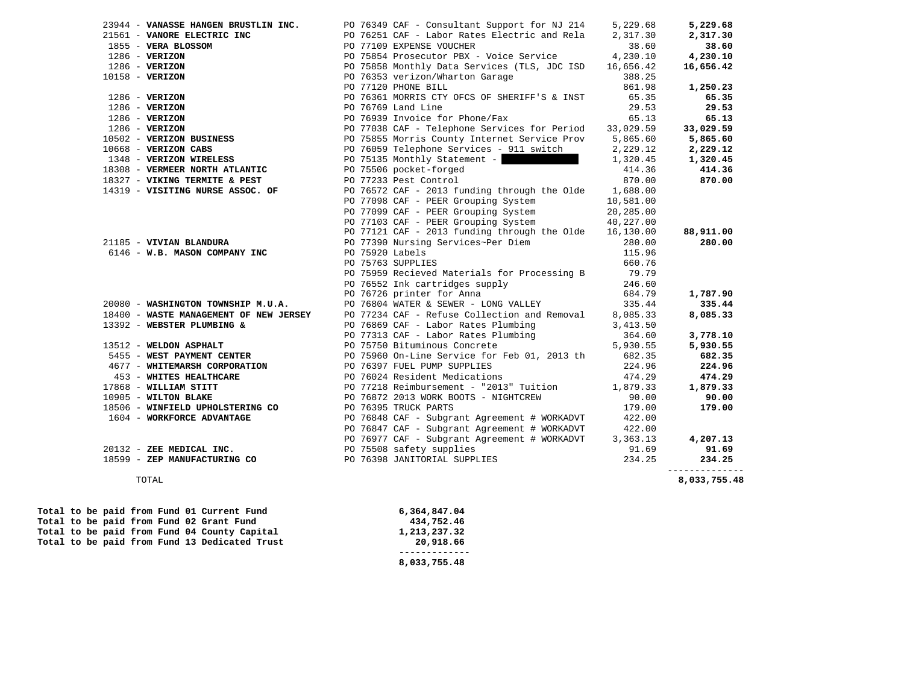| Vendor | Description | Amount | Total |
|---|---|---|---|
| 23944 - **VANASSE HANGEN BRUSTLIN INC.** | PO 76349 CAF - Consultant Support for NJ 214 | 5,229.68 | **5,229.68** |
| 21561 - **VANORE ELECTRIC INC** | PO 76251 CAF - Labor Rates Electric and Rela | 2,317.30 | **2,317.30** |
| 1855 - **VERA BLOSSOM** | PO 77109 EXPENSE VOUCHER | 38.60 | **38.60** |
| 1286 - **VERIZON** | PO 75854 Prosecutor PBX - Voice Service | 4,230.10 | **4,230.10** |
| 1286 - **VERIZON** | PO 75858 Monthly Data Services (TLS, JDC ISD | 16,656.42 | **16,656.42** |
| 10158 - **VERIZON** | PO 76353 verizon/Wharton Garage | 388.25 | |
| | PO 77120 PHONE BILL | 861.98 | **1,250.23** |
| 1286 - **VERIZON** | PO 76361 MORRIS CTY OFCS OF SHERIFF'S & INST | 65.35 | **65.35** |
| 1286 - **VERIZON** | PO 76769 Land Line | 29.53 | **29.53** |
| 1286 - **VERIZON** | PO 76939 Invoice for Phone/Fax | 65.13 | **65.13** |
| 1286 - **VERIZON** | PO 77038 CAF - Telephone Services for Period | 33,029.59 | **33,029.59** |
| 10502 - **VERIZON BUSINESS** | PO 75855 Morris County Internet Service Prov | 5,865.60 | **5,865.60** |
| 10668 - **VERIZON CABS** | PO 76059 Telephone Services - 911 switch | 2,229.12 | **2,229.12** |
| 1348 - **VERIZON WIRELESS** | PO 75135 Monthly Statement - [REDACTED] | 1,320.45 | **1,320.45** |
| 18308 - **VERMEER NORTH ATLANTIC** | PO 75506 pocket-forged | 414.36 | **414.36** |
| 18327 - **VIKING TERMITE & PEST** | PO 77233 Pest Control | 870.00 | **870.00** |
| 14319 - **VISITING NURSE ASSOC. OF** | PO 76572 CAF - 2013 funding through the Olde | 1,688.00 | |
| | PO 77098 CAF - PEER Grouping System | 10,581.00 | |
| | PO 77099 CAF - PEER Grouping System | 20,285.00 | |
| | PO 77103 CAF - PEER Grouping System | 40,227.00 | |
| | PO 77121 CAF - 2013 funding through the Olde | 16,130.00 | **88,911.00** |
| 21185 - **VIVIAN BLANDURA** | PO 77390 Nursing Services~Per Diem | 280.00 | **280.00** |
| 6146 - **W.B. MASON COMPANY INC** | PO 75920 Labels | 115.96 | |
| | PO 75763 SUPPLIES | 660.76 | |
| | PO 75959 Recieved Materials for Processing B | 79.79 | |
| | PO 76552 Ink cartridges supply | 246.60 | |
| | PO 76726 printer for Anna | 684.79 | **1,787.90** |
| 20080 - **WASHINGTON TOWNSHIP M.U.A.** | PO 76804 WATER & SEWER - LONG VALLEY | 335.44 | **335.44** |
| 18400 - **WASTE MANAGEMENT OF NEW JERSEY** | PO 77234 CAF - Refuse Collection and Removal | 8,085.33 | **8,085.33** |
| 13392 - **WEBSTER PLUMBING &** | PO 76869 CAF - Labor Rates Plumbing | 3,413.50 | |
| | PO 77313 CAF - Labor Rates Plumbing | 364.60 | **3,778.10** |
| 13512 - **WELDON ASPHALT** | PO 75750 Bituminous Concrete | 5,930.55 | **5,930.55** |
| 5455 - **WEST PAYMENT CENTER** | PO 75960 On-Line Service for Feb 01, 2013 th | 682.35 | **682.35** |
| 4677 - **WHITEMARSH CORPORATION** | PO 76397 FUEL PUMP SUPPLIES | 224.96 | **224.96** |
| 453 - **WHITES HEALTHCARE** | PO 76024 Resident Medications | 474.29 | **474.29** |
| 17868 - **WILLIAM STITT** | PO 77218 Reimbursement - "2013" Tuition | 1,879.33 | **1,879.33** |
| 10905 - **WILTON BLAKE** | PO 76872 2013 WORK BOOTS - NIGHTCREW | 90.00 | **90.00** |
| 18506 - **WINFIELD UPHOLSTERING CO** | PO 76395 TRUCK PARTS | 179.00 | **179.00** |
| 1604 - **WORKFORCE ADVANTAGE** | PO 76848 CAF - Subgrant Agreement # WORKADVT | 422.00 | |
| | PO 76847 CAF - Subgrant Agreement # WORKADVT | 422.00 | |
| | PO 76977 CAF - Subgrant Agreement # WORKADVT | 3,363.13 | **4,207.13** |
| 20132 - **ZEE MEDICAL INC.** | PO 75508 safety supplies | 91.69 | **91.69** |
| 18599 - **ZEP MANUFACTURING CO** | PO 76398 JANITORIAL SUPPLIES | 234.25 | **234.25** |
| TOTAL | | | **8,033,755.48** |

| | |
|---|---|
| **Total to be paid from Fund 01 Current Fund** | **6,364,847.04** |
| **Total to be paid from Fund 02 Grant Fund** | **434,752.46** |
| **Total to be paid from Fund 04 County Capital** | **1,213,237.32** |
| **Total to be paid from Fund 13 Dedicated Trust** | **20,918.66** |
| | **8,033,755.48** |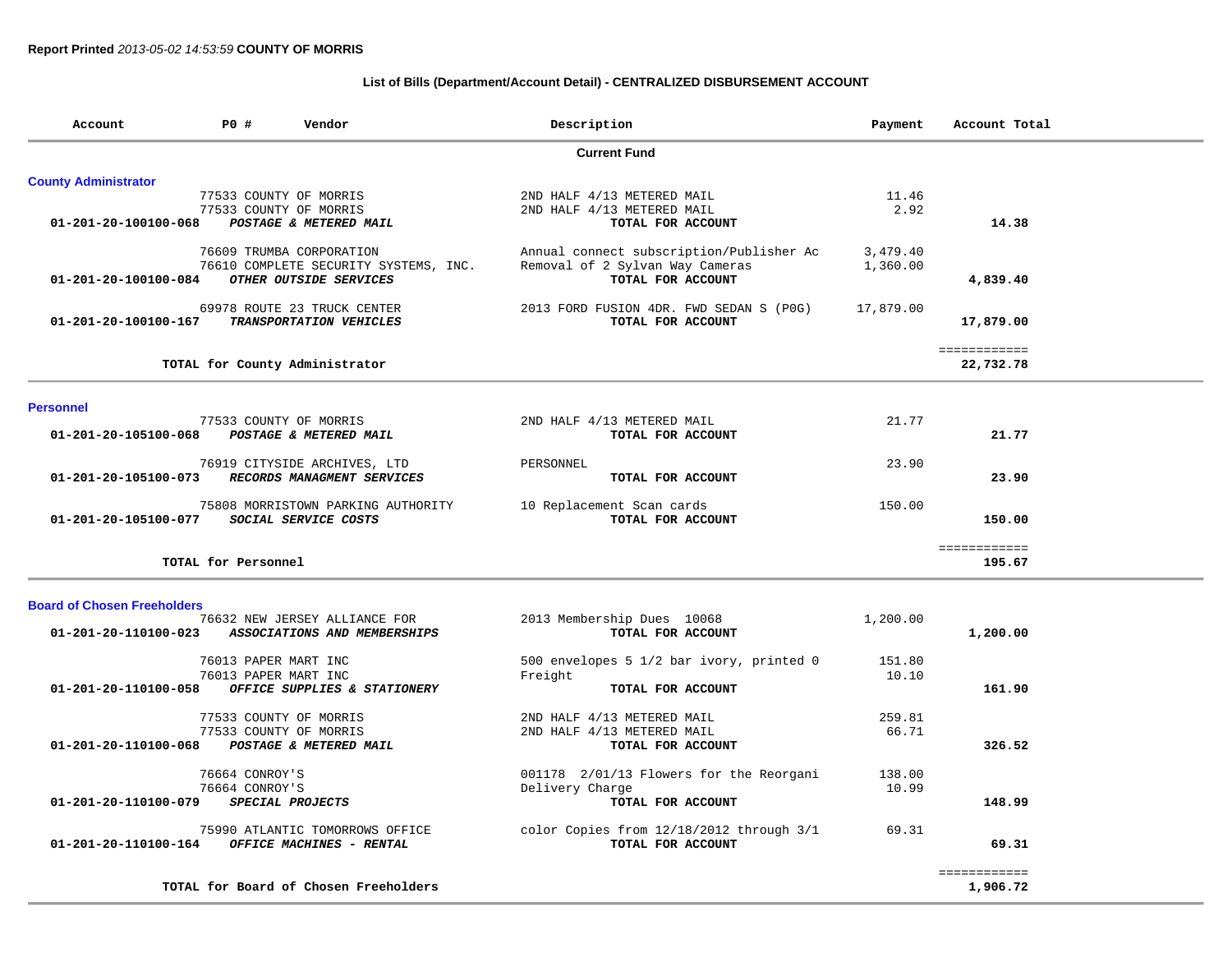**Report Printed** *2013-05-02 14:53:59* **COUNTY OF MORRIS**

**List of Bills (Department/Account Detail) - CENTRALIZED DISBURSEMENT ACCOUNT**

| Account | PO # | Vendor | Description | Payment | Account Total |
|---|---|---|---|---|---|
| | | **Current Fund** | | | |
| **County Administrator** | | | | | |
| | 77533 | COUNTY OF MORRIS | 2ND HALF 4/13 METERED MAIL | 11.46 | |
| | 77533 | COUNTY OF MORRIS | 2ND HALF 4/13 METERED MAIL | 2.92 | |
| **01-201-20-100100-068** | | ***POSTAGE & METERED MAIL*** | **TOTAL FOR ACCOUNT** | | **14.38** |
| | 76609 | TRUMBA CORPORATION | Annual connect subscription/Publisher Ac | 3,479.40 | |
| | 76610 | COMPLETE SECURITY SYSTEMS, INC. | Removal of 2 Sylvan Way Cameras | 1,360.00 | |
| **01-201-20-100100-084** | | ***OTHER OUTSIDE SERVICES*** | **TOTAL FOR ACCOUNT** | | **4,839.40** |
| | 69978 | ROUTE 23 TRUCK CENTER | 2013 FORD FUSION 4DR. FWD SEDAN S (P0G) | 17,879.00 | |
| **01-201-20-100100-167** | | ***TRANSPORTATION VEHICLES*** | **TOTAL FOR ACCOUNT** | | **17,879.00** |
| | | | | | ============ |
| | | **TOTAL for County Administrator** | | | **22,732.78** |
| **Personnel** | | | | | |
| | 77533 | COUNTY OF MORRIS | 2ND HALF 4/13 METERED MAIL | 21.77 | |
| **01-201-20-105100-068** | | ***POSTAGE & METERED MAIL*** | **TOTAL FOR ACCOUNT** | | **21.77** |
| | 76919 | CITYSIDE ARCHIVES, LTD | PERSONNEL | 23.90 | |
| **01-201-20-105100-073** | | ***RECORDS MANAGMENT SERVICES*** | **TOTAL FOR ACCOUNT** | | **23.90** |
| | 75808 | MORRISTOWN PARKING AUTHORITY | 10 Replacement Scan cards | 150.00 | |
| **01-201-20-105100-077** | | ***SOCIAL SERVICE COSTS*** | **TOTAL FOR ACCOUNT** | | **150.00** |
| | | | | | ============ |
| | | **TOTAL for Personnel** | | | **195.67** |
| **Board of Chosen Freeholders** | | | | | |
| | 76632 | NEW JERSEY ALLIANCE FOR | 2013 Membership Dues 10068 | 1,200.00 | |
| **01-201-20-110100-023** | | ***ASSOCIATIONS AND MEMBERSHIPS*** | **TOTAL FOR ACCOUNT** | | **1,200.00** |
| | 76013 | PAPER MART INC | 500 envelopes 5 1/2 bar ivory, printed 0 | 151.80 | |
| | 76013 | PAPER MART INC | Freight | 10.10 | |
| **01-201-20-110100-058** | | ***OFFICE SUPPLIES & STATIONERY*** | **TOTAL FOR ACCOUNT** | | **161.90** |
| | 77533 | COUNTY OF MORRIS | 2ND HALF 4/13 METERED MAIL | 259.81 | |
| | 77533 | COUNTY OF MORRIS | 2ND HALF 4/13 METERED MAIL | 66.71 | |
| **01-201-20-110100-068** | | ***POSTAGE & METERED MAIL*** | **TOTAL FOR ACCOUNT** | | **326.52** |
| | 76664 | CONROY'S | 001178 2/01/13 Flowers for the Reorgani | 138.00 | |
| | 76664 | CONROY'S | Delivery Charge | 10.99 | |
| **01-201-20-110100-079** | | ***SPECIAL PROJECTS*** | **TOTAL FOR ACCOUNT** | | **148.99** |
| | 75990 | ATLANTIC TOMORROWS OFFICE | color Copies from 12/18/2012 through 3/1 | 69.31 | |
| **01-201-20-110100-164** | | ***OFFICE MACHINES - RENTAL*** | **TOTAL FOR ACCOUNT** | | **69.31** |
| | | | | | ============ |
| | | **TOTAL for Board of Chosen Freeholders** | | | **1,906.72** |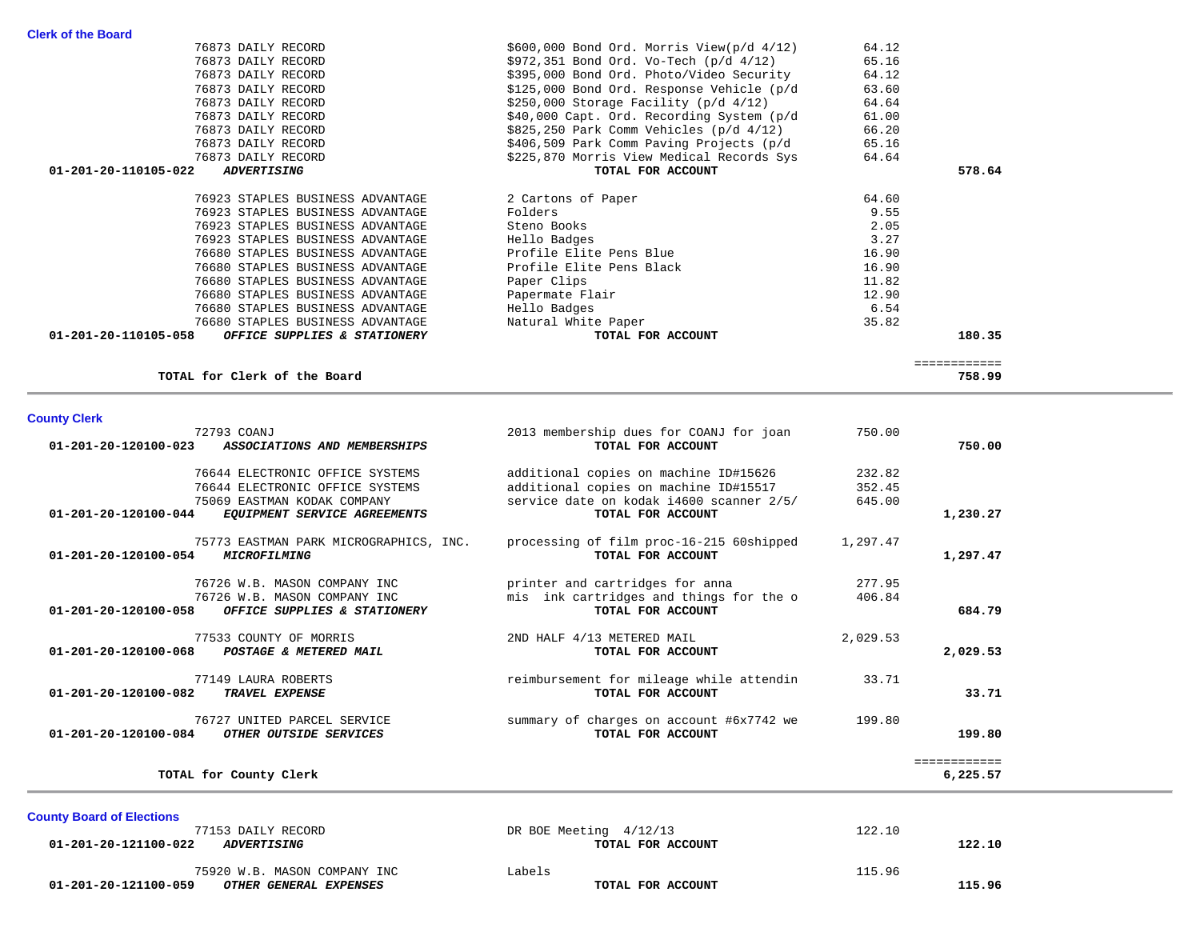### Clerk of the Board

| Account | PO / Vendor | Description | Amount | Total |
|---|---|---|---|---|
| | 76873 DAILY RECORD | $600,000 Bond Ord. Morris View(p/d 4/12) | 64.12 | |
| | 76873 DAILY RECORD | $972,351 Bond Ord. Vo-Tech (p/d 4/12) | 65.16 | |
| | 76873 DAILY RECORD | $395,000 Bond Ord. Photo/Video Security | 64.12 | |
| | 76873 DAILY RECORD | $125,000 Bond Ord. Response Vehicle (p/d | 63.60 | |
| | 76873 DAILY RECORD | $250,000 Storage Facility (p/d 4/12) | 64.64 | |
| | 76873 DAILY RECORD | $40,000 Capt. Ord. Recording System (p/d | 61.00 | |
| | 76873 DAILY RECORD | $825,250 Park Comm Vehicles (p/d 4/12) | 66.20 | |
| | 76873 DAILY RECORD | $406,509 Park Comm Paving Projects (p/d | 65.16 | |
| | 76873 DAILY RECORD | $225,870 Morris View Medical Records Sys | 64.64 | |
| **01-201-20-110105-022** | ***ADVERTISING*** | **TOTAL FOR ACCOUNT** | | **578.64** |
| | 76923 STAPLES BUSINESS ADVANTAGE | 2 Cartons of Paper | 64.60 | |
| | 76923 STAPLES BUSINESS ADVANTAGE | Folders | 9.55 | |
| | 76923 STAPLES BUSINESS ADVANTAGE | Steno Books | 2.05 | |
| | 76923 STAPLES BUSINESS ADVANTAGE | Hello Badges | 3.27 | |
| | 76680 STAPLES BUSINESS ADVANTAGE | Profile Elite Pens Blue | 16.90 | |
| | 76680 STAPLES BUSINESS ADVANTAGE | Profile Elite Pens Black | 16.90 | |
| | 76680 STAPLES BUSINESS ADVANTAGE | Paper Clips | 11.82 | |
| | 76680 STAPLES BUSINESS ADVANTAGE | Papermate Flair | 12.90 | |
| | 76680 STAPLES BUSINESS ADVANTAGE | Hello Badges | 6.54 | |
| | 76680 STAPLES BUSINESS ADVANTAGE | Natural White Paper | 35.82 | |
| **01-201-20-110105-058** | ***OFFICE SUPPLIES & STATIONERY*** | **TOTAL FOR ACCOUNT** | | **180.35** |
| | **TOTAL for Clerk of the Board** | | | **758.99** |

### County Clerk

| Account | PO / Vendor | Description | Amount | Total |
|---|---|---|---|---|
| | 72793 COANJ | 2013 membership dues for COANJ for joan | 750.00 | |
| **01-201-20-120100-023** | ***ASSOCIATIONS AND MEMBERSHIPS*** | **TOTAL FOR ACCOUNT** | | **750.00** |
| | 76644 ELECTRONIC OFFICE SYSTEMS | additional copies on machine ID#15626 | 232.82 | |
| | 76644 ELECTRONIC OFFICE SYSTEMS | additional copies on machine ID#15517 | 352.45 | |
| | 75069 EASTMAN KODAK COMPANY | service date on kodak i4600 scanner 2/5/ | 645.00 | |
| **01-201-20-120100-044** | ***EQUIPMENT SERVICE AGREEMENTS*** | **TOTAL FOR ACCOUNT** | | **1,230.27** |
| | 75773 EASTMAN PARK MICROGRAPHICS, INC. | processing of film proc-16-215 60shipped | 1,297.47 | |
| **01-201-20-120100-054** | ***MICROFILMING*** | **TOTAL FOR ACCOUNT** | | **1,297.47** |
| | 76726 W.B. MASON COMPANY INC | printer and cartridges for anna | 277.95 | |
| | 76726 W.B. MASON COMPANY INC | mis ink cartridges and things for the o | 406.84 | |
| **01-201-20-120100-058** | ***OFFICE SUPPLIES & STATIONERY*** | **TOTAL FOR ACCOUNT** | | **684.79** |
| | 77533 COUNTY OF MORRIS | 2ND HALF 4/13 METERED MAIL | 2,029.53 | |
| **01-201-20-120100-068** | ***POSTAGE & METERED MAIL*** | **TOTAL FOR ACCOUNT** | | **2,029.53** |
| | 77149 LAURA ROBERTS | reimbursement for mileage while attendin | 33.71 | |
| **01-201-20-120100-082** | ***TRAVEL EXPENSE*** | **TOTAL FOR ACCOUNT** | | **33.71** |
| | 76727 UNITED PARCEL SERVICE | summary of charges on account #6x7742 we | 199.80 | |
| **01-201-20-120100-084** | ***OTHER OUTSIDE SERVICES*** | **TOTAL FOR ACCOUNT** | | **199.80** |
| | **TOTAL for County Clerk** | | | **6,225.57** |

### County Board of Elections

| Account | PO / Vendor | Description | Amount | Total |
|---|---|---|---|---|
| | 77153 DAILY RECORD | DR BOE Meeting 4/12/13 | 122.10 | |
| **01-201-20-121100-022** | ***ADVERTISING*** | **TOTAL FOR ACCOUNT** | | **122.10** |
| | 75920 W.B. MASON COMPANY INC | Labels | 115.96 | |
| **01-201-20-121100-059** | ***OTHER GENERAL EXPENSES*** | **TOTAL FOR ACCOUNT** | | **115.96** |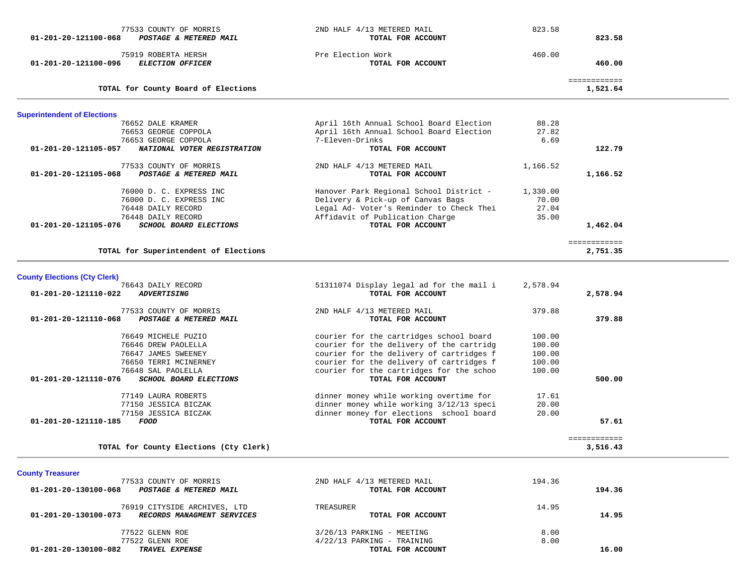| Account | Vendor / Account Name | Description | Amount | Total |
|---|---|---|---|---|
| | 77533 COUNTY OF MORRIS | 2ND HALF 4/13 METERED MAIL | 823.58 | |
| **01-201-20-121100-068** | ***POSTAGE & METERED MAIL*** | **TOTAL FOR ACCOUNT** | | **823.58** |
| | 75919 ROBERTA HERSH | Pre Election Work | 460.00 | |
| **01-201-20-121100-096** | ***ELECTION OFFICER*** | **TOTAL FOR ACCOUNT** | | **460.00** |
| | **TOTAL for County Board of Elections** | | | **1,521.64** |

## Superintendent of Elections

| Account | Vendor / Account Name | Description | Amount | Total |
|---|---|---|---|---|
| | 76652 DALE KRAMER | April 16th Annual School Board Election | 88.28 | |
| | 76653 GEORGE COPPOLA | April 16th Annual School Board Election | 27.82 | |
| | 76653 GEORGE COPPOLA | 7-Eleven-Drinks | 6.69 | |
| **01-201-20-121105-057** | ***NATIONAL VOTER REGISTRATION*** | **TOTAL FOR ACCOUNT** | | **122.79** |
| | 77533 COUNTY OF MORRIS | 2ND HALF 4/13 METERED MAIL | 1,166.52 | |
| **01-201-20-121105-068** | ***POSTAGE & METERED MAIL*** | **TOTAL FOR ACCOUNT** | | **1,166.52** |
| | 76000 D. C. EXPRESS INC | Hanover Park Regional School District - | 1,330.00 | |
| | 76000 D. C. EXPRESS INC | Delivery & Pick-up of Canvas Bags | 70.00 | |
| | 76448 DAILY RECORD | Legal Ad- Voter's Reminder to Check Thei | 27.04 | |
| | 76448 DAILY RECORD | Affidavit of Publication Charge | 35.00 | |
| **01-201-20-121105-076** | ***SCHOOL BOARD ELECTIONS*** | **TOTAL FOR ACCOUNT** | | **1,462.04** |
| | **TOTAL for Superintendent of Elections** | | | **2,751.35** |

## County Elections (Cty Clerk)

| Account | Vendor / Account Name | Description | Amount | Total |
|---|---|---|---|---|
| | 76643 DAILY RECORD | 51311074 Display legal ad for the mail i | 2,578.94 | |
| **01-201-20-121110-022** | ***ADVERTISING*** | **TOTAL FOR ACCOUNT** | | **2,578.94** |
| | 77533 COUNTY OF MORRIS | 2ND HALF 4/13 METERED MAIL | 379.88 | |
| **01-201-20-121110-068** | ***POSTAGE & METERED MAIL*** | **TOTAL FOR ACCOUNT** | | **379.88** |
| | 76649 MICHELE PUZIO | courier for the cartridges school board | 100.00 | |
| | 76646 DREW PAOLELLA | courier for the delivery of the cartridg | 100.00 | |
| | 76647 JAMES SWEENEY | courier for the delivery of cartridges f | 100.00 | |
| | 76650 TERRI MCINERNEY | courier for the delivery of cartridges f | 100.00 | |
| | 76648 SAL PAOLELLA | courier for the cartridges for the schoo | 100.00 | |
| **01-201-20-121110-076** | ***SCHOOL BOARD ELECTIONS*** | **TOTAL FOR ACCOUNT** | | **500.00** |
| | 77149 LAURA ROBERTS | dinner money while working overtime for | 17.61 | |
| | 77150 JESSICA BICZAK | dinner money while working 3/12/13 speci | 20.00 | |
| | 77150 JESSICA BICZAK | dinner money for elections school board | 20.00 | |
| **01-201-20-121110-185** | ***FOOD*** | **TOTAL FOR ACCOUNT** | | **57.61** |
| | **TOTAL for County Elections (Cty Clerk)** | | | **3,516.43** |

## County Treasurer

| Account | Vendor / Account Name | Description | Amount | Total |
|---|---|---|---|---|
| | 77533 COUNTY OF MORRIS | 2ND HALF 4/13 METERED MAIL | 194.36 | |
| **01-201-20-130100-068** | ***POSTAGE & METERED MAIL*** | **TOTAL FOR ACCOUNT** | | **194.36** |
| | 76919 CITYSIDE ARCHIVES, LTD | TREASURER | 14.95 | |
| **01-201-20-130100-073** | ***RECORDS MANAGMENT SERVICES*** | **TOTAL FOR ACCOUNT** | | **14.95** |
| | 77522 GLENN ROE | 3/26/13 PARKING - MEETING | 8.00 | |
| | 77522 GLENN ROE | 4/22/13 PARKING - TRAINING | 8.00 | |
| **01-201-20-130100-082** | ***TRAVEL EXPENSE*** | **TOTAL FOR ACCOUNT** | | **16.00** |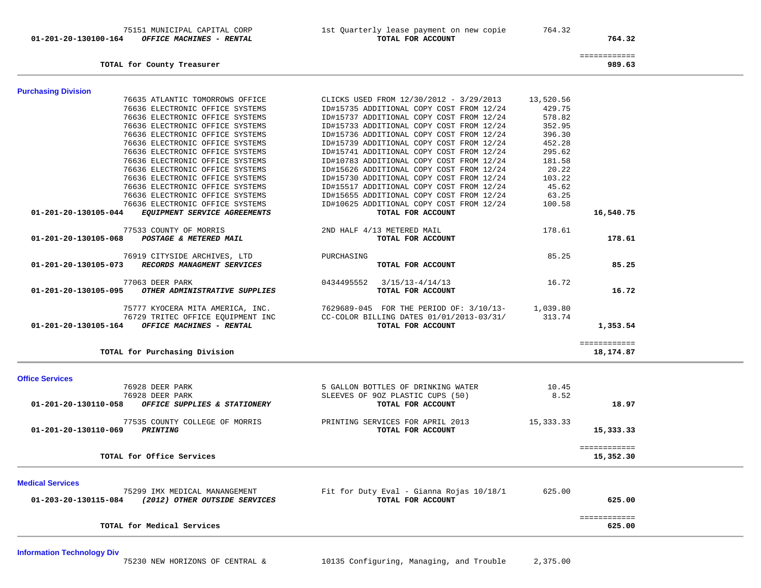| Account | Vendor / Description | Detail | Amount | Total |
|---|---|---|---|---|
| | 75151 MUNICIPAL CAPITAL CORP | 1st Quarterly lease payment on new copie | 764.32 | |
| **01-201-20-130100-164** | ***OFFICE MACHINES - RENTAL*** | **TOTAL FOR ACCOUNT** | | **764.32** |
| | | | | ============ |
| | **TOTAL for County Treasurer** | | | **989.63** |

## Purchasing Division

| Account | Vendor / Description | Detail | Amount | Total |
|---|---|---|---|---|
| | 76635 ATLANTIC TOMORROWS OFFICE | CLICKS USED FROM 12/30/2012 - 3/29/2013 | 13,520.56 | |
| | 76636 ELECTRONIC OFFICE SYSTEMS | ID#15735 ADDITIONAL COPY COST FROM 12/24 | 429.75 | |
| | 76636 ELECTRONIC OFFICE SYSTEMS | ID#15737 ADDITIONAL COPY COST FROM 12/24 | 578.82 | |
| | 76636 ELECTRONIC OFFICE SYSTEMS | ID#15733 ADDITIONAL COPY COST FROM 12/24 | 352.95 | |
| | 76636 ELECTRONIC OFFICE SYSTEMS | ID#15736 ADDITIONAL COPY COST FROM 12/24 | 396.30 | |
| | 76636 ELECTRONIC OFFICE SYSTEMS | ID#15739 ADDITIONAL COPY COST FROM 12/24 | 452.28 | |
| | 76636 ELECTRONIC OFFICE SYSTEMS | ID#15741 ADDITIONAL COPY COST FROM 12/24 | 295.62 | |
| | 76636 ELECTRONIC OFFICE SYSTEMS | ID#10783 ADDITIONAL COPY COST FROM 12/24 | 181.58 | |
| | 76636 ELECTRONIC OFFICE SYSTEMS | ID#15626 ADDITIONAL COPY COST FROM 12/24 | 20.22 | |
| | 76636 ELECTRONIC OFFICE SYSTEMS | ID#15730 ADDITIONAL COPY COST FROM 12/24 | 103.22 | |
| | 76636 ELECTRONIC OFFICE SYSTEMS | ID#15517 ADDITIONAL COPY COST FROM 12/24 | 45.62 | |
| | 76636 ELECTRONIC OFFICE SYSTEMS | ID#15655 ADDITIONAL COPY COST FROM 12/24 | 63.25 | |
| | 76636 ELECTRONIC OFFICE SYSTEMS | ID#10625 ADDITIONAL COPY COST FROM 12/24 | 100.58 | |
| **01-201-20-130105-044** | ***EQUIPMENT SERVICE AGREEMENTS*** | **TOTAL FOR ACCOUNT** | | **16,540.75** |
| | 77533 COUNTY OF MORRIS | 2ND HALF 4/13 METERED MAIL | 178.61 | |
| **01-201-20-130105-068** | ***POSTAGE & METERED MAIL*** | **TOTAL FOR ACCOUNT** | | **178.61** |
| | 76919 CITYSIDE ARCHIVES, LTD | PURCHASING | 85.25 | |
| **01-201-20-130105-073** | ***RECORDS MANAGMENT SERVICES*** | **TOTAL FOR ACCOUNT** | | **85.25** |
| | 77063 DEER PARK | 0434495552 3/15/13-4/14/13 | 16.72 | |
| **01-201-20-130105-095** | ***OTHER ADMINISTRATIVE SUPPLIES*** | **TOTAL FOR ACCOUNT** | | **16.72** |
| | 75777 KYOCERA MITA AMERICA, INC. | 7629689-045 FOR THE PERIOD OF: 3/10/13- | 1,039.80 | |
| | 76729 TRITEC OFFICE EQUIPMENT INC | CC-COLOR BILLING DATES 01/01/2013-03/31/ | 313.74 | |
| **01-201-20-130105-164** | ***OFFICE MACHINES - RENTAL*** | **TOTAL FOR ACCOUNT** | | **1,353.54** |
| | | | | ============ |
| | **TOTAL for Purchasing Division** | | | **18,174.87** |

## Office Services

| Account | Vendor / Description | Detail | Amount | Total |
|---|---|---|---|---|
| | 76928 DEER PARK | 5 GALLON BOTTLES OF DRINKING WATER | 10.45 | |
| | 76928 DEER PARK | SLEEVES OF 9OZ PLASTIC CUPS (50) | 8.52 | |
| **01-201-20-130110-058** | ***OFFICE SUPPLIES & STATIONERY*** | **TOTAL FOR ACCOUNT** | | **18.97** |
| | 77535 COUNTY COLLEGE OF MORRIS | PRINTING SERVICES FOR APRIL 2013 | 15,333.33 | |
| **01-201-20-130110-069** | ***PRINTING*** | **TOTAL FOR ACCOUNT** | | **15,333.33** |
| | | | | ============ |
| | **TOTAL for Office Services** | | | **15,352.30** |

## Medical Services

| Account | Vendor / Description | Detail | Amount | Total |
|---|---|---|---|---|
| | 75299 IMX MEDICAL MANANGEMENT | Fit for Duty Eval - Gianna Rojas 10/18/1 | 625.00 | |
| **01-203-20-130115-084** | ***(2012) OTHER OUTSIDE SERVICES*** | **TOTAL FOR ACCOUNT** | | **625.00** |
| | | | | ============ |
| | **TOTAL for Medical Services** | | | **625.00** |

## Information Technology Div

| Account | Vendor / Description | Detail | Amount | Total |
|---|---|---|---|---|
| | 75230 NEW HORIZONS OF CENTRAL & | 10135 Configuring, Managing, and Trouble | 2,375.00 | |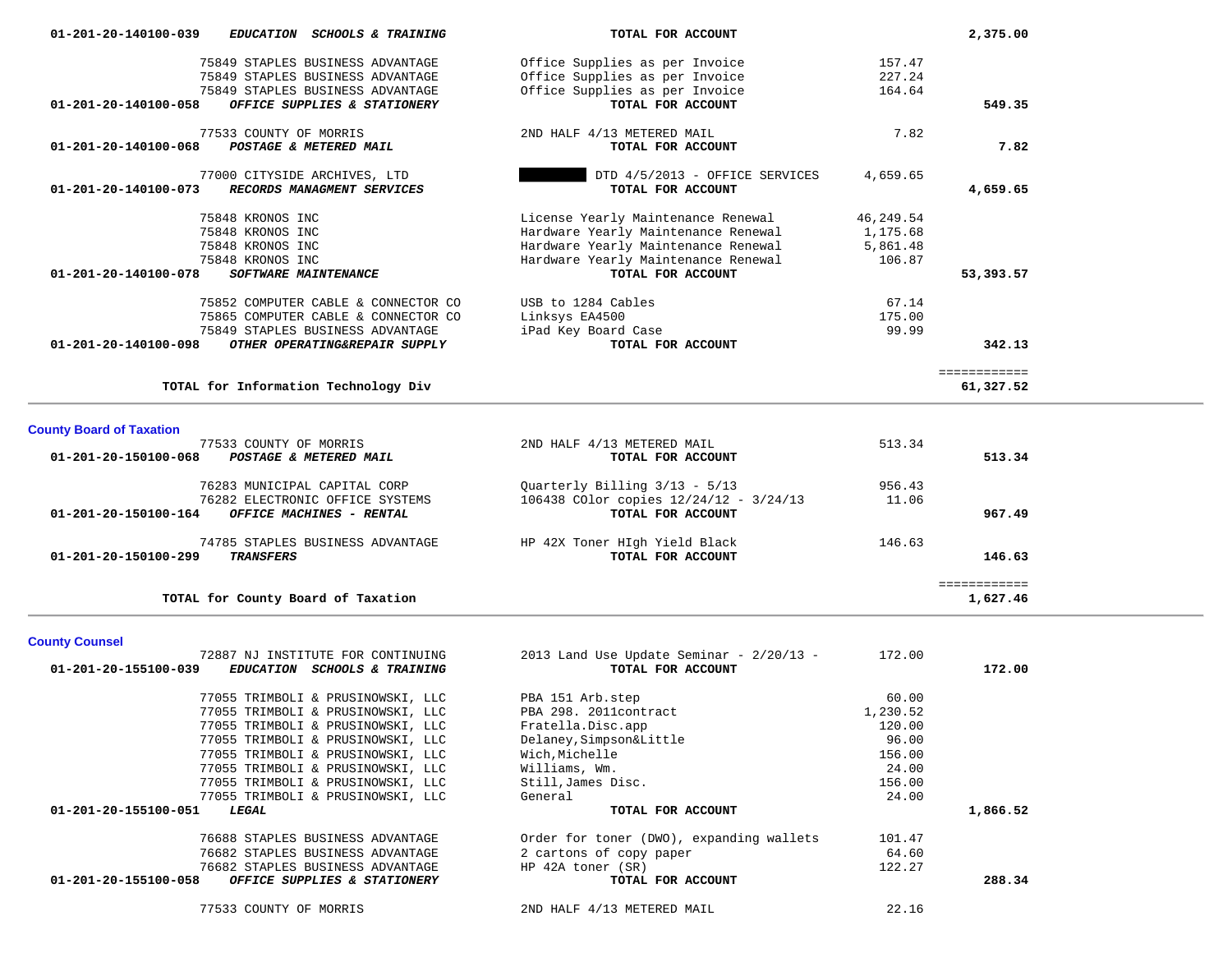| Account / Vendor | Description | Amount | Total |
|---|---|---|---|
| 01-201-20-140100-039 ***EDUCATION SCHOOLS & TRAINING*** | **TOTAL FOR ACCOUNT** | | **2,375.00** |
| 75849 STAPLES BUSINESS ADVANTAGE | Office Supplies as per Invoice | 157.47 | |
| 75849 STAPLES BUSINESS ADVANTAGE | Office Supplies as per Invoice | 227.24 | |
| 75849 STAPLES BUSINESS ADVANTAGE | Office Supplies as per Invoice | 164.64 | |
| 01-201-20-140100-058 ***OFFICE SUPPLIES & STATIONERY*** | **TOTAL FOR ACCOUNT** | | **549.35** |
| 77533 COUNTY OF MORRIS | 2ND HALF 4/13 METERED MAIL | 7.82 | |
| 01-201-20-140100-068 ***POSTAGE & METERED MAIL*** | **TOTAL FOR ACCOUNT** | | **7.82** |
| 77000 CITYSIDE ARCHIVES, LTD | [REDACTED] DTD 4/5/2013 - OFFICE SERVICES | 4,659.65 | |
| 01-201-20-140100-073 ***RECORDS MANAGMENT SERVICES*** | **TOTAL FOR ACCOUNT** | | **4,659.65** |
| 75848 KRONOS INC | License Yearly Maintenance Renewal | 46,249.54 | |
| 75848 KRONOS INC | Hardware Yearly Maintenance Renewal | 1,175.68 | |
| 75848 KRONOS INC | Hardware Yearly Maintenance Renewal | 5,861.48 | |
| 75848 KRONOS INC | Hardware Yearly Maintenance Renewal | 106.87 | |
| 01-201-20-140100-078 ***SOFTWARE MAINTENANCE*** | **TOTAL FOR ACCOUNT** | | **53,393.57** |
| 75852 COMPUTER CABLE & CONNECTOR CO | USB to 1284 Cables | 67.14 | |
| 75865 COMPUTER CABLE & CONNECTOR CO | Linksys EA4500 | 175.00 | |
| 75849 STAPLES BUSINESS ADVANTAGE | iPad Key Board Case | 99.99 | |
| 01-201-20-140100-098 ***OTHER OPERATING&REPAIR SUPPLY*** | **TOTAL FOR ACCOUNT** | | **342.13** |
| **TOTAL for Information Technology Div** | | | **61,327.52** |

## County Board of Taxation

| Account / Vendor | Description | Amount | Total |
|---|---|---|---|
| 77533 COUNTY OF MORRIS | 2ND HALF 4/13 METERED MAIL | 513.34 | |
| 01-201-20-150100-068 ***POSTAGE & METERED MAIL*** | **TOTAL FOR ACCOUNT** | | **513.34** |
| 76283 MUNICIPAL CAPITAL CORP | Quarterly Billing 3/13 - 5/13 | 956.43 | |
| 76282 ELECTRONIC OFFICE SYSTEMS | 106438 COlor copies 12/24/12 - 3/24/13 | 11.06 | |
| 01-201-20-150100-164 ***OFFICE MACHINES - RENTAL*** | **TOTAL FOR ACCOUNT** | | **967.49** |
| 74785 STAPLES BUSINESS ADVANTAGE | HP 42X Toner HIgh Yield Black | 146.63 | |
| 01-201-20-150100-299 ***TRANSFERS*** | **TOTAL FOR ACCOUNT** | | **146.63** |
| **TOTAL for County Board of Taxation** | | | **1,627.46** |

## County Counsel

| Account / Vendor | Description | Amount | Total |
|---|---|---|---|
| 72887 NJ INSTITUTE FOR CONTINUING | 2013 Land Use Update Seminar - 2/20/13 - | 172.00 | |
| 01-201-20-155100-039 ***EDUCATION SCHOOLS & TRAINING*** | **TOTAL FOR ACCOUNT** | | **172.00** |
| 77055 TRIMBOLI & PRUSINOWSKI, LLC | PBA 151 Arb.step | 60.00 | |
| 77055 TRIMBOLI & PRUSINOWSKI, LLC | PBA 298. 2011contract | 1,230.52 | |
| 77055 TRIMBOLI & PRUSINOWSKI, LLC | Fratella.Disc.app | 120.00 | |
| 77055 TRIMBOLI & PRUSINOWSKI, LLC | Delaney,Simpson&Little | 96.00 | |
| 77055 TRIMBOLI & PRUSINOWSKI, LLC | Wich,Michelle | 156.00 | |
| 77055 TRIMBOLI & PRUSINOWSKI, LLC | Williams, Wm. | 24.00 | |
| 77055 TRIMBOLI & PRUSINOWSKI, LLC | Still,James Disc. | 156.00 | |
| 77055 TRIMBOLI & PRUSINOWSKI, LLC | General | 24.00 | |
| 01-201-20-155100-051 ***LEGAL*** | **TOTAL FOR ACCOUNT** | | **1,866.52** |
| 76688 STAPLES BUSINESS ADVANTAGE | Order for toner (DWO), expanding wallets | 101.47 | |
| 76682 STAPLES BUSINESS ADVANTAGE | 2 cartons of copy paper | 64.60 | |
| 76682 STAPLES BUSINESS ADVANTAGE | HP 42A toner (SR) | 122.27 | |
| 01-201-20-155100-058 ***OFFICE SUPPLIES & STATIONERY*** | **TOTAL FOR ACCOUNT** | | **288.34** |
| 77533 COUNTY OF MORRIS | 2ND HALF 4/13 METERED MAIL | 22.16 | |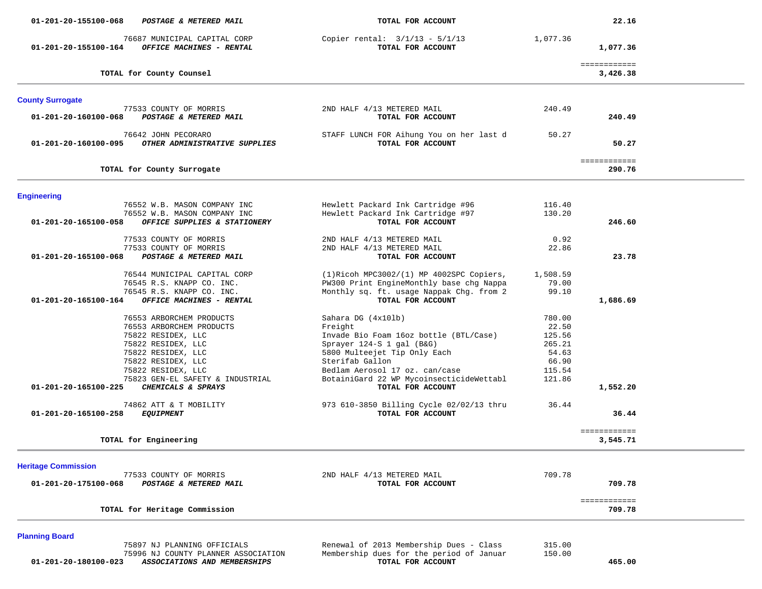| Account | Vendor / Account Name | Description | Amount | Total |
|---|---|---|---|---|
| 01-201-20-155100-068 | ***POSTAGE & METERED MAIL*** | **TOTAL FOR ACCOUNT** | | **22.16** |
| | 76687 MUNICIPAL CAPITAL CORP | Copier rental: 3/1/13 - 5/1/13 | 1,077.36 | |
| 01-201-20-155100-164 | ***OFFICE MACHINES - RENTAL*** | **TOTAL FOR ACCOUNT** | | **1,077.36** |
| | | | | ============ |
| | **TOTAL for County Counsel** | | | **3,426.38** |

## County Surrogate

| Account | Vendor / Account Name | Description | Amount | Total |
|---|---|---|---|---|
| | 77533 COUNTY OF MORRIS | 2ND HALF 4/13 METERED MAIL | 240.49 | |
| 01-201-20-160100-068 | ***POSTAGE & METERED MAIL*** | **TOTAL FOR ACCOUNT** | | **240.49** |
| | 76642 JOHN PECORARO | STAFF LUNCH FOR Aihung You on her last d | 50.27 | |
| 01-201-20-160100-095 | ***OTHER ADMINISTRATIVE SUPPLIES*** | **TOTAL FOR ACCOUNT** | | **50.27** |
| | | | | ============ |
| | **TOTAL for County Surrogate** | | | **290.76** |

## Engineering

| Account | Vendor / Account Name | Description | Amount | Total |
|---|---|---|---|---|
| | 76552 W.B. MASON COMPANY INC | Hewlett Packard Ink Cartridge #96 | 116.40 | |
| | 76552 W.B. MASON COMPANY INC | Hewlett Packard Ink Cartridge #97 | 130.20 | |
| 01-201-20-165100-058 | ***OFFICE SUPPLIES & STATIONERY*** | **TOTAL FOR ACCOUNT** | | **246.60** |
| | 77533 COUNTY OF MORRIS | 2ND HALF 4/13 METERED MAIL | 0.92 | |
| | 77533 COUNTY OF MORRIS | 2ND HALF 4/13 METERED MAIL | 22.86 | |
| 01-201-20-165100-068 | ***POSTAGE & METERED MAIL*** | **TOTAL FOR ACCOUNT** | | **23.78** |
| | 76544 MUNICIPAL CAPITAL CORP | (1)Ricoh MPC3002/(1) MP 4002SPC Copiers, | 1,508.59 | |
| | 76545 R.S. KNAPP CO. INC. | PW300 Print EngineMonthly base chg Nappa | 79.00 | |
| | 76545 R.S. KNAPP CO. INC. | Monthly sq. ft. usage Nappak Chg. from 2 | 99.10 | |
| 01-201-20-165100-164 | ***OFFICE MACHINES - RENTAL*** | **TOTAL FOR ACCOUNT** | | **1,686.69** |
| | 76553 ARBORCHEM PRODUCTS | Sahara DG (4x10lb) | 780.00 | |
| | 76553 ARBORCHEM PRODUCTS | Freight | 22.50 | |
| | 75822 RESIDEX, LLC | Invade Bio Foam 16oz bottle (BTL/Case) | 125.56 | |
| | 75822 RESIDEX, LLC | Sprayer 124-S 1 gal (B&G) | 265.21 | |
| | 75822 RESIDEX, LLC | 5800 Multeejet Tip Only Each | 54.63 | |
| | 75822 RESIDEX, LLC | Sterifab Gallon | 66.90 | |
| | 75822 RESIDEX, LLC | Bedlam Aerosol 17 oz. can/case | 115.54 | |
| | 75823 GEN-EL SAFETY & INDUSTRIAL | BotainiGard 22 WP MycoinsecticideWettabl | 121.86 | |
| 01-201-20-165100-225 | ***CHEMICALS & SPRAYS*** | **TOTAL FOR ACCOUNT** | | **1,552.20** |
| | 74862 ATT & T MOBILITY | 973 610-3850 Billing Cycle 02/02/13 thru | 36.44 | |
| 01-201-20-165100-258 | ***EQUIPMENT*** | **TOTAL FOR ACCOUNT** | | **36.44** |
| | | | | ============ |
| | **TOTAL for Engineering** | | | **3,545.71** |

## Heritage Commission

| Account | Vendor / Account Name | Description | Amount | Total |
|---|---|---|---|---|
| | 77533 COUNTY OF MORRIS | 2ND HALF 4/13 METERED MAIL | 709.78 | |
| 01-201-20-175100-068 | ***POSTAGE & METERED MAIL*** | **TOTAL FOR ACCOUNT** | | **709.78** |
| | | | | ============ |
| | **TOTAL for Heritage Commission** | | | **709.78** |

## Planning Board

| Account | Vendor / Account Name | Description | Amount | Total |
|---|---|---|---|---|
| | 75897 NJ PLANNING OFFICIALS | Renewal of 2013 Membership Dues - Class | 315.00 | |
| | 75996 NJ COUNTY PLANNER ASSOCIATION | Membership dues for the period of Januar | 150.00 | |
| 01-201-20-180100-023 | ***ASSOCIATIONS AND MEMBERSHIPS*** | **TOTAL FOR ACCOUNT** | | **465.00** |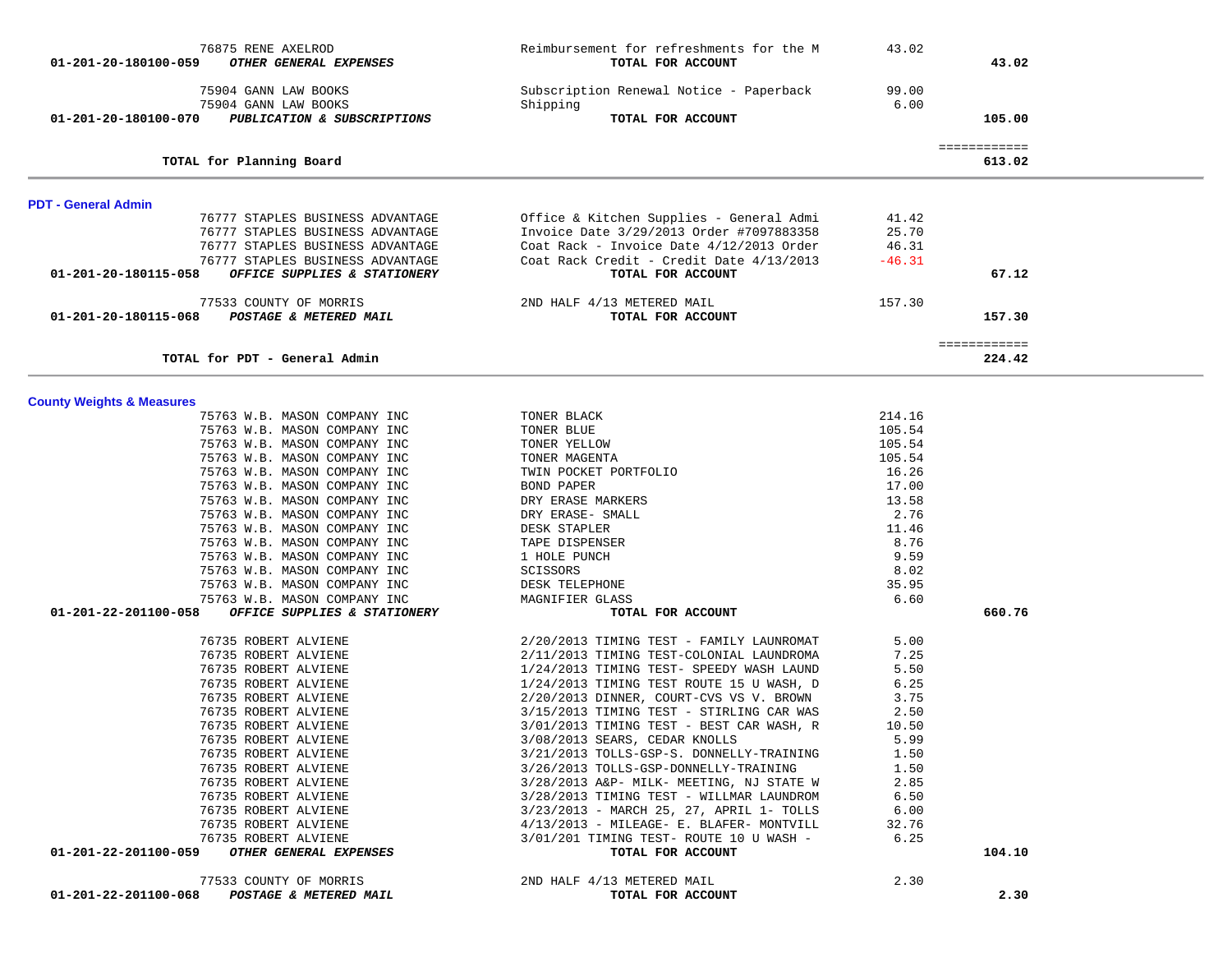| Account / Vendor | Description | Amount | Total |
|---|---|---|---|
| 76875 RENE AXELROD | Reimbursement for refreshments for the M | 43.02 | |
| **01-201-20-180100-059** ***OTHER GENERAL EXPENSES*** | **TOTAL FOR ACCOUNT** | | **43.02** |
| 75904 GANN LAW BOOKS | Subscription Renewal Notice - Paperback | 99.00 | |
| 75904 GANN LAW BOOKS | Shipping | 6.00 | |
| **01-201-20-180100-070** ***PUBLICATION & SUBSCRIPTIONS*** | **TOTAL FOR ACCOUNT** | | **105.00** |
| | | | ============ |
| **TOTAL for Planning Board** | | | **613.02** |

## PDT - General Admin

| Account / Vendor | Description | Amount | Total |
|---|---|---|---|
| 76777 STAPLES BUSINESS ADVANTAGE | Office & Kitchen Supplies - General Admi | 41.42 | |
| 76777 STAPLES BUSINESS ADVANTAGE | Invoice Date 3/29/2013 Order #7097883358 | 25.70 | |
| 76777 STAPLES BUSINESS ADVANTAGE | Coat Rack - Invoice Date 4/12/2013 Order | 46.31 | |
| 76777 STAPLES BUSINESS ADVANTAGE | Coat Rack Credit - Credit Date 4/13/2013 | -46.31 | |
| **01-201-20-180115-058** ***OFFICE SUPPLIES & STATIONERY*** | **TOTAL FOR ACCOUNT** | | **67.12** |
| 77533 COUNTY OF MORRIS | 2ND HALF 4/13 METERED MAIL | 157.30 | |
| **01-201-20-180115-068** ***POSTAGE & METERED MAIL*** | **TOTAL FOR ACCOUNT** | | **157.30** |
| | | | ============ |
| **TOTAL for PDT - General Admin** | | | **224.42** |

## County Weights & Measures

| Account / Vendor | Description | Amount | Total |
|---|---|---|---|
| 75763 W.B. MASON COMPANY INC | TONER BLACK | 214.16 | |
| 75763 W.B. MASON COMPANY INC | TONER BLUE | 105.54 | |
| 75763 W.B. MASON COMPANY INC | TONER YELLOW | 105.54 | |
| 75763 W.B. MASON COMPANY INC | TONER MAGENTA | 105.54 | |
| 75763 W.B. MASON COMPANY INC | TWIN POCKET PORTFOLIO | 16.26 | |
| 75763 W.B. MASON COMPANY INC | BOND PAPER | 17.00 | |
| 75763 W.B. MASON COMPANY INC | DRY ERASE MARKERS | 13.58 | |
| 75763 W.B. MASON COMPANY INC | DRY ERASE- SMALL | 2.76 | |
| 75763 W.B. MASON COMPANY INC | DESK STAPLER | 11.46 | |
| 75763 W.B. MASON COMPANY INC | TAPE DISPENSER | 8.76 | |
| 75763 W.B. MASON COMPANY INC | 1 HOLE PUNCH | 9.59 | |
| 75763 W.B. MASON COMPANY INC | SCISSORS | 8.02 | |
| 75763 W.B. MASON COMPANY INC | DESK TELEPHONE | 35.95 | |
| 75763 W.B. MASON COMPANY INC | MAGNIFIER GLASS | 6.60 | |
| **01-201-22-201100-058** ***OFFICE SUPPLIES & STATIONERY*** | **TOTAL FOR ACCOUNT** | | **660.76** |
| 76735 ROBERT ALVIENE | 2/20/2013 TIMING TEST - FAMILY LAUNROMAT | 5.00 | |
| 76735 ROBERT ALVIENE | 2/11/2013 TIMING TEST-COLONIAL LAUNDROMA | 7.25 | |
| 76735 ROBERT ALVIENE | 1/24/2013 TIMING TEST- SPEEDY WASH LAUND | 5.50 | |
| 76735 ROBERT ALVIENE | 1/24/2013 TIMING TEST ROUTE 15 U WASH, D | 6.25 | |
| 76735 ROBERT ALVIENE | 2/20/2013 DINNER, COURT-CVS VS V. BROWN | 3.75 | |
| 76735 ROBERT ALVIENE | 3/15/2013 TIMING TEST - STIRLING CAR WAS | 2.50 | |
| 76735 ROBERT ALVIENE | 3/01/2013 TIMING TEST - BEST CAR WASH, R | 10.50 | |
| 76735 ROBERT ALVIENE | 3/08/2013 SEARS, CEDAR KNOLLS | 5.99 | |
| 76735 ROBERT ALVIENE | 3/21/2013 TOLLS-GSP-S. DONNELLY-TRAINING | 1.50 | |
| 76735 ROBERT ALVIENE | 3/26/2013 TOLLS-GSP-DONNELLY-TRAINING | 1.50 | |
| 76735 ROBERT ALVIENE | 3/28/2013 A&P- MILK- MEETING, NJ STATE W | 2.85 | |
| 76735 ROBERT ALVIENE | 3/28/2013 TIMING TEST - WILLMAR LAUNDROM | 6.50 | |
| 76735 ROBERT ALVIENE | 3/23/2013 - MARCH 25, 27, APRIL 1- TOLLS | 6.00 | |
| 76735 ROBERT ALVIENE | 4/13/2013 - MILEAGE- E. BLAFER- MONTVILL | 32.76 | |
| 76735 ROBERT ALVIENE | 3/01/201 TIMING TEST- ROUTE 10 U WASH - | 6.25 | |
| **01-201-22-201100-059** ***OTHER GENERAL EXPENSES*** | **TOTAL FOR ACCOUNT** | | **104.10** |
| 77533 COUNTY OF MORRIS | 2ND HALF 4/13 METERED MAIL | 2.30 | |
| **01-201-22-201100-068** ***POSTAGE & METERED MAIL*** | **TOTAL FOR ACCOUNT** | | **2.30** |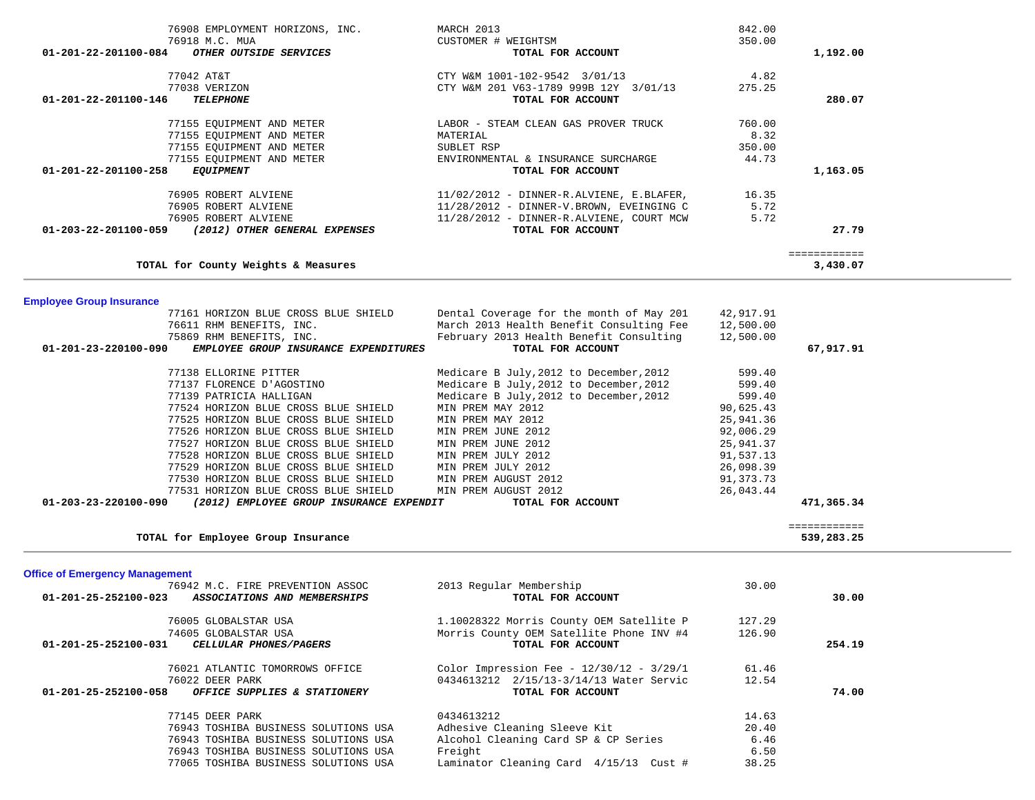| Account | Vendor | Description | Amount | Total |
|---|---|---|---|---|
| | 76908 EMPLOYMENT HORIZONS, INC. | MARCH 2013 | 842.00 | |
| | 76918 M.C. MUA | CUSTOMER # WEIGHTSM | 350.00 | |
| **01-201-22-201100-084** | ***OTHER OUTSIDE SERVICES*** | **TOTAL FOR ACCOUNT** | | **1,192.00** |
| | 77042 AT&T | CTY W&M 1001-102-9542 3/01/13 | 4.82 | |
| | 77038 VERIZON | CTY W&M 201 V63-1789 999B 12Y 3/01/13 | 275.25 | |
| **01-201-22-201100-146** | ***TELEPHONE*** | **TOTAL FOR ACCOUNT** | | **280.07** |
| | 77155 EQUIPMENT AND METER | LABOR - STEAM CLEAN GAS PROVER TRUCK | 760.00 | |
| | 77155 EQUIPMENT AND METER | MATERIAL | 8.32 | |
| | 77155 EQUIPMENT AND METER | SUBLET RSP | 350.00 | |
| | 77155 EQUIPMENT AND METER | ENVIRONMENTAL & INSURANCE SURCHARGE | 44.73 | |
| **01-201-22-201100-258** | ***EQUIPMENT*** | **TOTAL FOR ACCOUNT** | | **1,163.05** |
| | 76905 ROBERT ALVIENE | 11/02/2012 - DINNER-R.ALVIENE, E.BLAFER, | 16.35 | |
| | 76905 ROBERT ALVIENE | 11/28/2012 - DINNER-V.BROWN, EVEINGING C | 5.72 | |
| | 76905 ROBERT ALVIENE | 11/28/2012 - DINNER-R.ALVIENE, COURT MCW | 5.72 | |
| **01-203-22-201100-059** | ***(2012) OTHER GENERAL EXPENSES*** | **TOTAL FOR ACCOUNT** | | **27.79** |
| | | | | ============ |
| **TOTAL for County Weights & Measures** | | | | **3,430.07** |

## Employee Group Insurance

| Account | Vendor | Description | Amount | Total |
|---|---|---|---|---|
| | 77161 HORIZON BLUE CROSS BLUE SHIELD | Dental Coverage for the month of May 201 | 42,917.91 | |
| | 76611 RHM BENEFITS, INC. | March 2013 Health Benefit Consulting Fee | 12,500.00 | |
| | 75869 RHM BENEFITS, INC. | February 2013 Health Benefit Consulting | 12,500.00 | |
| **01-201-23-220100-090** | ***EMPLOYEE GROUP INSURANCE EXPENDITURES*** | **TOTAL FOR ACCOUNT** | | **67,917.91** |
| | 77138 ELLORINE PITTER | Medicare B July,2012 to December,2012 | 599.40 | |
| | 77137 FLORENCE D'AGOSTINO | Medicare B July,2012 to December,2012 | 599.40 | |
| | 77139 PATRICIA HALLIGAN | Medicare B July,2012 to December,2012 | 599.40 | |
| | 77524 HORIZON BLUE CROSS BLUE SHIELD | MIN PREM MAY 2012 | 90,625.43 | |
| | 77525 HORIZON BLUE CROSS BLUE SHIELD | MIN PREM MAY 2012 | 25,941.36 | |
| | 77526 HORIZON BLUE CROSS BLUE SHIELD | MIN PREM JUNE 2012 | 92,006.29 | |
| | 77527 HORIZON BLUE CROSS BLUE SHIELD | MIN PREM JUNE 2012 | 25,941.37 | |
| | 77528 HORIZON BLUE CROSS BLUE SHIELD | MIN PREM JULY 2012 | 91,537.13 | |
| | 77529 HORIZON BLUE CROSS BLUE SHIELD | MIN PREM JULY 2012 | 26,098.39 | |
| | 77530 HORIZON BLUE CROSS BLUE SHIELD | MIN PREM AUGUST 2012 | 91,373.73 | |
| | 77531 HORIZON BLUE CROSS BLUE SHIELD | MIN PREM AUGUST 2012 | 26,043.44 | |
| **01-203-23-220100-090** | ***(2012) EMPLOYEE GROUP INSURANCE EXPENDIT*** | **TOTAL FOR ACCOUNT** | | **471,365.34** |
| | | | | ============ |
| **TOTAL for Employee Group Insurance** | | | | **539,283.25** |

## Office of Emergency Management

| Account | Vendor | Description | Amount | Total |
|---|---|---|---|---|
| | 76942 M.C. FIRE PREVENTION ASSOC | 2013 Regular Membership | 30.00 | |
| **01-201-25-252100-023** | ***ASSOCIATIONS AND MEMBERSHIPS*** | **TOTAL FOR ACCOUNT** | | **30.00** |
| | 76005 GLOBALSTAR USA | 1.10028322 Morris County OEM Satellite P | 127.29 | |
| | 74605 GLOBALSTAR USA | Morris County OEM Satellite Phone INV #4 | 126.90 | |
| **01-201-25-252100-031** | ***CELLULAR PHONES/PAGERS*** | **TOTAL FOR ACCOUNT** | | **254.19** |
| | 76021 ATLANTIC TOMORROWS OFFICE | Color Impression Fee - 12/30/12 - 3/29/1 | 61.46 | |
| | 76022 DEER PARK | 0434613212 2/15/13-3/14/13 Water Servic | 12.54 | |
| **01-201-25-252100-058** | ***OFFICE SUPPLIES & STATIONERY*** | **TOTAL FOR ACCOUNT** | | **74.00** |
| | 77145 DEER PARK | 0434613212 | 14.63 | |
| | 76943 TOSHIBA BUSINESS SOLUTIONS USA | Adhesive Cleaning Sleeve Kit | 20.40 | |
| | 76943 TOSHIBA BUSINESS SOLUTIONS USA | Alcohol Cleaning Card SP & CP Series | 6.46 | |
| | 76943 TOSHIBA BUSINESS SOLUTIONS USA | Freight | 6.50 | |
| | 77065 TOSHIBA BUSINESS SOLUTIONS USA | Laminator Cleaning Card 4/15/13 Cust # | 38.25 | |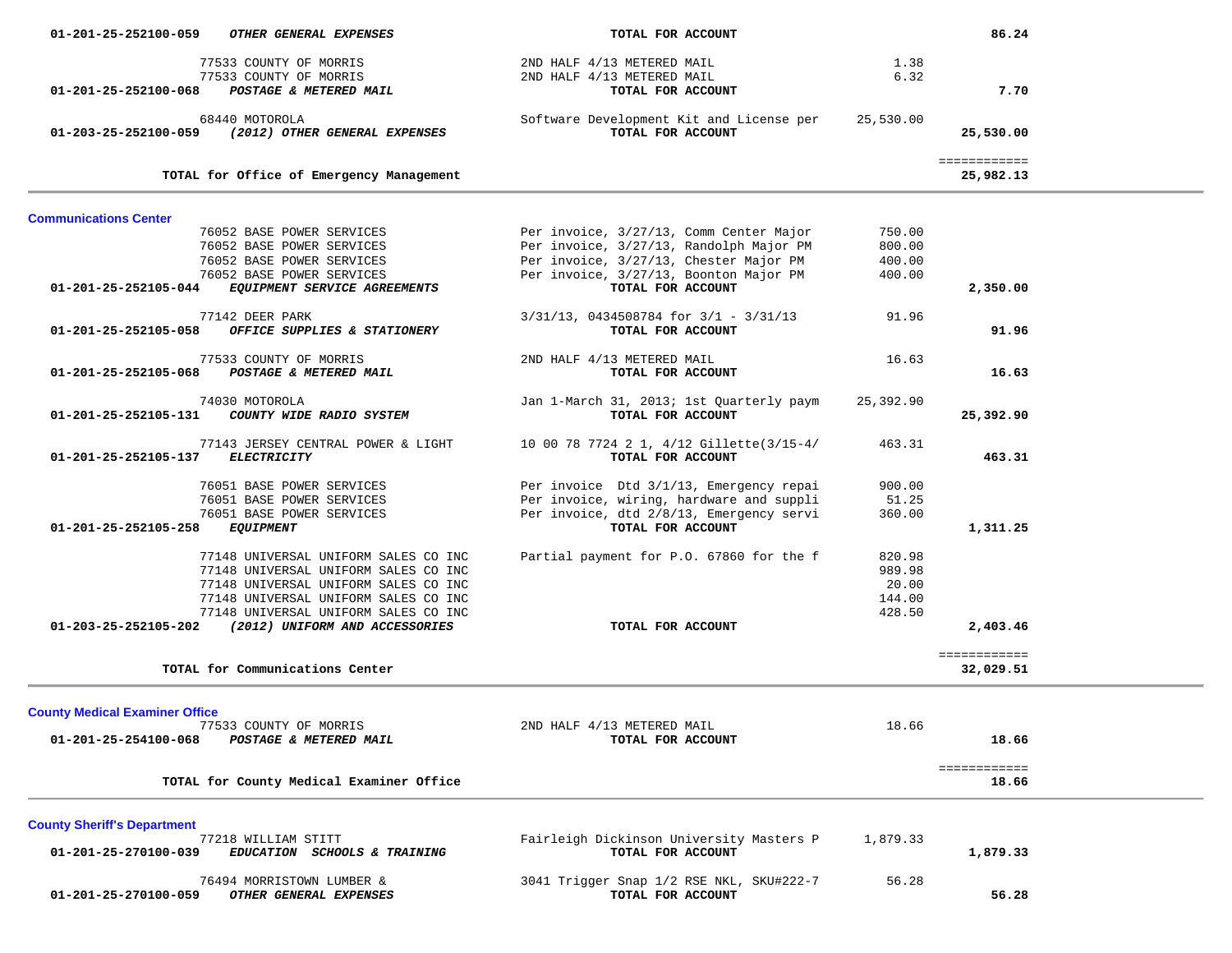| Account | Vendor / Description | Description | Amount | Total |
|---|---|---|---|---|
| 01-201-25-252100-059 ***OTHER GENERAL EXPENSES*** | | **TOTAL FOR ACCOUNT** | | **86.24** |
| | 77533 COUNTY OF MORRIS | 2ND HALF 4/13 METERED MAIL | 1.38 | |
| | 77533 COUNTY OF MORRIS | 2ND HALF 4/13 METERED MAIL | 6.32 | |
| 01-201-25-252100-068 ***POSTAGE & METERED MAIL*** | | **TOTAL FOR ACCOUNT** | | **7.70** |
| | 68440 MOTOROLA | Software Development Kit and License per | 25,530.00 | |
| 01-203-25-252100-059 ***(2012) OTHER GENERAL EXPENSES*** | | **TOTAL FOR ACCOUNT** | | **25,530.00** |
| | | | | ============ |
| **TOTAL for Office of Emergency Management** | | | | **25,982.13** |

**Communications Center**

| Account | Vendor | Description | Amount | Total |
|---|---|---|---|---|
| | 76052 BASE POWER SERVICES | Per invoice, 3/27/13, Comm Center Major | 750.00 | |
| | 76052 BASE POWER SERVICES | Per invoice, 3/27/13, Randolph Major PM | 800.00 | |
| | 76052 BASE POWER SERVICES | Per invoice, 3/27/13, Chester Major PM | 400.00 | |
| | 76052 BASE POWER SERVICES | Per invoice, 3/27/13, Boonton Major PM | 400.00 | |
| 01-201-25-252105-044 ***EQUIPMENT SERVICE AGREEMENTS*** | | **TOTAL FOR ACCOUNT** | | **2,350.00** |
| | 77142 DEER PARK | 3/31/13, 0434508784 for 3/1 - 3/31/13 | 91.96 | |
| 01-201-25-252105-058 ***OFFICE SUPPLIES & STATIONERY*** | | **TOTAL FOR ACCOUNT** | | **91.96** |
| | 77533 COUNTY OF MORRIS | 2ND HALF 4/13 METERED MAIL | 16.63 | |
| 01-201-25-252105-068 ***POSTAGE & METERED MAIL*** | | **TOTAL FOR ACCOUNT** | | **16.63** |
| | 74030 MOTOROLA | Jan 1-March 31, 2013; 1st Quarterly paym | 25,392.90 | |
| 01-201-25-252105-131 ***COUNTY WIDE RADIO SYSTEM*** | | **TOTAL FOR ACCOUNT** | | **25,392.90** |
| | 77143 JERSEY CENTRAL POWER & LIGHT | 10 00 78 7724 2 1, 4/12 Gillette(3/15-4/ | 463.31 | |
| 01-201-25-252105-137 ***ELECTRICITY*** | | **TOTAL FOR ACCOUNT** | | **463.31** |
| | 76051 BASE POWER SERVICES | Per invoice Dtd 3/1/13, Emergency repai | 900.00 | |
| | 76051 BASE POWER SERVICES | Per invoice, wiring, hardware and suppli | 51.25 | |
| | 76051 BASE POWER SERVICES | Per invoice, dtd 2/8/13, Emergency servi | 360.00 | |
| 01-201-25-252105-258 ***EQUIPMENT*** | | **TOTAL FOR ACCOUNT** | | **1,311.25** |
| | 77148 UNIVERSAL UNIFORM SALES CO INC | Partial payment for P.O. 67860 for the f | 820.98 | |
| | 77148 UNIVERSAL UNIFORM SALES CO INC | | 989.98 | |
| | 77148 UNIVERSAL UNIFORM SALES CO INC | | 20.00 | |
| | 77148 UNIVERSAL UNIFORM SALES CO INC | | 144.00 | |
| | 77148 UNIVERSAL UNIFORM SALES CO INC | | 428.50 | |
| 01-203-25-252105-202 ***(2012) UNIFORM AND ACCESSORIES*** | | **TOTAL FOR ACCOUNT** | | **2,403.46** |
| | | | | ============ |
| **TOTAL for Communications Center** | | | | **32,029.51** |

**County Medical Examiner Office**

| Account | Vendor | Description | Amount | Total |
|---|---|---|---|---|
| | 77533 COUNTY OF MORRIS | 2ND HALF 4/13 METERED MAIL | 18.66 | |
| 01-201-25-254100-068 ***POSTAGE & METERED MAIL*** | | **TOTAL FOR ACCOUNT** | | **18.66** |
| | | | | ============ |
| **TOTAL for County Medical Examiner Office** | | | | **18.66** |

**County Sheriff's Department**

| Account | Vendor | Description | Amount | Total |
|---|---|---|---|---|
| | 77218 WILLIAM STITT | Fairleigh Dickinson University Masters P | 1,879.33 | |
| 01-201-25-270100-039 ***EDUCATION SCHOOLS & TRAINING*** | | **TOTAL FOR ACCOUNT** | | **1,879.33** |
| | 76494 MORRISTOWN LUMBER & | 3041 Trigger Snap 1/2 RSE NKL, SKU#222-7 | 56.28 | |
| 01-201-25-270100-059 ***OTHER GENERAL EXPENSES*** | | **TOTAL FOR ACCOUNT** | | **56.28** |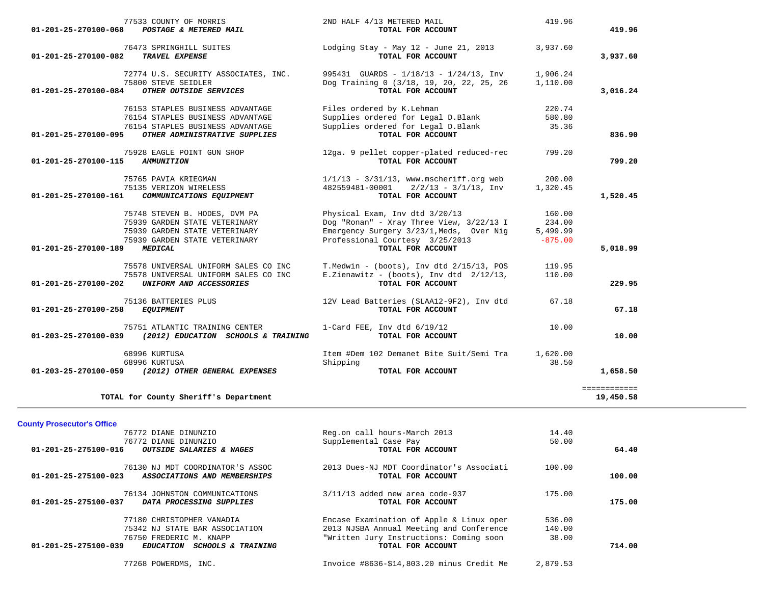| Account | Vendor / Account Name | Description | Amount | Total |
|---|---|---|---|---|
| | 77533 COUNTY OF MORRIS | 2ND HALF 4/13 METERED MAIL | 419.96 | |
| 01-201-25-270100-068 | ***POSTAGE & METERED MAIL*** | **TOTAL FOR ACCOUNT** | | **419.96** |
| | 76473 SPRINGHILL SUITES | Lodging Stay - May 12 - June 21, 2013 | 3,937.60 | |
| 01-201-25-270100-082 | ***TRAVEL EXPENSE*** | **TOTAL FOR ACCOUNT** | | **3,937.60** |
| | 72774 U.S. SECURITY ASSOCIATES, INC. | 995431 GUARDS - 1/18/13 - 1/24/13, Inv | 1,906.24 | |
| | 75800 STEVE SEIDLER | Dog Training 0 (3/18, 19, 20, 22, 25, 26 | 1,110.00 | |
| 01-201-25-270100-084 | ***OTHER OUTSIDE SERVICES*** | **TOTAL FOR ACCOUNT** | | **3,016.24** |
| | 76153 STAPLES BUSINESS ADVANTAGE | Files ordered by K.Lehman | 220.74 | |
| | 76154 STAPLES BUSINESS ADVANTAGE | Supplies ordered for Legal D.Blank | 580.80 | |
| | 76154 STAPLES BUSINESS ADVANTAGE | Supplies ordered for Legal D.Blank | 35.36 | |
| 01-201-25-270100-095 | ***OTHER ADMINISTRATIVE SUPPLIES*** | **TOTAL FOR ACCOUNT** | | **836.90** |
| | 75928 EAGLE POINT GUN SHOP | 12ga. 9 pellet copper-plated reduced-rec | 799.20 | |
| 01-201-25-270100-115 | ***AMMUNITION*** | **TOTAL FOR ACCOUNT** | | **799.20** |
| | 75765 PAVIA KRIEGMAN | 1/1/13 - 3/31/13, www.mscheriff.org web | 200.00 | |
| | 75135 VERIZON WIRELESS | 482559481-00001 2/2/13 - 3/1/13, Inv | 1,320.45 | |
| 01-201-25-270100-161 | ***COMMUNICATIONS EQUIPMENT*** | **TOTAL FOR ACCOUNT** | | **1,520.45** |
| | 75748 STEVEN B. HODES, DVM PA | Physical Exam, Inv dtd 3/20/13 | 160.00 | |
| | 75939 GARDEN STATE VETERINARY | Dog "Ronan" - Xray Three View, 3/22/13 I | 234.00 | |
| | 75939 GARDEN STATE VETERINARY | Emergency Surgery 3/23/1,Meds, Over Nig | 5,499.99 | |
| | 75939 GARDEN STATE VETERINARY | Professional Courtesy 3/25/2013 | -875.00 | |
| 01-201-25-270100-189 | ***MEDICAL*** | **TOTAL FOR ACCOUNT** | | **5,018.99** |
| | 75578 UNIVERSAL UNIFORM SALES CO INC | T.Medwin - (boots), Inv dtd 2/15/13, POS | 119.95 | |
| | 75578 UNIVERSAL UNIFORM SALES CO INC | E.Zienawitz - (boots), Inv dtd 2/12/13, | 110.00 | |
| 01-201-25-270100-202 | ***UNIFORM AND ACCESSORIES*** | **TOTAL FOR ACCOUNT** | | **229.95** |
| | 75136 BATTERIES PLUS | 12V Lead Batteries (SLAA12-9F2), Inv dtd | 67.18 | |
| 01-201-25-270100-258 | ***EQUIPMENT*** | **TOTAL FOR ACCOUNT** | | **67.18** |
| | 75751 ATLANTIC TRAINING CENTER | 1-Card FEE, Inv dtd 6/19/12 | 10.00 | |
| 01-203-25-270100-039 | ***(2012) EDUCATION SCHOOLS & TRAINING*** | **TOTAL FOR ACCOUNT** | | **10.00** |
| | 68996 KURTUSA | Item #Dem 102 Demanet Bite Suit/Semi Tra | 1,620.00 | |
| | 68996 KURTUSA | Shipping | 38.50 | |
| 01-203-25-270100-059 | ***(2012) OTHER GENERAL EXPENSES*** | **TOTAL FOR ACCOUNT** | | **1,658.50** |
| | **TOTAL for County Sheriff's Department** | | | **19,450.58** |

**County Prosecutor's Office**

| Account | Vendor / Account Name | Description | Amount | Total |
|---|---|---|---|---|
| | 76772 DIANE DINUNZIO | Reg.on call hours-March 2013 | 14.40 | |
| | 76772 DIANE DINUNZIO | Supplemental Case Pay | 50.00 | |
| 01-201-25-275100-016 | ***OUTSIDE SALARIES & WAGES*** | **TOTAL FOR ACCOUNT** | | **64.40** |
| | 76130 NJ MDT COORDINATOR'S ASSOC | 2013 Dues-NJ MDT Coordinator's Associati | 100.00 | |
| 01-201-25-275100-023 | ***ASSOCIATIONS AND MEMBERSHIPS*** | **TOTAL FOR ACCOUNT** | | **100.00** |
| | 76134 JOHNSTON COMMUNICATIONS | 3/11/13 added new area code-937 | 175.00 | |
| 01-201-25-275100-037 | ***DATA PROCESSING SUPPLIES*** | **TOTAL FOR ACCOUNT** | | **175.00** |
| | 77180 CHRISTOPHER VANADIA | Encase Examination of Apple & Linux oper | 536.00 | |
| | 75342 NJ STATE BAR ASSOCIATION | 2013 NJSBA Annual Meeting and Conference | 140.00 | |
| | 76750 FREDERIC M. KNAPP | "Written Jury Instructions: Coming soon | 38.00 | |
| 01-201-25-275100-039 | ***EDUCATION SCHOOLS & TRAINING*** | **TOTAL FOR ACCOUNT** | | **714.00** |
| | 77268 POWERDMS, INC. | Invoice #8636-$14,803.20 minus Credit Me | 2,879.53 | |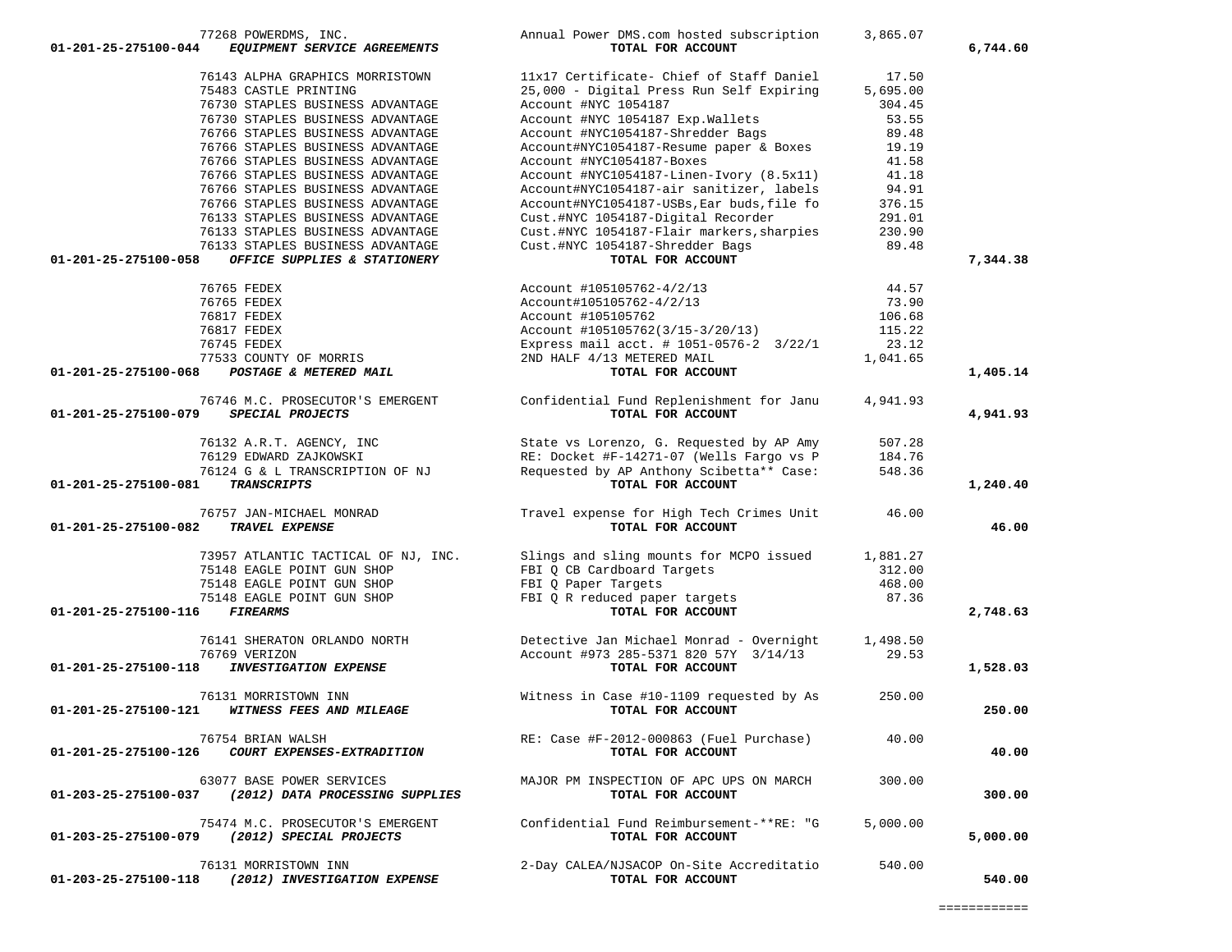| Account | Vendor | Description | Amount | Total |
|---|---|---|---|---|
| | 77268 POWERDMS, INC. | Annual Power DMS.com hosted subscription | 3,865.07 | |
| 01-201-25-275100-044 | *EQUIPMENT SERVICE AGREEMENTS* | **TOTAL FOR ACCOUNT** | | 6,744.60 |
| | 76143 ALPHA GRAPHICS MORRISTOWN | 11x17 Certificate- Chief of Staff Daniel | 17.50 | |
| | 75483 CASTLE PRINTING | 25,000 - Digital Press Run Self Expiring | 5,695.00 | |
| | 76730 STAPLES BUSINESS ADVANTAGE | Account #NYC 1054187 | 304.45 | |
| | 76730 STAPLES BUSINESS ADVANTAGE | Account #NYC 1054187 Exp.Wallets | 53.55 | |
| | 76766 STAPLES BUSINESS ADVANTAGE | Account #NYC1054187-Shredder Bags | 89.48 | |
| | 76766 STAPLES BUSINESS ADVANTAGE | Account#NYC1054187-Resume paper & Boxes | 19.19 | |
| | 76766 STAPLES BUSINESS ADVANTAGE | Account #NYC1054187-Boxes | 41.58 | |
| | 76766 STAPLES BUSINESS ADVANTAGE | Account #NYC1054187-Linen-Ivory (8.5x11) | 41.18 | |
| | 76766 STAPLES BUSINESS ADVANTAGE | Account#NYC1054187-air sanitizer, labels | 94.91 | |
| | 76766 STAPLES BUSINESS ADVANTAGE | Account#NYC1054187-USBs,Ear buds,file fo | 376.15 | |
| | 76133 STAPLES BUSINESS ADVANTAGE | Cust.#NYC 1054187-Digital Recorder | 291.01 | |
| | 76133 STAPLES BUSINESS ADVANTAGE | Cust.#NYC 1054187-Flair markers,sharpies | 230.90 | |
| | 76133 STAPLES BUSINESS ADVANTAGE | Cust.#NYC 1054187-Shredder Bags | 89.48 | |
| 01-201-25-275100-058 | *OFFICE SUPPLIES & STATIONERY* | **TOTAL FOR ACCOUNT** | | 7,344.38 |
| | 76765 FEDEX | Account #105105762-4/2/13 | 44.57 | |
| | 76765 FEDEX | Account#105105762-4/2/13 | 73.90 | |
| | 76817 FEDEX | Account #105105762 | 106.68 | |
| | 76817 FEDEX | Account #105105762(3/15-3/20/13) | 115.22 | |
| | 76745 FEDEX | Express mail acct. # 1051-0576-2 3/22/1 | 23.12 | |
| | 77533 COUNTY OF MORRIS | 2ND HALF 4/13 METERED MAIL | 1,041.65 | |
| 01-201-25-275100-068 | *POSTAGE & METERED MAIL* | **TOTAL FOR ACCOUNT** | | 1,405.14 |
| | 76746 M.C. PROSECUTOR'S EMERGENT | Confidential Fund Replenishment for Janu | 4,941.93 | |
| 01-201-25-275100-079 | *SPECIAL PROJECTS* | **TOTAL FOR ACCOUNT** | | 4,941.93 |
| | 76132 A.R.T. AGENCY, INC | State vs Lorenzo, G. Requested by AP Amy | 507.28 | |
| | 76129 EDWARD ZAJKOWSKI | RE: Docket #F-14271-07 (Wells Fargo vs P | 184.76 | |
| | 76124 G & L TRANSCRIPTION OF NJ | Requested by AP Anthony Scibetta** Case: | 548.36 | |
| 01-201-25-275100-081 | *TRANSCRIPTS* | **TOTAL FOR ACCOUNT** | | 1,240.40 |
| | 76757 JAN-MICHAEL MONRAD | Travel expense for High Tech Crimes Unit | 46.00 | |
| 01-201-25-275100-082 | *TRAVEL EXPENSE* | **TOTAL FOR ACCOUNT** | | 46.00 |
| | 73957 ATLANTIC TACTICAL OF NJ, INC. | Slings and sling mounts for MCPO issued | 1,881.27 | |
| | 75148 EAGLE POINT GUN SHOP | FBI Q CB Cardboard Targets | 312.00 | |
| | 75148 EAGLE POINT GUN SHOP | FBI Q Paper Targets | 468.00 | |
| | 75148 EAGLE POINT GUN SHOP | FBI Q R reduced paper targets | 87.36 | |
| 01-201-25-275100-116 | *FIREARMS* | **TOTAL FOR ACCOUNT** | | 2,748.63 |
| | 76141 SHERATON ORLANDO NORTH | Detective Jan Michael Monrad - Overnight | 1,498.50 | |
| | 76769 VERIZON | Account #973 285-5371 820 57Y 3/14/13 | 29.53 | |
| 01-201-25-275100-118 | *INVESTIGATION EXPENSE* | **TOTAL FOR ACCOUNT** | | 1,528.03 |
| | 76131 MORRISTOWN INN | Witness in Case #10-1109 requested by As | 250.00 | |
| 01-201-25-275100-121 | *WITNESS FEES AND MILEAGE* | **TOTAL FOR ACCOUNT** | | 250.00 |
| | 76754 BRIAN WALSH | RE: Case #F-2012-000863 (Fuel Purchase) | 40.00 | |
| 01-201-25-275100-126 | *COURT EXPENSES-EXTRADITION* | **TOTAL FOR ACCOUNT** | | 40.00 |
| | 63077 BASE POWER SERVICES | MAJOR PM INSPECTION OF APC UPS ON MARCH | 300.00 | |
| 01-203-25-275100-037 | *(2012) DATA PROCESSING SUPPLIES* | **TOTAL FOR ACCOUNT** | | 300.00 |
| | 75474 M.C. PROSECUTOR'S EMERGENT | Confidential Fund Reimbursement-**RE: "G | 5,000.00 | |
| 01-203-25-275100-079 | *(2012) SPECIAL PROJECTS* | **TOTAL FOR ACCOUNT** | | 5,000.00 |
| | 76131 MORRISTOWN INN | 2-Day CALEA/NJSACOP On-Site Accreditatio | 540.00 | |
| 01-203-25-275100-118 | *(2012) INVESTIGATION EXPENSE* | **TOTAL FOR ACCOUNT** | | 540.00 |
| | | | | ============ |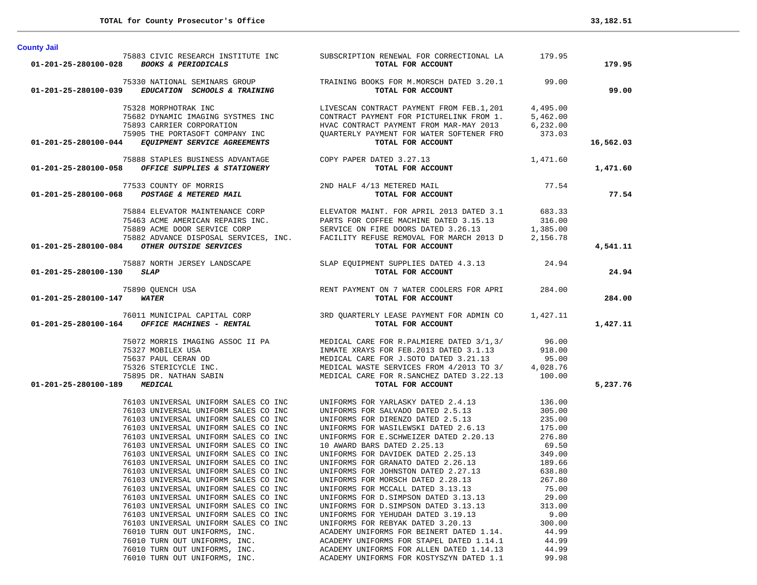**TOTAL for County Prosecutor's Office** **33,182.51**

## County Jail

| Account | Vendor | Description | Amount | Total |
|---|---|---|---|---|
| | 75883 CIVIC RESEARCH INSTITUTE INC | SUBSCRIPTION RENEWAL FOR CORRECTIONAL LA | 179.95 | |
| **01-201-25-280100-028** | ***BOOKS & PERIODICALS*** | **TOTAL FOR ACCOUNT** | | **179.95** |
| | 75330 NATIONAL SEMINARS GROUP | TRAINING BOOKS FOR M.MORSCH DATED 3.20.1 | 99.00 | |
| **01-201-25-280100-039** | ***EDUCATION SCHOOLS & TRAINING*** | **TOTAL FOR ACCOUNT** | | **99.00** |
| | 75328 MORPHOTRAK INC | LIVESCAN CONTRACT PAYMENT FROM FEB.1,201 | 4,495.00 | |
| | 75682 DYNAMIC IMAGING SYSTMES INC | CONTRACT PAYMENT FOR PICTURELINK FROM 1. | 5,462.00 | |
| | 75893 CARRIER CORPORATION | HVAC CONTRACT PAYMENT FROM MAR-MAY 2013 | 6,232.00 | |
| | 75905 THE PORTASOFT COMPANY INC | QUARTERLY PAYMENT FOR WATER SOFTENER FRO | 373.03 | |
| **01-201-25-280100-044** | ***EQUIPMENT SERVICE AGREEMENTS*** | **TOTAL FOR ACCOUNT** | | **16,562.03** |
| | 75888 STAPLES BUSINESS ADVANTAGE | COPY PAPER DATED 3.27.13 | 1,471.60 | |
| **01-201-25-280100-058** | ***OFFICE SUPPLIES & STATIONERY*** | **TOTAL FOR ACCOUNT** | | **1,471.60** |
| | 77533 COUNTY OF MORRIS | 2ND HALF 4/13 METERED MAIL | 77.54 | |
| **01-201-25-280100-068** | ***POSTAGE & METERED MAIL*** | **TOTAL FOR ACCOUNT** | | **77.54** |
| | 75884 ELEVATOR MAINTENANCE CORP | ELEVATOR MAINT. FOR APRIL 2013 DATED 3.1 | 683.33 | |
| | 75463 ACME AMERICAN REPAIRS INC. | PARTS FOR COFFEE MACHINE DATED 3.15.13 | 316.00 | |
| | 75889 ACME DOOR SERVICE CORP | SERVICE ON FIRE DOORS DATED 3.26.13 | 1,385.00 | |
| | 75882 ADVANCE DISPOSAL SERVICES, INC. | FACILITY REFUSE REMOVAL FOR MARCH 2013 D | 2,156.78 | |
| **01-201-25-280100-084** | ***OTHER OUTSIDE SERVICES*** | **TOTAL FOR ACCOUNT** | | **4,541.11** |
| | 75887 NORTH JERSEY LANDSCAPE | SLAP EQUIPMENT SUPPLIES DATED 4.3.13 | 24.94 | |
| **01-201-25-280100-130** | ***SLAP*** | **TOTAL FOR ACCOUNT** | | **24.94** |
| | 75890 QUENCH USA | RENT PAYMENT ON 7 WATER COOLERS FOR APRI | 284.00 | |
| **01-201-25-280100-147** | ***WATER*** | **TOTAL FOR ACCOUNT** | | **284.00** |
| | 76011 MUNICIPAL CAPITAL CORP | 3RD QUARTERLY LEASE PAYMENT FOR ADMIN CO | 1,427.11 | |
| **01-201-25-280100-164** | ***OFFICE MACHINES - RENTAL*** | **TOTAL FOR ACCOUNT** | | **1,427.11** |
| | 75072 MORRIS IMAGING ASSOC II PA | MEDICAL CARE FOR R.PALMIERE DATED 3/1,3/ | 96.00 | |
| | 75327 MOBILEX USA | INMATE XRAYS FOR FEB.2013 DATED 3.1.13 | 918.00 | |
| | 75637 PAUL CERAN OD | MEDICAL CARE FOR J.SOTO DATED 3.21.13 | 95.00 | |
| | 75326 STERICYCLE INC. | MEDICAL WASTE SERVICES FROM 4/2013 TO 3/ | 4,028.76 | |
| | 75895 DR. NATHAN SABIN | MEDICAL CARE FOR R.SANCHEZ DATED 3.22.13 | 100.00 | |
| **01-201-25-280100-189** | ***MEDICAL*** | **TOTAL FOR ACCOUNT** | | **5,237.76** |
| | 76103 UNIVERSAL UNIFORM SALES CO INC | UNIFORMS FOR YARLASKY DATED 2.4.13 | 136.00 | |
| | 76103 UNIVERSAL UNIFORM SALES CO INC | UNIFORMS FOR SALVADO DATED 2.5.13 | 305.00 | |
| | 76103 UNIVERSAL UNIFORM SALES CO INC | UNIFORMS FOR DIRENZO DATED 2.5.13 | 235.00 | |
| | 76103 UNIVERSAL UNIFORM SALES CO INC | UNIFORMS FOR WASILEWSKI DATED 2.6.13 | 175.00 | |
| | 76103 UNIVERSAL UNIFORM SALES CO INC | UNIFORMS FOR E.SCHWEIZER DATED 2.20.13 | 276.80 | |
| | 76103 UNIVERSAL UNIFORM SALES CO INC | 10 AWARD BARS DATED 2.25.13 | 69.50 | |
| | 76103 UNIVERSAL UNIFORM SALES CO INC | UNIFORMS FOR DAVIDEK DATED 2.25.13 | 349.00 | |
| | 76103 UNIVERSAL UNIFORM SALES CO INC | UNIFORMS FOR GRANATO DATED 2.26.13 | 189.66 | |
| | 76103 UNIVERSAL UNIFORM SALES CO INC | UNIFORMS FOR JOHNSTON DATED 2.27.13 | 638.80 | |
| | 76103 UNIVERSAL UNIFORM SALES CO INC | UNIFORMS FOR MORSCH DATED 2.28.13 | 267.80 | |
| | 76103 UNIVERSAL UNIFORM SALES CO INC | UNIFORMS FOR MCCALL DATED 3.13.13 | 75.00 | |
| | 76103 UNIVERSAL UNIFORM SALES CO INC | UNIFORMS FOR D.SIMPSON DATED 3.13.13 | 29.00 | |
| | 76103 UNIVERSAL UNIFORM SALES CO INC | UNIFORMS FOR D.SIMPSON DATED 3.13.13 | 313.00 | |
| | 76103 UNIVERSAL UNIFORM SALES CO INC | UNIFORMS FOR YEHUDAH DATED 3.19.13 | 9.00 | |
| | 76103 UNIVERSAL UNIFORM SALES CO INC | UNIFORMS FOR REBYAK DATED 3.20.13 | 300.00 | |
| | 76010 TURN OUT UNIFORMS, INC. | ACADEMY UNIFORMS FOR BEINERT DATED 1.14. | 44.99 | |
| | 76010 TURN OUT UNIFORMS, INC. | ACADEMY UNIFORMS FOR STAPEL DATED 1.14.1 | 44.99 | |
| | 76010 TURN OUT UNIFORMS, INC. | ACADEMY UNIFORMS FOR ALLEN DATED 1.14.13 | 44.99 | |
| | 76010 TURN OUT UNIFORMS, INC. | ACADEMY UNIFORMS FOR KOSTYSZYN DATED 1.1 | 99.98 | |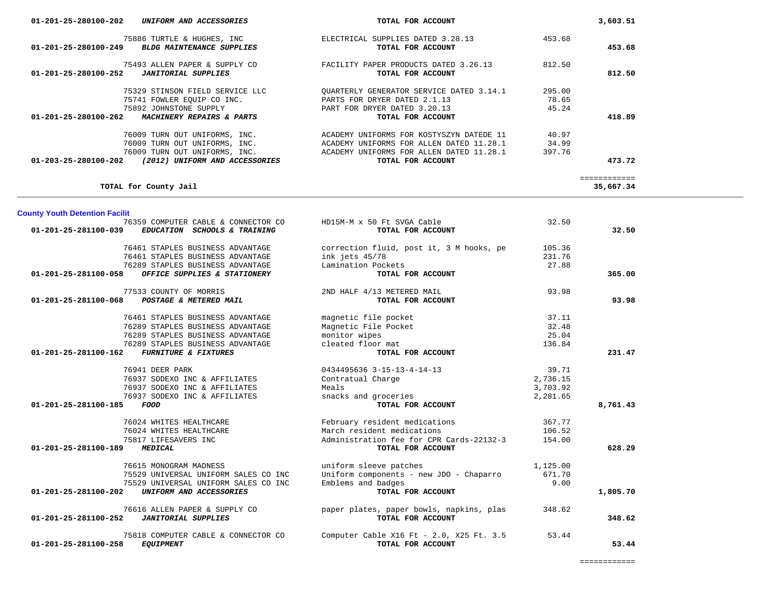| Account | Vendor / Account Name | Description | Amount | Total |
|---|---|---|---|---|
| 01-201-25-280100-202 | ***UNIFORM AND ACCESSORIES*** | **TOTAL FOR ACCOUNT** | | **3,603.51** |
| | 75886 TURTLE & HUGHES, INC | ELECTRICAL SUPPLIES DATED 3.28.13 | 453.68 | |
| 01-201-25-280100-249 | ***BLDG MAINTENANCE SUPPLIES*** | **TOTAL FOR ACCOUNT** | | **453.68** |
| | 75493 ALLEN PAPER & SUPPLY CO | FACILITY PAPER PRODUCTS DATED 3.26.13 | 812.50 | |
| 01-201-25-280100-252 | ***JANITORIAL SUPPLIES*** | **TOTAL FOR ACCOUNT** | | **812.50** |
| | 75329 STINSON FIELD SERVICE LLC | QUARTERLY GENERATOR SERVICE DATED 3.14.1 | 295.00 | |
| | 75741 FOWLER EQUIP CO INC. | PARTS FOR DRYER DATED 2.1.13 | 78.65 | |
| | 75892 JOHNSTONE SUPPLY | PART FOR DRYER DATED 3.20.13 | 45.24 | |
| 01-201-25-280100-262 | ***MACHINERY REPAIRS & PARTS*** | **TOTAL FOR ACCOUNT** | | **418.89** |
| | 76009 TURN OUT UNIFORMS, INC. | ACADEMY UNIFORMS FOR KOSTYSZYN DATEDE 11 | 40.97 | |
| | 76009 TURN OUT UNIFORMS, INC. | ACADEMY UNIFORMS FOR ALLEN DATED 11.28.1 | 34.99 | |
| | 76009 TURN OUT UNIFORMS, INC. | ACADEMY UNIFORMS FOR ALLEN DATED 11.28.1 | 397.76 | |
| 01-203-25-280100-202 | ***(2012) UNIFORM AND ACCESSORIES*** | **TOTAL FOR ACCOUNT** | | **473.72** |
| | | | | ============ |
| | **TOTAL for County Jail** | | | **35,667.34** |

## County Youth Detention Facilit

| Account | Vendor / Account Name | Description | Amount | Total |
|---|---|---|---|---|
| | 76359 COMPUTER CABLE & CONNECTOR CO | HD15M-M x 50 Ft SVGA Cable | 32.50 | |
| 01-201-25-281100-039 | ***EDUCATION SCHOOLS & TRAINING*** | **TOTAL FOR ACCOUNT** | | **32.50** |
| | 76461 STAPLES BUSINESS ADVANTAGE | correction fluid, post it, 3 M hooks, pe | 105.36 | |
| | 76461 STAPLES BUSINESS ADVANTAGE | ink jets 45/78 | 231.76 | |
| | 76289 STAPLES BUSINESS ADVANTAGE | Lamination Pockets | 27.88 | |
| 01-201-25-281100-058 | ***OFFICE SUPPLIES & STATIONERY*** | **TOTAL FOR ACCOUNT** | | **365.00** |
| | 77533 COUNTY OF MORRIS | 2ND HALF 4/13 METERED MAIL | 93.98 | |
| 01-201-25-281100-068 | ***POSTAGE & METERED MAIL*** | **TOTAL FOR ACCOUNT** | | **93.98** |
| | 76461 STAPLES BUSINESS ADVANTAGE | magnetic file pocket | 37.11 | |
| | 76289 STAPLES BUSINESS ADVANTAGE | Magnetic File Pocket | 32.48 | |
| | 76289 STAPLES BUSINESS ADVANTAGE | monitor wipes | 25.04 | |
| | 76289 STAPLES BUSINESS ADVANTAGE | cleated floor mat | 136.84 | |
| 01-201-25-281100-162 | ***FURNITURE & FIXTURES*** | **TOTAL FOR ACCOUNT** | | **231.47** |
| | 76941 DEER PARK | 0434495636 3-15-13-4-14-13 | 39.71 | |
| | 76937 SODEXO INC & AFFILIATES | Contratual Charge | 2,736.15 | |
| | 76937 SODEXO INC & AFFILIATES | Meals | 3,703.92 | |
| | 76937 SODEXO INC & AFFILIATES | snacks and groceries | 2,281.65 | |
| 01-201-25-281100-185 | ***FOOD*** | **TOTAL FOR ACCOUNT** | | **8,761.43** |
| | 76024 WHITES HEALTHCARE | February resident medications | 367.77 | |
| | 76024 WHITES HEALTHCARE | March resident medications | 106.52 | |
| | 75817 LIFESAVERS INC | Administration fee for CPR Cards-22132-3 | 154.00 | |
| 01-201-25-281100-189 | ***MEDICAL*** | **TOTAL FOR ACCOUNT** | | **628.29** |
| | 76615 MONOGRAM MADNESS | uniform sleeve patches | 1,125.00 | |
| | 75529 UNIVERSAL UNIFORM SALES CO INC | Uniform components - new JDO - Chaparro | 671.70 | |
| | 75529 UNIVERSAL UNIFORM SALES CO INC | Emblems and badges | 9.00 | |
| 01-201-25-281100-202 | ***UNIFORM AND ACCESSORIES*** | **TOTAL FOR ACCOUNT** | | **1,805.70** |
| | 76616 ALLEN PAPER & SUPPLY CO | paper plates, paper bowls, napkins, plas | 348.62 | |
| 01-201-25-281100-252 | ***JANITORIAL SUPPLIES*** | **TOTAL FOR ACCOUNT** | | **348.62** |
| | 75818 COMPUTER CABLE & CONNECTOR CO | Computer Cable X16 Ft - 2.0, X25 Ft. 3.5 | 53.44 | |
| 01-201-25-281100-258 | ***EQUIPMENT*** | **TOTAL FOR ACCOUNT** | | **53.44** |
| | | | | ============ |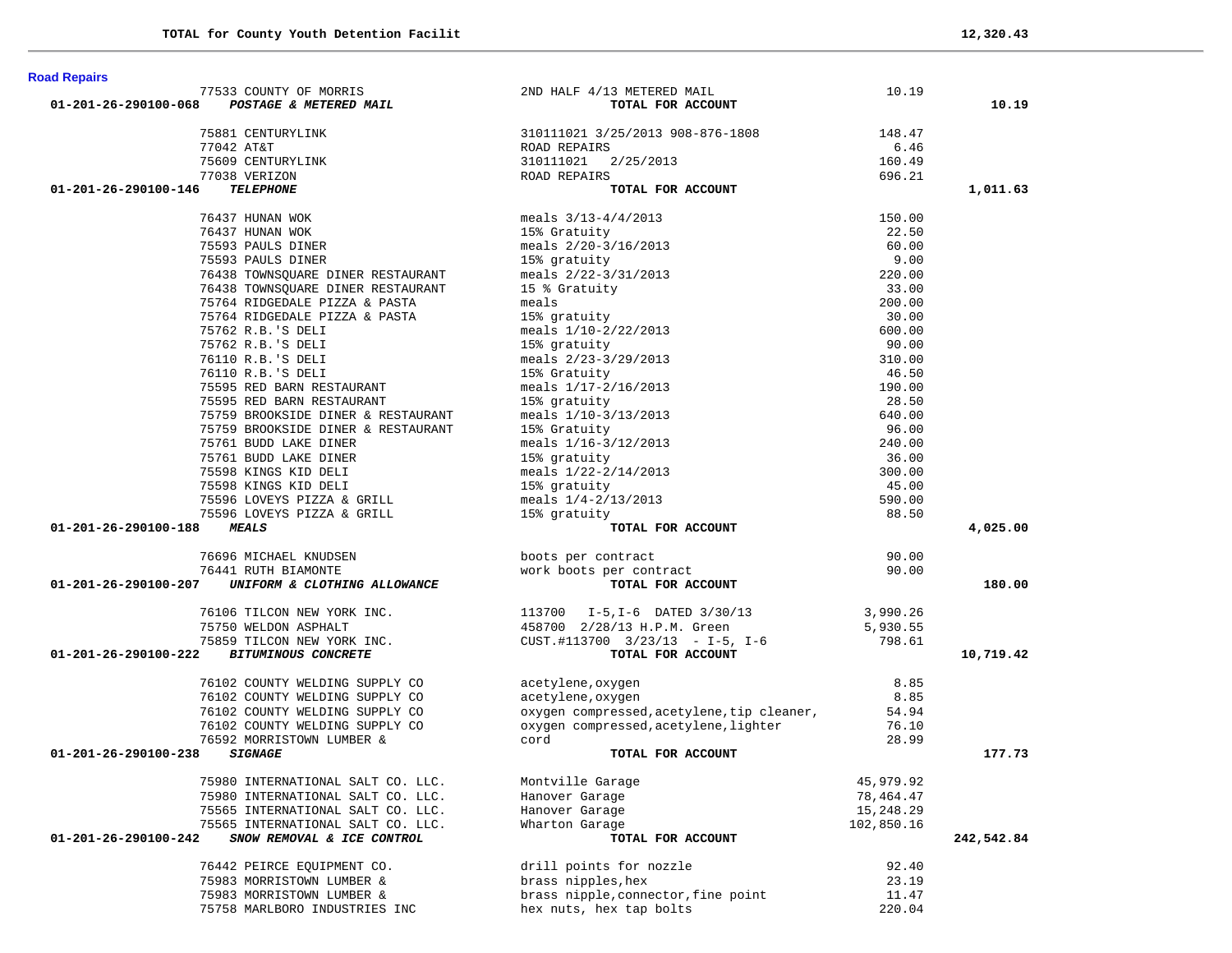| | | | | |
|---|---|---|---|---|
| **TOTAL for County Youth Detention Facilit** | | | | **12,320.43** |

**Road Repairs**

| Account | Vendor | Description | Amount | Total |
|---|---|---|---|---|
| | 77533 COUNTY OF MORRIS | 2ND HALF 4/13 METERED MAIL | 10.19 | |
| **01-201-26-290100-068** | ***POSTAGE & METERED MAIL*** | **TOTAL FOR ACCOUNT** | | **10.19** |
| | 75881 CENTURYLINK | 310111021 3/25/2013 908-876-1808 | 148.47 | |
| | 77042 AT&T | ROAD REPAIRS | 6.46 | |
| | 75609 CENTURYLINK | 310111021 2/25/2013 | 160.49 | |
| | 77038 VERIZON | ROAD REPAIRS | 696.21 | |
| **01-201-26-290100-146** | ***TELEPHONE*** | **TOTAL FOR ACCOUNT** | | **1,011.63** |
| | 76437 HUNAN WOK | meals 3/13-4/4/2013 | 150.00 | |
| | 76437 HUNAN WOK | 15% Gratuity | 22.50 | |
| | 75593 PAULS DINER | meals 2/20-3/16/2013 | 60.00 | |
| | 75593 PAULS DINER | 15% gratuity | 9.00 | |
| | 76438 TOWNSQUARE DINER RESTAURANT | meals 2/22-3/31/2013 | 220.00 | |
| | 76438 TOWNSQUARE DINER RESTAURANT | 15 % Gratuity | 33.00 | |
| | 75764 RIDGEDALE PIZZA & PASTA | meals | 200.00 | |
| | 75764 RIDGEDALE PIZZA & PASTA | 15% gratuity | 30.00 | |
| | 75762 R.B.'S DELI | meals 1/10-2/22/2013 | 600.00 | |
| | 75762 R.B.'S DELI | 15% gratuity | 90.00 | |
| | 76110 R.B.'S DELI | meals 2/23-3/29/2013 | 310.00 | |
| | 76110 R.B.'S DELI | 15% Gratuity | 46.50 | |
| | 75595 RED BARN RESTAURANT | meals 1/17-2/16/2013 | 190.00 | |
| | 75595 RED BARN RESTAURANT | 15% gratuity | 28.50 | |
| | 75759 BROOKSIDE DINER & RESTAURANT | meals 1/10-3/13/2013 | 640.00 | |
| | 75759 BROOKSIDE DINER & RESTAURANT | 15% Gratuity | 96.00 | |
| | 75761 BUDD LAKE DINER | meals 1/16-3/12/2013 | 240.00 | |
| | 75761 BUDD LAKE DINER | 15% gratuity | 36.00 | |
| | 75598 KINGS KID DELI | meals 1/22-2/14/2013 | 300.00 | |
| | 75598 KINGS KID DELI | 15% gratuity | 45.00 | |
| | 75596 LOVEYS PIZZA & GRILL | meals 1/4-2/13/2013 | 590.00 | |
| | 75596 LOVEYS PIZZA & GRILL | 15% gratuity | 88.50 | |
| **01-201-26-290100-188** | ***MEALS*** | **TOTAL FOR ACCOUNT** | | **4,025.00** |
| | 76696 MICHAEL KNUDSEN | boots per contract | 90.00 | |
| | 76441 RUTH BIAMONTE | work boots per contract | 90.00 | |
| **01-201-26-290100-207** | ***UNIFORM & CLOTHING ALLOWANCE*** | **TOTAL FOR ACCOUNT** | | **180.00** |
| | 76106 TILCON NEW YORK INC. | 113700 I-5,I-6 DATED 3/30/13 | 3,990.26 | |
| | 75750 WELDON ASPHALT | 458700 2/28/13 H.P.M. Green | 5,930.55 | |
| | 75859 TILCON NEW YORK INC. | CUST.#113700 3/23/13 - I-5, I-6 | 798.61 | |
| **01-201-26-290100-222** | ***BITUMINOUS CONCRETE*** | **TOTAL FOR ACCOUNT** | | **10,719.42** |
| | 76102 COUNTY WELDING SUPPLY CO | acetylene,oxygen | 8.85 | |
| | 76102 COUNTY WELDING SUPPLY CO | acetylene,oxygen | 8.85 | |
| | 76102 COUNTY WELDING SUPPLY CO | oxygen compressed,acetylene,tip cleaner, | 54.94 | |
| | 76102 COUNTY WELDING SUPPLY CO | oxygen compressed,acetylene,lighter | 76.10 | |
| | 76592 MORRISTOWN LUMBER & | cord | 28.99 | |
| **01-201-26-290100-238** | ***SIGNAGE*** | **TOTAL FOR ACCOUNT** | | **177.73** |
| | 75980 INTERNATIONAL SALT CO. LLC. | Montville Garage | 45,979.92 | |
| | 75980 INTERNATIONAL SALT CO. LLC. | Hanover Garage | 78,464.47 | |
| | 75565 INTERNATIONAL SALT CO. LLC. | Hanover Garage | 15,248.29 | |
| | 75565 INTERNATIONAL SALT CO. LLC. | Wharton Garage | 102,850.16 | |
| **01-201-26-290100-242** | ***SNOW REMOVAL & ICE CONTROL*** | **TOTAL FOR ACCOUNT** | | **242,542.84** |
| | 76442 PEIRCE EQUIPMENT CO. | drill points for nozzle | 92.40 | |
| | 75983 MORRISTOWN LUMBER & | brass nipples,hex | 23.19 | |
| | 75983 MORRISTOWN LUMBER & | brass nipple,connector,fine point | 11.47 | |
| | 75758 MARLBORO INDUSTRIES INC | hex nuts, hex tap bolts | 220.04 | |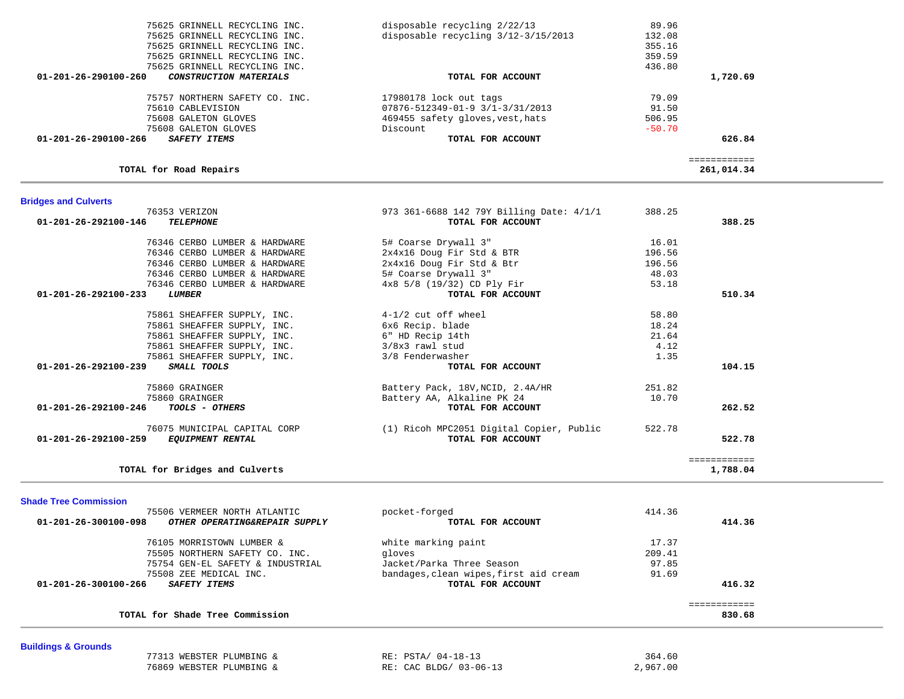| Account | Vendor | Description | Amount | Total |
|---|---|---|---|---|
| | 75625 GRINNELL RECYCLING INC. | disposable recycling 2/22/13 | 89.96 | |
| | 75625 GRINNELL RECYCLING INC. | disposable recycling 3/12-3/15/2013 | 132.08 | |
| | 75625 GRINNELL RECYCLING INC. | | 355.16 | |
| | 75625 GRINNELL RECYCLING INC. | | 359.59 | |
| | 75625 GRINNELL RECYCLING INC. | | 436.80 | |
| **01-201-26-290100-260** | ***CONSTRUCTION MATERIALS*** | **TOTAL FOR ACCOUNT** | | **1,720.69** |
| | 75757 NORTHERN SAFETY CO. INC. | 17980178 lock out tags | 79.09 | |
| | 75610 CABLEVISION | 07876-512349-01-9 3/1-3/31/2013 | 91.50 | |
| | 75608 GALETON GLOVES | 469455 safety gloves,vest,hats | 506.95 | |
| | 75608 GALETON GLOVES | Discount | -50.70 | |
| **01-201-26-290100-266** | ***SAFETY ITEMS*** | **TOTAL FOR ACCOUNT** | | **626.84** |
| | | | | ============ |
| | **TOTAL for Road Repairs** | | | **261,014.34** |

## Bridges and Culverts

| Account | Vendor | Description | Amount | Total |
|---|---|---|---|---|
| | 76353 VERIZON | 973 361-6688 142 79Y Billing Date: 4/1/1 | 388.25 | |
| **01-201-26-292100-146** | ***TELEPHONE*** | **TOTAL FOR ACCOUNT** | | **388.25** |
| | 76346 CERBO LUMBER & HARDWARE | 5# Coarse Drywall 3" | 16.01 | |
| | 76346 CERBO LUMBER & HARDWARE | 2x4x16 Doug Fir Std & BTR | 196.56 | |
| | 76346 CERBO LUMBER & HARDWARE | 2x4x16 Doug Fir Std & Btr | 196.56 | |
| | 76346 CERBO LUMBER & HARDWARE | 5# Coarse Drywall 3" | 48.03 | |
| | 76346 CERBO LUMBER & HARDWARE | 4x8 5/8 (19/32) CD Ply Fir | 53.18 | |
| **01-201-26-292100-233** | ***LUMBER*** | **TOTAL FOR ACCOUNT** | | **510.34** |
| | 75861 SHEAFFER SUPPLY, INC. | 4-1/2 cut off wheel | 58.80 | |
| | 75861 SHEAFFER SUPPLY, INC. | 6x6 Recip. blade | 18.24 | |
| | 75861 SHEAFFER SUPPLY, INC. | 6" HD Recip 14th | 21.64 | |
| | 75861 SHEAFFER SUPPLY, INC. | 3/8x3 rawl stud | 4.12 | |
| | 75861 SHEAFFER SUPPLY, INC. | 3/8 Fenderwasher | 1.35 | |
| **01-201-26-292100-239** | ***SMALL TOOLS*** | **TOTAL FOR ACCOUNT** | | **104.15** |
| | 75860 GRAINGER | Battery Pack, 18V,NCID, 2.4A/HR | 251.82 | |
| | 75860 GRAINGER | Battery AA, Alkaline PK 24 | 10.70 | |
| **01-201-26-292100-246** | ***TOOLS - OTHERS*** | **TOTAL FOR ACCOUNT** | | **262.52** |
| | 76075 MUNICIPAL CAPITAL CORP | (1) Ricoh MPC2051 Digital Copier, Public | 522.78 | |
| **01-201-26-292100-259** | ***EQUIPMENT RENTAL*** | **TOTAL FOR ACCOUNT** | | **522.78** |
| | | | | ============ |
| | **TOTAL for Bridges and Culverts** | | | **1,788.04** |

## Shade Tree Commission

| Account | Vendor | Description | Amount | Total |
|---|---|---|---|---|
| | 75506 VERMEER NORTH ATLANTIC | pocket-forged | 414.36 | |
| **01-201-26-300100-098** | ***OTHER OPERATING&REPAIR SUPPLY*** | **TOTAL FOR ACCOUNT** | | **414.36** |
| | 76105 MORRISTOWN LUMBER & | white marking paint | 17.37 | |
| | 75505 NORTHERN SAFETY CO. INC. | gloves | 209.41 | |
| | 75754 GEN-EL SAFETY & INDUSTRIAL | Jacket/Parka Three Season | 97.85 | |
| | 75508 ZEE MEDICAL INC. | bandages,clean wipes,first aid cream | 91.69 | |
| **01-201-26-300100-266** | ***SAFETY ITEMS*** | **TOTAL FOR ACCOUNT** | | **416.32** |
| | | | | ============ |
| | **TOTAL for Shade Tree Commission** | | | **830.68** |

## Buildings & Grounds

| Account | Vendor | Description | Amount | Total |
|---|---|---|---|---|
| | 77313 WEBSTER PLUMBING & | RE: PSTA/ 04-18-13 | 364.60 | |
| | 76869 WEBSTER PLUMBING & | RE: CAC BLDG/ 03-06-13 | 2,967.00 | |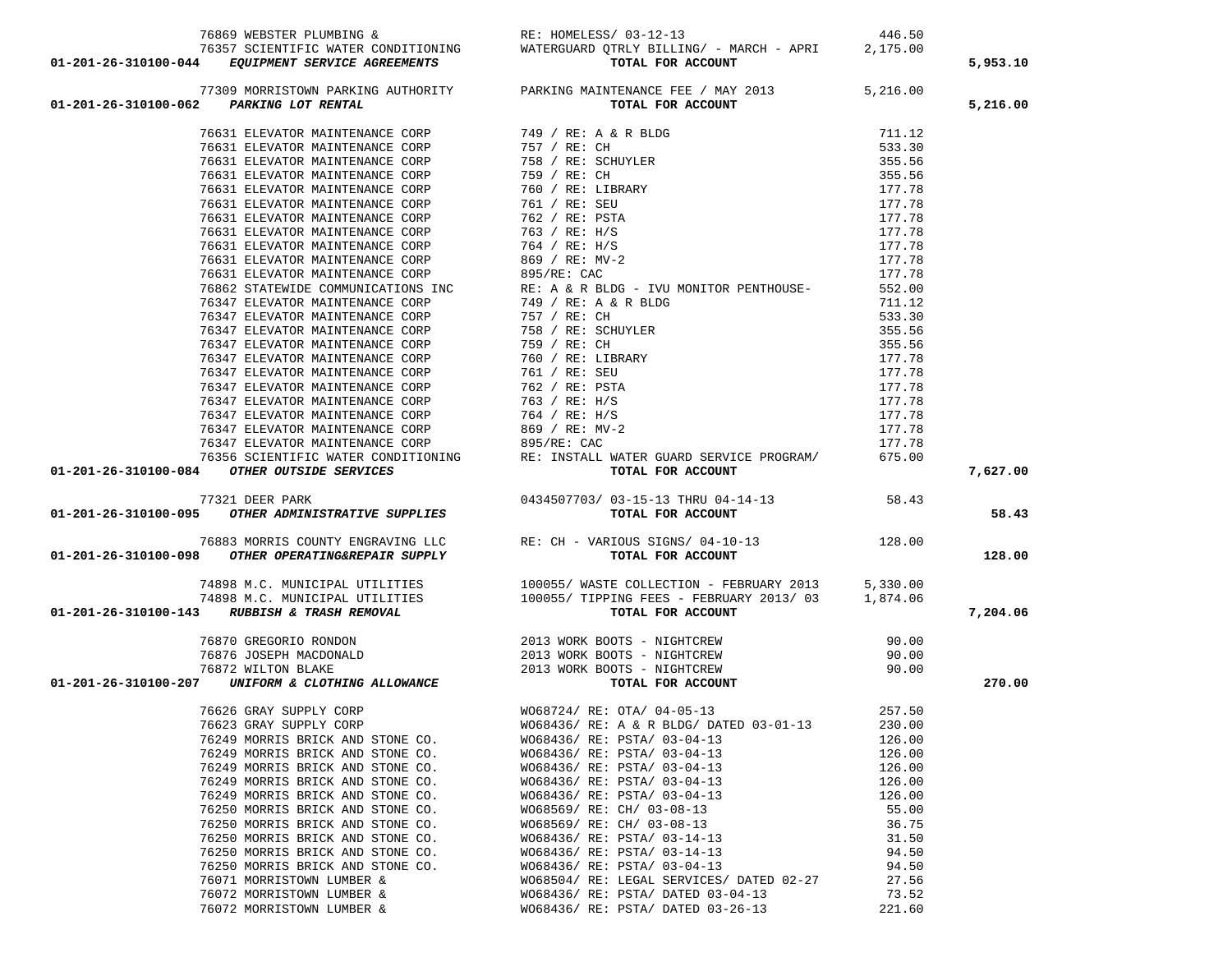| Account | Vendor | Description | Amount | Total |
|---|---|---|---|---|
| | 76869 WEBSTER PLUMBING & | RE: HOMELESS/ 03-12-13 | 446.50 | |
| | 76357 SCIENTIFIC WATER CONDITIONING | WATERGUARD QTRLY BILLING/ - MARCH - APRI | 2,175.00 | |
| 01-201-26-310100-044 *EQUIPMENT SERVICE AGREEMENTS* | | TOTAL FOR ACCOUNT | | 5,953.10 |
| | 77309 MORRISTOWN PARKING AUTHORITY | PARKING MAINTENANCE FEE / MAY 2013 | 5,216.00 | |
| 01-201-26-310100-062 *PARKING LOT RENTAL* | | TOTAL FOR ACCOUNT | | 5,216.00 |
| | 76631 ELEVATOR MAINTENANCE CORP | 749 / RE: A & R BLDG | 711.12 | |
| | 76631 ELEVATOR MAINTENANCE CORP | 757 / RE: CH | 533.30 | |
| | 76631 ELEVATOR MAINTENANCE CORP | 758 / RE: SCHUYLER | 355.56 | |
| | 76631 ELEVATOR MAINTENANCE CORP | 759 / RE: CH | 355.56 | |
| | 76631 ELEVATOR MAINTENANCE CORP | 760 / RE: LIBRARY | 177.78 | |
| | 76631 ELEVATOR MAINTENANCE CORP | 761 / RE: SEU | 177.78 | |
| | 76631 ELEVATOR MAINTENANCE CORP | 762 / RE: PSTA | 177.78 | |
| | 76631 ELEVATOR MAINTENANCE CORP | 763 / RE: H/S | 177.78 | |
| | 76631 ELEVATOR MAINTENANCE CORP | 764 / RE: H/S | 177.78 | |
| | 76631 ELEVATOR MAINTENANCE CORP | 869 / RE: MV-2 | 177.78 | |
| | 76631 ELEVATOR MAINTENANCE CORP | 895/RE: CAC | 177.78 | |
| | 76862 STATEWIDE COMMUNICATIONS INC | RE: A & R BLDG - IVU MONITOR PENTHOUSE- | 552.00 | |
| | 76347 ELEVATOR MAINTENANCE CORP | 749 / RE: A & R BLDG | 711.12 | |
| | 76347 ELEVATOR MAINTENANCE CORP | 757 / RE: CH | 533.30 | |
| | 76347 ELEVATOR MAINTENANCE CORP | 758 / RE: SCHUYLER | 355.56 | |
| | 76347 ELEVATOR MAINTENANCE CORP | 759 / RE: CH | 355.56 | |
| | 76347 ELEVATOR MAINTENANCE CORP | 760 / RE: LIBRARY | 177.78 | |
| | 76347 ELEVATOR MAINTENANCE CORP | 761 / RE: SEU | 177.78 | |
| | 76347 ELEVATOR MAINTENANCE CORP | 762 / RE: PSTA | 177.78 | |
| | 76347 ELEVATOR MAINTENANCE CORP | 763 / RE: H/S | 177.78 | |
| | 76347 ELEVATOR MAINTENANCE CORP | 764 / RE: H/S | 177.78 | |
| | 76347 ELEVATOR MAINTENANCE CORP | 869 / RE: MV-2 | 177.78 | |
| | 76347 ELEVATOR MAINTENANCE CORP | 895/RE: CAC | 177.78 | |
| | 76356 SCIENTIFIC WATER CONDITIONING | RE: INSTALL WATER GUARD SERVICE PROGRAM/ | 675.00 | |
| 01-201-26-310100-084 *OTHER OUTSIDE SERVICES* | | TOTAL FOR ACCOUNT | | 7,627.00 |
| | 77321 DEER PARK | 0434507703/ 03-15-13 THRU 04-14-13 | 58.43 | |
| 01-201-26-310100-095 *OTHER ADMINISTRATIVE SUPPLIES* | | TOTAL FOR ACCOUNT | | 58.43 |
| | 76883 MORRIS COUNTY ENGRAVING LLC | RE: CH - VARIOUS SIGNS/ 04-10-13 | 128.00 | |
| 01-201-26-310100-098 *OTHER OPERATING&REPAIR SUPPLY* | | TOTAL FOR ACCOUNT | | 128.00 |
| | 74898 M.C. MUNICIPAL UTILITIES | 100055/ WASTE COLLECTION - FEBRUARY 2013 | 5,330.00 | |
| | 74898 M.C. MUNICIPAL UTILITIES | 100055/ TIPPING FEES - FEBRUARY 2013/ 03 | 1,874.06 | |
| 01-201-26-310100-143 *RUBBISH & TRASH REMOVAL* | | TOTAL FOR ACCOUNT | | 7,204.06 |
| | 76870 GREGORIO RONDON | 2013 WORK BOOTS - NIGHTCREW | 90.00 | |
| | 76876 JOSEPH MACDONALD | 2013 WORK BOOTS - NIGHTCREW | 90.00 | |
| | 76872 WILTON BLAKE | 2013 WORK BOOTS - NIGHTCREW | 90.00 | |
| 01-201-26-310100-207 *UNIFORM & CLOTHING ALLOWANCE* | | TOTAL FOR ACCOUNT | | 270.00 |
| | 76626 GRAY SUPPLY CORP | WO68724/ RE: OTA/ 04-05-13 | 257.50 | |
| | 76623 GRAY SUPPLY CORP | WO68436/ RE: A & R BLDG/ DATED 03-01-13 | 230.00 | |
| | 76249 MORRIS BRICK AND STONE CO. | WO68436/ RE: PSTA/ 03-04-13 | 126.00 | |
| | 76249 MORRIS BRICK AND STONE CO. | WO68436/ RE: PSTA/ 03-04-13 | 126.00 | |
| | 76249 MORRIS BRICK AND STONE CO. | WO68436/ RE: PSTA/ 03-04-13 | 126.00 | |
| | 76249 MORRIS BRICK AND STONE CO. | WO68436/ RE: PSTA/ 03-04-13 | 126.00 | |
| | 76249 MORRIS BRICK AND STONE CO. | WO68436/ RE: PSTA/ 03-04-13 | 126.00 | |
| | 76250 MORRIS BRICK AND STONE CO. | WO68569/ RE: CH/ 03-08-13 | 55.00 | |
| | 76250 MORRIS BRICK AND STONE CO. | WO68569/ RE: CH/ 03-08-13 | 36.75 | |
| | 76250 MORRIS BRICK AND STONE CO. | WO68436/ RE: PSTA/ 03-14-13 | 31.50 | |
| | 76250 MORRIS BRICK AND STONE CO. | WO68436/ RE: PSTA/ 03-14-13 | 94.50 | |
| | 76250 MORRIS BRICK AND STONE CO. | WO68436/ RE: PSTA/ 03-04-13 | 94.50 | |
| | 76071 MORRISTOWN LUMBER & | WO68504/ RE: LEGAL SERVICES/ DATED 02-27 | 27.56 | |
| | 76072 MORRISTOWN LUMBER & | WO68436/ RE: PSTA/ DATED 03-04-13 | 73.52 | |
| | 76072 MORRISTOWN LUMBER & | WO68436/ RE: PSTA/ DATED 03-26-13 | 221.60 | |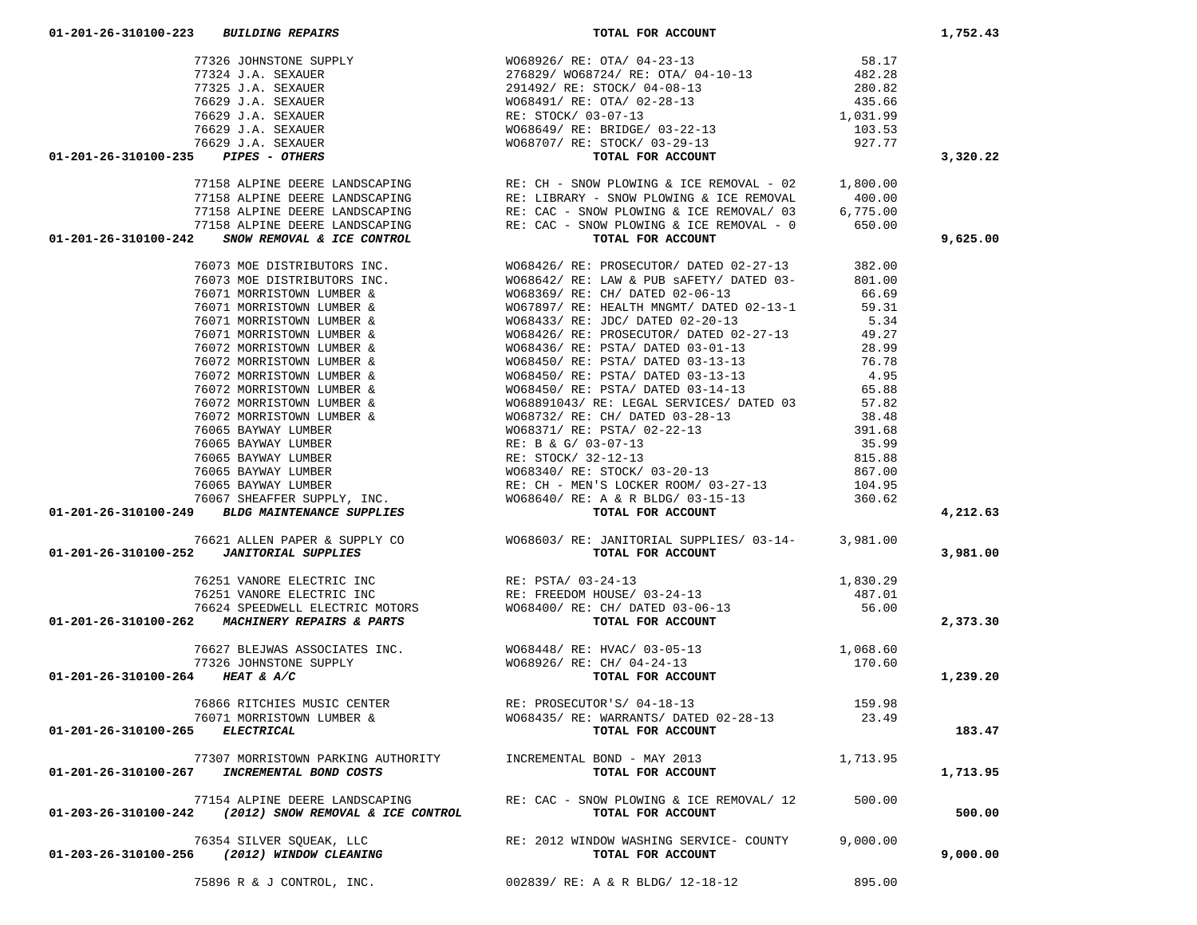| Account | Vendor | Description | Amount | Total |
|---|---|---|---|---|
| 01-201-26-310100-223 ***BUILDING REPAIRS*** | | **TOTAL FOR ACCOUNT** | | **1,752.43** |
| | 77326 JOHNSTONE SUPPLY | WO68926/ RE: OTA/ 04-23-13 | 58.17 | |
| | 77324 J.A. SEXAUER | 276829/ WO68724/ RE: OTA/ 04-10-13 | 482.28 | |
| | 77325 J.A. SEXAUER | 291492/ RE: STOCK/ 04-08-13 | 280.82 | |
| | 76629 J.A. SEXAUER | WO68491/ RE: OTA/ 02-28-13 | 435.66 | |
| | 76629 J.A. SEXAUER | RE: STOCK/ 03-07-13 | 1,031.99 | |
| | 76629 J.A. SEXAUER | WO68649/ RE: BRIDGE/ 03-22-13 | 103.53 | |
| | 76629 J.A. SEXAUER | WO68707/ RE: STOCK/ 03-29-13 | 927.77 | |
| 01-201-26-310100-235 ***PIPES - OTHERS*** | | **TOTAL FOR ACCOUNT** | | **3,320.22** |
| | 77158 ALPINE DEERE LANDSCAPING | RE: CH - SNOW PLOWING & ICE REMOVAL - 02 | 1,800.00 | |
| | 77158 ALPINE DEERE LANDSCAPING | RE: LIBRARY - SNOW PLOWING & ICE REMOVAL | 400.00 | |
| | 77158 ALPINE DEERE LANDSCAPING | RE: CAC - SNOW PLOWING & ICE REMOVAL/ 03 | 6,775.00 | |
| | 77158 ALPINE DEERE LANDSCAPING | RE: CAC - SNOW PLOWING & ICE REMOVAL - 0 | 650.00 | |
| 01-201-26-310100-242 ***SNOW REMOVAL & ICE CONTROL*** | | **TOTAL FOR ACCOUNT** | | **9,625.00** |
| | 76073 MOE DISTRIBUTORS INC. | WO68426/ RE: PROSECUTOR/ DATED 02-27-13 | 382.00 | |
| | 76073 MOE DISTRIBUTORS INC. | WO68642/ RE: LAW & PUB sAFETY/ DATED 03- | 801.00 | |
| | 76071 MORRISTOWN LUMBER & | WO68369/ RE: CH/ DATED 02-06-13 | 66.69 | |
| | 76071 MORRISTOWN LUMBER & | WO67897/ RE: HEALTH MNGMT/ DATED 02-13-1 | 59.31 | |
| | 76071 MORRISTOWN LUMBER & | WO68433/ RE: JDC/ DATED 02-20-13 | 5.34 | |
| | 76071 MORRISTOWN LUMBER & | WO68426/ RE: PROSECUTOR/ DATED 02-27-13 | 49.27 | |
| | 76072 MORRISTOWN LUMBER & | WO68436/ RE: PSTA/ DATED 03-01-13 | 28.99 | |
| | 76072 MORRISTOWN LUMBER & | WO68450/ RE: PSTA/ DATED 03-13-13 | 76.78 | |
| | 76072 MORRISTOWN LUMBER & | WO68450/ RE: PSTA/ DATED 03-13-13 | 4.95 | |
| | 76072 MORRISTOWN LUMBER & | WO68450/ RE: PSTA/ DATED 03-14-13 | 65.88 | |
| | 76072 MORRISTOWN LUMBER & | WO68891043/ RE: LEGAL SERVICES/ DATED 03 | 57.82 | |
| | 76072 MORRISTOWN LUMBER & | WO68732/ RE: CH/ DATED 03-28-13 | 38.48 | |
| | 76065 BAYWAY LUMBER | WO68371/ RE: PSTA/ 02-22-13 | 391.68 | |
| | 76065 BAYWAY LUMBER | RE: B & G/ 03-07-13 | 35.99 | |
| | 76065 BAYWAY LUMBER | RE: STOCK/ 32-12-13 | 815.88 | |
| | 76065 BAYWAY LUMBER | WO68340/ RE: STOCK/ 03-20-13 | 867.00 | |
| | 76065 BAYWAY LUMBER | RE: CH - MEN'S LOCKER ROOM/ 03-27-13 | 104.95 | |
| | 76067 SHEAFFER SUPPLY, INC. | WO68640/ RE: A & R BLDG/ 03-15-13 | 360.62 | |
| 01-201-26-310100-249 ***BLDG MAINTENANCE SUPPLIES*** | | **TOTAL FOR ACCOUNT** | | **4,212.63** |
| | 76621 ALLEN PAPER & SUPPLY CO | WO68603/ RE: JANITORIAL SUPPLIES/ 03-14- | 3,981.00 | |
| 01-201-26-310100-252 ***JANITORIAL SUPPLIES*** | | **TOTAL FOR ACCOUNT** | | **3,981.00** |
| | 76251 VANORE ELECTRIC INC | RE: PSTA/ 03-24-13 | 1,830.29 | |
| | 76251 VANORE ELECTRIC INC | RE: FREEDOM HOUSE/ 03-24-13 | 487.01 | |
| | 76624 SPEEDWELL ELECTRIC MOTORS | WO68400/ RE: CH/ DATED 03-06-13 | 56.00 | |
| 01-201-26-310100-262 ***MACHINERY REPAIRS & PARTS*** | | **TOTAL FOR ACCOUNT** | | **2,373.30** |
| | 76627 BLEJWAS ASSOCIATES INC. | WO68448/ RE: HVAC/ 03-05-13 | 1,068.60 | |
| | 77326 JOHNSTONE SUPPLY | WO68926/ RE: CH/ 04-24-13 | 170.60 | |
| 01-201-26-310100-264 ***HEAT & A/C*** | | **TOTAL FOR ACCOUNT** | | **1,239.20** |
| | 76866 RITCHIES MUSIC CENTER | RE: PROSECUTOR'S/ 04-18-13 | 159.98 | |
| | 76071 MORRISTOWN LUMBER & | WO68435/ RE: WARRANTS/ DATED 02-28-13 | 23.49 | |
| 01-201-26-310100-265 ***ELECTRICAL*** | | **TOTAL FOR ACCOUNT** | | **183.47** |
| | 77307 MORRISTOWN PARKING AUTHORITY | INCREMENTAL BOND - MAY 2013 | 1,713.95 | |
| 01-201-26-310100-267 ***INCREMENTAL BOND COSTS*** | | **TOTAL FOR ACCOUNT** | | **1,713.95** |
| | 77154 ALPINE DEERE LANDSCAPING | RE: CAC - SNOW PLOWING & ICE REMOVAL/ 12 | 500.00 | |
| 01-203-26-310100-242 ***(2012) SNOW REMOVAL & ICE CONTROL*** | | **TOTAL FOR ACCOUNT** | | **500.00** |
| | 76354 SILVER SQUEAK, LLC | RE: 2012 WINDOW WASHING SERVICE- COUNTY | 9,000.00 | |
| 01-203-26-310100-256 ***(2012) WINDOW CLEANING*** | | **TOTAL FOR ACCOUNT** | | **9,000.00** |
| | 75896 R & J CONTROL, INC. | 002839/ RE: A & R BLDG/ 12-18-12 | 895.00 | |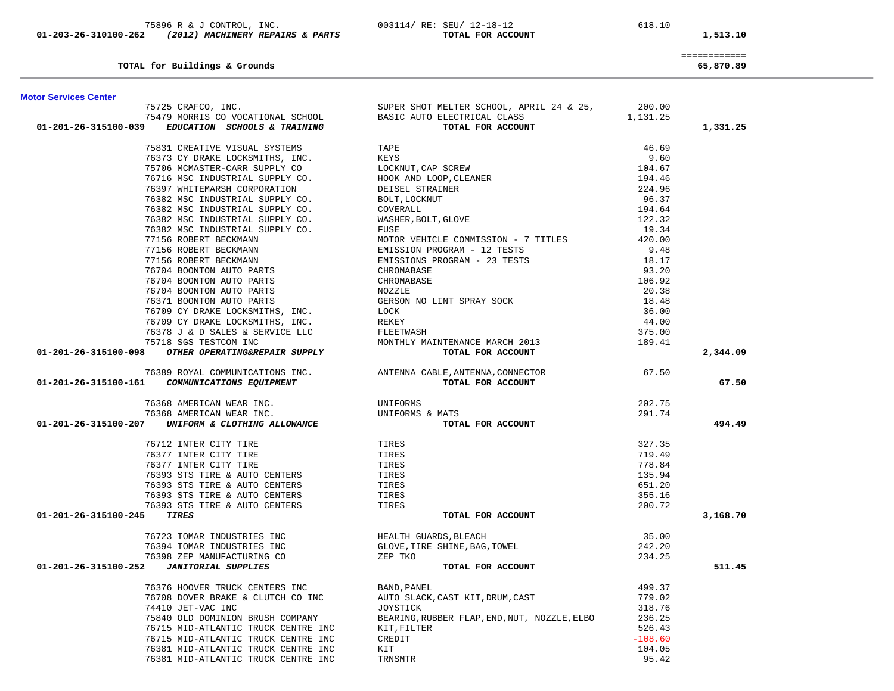| Account | PO / Vendor | Description | Amount | Total |
|---|---|---|---|---|
| | 75896 R & J CONTROL, INC. | 003114/ RE: SEU/ 12-18-12 | 618.10 | |
| **01-203-26-310100-262** | ***(2012) MACHINERY REPAIRS & PARTS*** | **TOTAL FOR ACCOUNT** | | **1,513.10** |
| | | | | ============ |
| | **TOTAL for Buildings & Grounds** | | | **65,870.89** |

## Motor Services Center

| Account | PO / Vendor | Description | Amount | Total |
|---|---|---|---|---|
| | 75725 CRAFCO, INC. | SUPER SHOT MELTER SCHOOL, APRIL 24 & 25, | 200.00 | |
| | 75479 MORRIS CO VOCATIONAL SCHOOL | BASIC AUTO ELECTRICAL CLASS | 1,131.25 | |
| **01-201-26-315100-039** | ***EDUCATION SCHOOLS & TRAINING*** | **TOTAL FOR ACCOUNT** | | **1,331.25** |
| | 75831 CREATIVE VISUAL SYSTEMS | TAPE | 46.69 | |
| | 76373 CY DRAKE LOCKSMITHS, INC. | KEYS | 9.60 | |
| | 75706 MCMASTER-CARR SUPPLY CO | LOCKNUT,CAP SCREW | 104.67 | |
| | 76716 MSC INDUSTRIAL SUPPLY CO. | HOOK AND LOOP,CLEANER | 194.46 | |
| | 76397 WHITEMARSH CORPORATION | DEISEL STRAINER | 224.96 | |
| | 76382 MSC INDUSTRIAL SUPPLY CO. | BOLT,LOCKNUT | 96.37 | |
| | 76382 MSC INDUSTRIAL SUPPLY CO. | COVERALL | 194.64 | |
| | 76382 MSC INDUSTRIAL SUPPLY CO. | WASHER,BOLT,GLOVE | 122.32 | |
| | 76382 MSC INDUSTRIAL SUPPLY CO. | FUSE | 19.34 | |
| | 77156 ROBERT BECKMANN | MOTOR VEHICLE COMMISSION - 7 TITLES | 420.00 | |
| | 77156 ROBERT BECKMANN | EMISSION PROGRAM - 12 TESTS | 9.48 | |
| | 77156 ROBERT BECKMANN | EMISSIONS PROGRAM - 23 TESTS | 18.17 | |
| | 76704 BOONTON AUTO PARTS | CHROMABASE | 93.20 | |
| | 76704 BOONTON AUTO PARTS | CHROMABASE | 106.92 | |
| | 76704 BOONTON AUTO PARTS | NOZZLE | 20.38 | |
| | 76371 BOONTON AUTO PARTS | GERSON NO LINT SPRAY SOCK | 18.48 | |
| | 76709 CY DRAKE LOCKSMITHS, INC. | LOCK | 36.00 | |
| | 76709 CY DRAKE LOCKSMITHS, INC. | REKEY | 44.00 | |
| | 76378 J & D SALES & SERVICE LLC | FLEETWASH | 375.00 | |
| | 75718 SGS TESTCOM INC | MONTHLY MAINTENANCE MARCH 2013 | 189.41 | |
| **01-201-26-315100-098** | ***OTHER OPERATING&REPAIR SUPPLY*** | **TOTAL FOR ACCOUNT** | | **2,344.09** |
| | 76389 ROYAL COMMUNICATIONS INC. | ANTENNA CABLE,ANTENNA,CONNECTOR | 67.50 | |
| **01-201-26-315100-161** | ***COMMUNICATIONS EQUIPMENT*** | **TOTAL FOR ACCOUNT** | | **67.50** |
| | 76368 AMERICAN WEAR INC. | UNIFORMS | 202.75 | |
| | 76368 AMERICAN WEAR INC. | UNIFORMS & MATS | 291.74 | |
| **01-201-26-315100-207** | ***UNIFORM & CLOTHING ALLOWANCE*** | **TOTAL FOR ACCOUNT** | | **494.49** |
| | 76712 INTER CITY TIRE | TIRES | 327.35 | |
| | 76377 INTER CITY TIRE | TIRES | 719.49 | |
| | 76377 INTER CITY TIRE | TIRES | 778.84 | |
| | 76393 STS TIRE & AUTO CENTERS | TIRES | 135.94 | |
| | 76393 STS TIRE & AUTO CENTERS | TIRES | 651.20 | |
| | 76393 STS TIRE & AUTO CENTERS | TIRES | 355.16 | |
| | 76393 STS TIRE & AUTO CENTERS | TIRES | 200.72 | |
| **01-201-26-315100-245** | ***TIRES*** | **TOTAL FOR ACCOUNT** | | **3,168.70** |
| | 76723 TOMAR INDUSTRIES INC | HEALTH GUARDS,BLEACH | 35.00 | |
| | 76394 TOMAR INDUSTRIES INC | GLOVE,TIRE SHINE,BAG,TOWEL | 242.20 | |
| | 76398 ZEP MANUFACTURING CO | ZEP TKO | 234.25 | |
| **01-201-26-315100-252** | ***JANITORIAL SUPPLIES*** | **TOTAL FOR ACCOUNT** | | **511.45** |
| | 76376 HOOVER TRUCK CENTERS INC | BAND,PANEL | 499.37 | |
| | 76708 DOVER BRAKE & CLUTCH CO INC | AUTO SLACK,CAST KIT,DRUM,CAST | 779.02 | |
| | 74410 JET-VAC INC | JOYSTICK | 318.76 | |
| | 75840 OLD DOMINION BRUSH COMPANY | BEARING,RUBBER FLAP,END,NUT, NOZZLE,ELBO | 236.25 | |
| | 76715 MID-ATLANTIC TRUCK CENTRE INC | KIT,FILTER | 526.43 | |
| | 76715 MID-ATLANTIC TRUCK CENTRE INC | CREDIT | -108.60 | |
| | 76381 MID-ATLANTIC TRUCK CENTRE INC | KIT | 104.05 | |
| | 76381 MID-ATLANTIC TRUCK CENTRE INC | TRNSMTR | 95.42 | |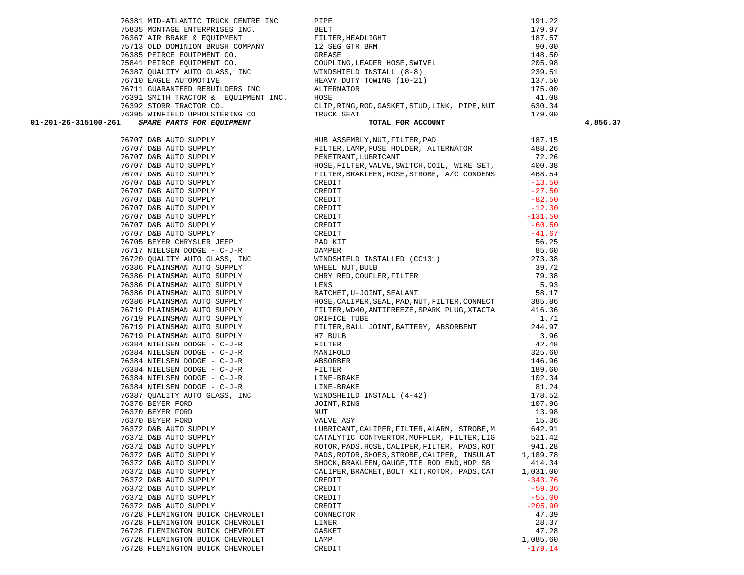| Account | PO / Vendor | Description | Amount | Total |
|---|---|---|---|---|
| | 76381 MID-ATLANTIC TRUCK CENTRE INC | PIPE | 191.22 | |
| | 75835 MONTAGE ENTERPRISES INC. | BELT | 179.97 | |
| | 76367 AIR BRAKE & EQUIPMENT | FILTER,HEADLIGHT | 187.57 | |
| | 75713 OLD DOMINION BRUSH COMPANY | 12 SEG GTR BRM | 90.00 | |
| | 76385 PEIRCE EQUIPMENT CO. | GREASE | 148.50 | |
| | 75841 PEIRCE EQUIPMENT CO. | COUPLING,LEADER HOSE,SWIVEL | 205.98 | |
| | 76387 QUALITY AUTO GLASS, INC | WINDSHIELD INSTALL (8-8) | 239.51 | |
| | 76710 EAGLE AUTOMOTIVE | HEAVY DUTY TOWING (10-21) | 137.50 | |
| | 76711 GUARANTEED REBUILDERS INC | ALTERNATOR | 175.00 | |
| | 76391 SMITH TRACTOR & EQUIPMENT INC. | HOSE | 41.08 | |
| | 76392 STORR TRACTOR CO. | CLIP,RING,ROD,GASKET,STUD,LINK, PIPE,NUT | 630.34 | |
| | 76395 WINFIELD UPHOLSTERING CO | TRUCK SEAT | 179.00 | |
| **01-201-26-315100-261** | ***SPARE PARTS FOR EQUIPMENT*** | **TOTAL FOR ACCOUNT** | | **4,856.37** |
| | 76707 D&B AUTO SUPPLY | HUB ASSEMBLY,NUT,FILTER,PAD | 187.15 | |
| | 76707 D&B AUTO SUPPLY | FILTER,LAMP,FUSE HOLDER, ALTERNATOR | 488.26 | |
| | 76707 D&B AUTO SUPPLY | PENETRANT,LUBRICANT | 72.26 | |
| | 76707 D&B AUTO SUPPLY | HOSE,FILTER,VALVE,SWITCH,COIL, WIRE SET, | 400.38 | |
| | 76707 D&B AUTO SUPPLY | FILTER,BRAKLEEN,HOSE,STROBE, A/C CONDENS | 468.54 | |
| | 76707 D&B AUTO SUPPLY | CREDIT | -13.50 | |
| | 76707 D&B AUTO SUPPLY | CREDIT | -27.50 | |
| | 76707 D&B AUTO SUPPLY | CREDIT | -82.50 | |
| | 76707 D&B AUTO SUPPLY | CREDIT | -12.30 | |
| | 76707 D&B AUTO SUPPLY | CREDIT | -131.50 | |
| | 76707 D&B AUTO SUPPLY | CREDIT | -60.50 | |
| | 76707 D&B AUTO SUPPLY | CREDIT | -41.67 | |
| | 76705 BEYER CHRYSLER JEEP | PAD KIT | 56.25 | |
| | 76717 NIELSEN DODGE - C-J-R | DAMPER | 85.60 | |
| | 76720 QUALITY AUTO GLASS, INC | WINDSHIELD INSTALLED (CC131) | 273.38 | |
| | 76386 PLAINSMAN AUTO SUPPLY | WHEEL NUT,BULB | 39.72 | |
| | 76386 PLAINSMAN AUTO SUPPLY | CHRY RED,COUPLER,FILTER | 79.38 | |
| | 76386 PLAINSMAN AUTO SUPPLY | LENS | 5.93 | |
| | 76386 PLAINSMAN AUTO SUPPLY | RATCHET,U-JOINT,SEALANT | 58.17 | |
| | 76386 PLAINSMAN AUTO SUPPLY | HOSE,CALIPER,SEAL,PAD,NUT,FILTER,CONNECT | 385.86 | |
| | 76719 PLAINSMAN AUTO SUPPLY | FILTER,WD40,ANTIFREEZE,SPARK PLUG,XTACTA | 416.36 | |
| | 76719 PLAINSMAN AUTO SUPPLY | ORIFICE TUBE | 1.71 | |
| | 76719 PLAINSMAN AUTO SUPPLY | FILTER,BALL JOINT,BATTERY, ABSORBENT | 244.97 | |
| | 76719 PLAINSMAN AUTO SUPPLY | H7 BULB | 3.96 | |
| | 76384 NIELSEN DODGE - C-J-R | FILTER | 42.48 | |
| | 76384 NIELSEN DODGE - C-J-R | MANIFOLD | 325.60 | |
| | 76384 NIELSEN DODGE - C-J-R | ABSORBER | 146.96 | |
| | 76384 NIELSEN DODGE - C-J-R | FILTER | 189.60 | |
| | 76384 NIELSEN DODGE - C-J-R | LINE-BRAKE | 102.34 | |
| | 76384 NIELSEN DODGE - C-J-R | LINE-BRAKE | 81.24 | |
| | 76387 QUALITY AUTO GLASS, INC | WINDSHEILD INSTALL (4-42) | 178.52 | |
| | 76370 BEYER FORD | JOINT,RING | 107.96 | |
| | 76370 BEYER FORD | NUT | 13.98 | |
| | 76370 BEYER FORD | VALVE ASY | 15.36 | |
| | 76372 D&B AUTO SUPPLY | LUBRICANT,CALIPER,FILTER,ALARM, STROBE,M | 642.91 | |
| | 76372 D&B AUTO SUPPLY | CATALYTIC CONTVERTOR,MUFFLER, FILTER,LIG | 521.42 | |
| | 76372 D&B AUTO SUPPLY | ROTOR,PADS,HOSE,CALIPER,FILTER, PADS,ROT | 941.28 | |
| | 76372 D&B AUTO SUPPLY | PADS,ROTOR,SHOES,STROBE,CALIPER, INSULAT | 1,189.78 | |
| | 76372 D&B AUTO SUPPLY | SHOCK,BRAKLEEN,GAUGE,TIE ROD END,HDP SB | 414.34 | |
| | 76372 D&B AUTO SUPPLY | CALIPER,BRACKET,BOLT KIT,ROTOR, PADS,CAT | 1,031.00 | |
| | 76372 D&B AUTO SUPPLY | CREDIT | -343.76 | |
| | 76372 D&B AUTO SUPPLY | CREDIT | -59.36 | |
| | 76372 D&B AUTO SUPPLY | CREDIT | -55.00 | |
| | 76372 D&B AUTO SUPPLY | CREDIT | -205.90 | |
| | 76728 FLEMINGTON BUICK CHEVROLET | CONNECTOR | 47.39 | |
| | 76728 FLEMINGTON BUICK CHEVROLET | LINER | 28.37 | |
| | 76728 FLEMINGTON BUICK CHEVROLET | GASKET | 47.28 | |
| | 76728 FLEMINGTON BUICK CHEVROLET | LAMP | 1,085.60 | |
| | 76728 FLEMINGTON BUICK CHEVROLET | CREDIT | -179.14 | |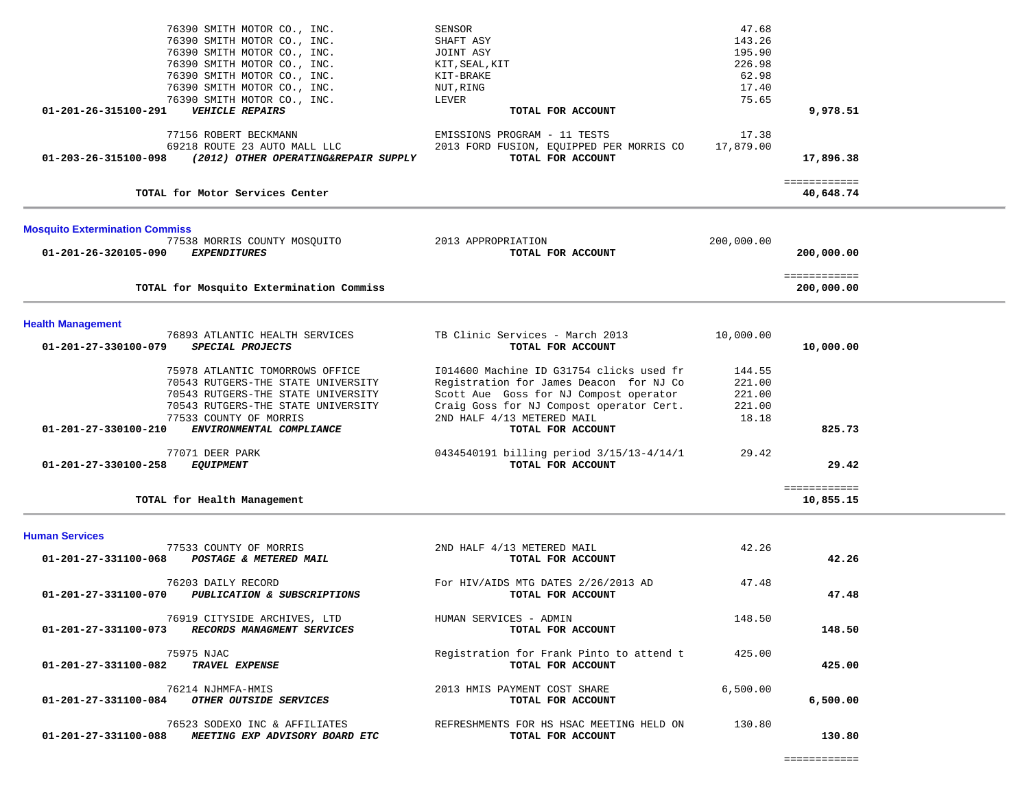| Account / Vendor | Description | Amount | Total |
|---|---|---|---|
| 76390 SMITH MOTOR CO., INC. | SENSOR | 47.68 | |
| 76390 SMITH MOTOR CO., INC. | SHAFT ASY | 143.26 | |
| 76390 SMITH MOTOR CO., INC. | JOINT ASY | 195.90 | |
| 76390 SMITH MOTOR CO., INC. | KIT,SEAL,KIT | 226.98 | |
| 76390 SMITH MOTOR CO., INC. | KIT-BRAKE | 62.98 | |
| 76390 SMITH MOTOR CO., INC. | NUT,RING | 17.40 | |
| 76390 SMITH MOTOR CO., INC. | LEVER | 75.65 | |
| **01-201-26-315100-291** ***VEHICLE REPAIRS*** | **TOTAL FOR ACCOUNT** | | **9,978.51** |
| 77156 ROBERT BECKMANN | EMISSIONS PROGRAM - 11 TESTS | 17.38 | |
| 69218 ROUTE 23 AUTO MALL LLC | 2013 FORD FUSION, EQUIPPED PER MORRIS CO | 17,879.00 | |
| **01-203-26-315100-098** ***(2012) OTHER OPERATING&REPAIR SUPPLY*** | **TOTAL FOR ACCOUNT** | | **17,896.38** |
| | | | ============ |
| **TOTAL for Motor Services Center** | | | **40,648.74** |

## Mosquito Extermination Commiss

| Account / Vendor | Description | Amount | Total |
|---|---|---|---|
| 77538 MORRIS COUNTY MOSQUITO | 2013 APPROPRIATION | 200,000.00 | |
| **01-201-26-320105-090** ***EXPENDITURES*** | **TOTAL FOR ACCOUNT** | | **200,000.00** |
| | | | ============ |
| **TOTAL for Mosquito Extermination Commiss** | | | **200,000.00** |

## Health Management

| Account / Vendor | Description | Amount | Total |
|---|---|---|---|
| 76893 ATLANTIC HEALTH SERVICES | TB Clinic Services - March 2013 | 10,000.00 | |
| **01-201-27-330100-079** ***SPECIAL PROJECTS*** | **TOTAL FOR ACCOUNT** | | **10,000.00** |
| 75978 ATLANTIC TOMORROWS OFFICE | I014600 Machine ID G31754 clicks used fr | 144.55 | |
| 70543 RUTGERS-THE STATE UNIVERSITY | Registration for James Deacon for NJ Co | 221.00 | |
| 70543 RUTGERS-THE STATE UNIVERSITY | Scott Aue Goss for NJ Compost operator | 221.00 | |
| 70543 RUTGERS-THE STATE UNIVERSITY | Craig Goss for NJ Compost operator Cert. | 221.00 | |
| 77533 COUNTY OF MORRIS | 2ND HALF 4/13 METERED MAIL | 18.18 | |
| **01-201-27-330100-210** ***ENVIRONMENTAL COMPLIANCE*** | **TOTAL FOR ACCOUNT** | | **825.73** |
| 77071 DEER PARK | 0434540191 billing period 3/15/13-4/14/1 | 29.42 | |
| **01-201-27-330100-258** ***EQUIPMENT*** | **TOTAL FOR ACCOUNT** | | **29.42** |
| | | | ============ |
| **TOTAL for Health Management** | | | **10,855.15** |

## Human Services

| Account / Vendor | Description | Amount | Total |
|---|---|---|---|
| 77533 COUNTY OF MORRIS | 2ND HALF 4/13 METERED MAIL | 42.26 | |
| **01-201-27-331100-068** ***POSTAGE & METERED MAIL*** | **TOTAL FOR ACCOUNT** | | **42.26** |
| 76203 DAILY RECORD | For HIV/AIDS MTG DATES 2/26/2013 AD | 47.48 | |
| **01-201-27-331100-070** ***PUBLICATION & SUBSCRIPTIONS*** | **TOTAL FOR ACCOUNT** | | **47.48** |
| 76919 CITYSIDE ARCHIVES, LTD | HUMAN SERVICES - ADMIN | 148.50 | |
| **01-201-27-331100-073** ***RECORDS MANAGMENT SERVICES*** | **TOTAL FOR ACCOUNT** | | **148.50** |
| 75975 NJAC | Registration for Frank Pinto to attend t | 425.00 | |
| **01-201-27-331100-082** ***TRAVEL EXPENSE*** | **TOTAL FOR ACCOUNT** | | **425.00** |
| 76214 NJHMFA-HMIS | 2013 HMIS PAYMENT COST SHARE | 6,500.00 | |
| **01-201-27-331100-084** ***OTHER OUTSIDE SERVICES*** | **TOTAL FOR ACCOUNT** | | **6,500.00** |
| 76523 SODEXO INC & AFFILIATES | REFRESHMENTS FOR HS HSAC MEETING HELD ON | 130.80 | |
| **01-201-27-331100-088** ***MEETING EXP ADVISORY BOARD ETC*** | **TOTAL FOR ACCOUNT** | | **130.80** |
| | | | ============ |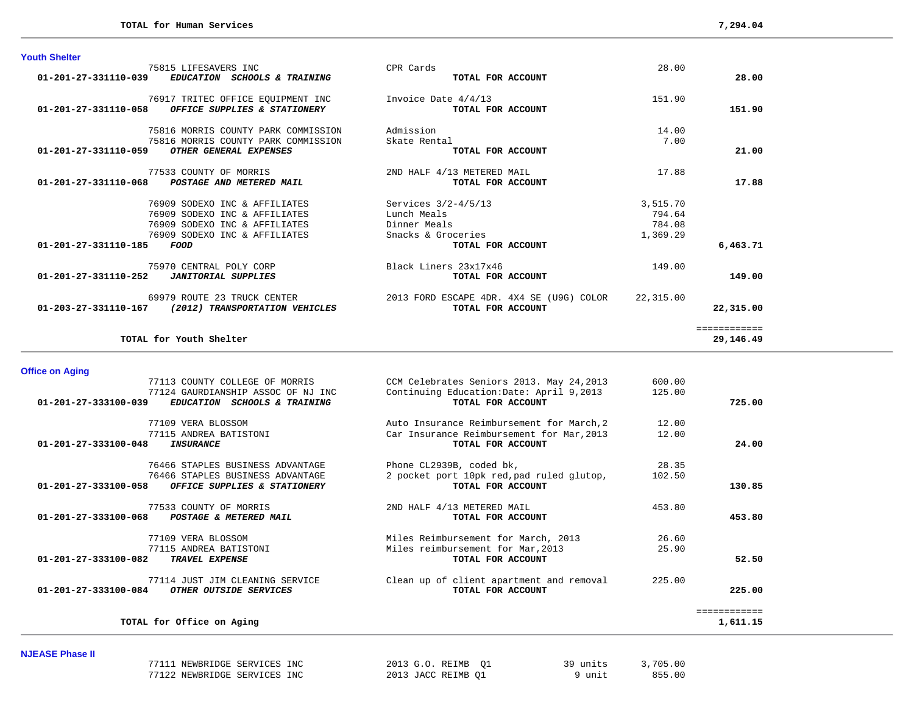| | | | | |
|---|---|---|---|---|
| **TOTAL for Human Services** | | | | **7,294.04** |

## Youth Shelter

| Account | Vendor / Description | Item | Amount | Total |
|---|---|---|---|---|
| | 75815 LIFESAVERS INC | CPR Cards | 28.00 | |
| **01-201-27-331110-039** | ***EDUCATION SCHOOLS & TRAINING*** | **TOTAL FOR ACCOUNT** | | **28.00** |
| | 76917 TRITEC OFFICE EQUIPMENT INC | Invoice Date 4/4/13 | 151.90 | |
| **01-201-27-331110-058** | ***OFFICE SUPPLIES & STATIONERY*** | **TOTAL FOR ACCOUNT** | | **151.90** |
| | 75816 MORRIS COUNTY PARK COMMISSION | Admission | 14.00 | |
| | 75816 MORRIS COUNTY PARK COMMISSION | Skate Rental | 7.00 | |
| **01-201-27-331110-059** | ***OTHER GENERAL EXPENSES*** | **TOTAL FOR ACCOUNT** | | **21.00** |
| | 77533 COUNTY OF MORRIS | 2ND HALF 4/13 METERED MAIL | 17.88 | |
| **01-201-27-331110-068** | ***POSTAGE AND METERED MAIL*** | **TOTAL FOR ACCOUNT** | | **17.88** |
| | 76909 SODEXO INC & AFFILIATES | Services 3/2-4/5/13 | 3,515.70 | |
| | 76909 SODEXO INC & AFFILIATES | Lunch Meals | 794.64 | |
| | 76909 SODEXO INC & AFFILIATES | Dinner Meals | 784.08 | |
| | 76909 SODEXO INC & AFFILIATES | Snacks & Groceries | 1,369.29 | |
| **01-201-27-331110-185** | ***FOOD*** | **TOTAL FOR ACCOUNT** | | **6,463.71** |
| | 75970 CENTRAL POLY CORP | Black Liners 23x17x46 | 149.00 | |
| **01-201-27-331110-252** | ***JANITORIAL SUPPLIES*** | **TOTAL FOR ACCOUNT** | | **149.00** |
| | 69979 ROUTE 23 TRUCK CENTER | 2013 FORD ESCAPE 4DR. 4X4 SE (U9G) COLOR | 22,315.00 | |
| **01-203-27-331110-167** | ***(2012) TRANSPORTATION VEHICLES*** | **TOTAL FOR ACCOUNT** | | **22,315.00** |
| | | | | ============ |
| **TOTAL for Youth Shelter** | | | | **29,146.49** |

## Office on Aging

| Account | Vendor / Description | Item | Amount | Total |
|---|---|---|---|---|
| | 77113 COUNTY COLLEGE OF MORRIS | CCM Celebrates Seniors 2013. May 24,2013 | 600.00 | |
| | 77124 GAURDIANSHIP ASSOC OF NJ INC | Continuing Education:Date: April 9,2013 | 125.00 | |
| **01-201-27-333100-039** | ***EDUCATION SCHOOLS & TRAINING*** | **TOTAL FOR ACCOUNT** | | **725.00** |
| | 77109 VERA BLOSSOM | Auto Insurance Reimbursement for March,2 | 12.00 | |
| | 77115 ANDREA BATISTONI | Car Insurance Reimbursement for Mar,2013 | 12.00 | |
| **01-201-27-333100-048** | ***INSURANCE*** | **TOTAL FOR ACCOUNT** | | **24.00** |
| | 76466 STAPLES BUSINESS ADVANTAGE | Phone CL2939B, coded bk, | 28.35 | |
| | 76466 STAPLES BUSINESS ADVANTAGE | 2 pocket port 10pk red,pad ruled glutop, | 102.50 | |
| **01-201-27-333100-058** | ***OFFICE SUPPLIES & STATIONERY*** | **TOTAL FOR ACCOUNT** | | **130.85** |
| | 77533 COUNTY OF MORRIS | 2ND HALF 4/13 METERED MAIL | 453.80 | |
| **01-201-27-333100-068** | ***POSTAGE & METERED MAIL*** | **TOTAL FOR ACCOUNT** | | **453.80** |
| | 77109 VERA BLOSSOM | Miles Reimbursement for March, 2013 | 26.60 | |
| | 77115 ANDREA BATISTONI | Miles reimbursement for Mar,2013 | 25.90 | |
| **01-201-27-333100-082** | ***TRAVEL EXPENSE*** | **TOTAL FOR ACCOUNT** | | **52.50** |
| | 77114 JUST JIM CLEANING SERVICE | Clean up of client apartment and removal | 225.00 | |
| **01-201-27-333100-084** | ***OTHER OUTSIDE SERVICES*** | **TOTAL FOR ACCOUNT** | | **225.00** |
| | | | | ============ |
| **TOTAL for Office on Aging** | | | | **1,611.15** |

## NJEASE Phase II

| Account | Vendor / Description | Item | Units | Amount |
|---|---|---|---|---|
| | 77111 NEWBRIDGE SERVICES INC | 2013 G.O. REIMB Q1 | 39 units | 3,705.00 |
| | 77122 NEWBRIDGE SERVICES INC | 2013 JACC REIMB Q1 | 9 unit | 855.00 |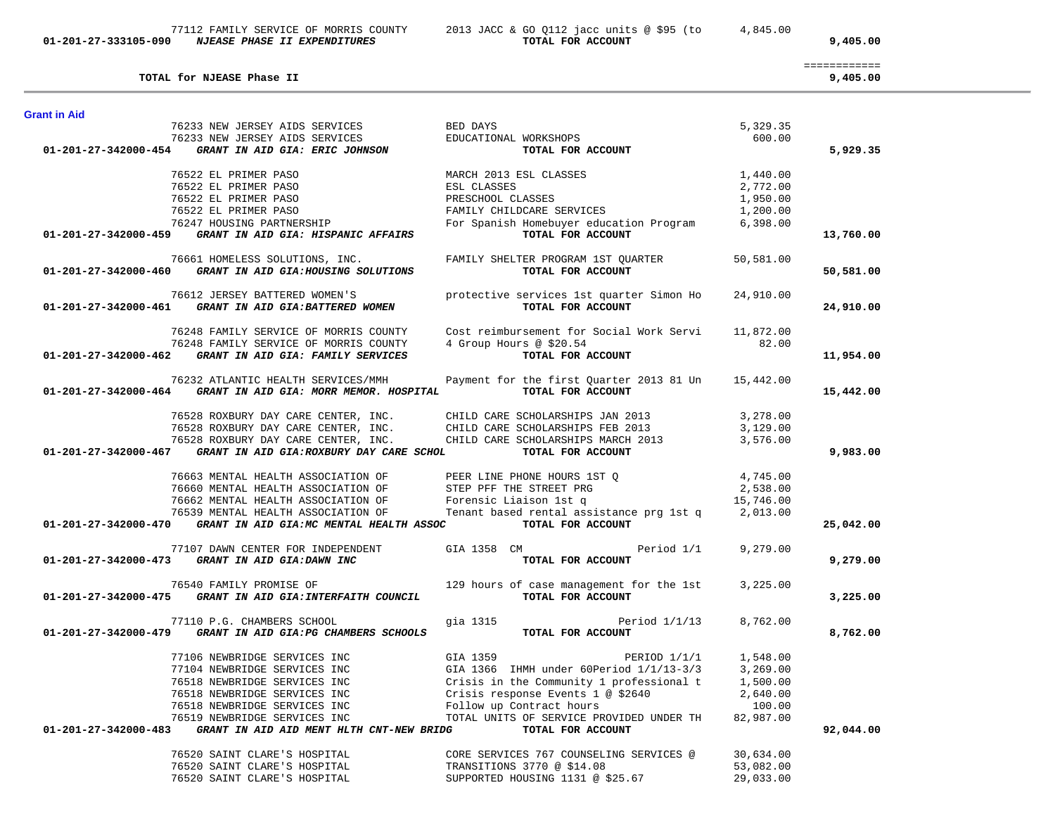| Account | Vendor / Account Name | Description | Amount | Account Total |
|---|---|---|---|---|
| | 77112 FAMILY SERVICE OF MORRIS COUNTY | 2013 JACC & GO Q112 jacc units @ $95 (to | 4,845.00 | |
| 01-201-27-333105-090 | ***NJEASE PHASE II EXPENDITURES*** | **TOTAL FOR ACCOUNT** | | **9,405.00** |
| | | | | ============ |
| | **TOTAL for NJEASE Phase II** | | | **9,405.00** |

## Grant in Aid

| Account | Vendor / Account Name | Description | Amount | Account Total |
|---|---|---|---|---|
| | 76233 NEW JERSEY AIDS SERVICES | BED DAYS | 5,329.35 | |
| | 76233 NEW JERSEY AIDS SERVICES | EDUCATIONAL WORKSHOPS | 600.00 | |
| 01-201-27-342000-454 | ***GRANT IN AID GIA: ERIC JOHNSON*** | **TOTAL FOR ACCOUNT** | | **5,929.35** |
| | 76522 EL PRIMER PASO | MARCH 2013 ESL CLASSES | 1,440.00 | |
| | 76522 EL PRIMER PASO | ESL CLASSES | 2,772.00 | |
| | 76522 EL PRIMER PASO | PRESCHOOL CLASSES | 1,950.00 | |
| | 76522 EL PRIMER PASO | FAMILY CHILDCARE SERVICES | 1,200.00 | |
| | 76247 HOUSING PARTNERSHIP | For Spanish Homebuyer education Program | 6,398.00 | |
| 01-201-27-342000-459 | ***GRANT IN AID GIA: HISPANIC AFFAIRS*** | **TOTAL FOR ACCOUNT** | | **13,760.00** |
| | 76661 HOMELESS SOLUTIONS, INC. | FAMILY SHELTER PROGRAM 1ST QUARTER | 50,581.00 | |
| 01-201-27-342000-460 | ***GRANT IN AID GIA:HOUSING SOLUTIONS*** | **TOTAL FOR ACCOUNT** | | **50,581.00** |
| | 76612 JERSEY BATTERED WOMEN'S | protective services 1st quarter Simon Ho | 24,910.00 | |
| 01-201-27-342000-461 | ***GRANT IN AID GIA:BATTERED WOMEN*** | **TOTAL FOR ACCOUNT** | | **24,910.00** |
| | 76248 FAMILY SERVICE OF MORRIS COUNTY | Cost reimbursement for Social Work Servi | 11,872.00 | |
| | 76248 FAMILY SERVICE OF MORRIS COUNTY | 4 Group Hours @ $20.54 | 82.00 | |
| 01-201-27-342000-462 | ***GRANT IN AID GIA: FAMILY SERVICES*** | **TOTAL FOR ACCOUNT** | | **11,954.00** |
| | 76232 ATLANTIC HEALTH SERVICES/MMH | Payment for the first Quarter 2013 81 Un | 15,442.00 | |
| 01-201-27-342000-464 | ***GRANT IN AID GIA: MORR MEMOR. HOSPITAL*** | **TOTAL FOR ACCOUNT** | | **15,442.00** |
| | 76528 ROXBURY DAY CARE CENTER, INC. | CHILD CARE SCHOLARSHIPS JAN 2013 | 3,278.00 | |
| | 76528 ROXBURY DAY CARE CENTER, INC. | CHILD CARE SCHOLARSHIPS FEB 2013 | 3,129.00 | |
| | 76528 ROXBURY DAY CARE CENTER, INC. | CHILD CARE SCHOLARSHIPS MARCH 2013 | 3,576.00 | |
| 01-201-27-342000-467 | ***GRANT IN AID GIA:ROXBURY DAY CARE SCHOL*** | **TOTAL FOR ACCOUNT** | | **9,983.00** |
| | 76663 MENTAL HEALTH ASSOCIATION OF | PEER LINE PHONE HOURS 1ST Q | 4,745.00 | |
| | 76660 MENTAL HEALTH ASSOCIATION OF | STEP PFF THE STREET PRG | 2,538.00 | |
| | 76662 MENTAL HEALTH ASSOCIATION OF | Forensic Liaison 1st q | 15,746.00 | |
| | 76539 MENTAL HEALTH ASSOCIATION OF | Tenant based rental assistance prg 1st q | 2,013.00 | |
| 01-201-27-342000-470 | ***GRANT IN AID GIA:MC MENTAL HEALTH ASSOC*** | **TOTAL FOR ACCOUNT** | | **25,042.00** |
| | 77107 DAWN CENTER FOR INDEPENDENT | GIA 1358 CM Period 1/1 | 9,279.00 | |
| 01-201-27-342000-473 | ***GRANT IN AID GIA:DAWN INC*** | **TOTAL FOR ACCOUNT** | | **9,279.00** |
| | 76540 FAMILY PROMISE OF | 129 hours of case management for the 1st | 3,225.00 | |
| 01-201-27-342000-475 | ***GRANT IN AID GIA:INTERFAITH COUNCIL*** | **TOTAL FOR ACCOUNT** | | **3,225.00** |
| | 77110 P.G. CHAMBERS SCHOOL | gia 1315 Period 1/1/13 | 8,762.00 | |
| 01-201-27-342000-479 | ***GRANT IN AID GIA:PG CHAMBERS SCHOOLS*** | **TOTAL FOR ACCOUNT** | | **8,762.00** |
| | 77106 NEWBRIDGE SERVICES INC | GIA 1359 PERIOD 1/1/1 | 1,548.00 | |
| | 77104 NEWBRIDGE SERVICES INC | GIA 1366 IHMH under 60Period 1/1/13-3/3 | 3,269.00 | |
| | 76518 NEWBRIDGE SERVICES INC | Crisis in the Community 1 professional t | 1,500.00 | |
| | 76518 NEWBRIDGE SERVICES INC | Crisis response Events 1 @ $2640 | 2,640.00 | |
| | 76518 NEWBRIDGE SERVICES INC | Follow up Contract hours | 100.00 | |
| | 76519 NEWBRIDGE SERVICES INC | TOTAL UNITS OF SERVICE PROVIDED UNDER TH | 82,987.00 | |
| 01-201-27-342000-483 | ***GRANT IN AID AID MENT HLTH CNT-NEW BRIDG*** | **TOTAL FOR ACCOUNT** | | **92,044.00** |
| | 76520 SAINT CLARE'S HOSPITAL | CORE SERVICES 767 COUNSELING SERVICES @ | 30,634.00 | |
| | 76520 SAINT CLARE'S HOSPITAL | TRANSITIONS 3770 @ $14.08 | 53,082.00 | |
| | 76520 SAINT CLARE'S HOSPITAL | SUPPORTED HOUSING 1131 @ $25.67 | 29,033.00 | |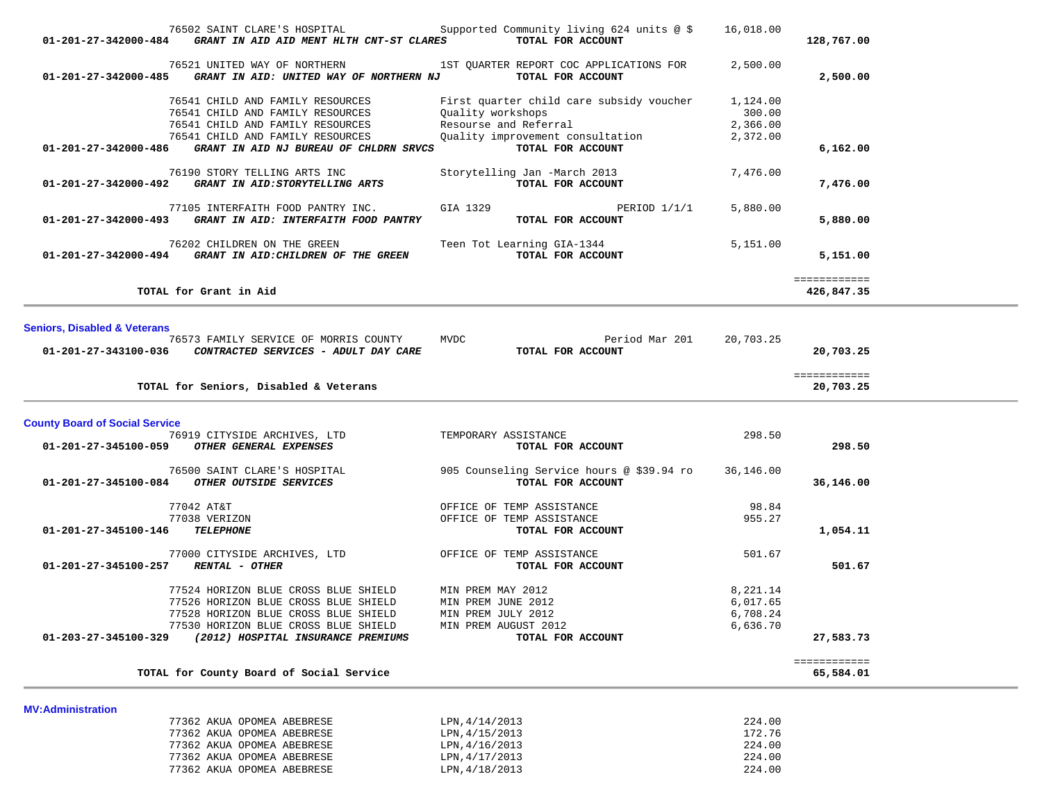| Account | Vendor / Account Description | Description | Amount | Total |
|---|---|---|---|---|
| | 76502 SAINT CLARE'S HOSPITAL | Supported Community living 624 units @ $ | 16,018.00 | |
| 01-201-27-342000-484 | ***GRANT IN AID AID MENT HLTH CNT-ST CLARES*** | **TOTAL FOR ACCOUNT** | | **128,767.00** |
| | 76521 UNITED WAY OF NORTHERN | 1ST QUARTER REPORT COC APPLICATIONS FOR | 2,500.00 | |
| 01-201-27-342000-485 | ***GRANT IN AID: UNITED WAY OF NORTHERN NJ*** | **TOTAL FOR ACCOUNT** | | **2,500.00** |
| | 76541 CHILD AND FAMILY RESOURCES | First quarter child care subsidy voucher | 1,124.00 | |
| | 76541 CHILD AND FAMILY RESOURCES | Quality workshops | 300.00 | |
| | 76541 CHILD AND FAMILY RESOURCES | Resourse and Referral | 2,366.00 | |
| | 76541 CHILD AND FAMILY RESOURCES | Quality improvement consultation | 2,372.00 | |
| 01-201-27-342000-486 | ***GRANT IN AID NJ BUREAU OF CHLDRN SRVCS*** | **TOTAL FOR ACCOUNT** | | **6,162.00** |
| | 76190 STORY TELLING ARTS INC | Storytelling Jan -March 2013 | 7,476.00 | |
| 01-201-27-342000-492 | ***GRANT IN AID:STORYTELLING ARTS*** | **TOTAL FOR ACCOUNT** | | **7,476.00** |
| | 77105 INTERFAITH FOOD PANTRY INC. | GIA 1329 PERIOD 1/1/1 | 5,880.00 | |
| 01-201-27-342000-493 | ***GRANT IN AID: INTERFAITH FOOD PANTRY*** | **TOTAL FOR ACCOUNT** | | **5,880.00** |
| | 76202 CHILDREN ON THE GREEN | Teen Tot Learning GIA-1344 | 5,151.00 | |
| 01-201-27-342000-494 | ***GRANT IN AID:CHILDREN OF THE GREEN*** | **TOTAL FOR ACCOUNT** | | **5,151.00** |
| | **TOTAL for Grant in Aid** | | | **426,847.35** |

**Seniors, Disabled & Veterans**

| Account | Vendor / Account Description | Description | Amount | Total |
|---|---|---|---|---|
| | 76573 FAMILY SERVICE OF MORRIS COUNTY | MVDC Period Mar 201 | 20,703.25 | |
| 01-201-27-343100-036 | ***CONTRACTED SERVICES - ADULT DAY CARE*** | **TOTAL FOR ACCOUNT** | | **20,703.25** |
| | **TOTAL for Seniors, Disabled & Veterans** | | | **20,703.25** |

**County Board of Social Service**

| Account | Vendor / Account Description | Description | Amount | Total |
|---|---|---|---|---|
| | 76919 CITYSIDE ARCHIVES, LTD | TEMPORARY ASSISTANCE | 298.50 | |
| 01-201-27-345100-059 | ***OTHER GENERAL EXPENSES*** | **TOTAL FOR ACCOUNT** | | **298.50** |
| | 76500 SAINT CLARE'S HOSPITAL | 905 Counseling Service hours @ $39.94 ro | 36,146.00 | |
| 01-201-27-345100-084 | ***OTHER OUTSIDE SERVICES*** | **TOTAL FOR ACCOUNT** | | **36,146.00** |
| | 77042 AT&T | OFFICE OF TEMP ASSISTANCE | 98.84 | |
| | 77038 VERIZON | OFFICE OF TEMP ASSISTANCE | 955.27 | |
| 01-201-27-345100-146 | ***TELEPHONE*** | **TOTAL FOR ACCOUNT** | | **1,054.11** |
| | 77000 CITYSIDE ARCHIVES, LTD | OFFICE OF TEMP ASSISTANCE | 501.67 | |
| 01-201-27-345100-257 | ***RENTAL - OTHER*** | **TOTAL FOR ACCOUNT** | | **501.67** |
| | 77524 HORIZON BLUE CROSS BLUE SHIELD | MIN PREM MAY 2012 | 8,221.14 | |
| | 77526 HORIZON BLUE CROSS BLUE SHIELD | MIN PREM JUNE 2012 | 6,017.65 | |
| | 77528 HORIZON BLUE CROSS BLUE SHIELD | MIN PREM JULY 2012 | 6,708.24 | |
| | 77530 HORIZON BLUE CROSS BLUE SHIELD | MIN PREM AUGUST 2012 | 6,636.70 | |
| 01-203-27-345100-329 | ***(2012) HOSPITAL INSURANCE PREMIUMS*** | **TOTAL FOR ACCOUNT** | | **27,583.73** |
| | **TOTAL for County Board of Social Service** | | | **65,584.01** |

**MV:Administration**

| Account | Vendor / Account Description | Description | Amount | Total |
|---|---|---|---|---|
| | 77362 AKUA OPOMEA ABEBRESE | LPN,4/14/2013 | 224.00 | |
| | 77362 AKUA OPOMEA ABEBRESE | LPN,4/15/2013 | 172.76 | |
| | 77362 AKUA OPOMEA ABEBRESE | LPN,4/16/2013 | 224.00 | |
| | 77362 AKUA OPOMEA ABEBRESE | LPN,4/17/2013 | 224.00 | |
| | 77362 AKUA OPOMEA ABEBRESE | LPN,4/18/2013 | 224.00 | |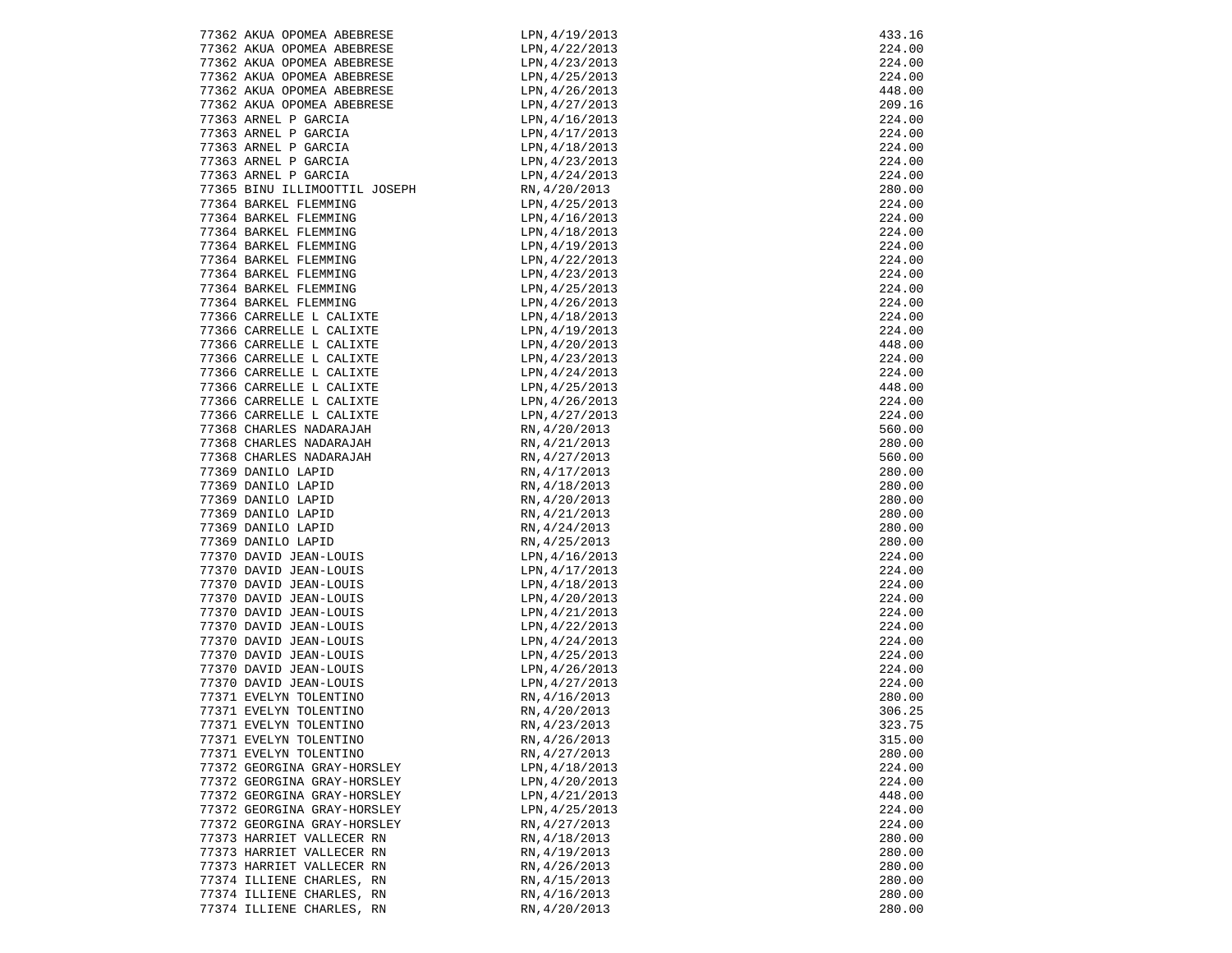| | | |
|---|---|---|
| 77362 AKUA OPOMEA ABEBRESE | LPN,4/19/2013 | 433.16 |
| 77362 AKUA OPOMEA ABEBRESE | LPN,4/22/2013 | 224.00 |
| 77362 AKUA OPOMEA ABEBRESE | LPN,4/23/2013 | 224.00 |
| 77362 AKUA OPOMEA ABEBRESE | LPN,4/25/2013 | 224.00 |
| 77362 AKUA OPOMEA ABEBRESE | LPN,4/26/2013 | 448.00 |
| 77362 AKUA OPOMEA ABEBRESE | LPN,4/27/2013 | 209.16 |
| 77363 ARNEL P GARCIA | LPN,4/16/2013 | 224.00 |
| 77363 ARNEL P GARCIA | LPN,4/17/2013 | 224.00 |
| 77363 ARNEL P GARCIA | LPN,4/18/2013 | 224.00 |
| 77363 ARNEL P GARCIA | LPN,4/23/2013 | 224.00 |
| 77363 ARNEL P GARCIA | LPN,4/24/2013 | 224.00 |
| 77365 BINU ILLIMOOTTIL JOSEPH | RN,4/20/2013 | 280.00 |
| 77364 BARKEL FLEMMING | LPN,4/25/2013 | 224.00 |
| 77364 BARKEL FLEMMING | LPN,4/16/2013 | 224.00 |
| 77364 BARKEL FLEMMING | LPN,4/18/2013 | 224.00 |
| 77364 BARKEL FLEMMING | LPN,4/19/2013 | 224.00 |
| 77364 BARKEL FLEMMING | LPN,4/22/2013 | 224.00 |
| 77364 BARKEL FLEMMING | LPN,4/23/2013 | 224.00 |
| 77364 BARKEL FLEMMING | LPN,4/25/2013 | 224.00 |
| 77364 BARKEL FLEMMING | LPN,4/26/2013 | 224.00 |
| 77366 CARRELLE L CALIXTE | LPN,4/18/2013 | 224.00 |
| 77366 CARRELLE L CALIXTE | LPN,4/19/2013 | 224.00 |
| 77366 CARRELLE L CALIXTE | LPN,4/20/2013 | 448.00 |
| 77366 CARRELLE L CALIXTE | LPN,4/23/2013 | 224.00 |
| 77366 CARRELLE L CALIXTE | LPN,4/24/2013 | 224.00 |
| 77366 CARRELLE L CALIXTE | LPN,4/25/2013 | 448.00 |
| 77366 CARRELLE L CALIXTE | LPN,4/26/2013 | 224.00 |
| 77366 CARRELLE L CALIXTE | LPN,4/27/2013 | 224.00 |
| 77368 CHARLES NADARAJAH | RN,4/20/2013 | 560.00 |
| 77368 CHARLES NADARAJAH | RN,4/21/2013 | 280.00 |
| 77368 CHARLES NADARAJAH | RN,4/27/2013 | 560.00 |
| 77369 DANILO LAPID | RN,4/17/2013 | 280.00 |
| 77369 DANILO LAPID | RN,4/18/2013 | 280.00 |
| 77369 DANILO LAPID | RN,4/20/2013 | 280.00 |
| 77369 DANILO LAPID | RN,4/21/2013 | 280.00 |
| 77369 DANILO LAPID | RN,4/24/2013 | 280.00 |
| 77369 DANILO LAPID | RN,4/25/2013 | 280.00 |
| 77370 DAVID JEAN-LOUIS | LPN,4/16/2013 | 224.00 |
| 77370 DAVID JEAN-LOUIS | LPN,4/17/2013 | 224.00 |
| 77370 DAVID JEAN-LOUIS | LPN,4/18/2013 | 224.00 |
| 77370 DAVID JEAN-LOUIS | LPN,4/20/2013 | 224.00 |
| 77370 DAVID JEAN-LOUIS | LPN,4/21/2013 | 224.00 |
| 77370 DAVID JEAN-LOUIS | LPN,4/22/2013 | 224.00 |
| 77370 DAVID JEAN-LOUIS | LPN,4/24/2013 | 224.00 |
| 77370 DAVID JEAN-LOUIS | LPN,4/25/2013 | 224.00 |
| 77370 DAVID JEAN-LOUIS | LPN,4/26/2013 | 224.00 |
| 77370 DAVID JEAN-LOUIS | LPN,4/27/2013 | 224.00 |
| 77371 EVELYN TOLENTINO | RN,4/16/2013 | 280.00 |
| 77371 EVELYN TOLENTINO | RN,4/20/2013 | 306.25 |
| 77371 EVELYN TOLENTINO | RN,4/23/2013 | 323.75 |
| 77371 EVELYN TOLENTINO | RN,4/26/2013 | 315.00 |
| 77371 EVELYN TOLENTINO | RN,4/27/2013 | 280.00 |
| 77372 GEORGINA GRAY-HORSLEY | LPN,4/18/2013 | 224.00 |
| 77372 GEORGINA GRAY-HORSLEY | LPN,4/20/2013 | 224.00 |
| 77372 GEORGINA GRAY-HORSLEY | LPN,4/21/2013 | 448.00 |
| 77372 GEORGINA GRAY-HORSLEY | LPN,4/25/2013 | 224.00 |
| 77372 GEORGINA GRAY-HORSLEY | RN,4/27/2013 | 224.00 |
| 77373 HARRIET VALLECER RN | RN,4/18/2013 | 280.00 |
| 77373 HARRIET VALLECER RN | RN,4/19/2013 | 280.00 |
| 77373 HARRIET VALLECER RN | RN,4/26/2013 | 280.00 |
| 77374 ILLIENE CHARLES, RN | RN,4/15/2013 | 280.00 |
| 77374 ILLIENE CHARLES, RN | RN,4/16/2013 | 280.00 |
| 77374 ILLIENE CHARLES, RN | RN,4/20/2013 | 280.00 |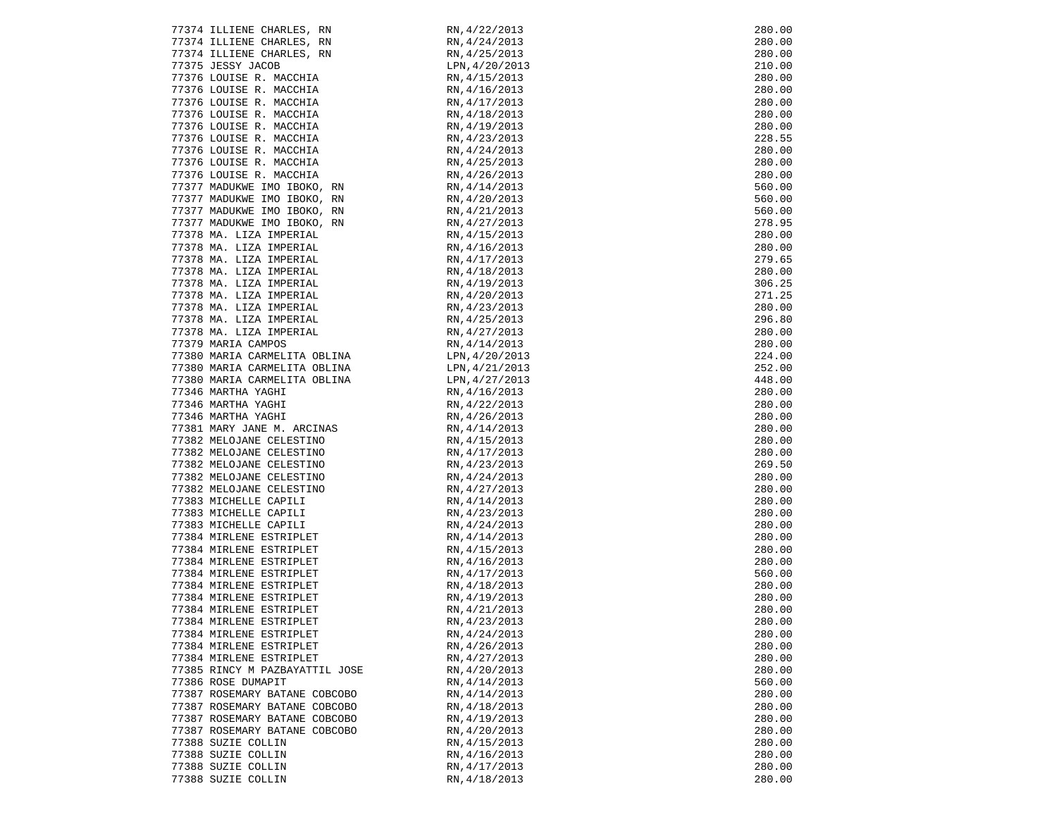| | | |
|---|---|---|
| 77374 ILLIENE CHARLES, RN | RN,4/22/2013 | 280.00 |
| 77374 ILLIENE CHARLES, RN | RN,4/24/2013 | 280.00 |
| 77374 ILLIENE CHARLES, RN | RN,4/25/2013 | 280.00 |
| 77375 JESSY JACOB | LPN,4/20/2013 | 210.00 |
| 77376 LOUISE R. MACCHIA | RN,4/15/2013 | 280.00 |
| 77376 LOUISE R. MACCHIA | RN,4/16/2013 | 280.00 |
| 77376 LOUISE R. MACCHIA | RN,4/17/2013 | 280.00 |
| 77376 LOUISE R. MACCHIA | RN,4/18/2013 | 280.00 |
| 77376 LOUISE R. MACCHIA | RN,4/19/2013 | 280.00 |
| 77376 LOUISE R. MACCHIA | RN,4/23/2013 | 228.55 |
| 77376 LOUISE R. MACCHIA | RN,4/24/2013 | 280.00 |
| 77376 LOUISE R. MACCHIA | RN,4/25/2013 | 280.00 |
| 77376 LOUISE R. MACCHIA | RN,4/26/2013 | 280.00 |
| 77377 MADUKWE IMO IBOKO, RN | RN,4/14/2013 | 560.00 |
| 77377 MADUKWE IMO IBOKO, RN | RN,4/20/2013 | 560.00 |
| 77377 MADUKWE IMO IBOKO, RN | RN,4/21/2013 | 560.00 |
| 77377 MADUKWE IMO IBOKO, RN | RN,4/27/2013 | 278.95 |
| 77378 MA. LIZA IMPERIAL | RN,4/15/2013 | 280.00 |
| 77378 MA. LIZA IMPERIAL | RN,4/16/2013 | 280.00 |
| 77378 MA. LIZA IMPERIAL | RN,4/17/2013 | 279.65 |
| 77378 MA. LIZA IMPERIAL | RN,4/18/2013 | 280.00 |
| 77378 MA. LIZA IMPERIAL | RN,4/19/2013 | 306.25 |
| 77378 MA. LIZA IMPERIAL | RN,4/20/2013 | 271.25 |
| 77378 MA. LIZA IMPERIAL | RN,4/23/2013 | 280.00 |
| 77378 MA. LIZA IMPERIAL | RN,4/25/2013 | 296.80 |
| 77378 MA. LIZA IMPERIAL | RN,4/27/2013 | 280.00 |
| 77379 MARIA CAMPOS | RN,4/14/2013 | 280.00 |
| 77380 MARIA CARMELITA OBLINA | LPN,4/20/2013 | 224.00 |
| 77380 MARIA CARMELITA OBLINA | LPN,4/21/2013 | 252.00 |
| 77380 MARIA CARMELITA OBLINA | LPN,4/27/2013 | 448.00 |
| 77346 MARTHA YAGHI | RN,4/16/2013 | 280.00 |
| 77346 MARTHA YAGHI | RN,4/22/2013 | 280.00 |
| 77346 MARTHA YAGHI | RN,4/26/2013 | 280.00 |
| 77381 MARY JANE M. ARCINAS | RN,4/14/2013 | 280.00 |
| 77382 MELOJANE CELESTINO | RN,4/15/2013 | 280.00 |
| 77382 MELOJANE CELESTINO | RN,4/17/2013 | 280.00 |
| 77382 MELOJANE CELESTINO | RN,4/23/2013 | 269.50 |
| 77382 MELOJANE CELESTINO | RN,4/24/2013 | 280.00 |
| 77382 MELOJANE CELESTINO | RN,4/27/2013 | 280.00 |
| 77383 MICHELLE CAPILI | RN,4/14/2013 | 280.00 |
| 77383 MICHELLE CAPILI | RN,4/23/2013 | 280.00 |
| 77383 MICHELLE CAPILI | RN,4/24/2013 | 280.00 |
| 77384 MIRLENE ESTRIPLET | RN,4/14/2013 | 280.00 |
| 77384 MIRLENE ESTRIPLET | RN,4/15/2013 | 280.00 |
| 77384 MIRLENE ESTRIPLET | RN,4/16/2013 | 280.00 |
| 77384 MIRLENE ESTRIPLET | RN,4/17/2013 | 560.00 |
| 77384 MIRLENE ESTRIPLET | RN,4/18/2013 | 280.00 |
| 77384 MIRLENE ESTRIPLET | RN,4/19/2013 | 280.00 |
| 77384 MIRLENE ESTRIPLET | RN,4/21/2013 | 280.00 |
| 77384 MIRLENE ESTRIPLET | RN,4/23/2013 | 280.00 |
| 77384 MIRLENE ESTRIPLET | RN,4/24/2013 | 280.00 |
| 77384 MIRLENE ESTRIPLET | RN,4/26/2013 | 280.00 |
| 77384 MIRLENE ESTRIPLET | RN,4/27/2013 | 280.00 |
| 77385 RINCY M PAZBAYATTIL JOSE | RN,4/20/2013 | 280.00 |
| 77386 ROSE DUMAPIT | RN,4/14/2013 | 560.00 |
| 77387 ROSEMARY BATANE COBCOBO | RN,4/14/2013 | 280.00 |
| 77387 ROSEMARY BATANE COBCOBO | RN,4/18/2013 | 280.00 |
| 77387 ROSEMARY BATANE COBCOBO | RN,4/19/2013 | 280.00 |
| 77387 ROSEMARY BATANE COBCOBO | RN,4/20/2013 | 280.00 |
| 77388 SUZIE COLLIN | RN,4/15/2013 | 280.00 |
| 77388 SUZIE COLLIN | RN,4/16/2013 | 280.00 |
| 77388 SUZIE COLLIN | RN,4/17/2013 | 280.00 |
| 77388 SUZIE COLLIN | RN,4/18/2013 | 280.00 |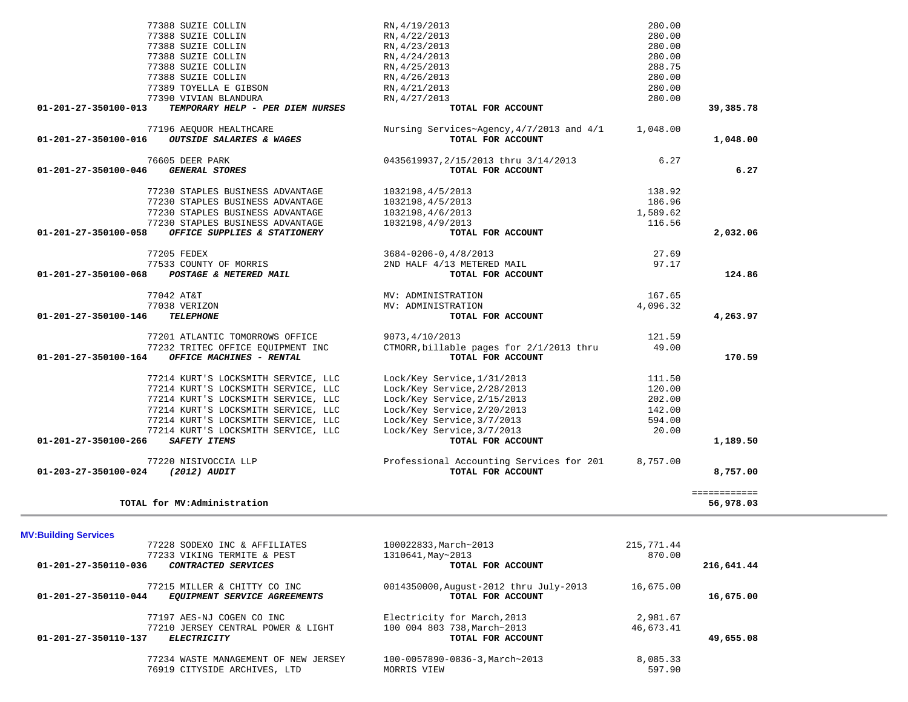| Account | Vendor / Description | Details | Amount | Total |
|---|---|---|---|---|
| | 77388 SUZIE COLLIN | RN,4/19/2013 | 280.00 | |
| | 77388 SUZIE COLLIN | RN,4/22/2013 | 280.00 | |
| | 77388 SUZIE COLLIN | RN,4/23/2013 | 280.00 | |
| | 77388 SUZIE COLLIN | RN,4/24/2013 | 280.00 | |
| | 77388 SUZIE COLLIN | RN,4/25/2013 | 288.75 | |
| | 77388 SUZIE COLLIN | RN,4/26/2013 | 280.00 | |
| | 77389 TOYELLA E GIBSON | RN,4/21/2013 | 280.00 | |
| | 77390 VIVIAN BLANDURA | RN,4/27/2013 | 280.00 | |
| **01-201-27-350100-013** | ***TEMPORARY HELP - PER DIEM NURSES*** | **TOTAL FOR ACCOUNT** | | **39,385.78** |
| | 77196 AEQUOR HEALTHCARE | Nursing Services~Agency,4/7/2013 and 4/1 | 1,048.00 | |
| **01-201-27-350100-016** | ***OUTSIDE SALARIES & WAGES*** | **TOTAL FOR ACCOUNT** | | **1,048.00** |
| | 76605 DEER PARK | 0435619937,2/15/2013 thru 3/14/2013 | 6.27 | |
| **01-201-27-350100-046** | ***GENERAL STORES*** | **TOTAL FOR ACCOUNT** | | **6.27** |
| | 77230 STAPLES BUSINESS ADVANTAGE | 1032198,4/5/2013 | 138.92 | |
| | 77230 STAPLES BUSINESS ADVANTAGE | 1032198,4/5/2013 | 186.96 | |
| | 77230 STAPLES BUSINESS ADVANTAGE | 1032198,4/6/2013 | 1,589.62 | |
| | 77230 STAPLES BUSINESS ADVANTAGE | 1032198,4/9/2013 | 116.56 | |
| **01-201-27-350100-058** | ***OFFICE SUPPLIES & STATIONERY*** | **TOTAL FOR ACCOUNT** | | **2,032.06** |
| | 77205 FEDEX | 3684-0206-0,4/8/2013 | 27.69 | |
| | 77533 COUNTY OF MORRIS | 2ND HALF 4/13 METERED MAIL | 97.17 | |
| **01-201-27-350100-068** | ***POSTAGE & METERED MAIL*** | **TOTAL FOR ACCOUNT** | | **124.86** |
| | 77042 AT&T | MV: ADMINISTRATION | 167.65 | |
| | 77038 VERIZON | MV: ADMINISTRATION | 4,096.32 | |
| **01-201-27-350100-146** | ***TELEPHONE*** | **TOTAL FOR ACCOUNT** | | **4,263.97** |
| | 77201 ATLANTIC TOMORROWS OFFICE | 9073,4/10/2013 | 121.59 | |
| | 77232 TRITEC OFFICE EQUIPMENT INC | CTMORR,billable pages for 2/1/2013 thru | 49.00 | |
| **01-201-27-350100-164** | ***OFFICE MACHINES - RENTAL*** | **TOTAL FOR ACCOUNT** | | **170.59** |
| | 77214 KURT'S LOCKSMITH SERVICE, LLC | Lock/Key Service,1/31/2013 | 111.50 | |
| | 77214 KURT'S LOCKSMITH SERVICE, LLC | Lock/Key Service,2/28/2013 | 120.00 | |
| | 77214 KURT'S LOCKSMITH SERVICE, LLC | Lock/Key Service,2/15/2013 | 202.00 | |
| | 77214 KURT'S LOCKSMITH SERVICE, LLC | Lock/Key Service,2/20/2013 | 142.00 | |
| | 77214 KURT'S LOCKSMITH SERVICE, LLC | Lock/Key Service,3/7/2013 | 594.00 | |
| | 77214 KURT'S LOCKSMITH SERVICE, LLC | Lock/Key Service,3/7/2013 | 20.00 | |
| **01-201-27-350100-266** | ***SAFETY ITEMS*** | **TOTAL FOR ACCOUNT** | | **1,189.50** |
| | 77220 NISIVOCCIA LLP | Professional Accounting Services for 201 | 8,757.00 | |
| **01-203-27-350100-024** | ***(2012) AUDIT*** | **TOTAL FOR ACCOUNT** | | **8,757.00** |
| | | | | ============ |
| | **TOTAL for MV:Administration** | | | **56,978.03** |

**MV:Building Services**

| Account | Vendor / Description | Details | Amount | Total |
|---|---|---|---|---|
| | 77228 SODEXO INC & AFFILIATES | 100022833,March~2013 | 215,771.44 | |
| | 77233 VIKING TERMITE & PEST | 1310641,May~2013 | 870.00 | |
| **01-201-27-350110-036** | ***CONTRACTED SERVICES*** | **TOTAL FOR ACCOUNT** | | **216,641.44** |
| | 77215 MILLER & CHITTY CO INC | 0014350000,August-2012 thru July-2013 | 16,675.00 | |
| **01-201-27-350110-044** | ***EQUIPMENT SERVICE AGREEMENTS*** | **TOTAL FOR ACCOUNT** | | **16,675.00** |
| | 77197 AES-NJ COGEN CO INC | Electricity for March,2013 | 2,981.67 | |
| | 77210 JERSEY CENTRAL POWER & LIGHT | 100 004 803 738,March~2013 | 46,673.41 | |
| **01-201-27-350110-137** | ***ELECTRICITY*** | **TOTAL FOR ACCOUNT** | | **49,655.08** |
| | 77234 WASTE MANAGEMENT OF NEW JERSEY | 100-0057890-0836-3,March~2013 | 8,085.33 | |
| | 76919 CITYSIDE ARCHIVES, LTD | MORRIS VIEW | 597.90 | |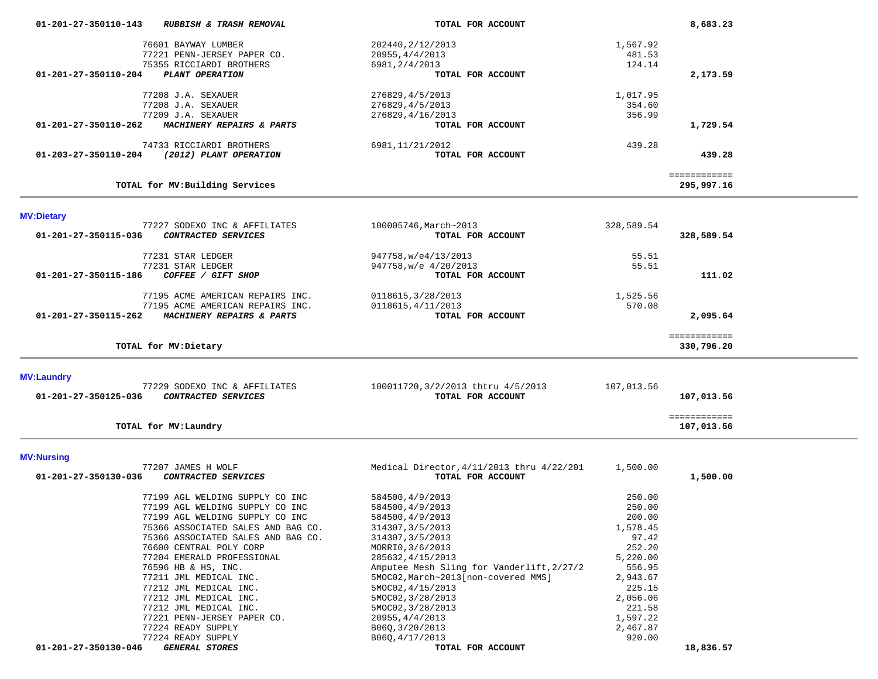| Account | Vendor / Description | Reference | Amount | Total |
|---|---|---|---|---|
| 01-201-27-350110-143 | ***RUBBISH & TRASH REMOVAL*** | **TOTAL FOR ACCOUNT** | | **8,683.23** |
| | 76601 BAYWAY LUMBER | 202440,2/12/2013 | 1,567.92 | |
| | 77221 PENN-JERSEY PAPER CO. | 20955,4/4/2013 | 481.53 | |
| | 75355 RICCIARDI BROTHERS | 6981,2/4/2013 | 124.14 | |
| 01-201-27-350110-204 | ***PLANT OPERATION*** | **TOTAL FOR ACCOUNT** | | **2,173.59** |
| | 77208 J.A. SEXAUER | 276829,4/5/2013 | 1,017.95 | |
| | 77208 J.A. SEXAUER | 276829,4/5/2013 | 354.60 | |
| | 77209 J.A. SEXAUER | 276829,4/16/2013 | 356.99 | |
| 01-201-27-350110-262 | ***MACHINERY REPAIRS & PARTS*** | **TOTAL FOR ACCOUNT** | | **1,729.54** |
| | 74733 RICCIARDI BROTHERS | 6981,11/21/2012 | 439.28 | |
| 01-203-27-350110-204 | ***(2012) PLANT OPERATION*** | **TOTAL FOR ACCOUNT** | | **439.28** |
| | | | | ============ |
| | **TOTAL for MV:Building Services** | | | **295,997.16** |

**MV:Dietary**

| Account | Vendor / Description | Reference | Amount | Total |
|---|---|---|---|---|
| | 77227 SODEXO INC & AFFILIATES | 100005746,March~2013 | 328,589.54 | |
| 01-201-27-350115-036 | ***CONTRACTED SERVICES*** | **TOTAL FOR ACCOUNT** | | **328,589.54** |
| | 77231 STAR LEDGER | 947758,w/e4/13/2013 | 55.51 | |
| | 77231 STAR LEDGER | 947758,w/e 4/20/2013 | 55.51 | |
| 01-201-27-350115-186 | ***COFFEE / GIFT SHOP*** | **TOTAL FOR ACCOUNT** | | **111.02** |
| | 77195 ACME AMERICAN REPAIRS INC. | 0118615,3/28/2013 | 1,525.56 | |
| | 77195 ACME AMERICAN REPAIRS INC. | 0118615,4/11/2013 | 570.08 | |
| 01-201-27-350115-262 | ***MACHINERY REPAIRS & PARTS*** | **TOTAL FOR ACCOUNT** | | **2,095.64** |
| | | | | ============ |
| | **TOTAL for MV:Dietary** | | | **330,796.20** |

**MV:Laundry**

| Account | Vendor / Description | Reference | Amount | Total |
|---|---|---|---|---|
| | 77229 SODEXO INC & AFFILIATES | 100011720,3/2/2013 thtru 4/5/2013 | 107,013.56 | |
| 01-201-27-350125-036 | ***CONTRACTED SERVICES*** | **TOTAL FOR ACCOUNT** | | **107,013.56** |
| | | | | ============ |
| | **TOTAL for MV:Laundry** | | | **107,013.56** |

**MV:Nursing**

| Account | Vendor / Description | Reference | Amount | Total |
|---|---|---|---|---|
| | 77207 JAMES H WOLF | Medical Director,4/11/2013 thru 4/22/201 | 1,500.00 | |
| 01-201-27-350130-036 | ***CONTRACTED SERVICES*** | **TOTAL FOR ACCOUNT** | | **1,500.00** |
| | 77199 AGL WELDING SUPPLY CO INC | 584500,4/9/2013 | 250.00 | |
| | 77199 AGL WELDING SUPPLY CO INC | 584500,4/9/2013 | 250.00 | |
| | 77199 AGL WELDING SUPPLY CO INC | 584500,4/9/2013 | 200.00 | |
| | 75366 ASSOCIATED SALES AND BAG CO. | 314307,3/5/2013 | 1,578.45 | |
| | 75366 ASSOCIATED SALES AND BAG CO. | 314307,3/5/2013 | 97.42 | |
| | 76600 CENTRAL POLY CORP | MORRI0,3/6/2013 | 252.20 | |
| | 77204 EMERALD PROFESSIONAL | 285632,4/15/2013 | 5,220.00 | |
| | 76596 HB & HS, INC. | Amputee Mesh Sling for Vanderlift,2/27/2 | 556.95 | |
| | 77211 JML MEDICAL INC. | 5MOC02,March~2013[non-covered MMS] | 2,943.67 | |
| | 77212 JML MEDICAL INC. | 5MOC02,4/15/2013 | 225.15 | |
| | 77212 JML MEDICAL INC. | 5MOC02,3/28/2013 | 2,056.06 | |
| | 77212 JML MEDICAL INC. | 5MOC02,3/28/2013 | 221.58 | |
| | 77221 PENN-JERSEY PAPER CO. | 20955,4/4/2013 | 1,597.22 | |
| | 77224 READY SUPPLY | B06Q,3/20/2013 | 2,467.87 | |
| | 77224 READY SUPPLY | B06Q,4/17/2013 | 920.00 | |
| 01-201-27-350130-046 | ***GENERAL STORES*** | **TOTAL FOR ACCOUNT** | | **18,836.57** |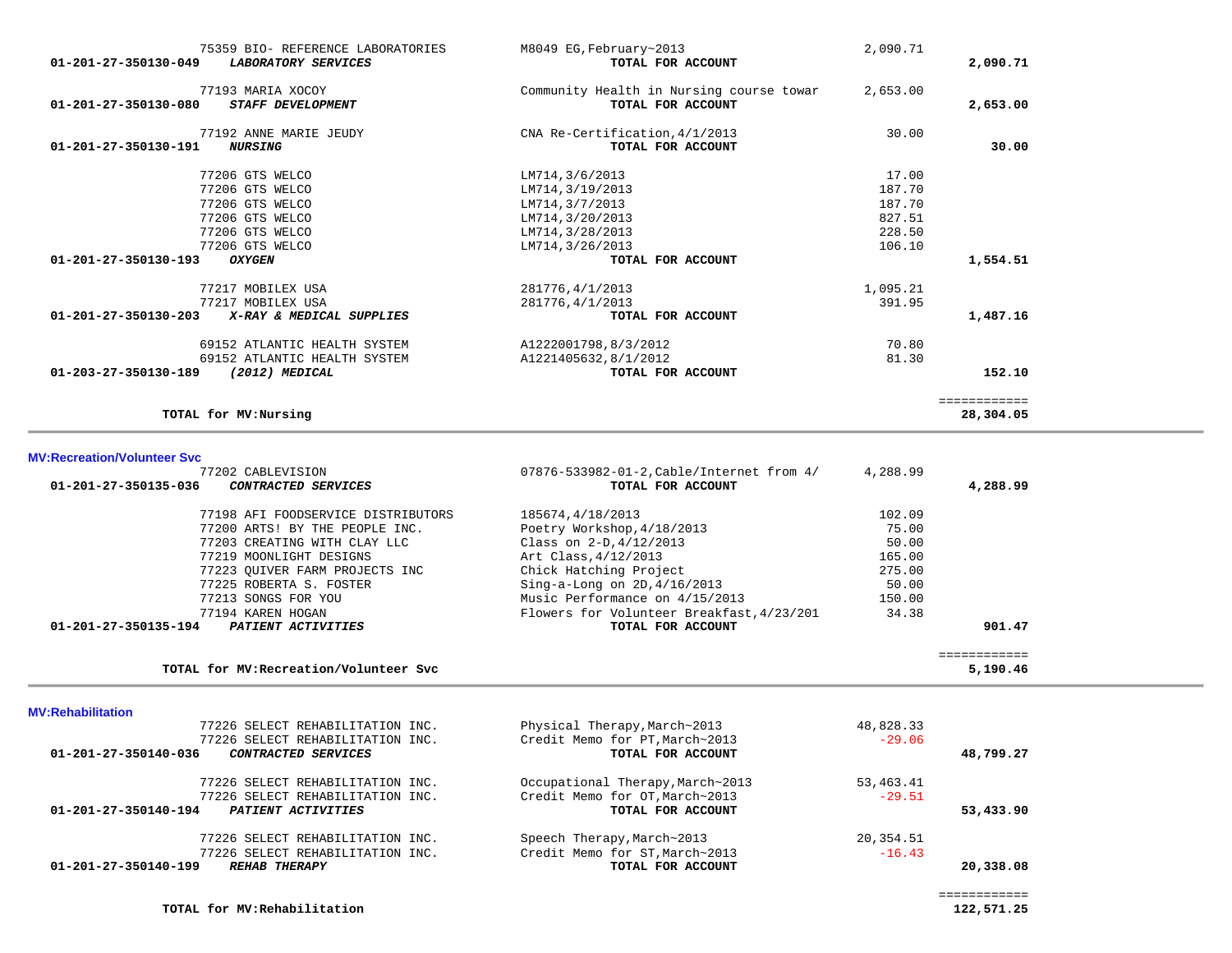| Account | Vendor / Account Name | Description | Amount | Total |
|---|---|---|---|---|
| | 75359 BIO- REFERENCE LABORATORIES | M8049 EG,February~2013 | 2,090.71 | |
| 01-201-27-350130-049 | ***LABORATORY SERVICES*** | **TOTAL FOR ACCOUNT** | | **2,090.71** |
| | 77193 MARIA XOCOY | Community Health in Nursing course towar | 2,653.00 | |
| 01-201-27-350130-080 | ***STAFF DEVELOPMENT*** | **TOTAL FOR ACCOUNT** | | **2,653.00** |
| | 77192 ANNE MARIE JEUDY | CNA Re-Certification,4/1/2013 | 30.00 | |
| 01-201-27-350130-191 | ***NURSING*** | **TOTAL FOR ACCOUNT** | | **30.00** |
| | 77206 GTS WELCO | LM714,3/6/2013 | 17.00 | |
| | 77206 GTS WELCO | LM714,3/19/2013 | 187.70 | |
| | 77206 GTS WELCO | LM714,3/7/2013 | 187.70 | |
| | 77206 GTS WELCO | LM714,3/20/2013 | 827.51 | |
| | 77206 GTS WELCO | LM714,3/28/2013 | 228.50 | |
| | 77206 GTS WELCO | LM714,3/26/2013 | 106.10 | |
| 01-201-27-350130-193 | ***OXYGEN*** | **TOTAL FOR ACCOUNT** | | **1,554.51** |
| | 77217 MOBILEX USA | 281776,4/1/2013 | 1,095.21 | |
| | 77217 MOBILEX USA | 281776,4/1/2013 | 391.95 | |
| 01-201-27-350130-203 | ***X-RAY & MEDICAL SUPPLIES*** | **TOTAL FOR ACCOUNT** | | **1,487.16** |
| | 69152 ATLANTIC HEALTH SYSTEM | A1222001798,8/3/2012 | 70.80 | |
| | 69152 ATLANTIC HEALTH SYSTEM | A1221405632,8/1/2012 | 81.30 | |
| 01-203-27-350130-189 | ***(2012) MEDICAL*** | **TOTAL FOR ACCOUNT** | | **152.10** |
| | **TOTAL for MV:Nursing** | | | **28,304.05** |

**MV:Recreation/Volunteer Svc**

| Account | Vendor / Account Name | Description | Amount | Total |
|---|---|---|---|---|
| | 77202 CABLEVISION | 07876-533982-01-2,Cable/Internet from 4/ | 4,288.99 | |
| 01-201-27-350135-036 | ***CONTRACTED SERVICES*** | **TOTAL FOR ACCOUNT** | | **4,288.99** |
| | 77198 AFI FOODSERVICE DISTRIBUTORS | 185674,4/18/2013 | 102.09 | |
| | 77200 ARTS! BY THE PEOPLE INC. | Poetry Workshop,4/18/2013 | 75.00 | |
| | 77203 CREATING WITH CLAY LLC | Class on 2-D,4/12/2013 | 50.00 | |
| | 77219 MOONLIGHT DESIGNS | Art Class,4/12/2013 | 165.00 | |
| | 77223 QUIVER FARM PROJECTS INC | Chick Hatching Project | 275.00 | |
| | 77225 ROBERTA S. FOSTER | Sing-a-Long on 2D,4/16/2013 | 50.00 | |
| | 77213 SONGS FOR YOU | Music Performance on 4/15/2013 | 150.00 | |
| | 77194 KAREN HOGAN | Flowers for Volunteer Breakfast,4/23/201 | 34.38 | |
| 01-201-27-350135-194 | ***PATIENT ACTIVITIES*** | **TOTAL FOR ACCOUNT** | | **901.47** |
| | **TOTAL for MV:Recreation/Volunteer Svc** | | | **5,190.46** |

**MV:Rehabilitation**

| Account | Vendor / Account Name | Description | Amount | Total |
|---|---|---|---|---|
| | 77226 SELECT REHABILITATION INC. | Physical Therapy,March~2013 | 48,828.33 | |
| | 77226 SELECT REHABILITATION INC. | Credit Memo for PT,March~2013 | -29.06 | |
| 01-201-27-350140-036 | ***CONTRACTED SERVICES*** | **TOTAL FOR ACCOUNT** | | **48,799.27** |
| | 77226 SELECT REHABILITATION INC. | Occupational Therapy,March~2013 | 53,463.41 | |
| | 77226 SELECT REHABILITATION INC. | Credit Memo for OT,March~2013 | -29.51 | |
| 01-201-27-350140-194 | ***PATIENT ACTIVITIES*** | **TOTAL FOR ACCOUNT** | | **53,433.90** |
| | 77226 SELECT REHABILITATION INC. | Speech Therapy,March~2013 | 20,354.51 | |
| | 77226 SELECT REHABILITATION INC. | Credit Memo for ST,March~2013 | -16.43 | |
| 01-201-27-350140-199 | ***REHAB THERAPY*** | **TOTAL FOR ACCOUNT** | | **20,338.08** |
| | **TOTAL for MV:Rehabilitation** | | | **122,571.25** |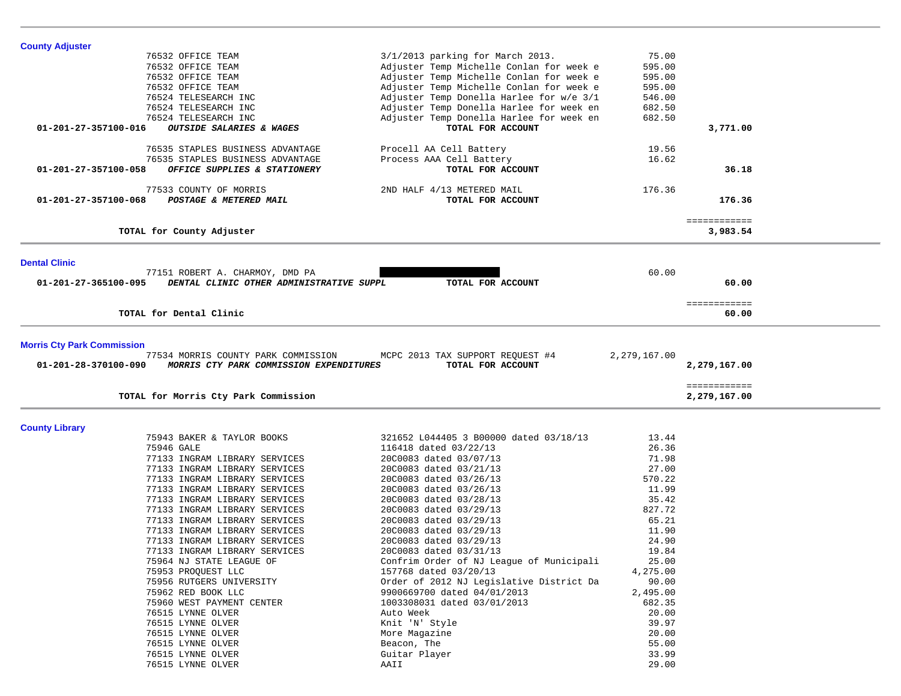## County Adjuster

| Account | Vendor | Description | Amount | Total |
|---|---|---|---|---|
| | 76532 OFFICE TEAM | 3/1/2013 parking for March 2013. | 75.00 | |
| | 76532 OFFICE TEAM | Adjuster Temp Michelle Conlan for week e | 595.00 | |
| | 76532 OFFICE TEAM | Adjuster Temp Michelle Conlan for week e | 595.00 | |
| | 76532 OFFICE TEAM | Adjuster Temp Michelle Conlan for week e | 595.00 | |
| | 76524 TELESEARCH INC | Adjuster Temp Donella Harlee for w/e 3/1 | 546.00 | |
| | 76524 TELESEARCH INC | Adjuster Temp Donella Harlee for week en | 682.50 | |
| | 76524 TELESEARCH INC | Adjuster Temp Donella Harlee for week en | 682.50 | |
| **01-201-27-357100-016** | ***OUTSIDE SALARIES & WAGES*** | **TOTAL FOR ACCOUNT** | | **3,771.00** |
| | 76535 STAPLES BUSINESS ADVANTAGE | Procell AA Cell Battery | 19.56 | |
| | 76535 STAPLES BUSINESS ADVANTAGE | Process AAA Cell Battery | 16.62 | |
| **01-201-27-357100-058** | ***OFFICE SUPPLIES & STATIONERY*** | **TOTAL FOR ACCOUNT** | | **36.18** |
| | 77533 COUNTY OF MORRIS | 2ND HALF 4/13 METERED MAIL | 176.36 | |
| **01-201-27-357100-068** | ***POSTAGE & METERED MAIL*** | **TOTAL FOR ACCOUNT** | | **176.36** |

**TOTAL for County Adjuster** — **3,983.54**

## Dental Clinic

| Account | Vendor | Description | Amount | Total |
|---|---|---|---|---|
| | 77151 ROBERT A. CHARMOY, DMD PA | [REDACTED] | 60.00 | |
| **01-201-27-365100-095** | ***DENTAL CLINIC OTHER ADMINISTRATIVE SUPPL*** | **TOTAL FOR ACCOUNT** | | **60.00** |

**TOTAL for Dental Clinic** — **60.00**

## Morris Cty Park Commission

| Account | Vendor | Description | Amount | Total |
|---|---|---|---|---|
| | 77534 MORRIS COUNTY PARK COMMISSION | MCPC 2013 TAX SUPPORT REQUEST #4 | 2,279,167.00 | |
| **01-201-28-370100-090** | ***MORRIS CTY PARK COMMISSION EXPENDITURES*** | **TOTAL FOR ACCOUNT** | | **2,279,167.00** |

**TOTAL for Morris Cty Park Commission** — **2,279,167.00**

## County Library

| Account | Vendor | Description | Amount | Total |
|---|---|---|---|---|
| | 75943 BAKER & TAYLOR BOOKS | 321652 L044405 3 B00000 dated 03/18/13 | 13.44 | |
| | 75946 GALE | 116418 dated 03/22/13 | 26.36 | |
| | 77133 INGRAM LIBRARY SERVICES | 20C0083 dated 03/07/13 | 71.98 | |
| | 77133 INGRAM LIBRARY SERVICES | 20C0083 dated 03/21/13 | 27.00 | |
| | 77133 INGRAM LIBRARY SERVICES | 20C0083 dated 03/26/13 | 570.22 | |
| | 77133 INGRAM LIBRARY SERVICES | 20C0083 dated 03/26/13 | 11.99 | |
| | 77133 INGRAM LIBRARY SERVICES | 20C0083 dated 03/28/13 | 35.42 | |
| | 77133 INGRAM LIBRARY SERVICES | 20C0083 dated 03/29/13 | 827.72 | |
| | 77133 INGRAM LIBRARY SERVICES | 20C0083 dated 03/29/13 | 65.21 | |
| | 77133 INGRAM LIBRARY SERVICES | 20C0083 dated 03/29/13 | 11.90 | |
| | 77133 INGRAM LIBRARY SERVICES | 20C0083 dated 03/29/13 | 24.90 | |
| | 77133 INGRAM LIBRARY SERVICES | 20C0083 dated 03/31/13 | 19.84 | |
| | 75964 NJ STATE LEAGUE OF | Confirm Order of NJ League of Municipali | 25.00 | |
| | 75953 PROQUEST LLC | 157768 dated 03/20/13 | 4,275.00 | |
| | 75956 RUTGERS UNIVERSITY | Order of 2012 NJ Legislative District Da | 90.00 | |
| | 75962 RED BOOK LLC | 9900669700 dated 04/01/2013 | 2,495.00 | |
| | 75960 WEST PAYMENT CENTER | 1003308031 dated 03/01/2013 | 682.35 | |
| | 76515 LYNNE OLVER | Auto Week | 20.00 | |
| | 76515 LYNNE OLVER | Knit 'N' Style | 39.97 | |
| | 76515 LYNNE OLVER | More Magazine | 20.00 | |
| | 76515 LYNNE OLVER | Beacon, The | 55.00 | |
| | 76515 LYNNE OLVER | Guitar Player | 33.99 | |
| | 76515 LYNNE OLVER | AAII | 29.00 | |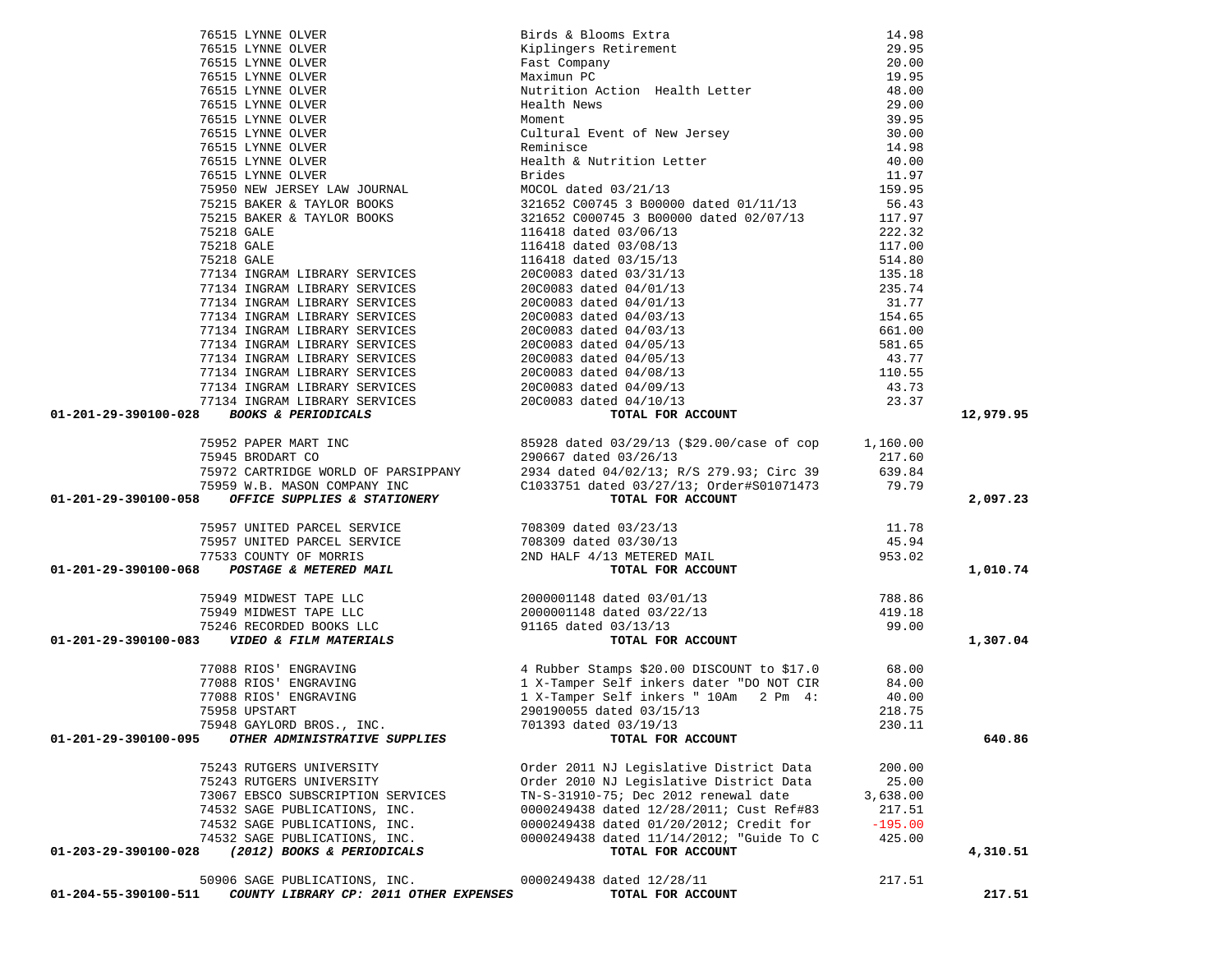| Account | Vendor | Description | Amount | Total |
|---|---|---|---|---|
| | 76515 LYNNE OLVER | Birds & Blooms Extra | 14.98 | |
| | 76515 LYNNE OLVER | Kiplingers Retirement | 29.95 | |
| | 76515 LYNNE OLVER | Fast Company | 20.00 | |
| | 76515 LYNNE OLVER | Maximun PC | 19.95 | |
| | 76515 LYNNE OLVER | Nutrition Action Health Letter | 48.00 | |
| | 76515 LYNNE OLVER | Health News | 29.00 | |
| | 76515 LYNNE OLVER | Moment | 39.95 | |
| | 76515 LYNNE OLVER | Cultural Event of New Jersey | 30.00 | |
| | 76515 LYNNE OLVER | Reminisce | 14.98 | |
| | 76515 LYNNE OLVER | Health & Nutrition Letter | 40.00 | |
| | 76515 LYNNE OLVER | Brides | 11.97 | |
| | 75950 NEW JERSEY LAW JOURNAL | MOCOL dated 03/21/13 | 159.95 | |
| | 75215 BAKER & TAYLOR BOOKS | 321652 C00745 3 B00000 dated 01/11/13 | 56.43 | |
| | 75215 BAKER & TAYLOR BOOKS | 321652 C000745 3 B00000 dated 02/07/13 | 117.97 | |
| | 75218 GALE | 116418 dated 03/06/13 | 222.32 | |
| | 75218 GALE | 116418 dated 03/08/13 | 117.00 | |
| | 75218 GALE | 116418 dated 03/15/13 | 514.80 | |
| | 77134 INGRAM LIBRARY SERVICES | 20C0083 dated 03/31/13 | 135.18 | |
| | 77134 INGRAM LIBRARY SERVICES | 20C0083 dated 04/01/13 | 235.74 | |
| | 77134 INGRAM LIBRARY SERVICES | 20C0083 dated 04/01/13 | 31.77 | |
| | 77134 INGRAM LIBRARY SERVICES | 20C0083 dated 04/03/13 | 154.65 | |
| | 77134 INGRAM LIBRARY SERVICES | 20C0083 dated 04/03/13 | 661.00 | |
| | 77134 INGRAM LIBRARY SERVICES | 20C0083 dated 04/05/13 | 581.65 | |
| | 77134 INGRAM LIBRARY SERVICES | 20C0083 dated 04/05/13 | 43.77 | |
| | 77134 INGRAM LIBRARY SERVICES | 20C0083 dated 04/08/13 | 110.55 | |
| | 77134 INGRAM LIBRARY SERVICES | 20C0083 dated 04/09/13 | 43.73 | |
| | 77134 INGRAM LIBRARY SERVICES | 20C0083 dated 04/10/13 | 23.37 | |
| **01-201-29-390100-028** | ***BOOKS & PERIODICALS*** | **TOTAL FOR ACCOUNT** | | **12,979.95** |
| | 75952 PAPER MART INC | 85928 dated 03/29/13 ($29.00/case of cop | 1,160.00 | |
| | 75945 BRODART CO | 290667 dated 03/26/13 | 217.60 | |
| | 75972 CARTRIDGE WORLD OF PARSIPPANY | 2934 dated 04/02/13; R/S 279.93; Circ 39 | 639.84 | |
| | 75959 W.B. MASON COMPANY INC | C1033751 dated 03/27/13; Order#S01071473 | 79.79 | |
| **01-201-29-390100-058** | ***OFFICE SUPPLIES & STATIONERY*** | **TOTAL FOR ACCOUNT** | | **2,097.23** |
| | 75957 UNITED PARCEL SERVICE | 708309 dated 03/23/13 | 11.78 | |
| | 75957 UNITED PARCEL SERVICE | 708309 dated 03/30/13 | 45.94 | |
| | 77533 COUNTY OF MORRIS | 2ND HALF 4/13 METERED MAIL | 953.02 | |
| **01-201-29-390100-068** | ***POSTAGE & METERED MAIL*** | **TOTAL FOR ACCOUNT** | | **1,010.74** |
| | 75949 MIDWEST TAPE LLC | 2000001148 dated 03/01/13 | 788.86 | |
| | 75949 MIDWEST TAPE LLC | 2000001148 dated 03/22/13 | 419.18 | |
| | 75246 RECORDED BOOKS LLC | 91165 dated 03/13/13 | 99.00 | |
| **01-201-29-390100-083** | ***VIDEO & FILM MATERIALS*** | **TOTAL FOR ACCOUNT** | | **1,307.04** |
| | 77088 RIOS' ENGRAVING | 4 Rubber Stamps $20.00 DISCOUNT to $17.0 | 68.00 | |
| | 77088 RIOS' ENGRAVING | 1 X-Tamper Self inkers dater "DO NOT CIR | 84.00 | |
| | 77088 RIOS' ENGRAVING | 1 X-Tamper Self inkers " 10Am 2 Pm 4: | 40.00 | |
| | 75958 UPSTART | 290190055 dated 03/15/13 | 218.75 | |
| | 75948 GAYLORD BROS., INC. | 701393 dated 03/19/13 | 230.11 | |
| **01-201-29-390100-095** | ***OTHER ADMINISTRATIVE SUPPLIES*** | **TOTAL FOR ACCOUNT** | | **640.86** |
| | 75243 RUTGERS UNIVERSITY | Order 2011 NJ Legislative District Data | 200.00 | |
| | 75243 RUTGERS UNIVERSITY | Order 2010 NJ Legislative District Data | 25.00 | |
| | 73067 EBSCO SUBSCRIPTION SERVICES | TN-S-31910-75; Dec 2012 renewal date | 3,638.00 | |
| | 74532 SAGE PUBLICATIONS, INC. | 0000249438 dated 12/28/2011; Cust Ref#83 | 217.51 | |
| | 74532 SAGE PUBLICATIONS, INC. | 0000249438 dated 01/20/2012; Credit for | -195.00 | |
| | 74532 SAGE PUBLICATIONS, INC. | 0000249438 dated 11/14/2012; "Guide To C | 425.00 | |
| **01-203-29-390100-028** | ***(2012) BOOKS & PERIODICALS*** | **TOTAL FOR ACCOUNT** | | **4,310.51** |
| | 50906 SAGE PUBLICATIONS, INC. | 0000249438 dated 12/28/11 | 217.51 | |
| **01-204-55-390100-511** | ***COUNTY LIBRARY CP: 2011 OTHER EXPENSES*** | **TOTAL FOR ACCOUNT** | | **217.51** |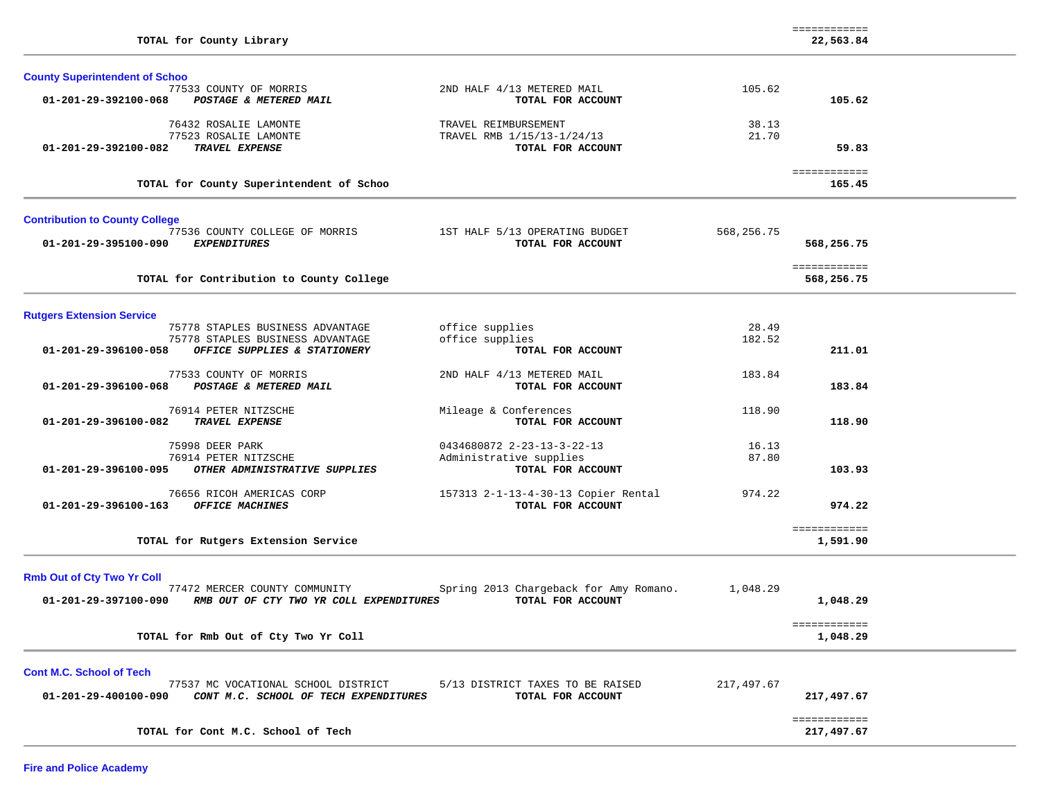| | | | | |
|---|---|---|---|---|
| | **TOTAL for County Library** | | | ============ **22,563.84** |

**County Superintendent of Schoo**

| Account | Vendor | Description | Amount | Total |
|---|---|---|---|---|
| | 77533 COUNTY OF MORRIS | 2ND HALF 4/13 METERED MAIL | 105.62 | |
| **01-201-29-392100-068** | ***POSTAGE & METERED MAIL*** | **TOTAL FOR ACCOUNT** | | **105.62** |
| | 76432 ROSALIE LAMONTE | TRAVEL REIMBURSEMENT | 38.13 | |
| | 77523 ROSALIE LAMONTE | TRAVEL RMB 1/15/13-1/24/13 | 21.70 | |
| **01-201-29-392100-082** | ***TRAVEL EXPENSE*** | **TOTAL FOR ACCOUNT** | | **59.83** |
| | **TOTAL for County Superintendent of Schoo** | | | ============ **165.45** |

**Contribution to County College**

| Account | Vendor | Description | Amount | Total |
|---|---|---|---|---|
| | 77536 COUNTY COLLEGE OF MORRIS | 1ST HALF 5/13 OPERATING BUDGET | 568,256.75 | |
| **01-201-29-395100-090** | ***EXPENDITURES*** | **TOTAL FOR ACCOUNT** | | **568,256.75** |
| | **TOTAL for Contribution to County College** | | | ============ **568,256.75** |

**Rutgers Extension Service**

| Account | Vendor | Description | Amount | Total |
|---|---|---|---|---|
| | 75778 STAPLES BUSINESS ADVANTAGE | office supplies | 28.49 | |
| | 75778 STAPLES BUSINESS ADVANTAGE | office supplies | 182.52 | |
| **01-201-29-396100-058** | ***OFFICE SUPPLIES & STATIONERY*** | **TOTAL FOR ACCOUNT** | | **211.01** |
| | 77533 COUNTY OF MORRIS | 2ND HALF 4/13 METERED MAIL | 183.84 | |
| **01-201-29-396100-068** | ***POSTAGE & METERED MAIL*** | **TOTAL FOR ACCOUNT** | | **183.84** |
| | 76914 PETER NITZSCHE | Mileage & Conferences | 118.90 | |
| **01-201-29-396100-082** | ***TRAVEL EXPENSE*** | **TOTAL FOR ACCOUNT** | | **118.90** |
| | 75998 DEER PARK | 0434680872 2-23-13-3-22-13 | 16.13 | |
| | 76914 PETER NITZSCHE | Administrative supplies | 87.80 | |
| **01-201-29-396100-095** | ***OTHER ADMINISTRATIVE SUPPLIES*** | **TOTAL FOR ACCOUNT** | | **103.93** |
| | 76656 RICOH AMERICAS CORP | 157313 2-1-13-4-30-13 Copier Rental | 974.22 | |
| **01-201-29-396100-163** | ***OFFICE MACHINES*** | **TOTAL FOR ACCOUNT** | | **974.22** |
| | **TOTAL for Rutgers Extension Service** | | | ============ **1,591.90** |

**Rmb Out of Cty Two Yr Coll**

| Account | Vendor | Description | Amount | Total |
|---|---|---|---|---|
| | 77472 MERCER COUNTY COMMUNITY | Spring 2013 Chargeback for Amy Romano. | 1,048.29 | |
| **01-201-29-397100-090** | ***RMB OUT OF CTY TWO YR COLL EXPENDITURES*** | **TOTAL FOR ACCOUNT** | | **1,048.29** |
| | **TOTAL for Rmb Out of Cty Two Yr Coll** | | | ============ **1,048.29** |

**Cont M.C. School of Tech**

| Account | Vendor | Description | Amount | Total |
|---|---|---|---|---|
| | 77537 MC VOCATIONAL SCHOOL DISTRICT | 5/13 DISTRICT TAXES TO BE RAISED | 217,497.67 | |
| **01-201-29-400100-090** | ***CONT M.C. SCHOOL OF TECH EXPENDITURES*** | **TOTAL FOR ACCOUNT** | | **217,497.67** |
| | **TOTAL for Cont M.C. School of Tech** | | | ============ **217,497.67** |

**Fire and Police Academy**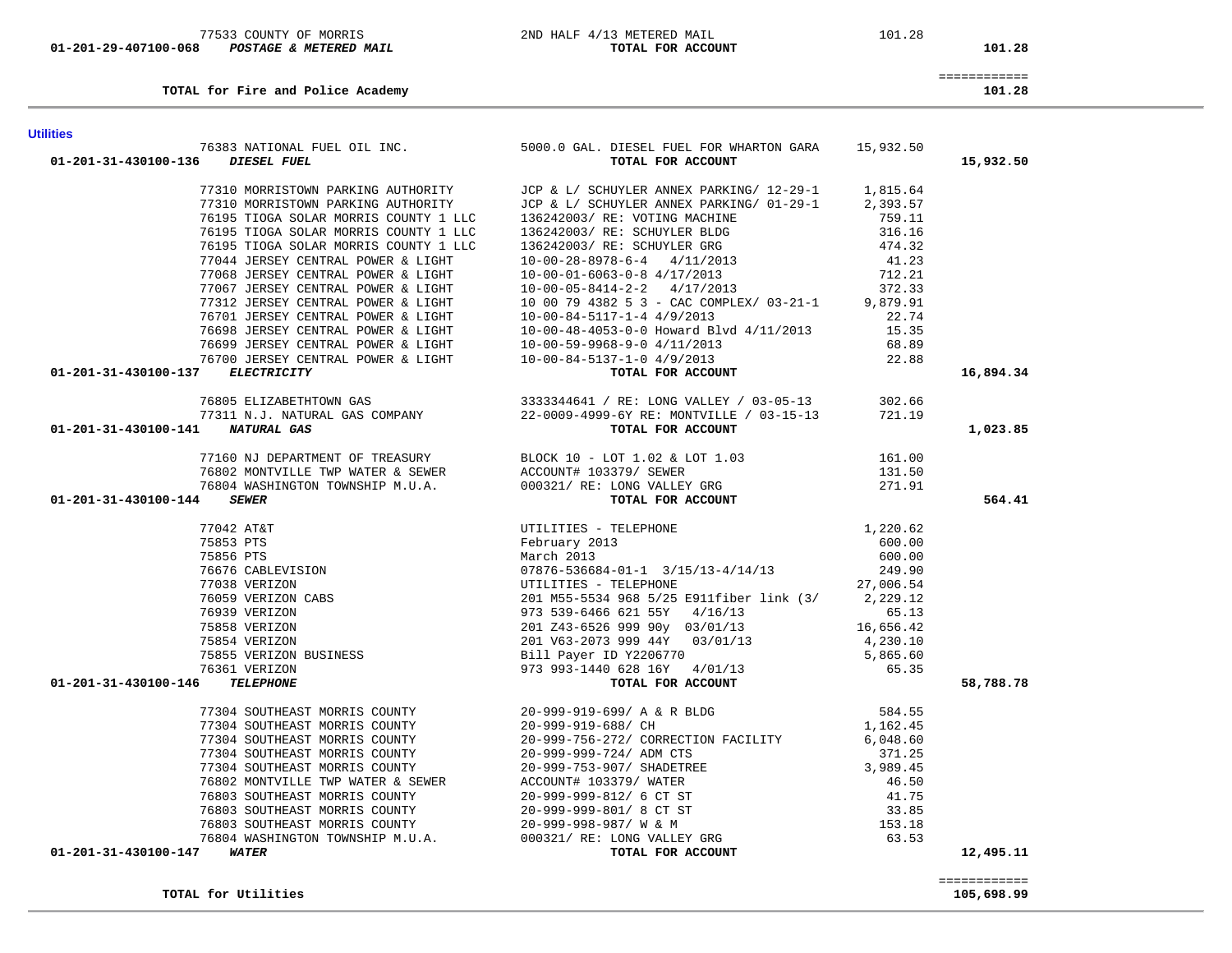| Account | Vendor | Description | Amount | Total |
|---|---|---|---|---|
| | 77533 COUNTY OF MORRIS | 2ND HALF 4/13 METERED MAIL | 101.28 | |
| 01-201-29-407100-068 ***POSTAGE & METERED MAIL*** | | **TOTAL FOR ACCOUNT** | | **101.28** |
| | | | | ============ |
| **TOTAL for Fire and Police Academy** | | | | **101.28** |

**Utilities**

| Account | Vendor | Description | Amount | Total |
|---|---|---|---|---|
| | 76383 NATIONAL FUEL OIL INC. | 5000.0 GAL. DIESEL FUEL FOR WHARTON GARA | 15,932.50 | |
| 01-201-31-430100-136 ***DIESEL FUEL*** | | **TOTAL FOR ACCOUNT** | | **15,932.50** |
| | 77310 MORRISTOWN PARKING AUTHORITY | JCP & L/ SCHUYLER ANNEX PARKING/ 12-29-1 | 1,815.64 | |
| | 77310 MORRISTOWN PARKING AUTHORITY | JCP & L/ SCHUYLER ANNEX PARKING/ 01-29-1 | 2,393.57 | |
| | 76195 TIOGA SOLAR MORRIS COUNTY 1 LLC | 136242003/ RE: VOTING MACHINE | 759.11 | |
| | 76195 TIOGA SOLAR MORRIS COUNTY 1 LLC | 136242003/ RE: SCHUYLER BLDG | 316.16 | |
| | 76195 TIOGA SOLAR MORRIS COUNTY 1 LLC | 136242003/ RE: SCHUYLER GRG | 474.32 | |
| | 77044 JERSEY CENTRAL POWER & LIGHT | 10-00-28-8978-6-4 4/11/2013 | 41.23 | |
| | 77068 JERSEY CENTRAL POWER & LIGHT | 10-00-01-6063-0-8 4/17/2013 | 712.21 | |
| | 77067 JERSEY CENTRAL POWER & LIGHT | 10-00-05-8414-2-2 4/17/2013 | 372.33 | |
| | 77312 JERSEY CENTRAL POWER & LIGHT | 10 00 79 4382 5 3 - CAC COMPLEX/ 03-21-1 | 9,879.91 | |
| | 76701 JERSEY CENTRAL POWER & LIGHT | 10-00-84-5117-1-4 4/9/2013 | 22.74 | |
| | 76698 JERSEY CENTRAL POWER & LIGHT | 10-00-48-4053-0-0 Howard Blvd 4/11/2013 | 15.35 | |
| | 76699 JERSEY CENTRAL POWER & LIGHT | 10-00-59-9968-9-0 4/11/2013 | 68.89 | |
| | 76700 JERSEY CENTRAL POWER & LIGHT | 10-00-84-5137-1-0 4/9/2013 | 22.88 | |
| 01-201-31-430100-137 ***ELECTRICITY*** | | **TOTAL FOR ACCOUNT** | | **16,894.34** |
| | 76805 ELIZABETHTOWN GAS | 3333344641 / RE: LONG VALLEY / 03-05-13 | 302.66 | |
| | 77311 N.J. NATURAL GAS COMPANY | 22-0009-4999-6Y RE: MONTVILLE / 03-15-13 | 721.19 | |
| 01-201-31-430100-141 ***NATURAL GAS*** | | **TOTAL FOR ACCOUNT** | | **1,023.85** |
| | 77160 NJ DEPARTMENT OF TREASURY | BLOCK 10 - LOT 1.02 & LOT 1.03 | 161.00 | |
| | 76802 MONTVILLE TWP WATER & SEWER | ACCOUNT# 103379/ SEWER | 131.50 | |
| | 76804 WASHINGTON TOWNSHIP M.U.A. | 000321/ RE: LONG VALLEY GRG | 271.91 | |
| 01-201-31-430100-144 ***SEWER*** | | **TOTAL FOR ACCOUNT** | | **564.41** |
| | 77042 AT&T | UTILITIES - TELEPHONE | 1,220.62 | |
| | 75853 PTS | February 2013 | 600.00 | |
| | 75856 PTS | March 2013 | 600.00 | |
| | 76676 CABLEVISION | 07876-536684-01-1 3/15/13-4/14/13 | 249.90 | |
| | 77038 VERIZON | UTILITIES - TELEPHONE | 27,006.54 | |
| | 76059 VERIZON CABS | 201 M55-5534 968 5/25 E911fiber link (3/ | 2,229.12 | |
| | 76939 VERIZON | 973 539-6466 621 55Y 4/16/13 | 65.13 | |
| | 75858 VERIZON | 201 Z43-6526 999 90y 03/01/13 | 16,656.42 | |
| | 75854 VERIZON | 201 V63-2073 999 44Y 03/01/13 | 4,230.10 | |
| | 75855 VERIZON BUSINESS | Bill Payer ID Y2206770 | 5,865.60 | |
| | 76361 VERIZON | 973 993-1440 628 16Y 4/01/13 | 65.35 | |
| 01-201-31-430100-146 ***TELEPHONE*** | | **TOTAL FOR ACCOUNT** | | **58,788.78** |
| | 77304 SOUTHEAST MORRIS COUNTY | 20-999-919-699/ A & R BLDG | 584.55 | |
| | 77304 SOUTHEAST MORRIS COUNTY | 20-999-919-688/ CH | 1,162.45 | |
| | 77304 SOUTHEAST MORRIS COUNTY | 20-999-756-272/ CORRECTION FACILITY | 6,048.60 | |
| | 77304 SOUTHEAST MORRIS COUNTY | 20-999-999-724/ ADM CTS | 371.25 | |
| | 77304 SOUTHEAST MORRIS COUNTY | 20-999-753-907/ SHADETREE | 3,989.45 | |
| | 76802 MONTVILLE TWP WATER & SEWER | ACCOUNT# 103379/ WATER | 46.50 | |
| | 76803 SOUTHEAST MORRIS COUNTY | 20-999-999-812/ 6 CT ST | 41.75 | |
| | 76803 SOUTHEAST MORRIS COUNTY | 20-999-999-801/ 8 CT ST | 33.85 | |
| | 76803 SOUTHEAST MORRIS COUNTY | 20-999-998-987/ W & M | 153.18 | |
| | 76804 WASHINGTON TOWNSHIP M.U.A. | 000321/ RE: LONG VALLEY GRG | 63.53 | |
| 01-201-31-430100-147 ***WATER*** | | **TOTAL FOR ACCOUNT** | | **12,495.11** |
| | | | | ============ |
| **TOTAL for Utilities** | | | | **105,698.99** |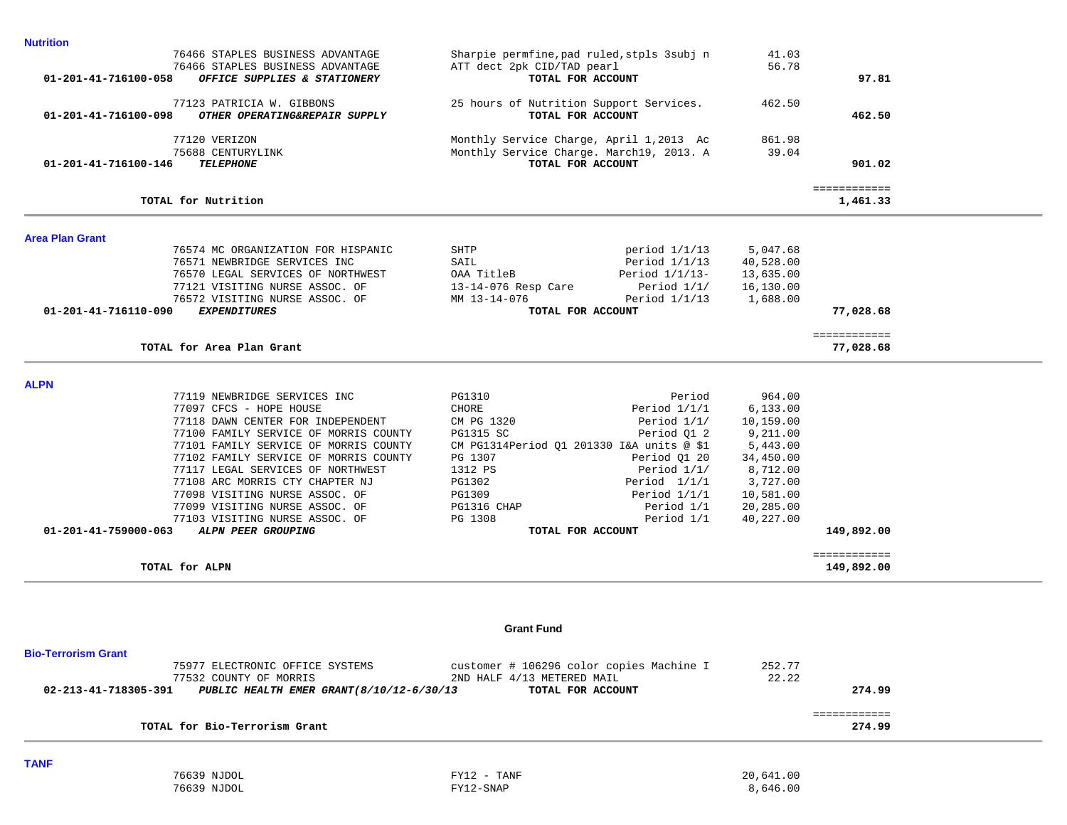### Nutrition

| Account / Vendor | Description | | Amount | Total |
|---|---|---|---|---|
| 76466 STAPLES BUSINESS ADVANTAGE | Sharpie permfine,pad ruled,stpls 3subj n | | 41.03 | |
| 76466 STAPLES BUSINESS ADVANTAGE | ATT dect 2pk CID/TAD pearl | | 56.78 | |
| **01-201-41-716100-058** ***OFFICE SUPPLIES & STATIONERY*** | **TOTAL FOR ACCOUNT** | | | **97.81** |
| 77123 PATRICIA W. GIBBONS | 25 hours of Nutrition Support Services. | | 462.50 | |
| **01-201-41-716100-098** ***OTHER OPERATING&REPAIR SUPPLY*** | **TOTAL FOR ACCOUNT** | | | **462.50** |
| 77120 VERIZON | Monthly Service Charge, April 1,2013 Ac | | 861.98 | |
| 75688 CENTURYLINK | Monthly Service Charge. March19, 2013. A | | 39.04 | |
| **01-201-41-716100-146** ***TELEPHONE*** | **TOTAL FOR ACCOUNT** | | | **901.02** |
| **TOTAL for Nutrition** | | | | **1,461.33** |

### Area Plan Grant

| Account / Vendor | Description | | Amount | Total |
|---|---|---|---|---|
| 76574 MC ORGANIZATION FOR HISPANIC | SHTP | period 1/1/13 | 5,047.68 | |
| 76571 NEWBRIDGE SERVICES INC | SAIL | Period 1/1/13 | 40,528.00 | |
| 76570 LEGAL SERVICES OF NORTHWEST | OAA TitleB | Period 1/1/13- | 13,635.00 | |
| 77121 VISITING NURSE ASSOC. OF | 13-14-076 Resp Care | Period 1/1/ | 16,130.00 | |
| 76572 VISITING NURSE ASSOC. OF | MM 13-14-076 | Period 1/1/13 | 1,688.00 | |
| **01-201-41-716110-090** ***EXPENDITURES*** | **TOTAL FOR ACCOUNT** | | | **77,028.68** |
| **TOTAL for Area Plan Grant** | | | | **77,028.68** |

### ALPN

| Account / Vendor | Description | | Amount | Total |
|---|---|---|---|---|
| 77119 NEWBRIDGE SERVICES INC | PG1310 | Period | 964.00 | |
| 77097 CFCS - HOPE HOUSE | CHORE | Period 1/1/1 | 6,133.00 | |
| 77118 DAWN CENTER FOR INDEPENDENT | CM PG 1320 | Period 1/1/ | 10,159.00 | |
| 77100 FAMILY SERVICE OF MORRIS COUNTY | PG1315 SC | Period Q1 2 | 9,211.00 | |
| 77101 FAMILY SERVICE OF MORRIS COUNTY | CM PG1314Period Q1 201330 I&A units @ $1 | | 5,443.00 | |
| 77102 FAMILY SERVICE OF MORRIS COUNTY | PG 1307 | Period Q1 20 | 34,450.00 | |
| 77117 LEGAL SERVICES OF NORTHWEST | 1312 PS | Period 1/1/ | 8,712.00 | |
| 77108 ARC MORRIS CTY CHAPTER NJ | PG1302 | Period 1/1/1 | 3,727.00 | |
| 77098 VISITING NURSE ASSOC. OF | PG1309 | Period 1/1/1 | 10,581.00 | |
| 77099 VISITING NURSE ASSOC. OF | PG1316 CHAP | Period 1/1 | 20,285.00 | |
| 77103 VISITING NURSE ASSOC. OF | PG 1308 | Period 1/1 | 40,227.00 | |
| **01-201-41-759000-063** ***ALPN PEER GROUPING*** | **TOTAL FOR ACCOUNT** | | | **149,892.00** |
| **TOTAL for ALPN** | | | | **149,892.00** |

## Grant Fund

### Bio-Terrorism Grant

| Account / Vendor | Description | | Amount | Total |
|---|---|---|---|---|
| 75977 ELECTRONIC OFFICE SYSTEMS | customer # 106296 color copies Machine I | | 252.77 | |
| 77532 COUNTY OF MORRIS | 2ND HALF 4/13 METERED MAIL | | 22.22 | |
| **02-213-41-718305-391** ***PUBLIC HEALTH EMER GRANT(8/10/12-6/30/13*** | **TOTAL FOR ACCOUNT** | | | **274.99** |
| **TOTAL for Bio-Terrorism Grant** | | | | **274.99** |

### TANF

| Account / Vendor | Description | | Amount | Total |
|---|---|---|---|---|
| 76639 NJDOL | FY12 - TANF | | 20,641.00 | |
| 76639 NJDOL | FY12-SNAP | | 8,646.00 | |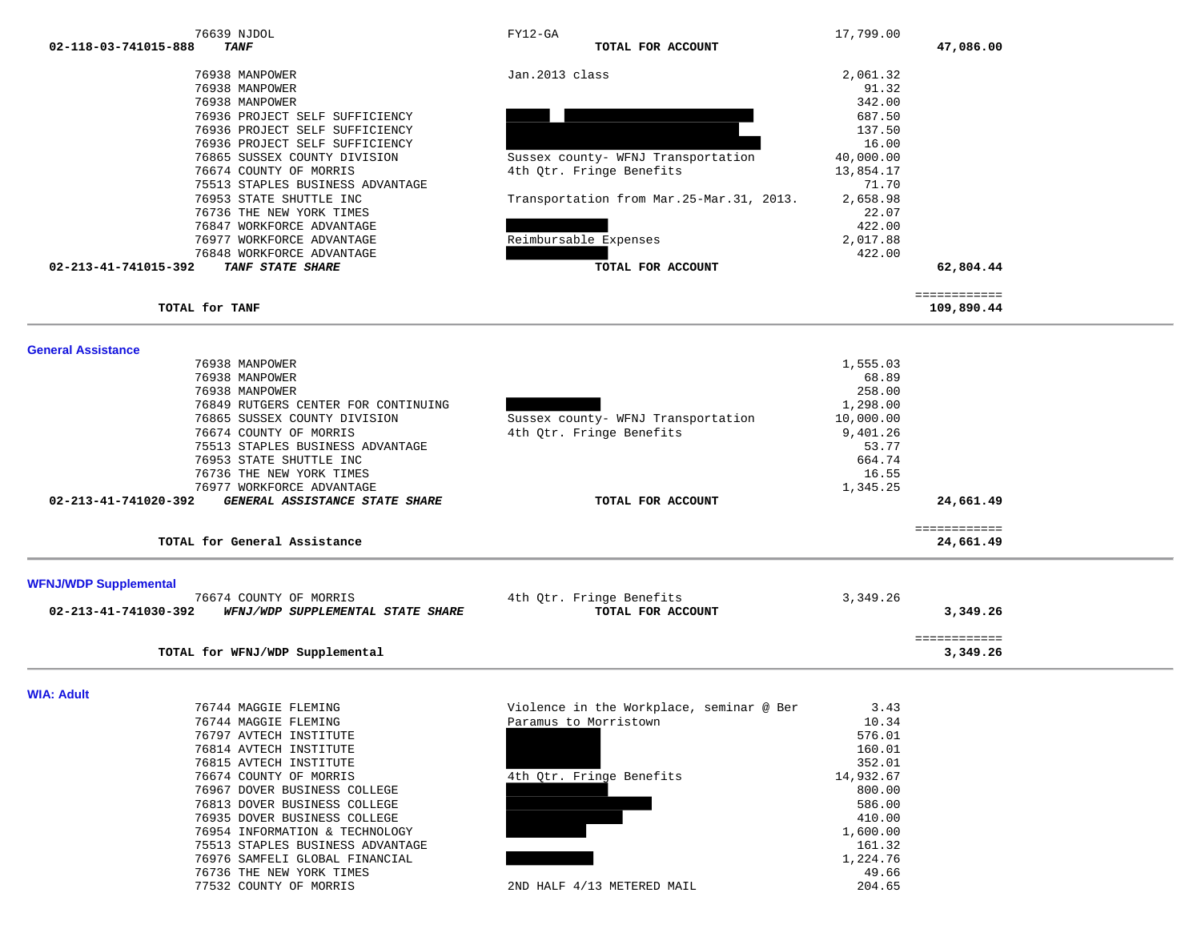| Vendor | Description | Amount | Total |
|---|---|---|---|
| 76639 NJDOL | FY12-GA | 17,799.00 | |
| **02-118-03-741015-888** ***TANF*** | **TOTAL FOR ACCOUNT** | | **47,086.00** |
| 76938 MANPOWER | Jan.2013 class | 2,061.32 | |
| 76938 MANPOWER | | 91.32 | |
| 76938 MANPOWER | | 342.00 | |
| 76936 PROJECT SELF SUFFICIENCY | | 687.50 | |
| 76936 PROJECT SELF SUFFICIENCY | | 137.50 | |
| 76936 PROJECT SELF SUFFICIENCY | | 16.00 | |
| 76865 SUSSEX COUNTY DIVISION | Sussex county- WFNJ Transportation | 40,000.00 | |
| 76674 COUNTY OF MORRIS | 4th Qtr. Fringe Benefits | 13,854.17 | |
| 75513 STAPLES BUSINESS ADVANTAGE | | 71.70 | |
| 76953 STATE SHUTTLE INC | Transportation from Mar.25-Mar.31, 2013. | 2,658.98 | |
| 76736 THE NEW YORK TIMES | | 22.07 | |
| 76847 WORKFORCE ADVANTAGE | | 422.00 | |
| 76977 WORKFORCE ADVANTAGE | Reimbursable Expenses | 2,017.88 | |
| 76848 WORKFORCE ADVANTAGE | | 422.00 | |
| **02-213-41-741015-392** ***TANF STATE SHARE*** | **TOTAL FOR ACCOUNT** | | **62,804.44** |
| **TOTAL for TANF** | | | **109,890.44** |

## General Assistance

| Vendor | Description | Amount | Total |
|---|---|---|---|
| 76938 MANPOWER | | 1,555.03 | |
| 76938 MANPOWER | | 68.89 | |
| 76938 MANPOWER | | 258.00 | |
| 76849 RUTGERS CENTER FOR CONTINUING | | 1,298.00 | |
| 76865 SUSSEX COUNTY DIVISION | Sussex county- WFNJ Transportation | 10,000.00 | |
| 76674 COUNTY OF MORRIS | 4th Qtr. Fringe Benefits | 9,401.26 | |
| 75513 STAPLES BUSINESS ADVANTAGE | | 53.77 | |
| 76953 STATE SHUTTLE INC | | 664.74 | |
| 76736 THE NEW YORK TIMES | | 16.55 | |
| 76977 WORKFORCE ADVANTAGE | | 1,345.25 | |
| **02-213-41-741020-392** ***GENERAL ASSISTANCE STATE SHARE*** | **TOTAL FOR ACCOUNT** | | **24,661.49** |
| **TOTAL for General Assistance** | | | **24,661.49** |

## WFNJ/WDP Supplemental

| Vendor | Description | Amount | Total |
|---|---|---|---|
| 76674 COUNTY OF MORRIS | 4th Qtr. Fringe Benefits | 3,349.26 | |
| **02-213-41-741030-392** ***WFNJ/WDP SUPPLEMENTAL STATE SHARE*** | **TOTAL FOR ACCOUNT** | | **3,349.26** |
| **TOTAL for WFNJ/WDP Supplemental** | | | **3,349.26** |

## WIA: Adult

| Vendor | Description | Amount | Total |
|---|---|---|---|
| 76744 MAGGIE FLEMING | Violence in the Workplace, seminar @ Ber | 3.43 | |
| 76744 MAGGIE FLEMING | Paramus to Morristown | 10.34 | |
| 76797 AVTECH INSTITUTE | | 576.01 | |
| 76814 AVTECH INSTITUTE | | 160.01 | |
| 76815 AVTECH INSTITUTE | | 352.01 | |
| 76674 COUNTY OF MORRIS | 4th Qtr. Fringe Benefits | 14,932.67 | |
| 76967 DOVER BUSINESS COLLEGE | | 800.00 | |
| 76813 DOVER BUSINESS COLLEGE | | 586.00 | |
| 76935 DOVER BUSINESS COLLEGE | | 410.00 | |
| 76954 INFORMATION & TECHNOLOGY | | 1,600.00 | |
| 75513 STAPLES BUSINESS ADVANTAGE | | 161.32 | |
| 76976 SAMFELI GLOBAL FINANCIAL | | 1,224.76 | |
| 76736 THE NEW YORK TIMES | | 49.66 | |
| 77532 COUNTY OF MORRIS | 2ND HALF 4/13 METERED MAIL | 204.65 | |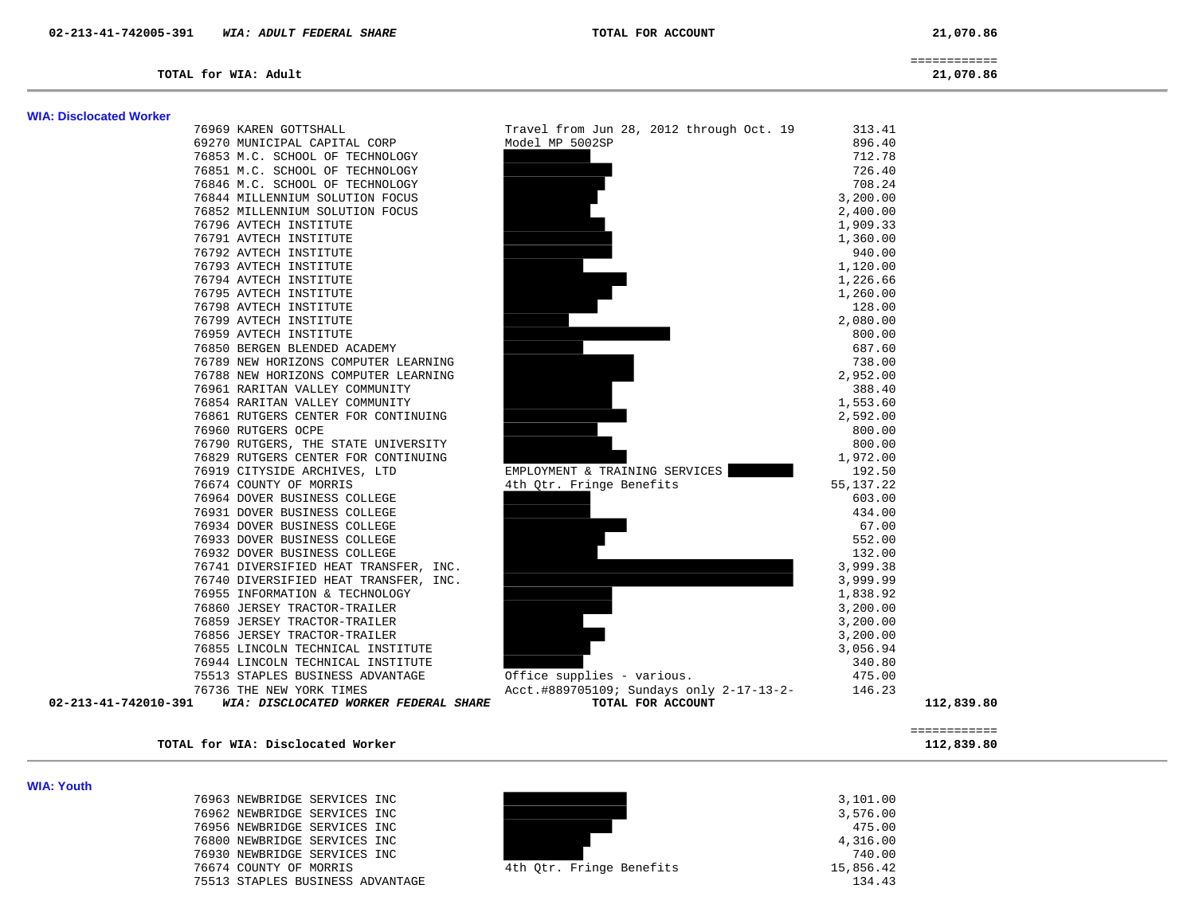| Account | Description | Item | Amount | Total |
|---|---|---|---|---|
| 02-213-41-742005-391 | *WIA: ADULT FEDERAL SHARE* | TOTAL FOR ACCOUNT | | 21,070.86 |

| | | | | ============ |
|---|---|---|---|---|
| | **TOTAL for WIA: Adult** | | | **21,070.86** |

## WIA: Disclocated Worker

| | Vendor | Description | Amount | Total |
|---|---|---|---|---|
| | 76969 KAREN GOTTSHALL | Travel from Jun 28, 2012 through Oct. 19 | 313.41 | |
| | 69270 MUNICIPAL CAPITAL CORP | Model MP 5002SP | 896.40 | |
| | 76853 M.C. SCHOOL OF TECHNOLOGY | | 712.78 | |
| | 76851 M.C. SCHOOL OF TECHNOLOGY | | 726.40 | |
| | 76846 M.C. SCHOOL OF TECHNOLOGY | | 708.24 | |
| | 76844 MILLENNIUM SOLUTION FOCUS | | 3,200.00 | |
| | 76852 MILLENNIUM SOLUTION FOCUS | | 2,400.00 | |
| | 76796 AVTECH INSTITUTE | | 1,909.33 | |
| | 76791 AVTECH INSTITUTE | | 1,360.00 | |
| | 76792 AVTECH INSTITUTE | | 940.00 | |
| | 76793 AVTECH INSTITUTE | | 1,120.00 | |
| | 76794 AVTECH INSTITUTE | | 1,226.66 | |
| | 76795 AVTECH INSTITUTE | | 1,260.00 | |
| | 76798 AVTECH INSTITUTE | | 128.00 | |
| | 76799 AVTECH INSTITUTE | | 2,080.00 | |
| | 76959 AVTECH INSTITUTE | | 800.00 | |
| | 76850 BERGEN BLENDED ACADEMY | | 687.60 | |
| | 76789 NEW HORIZONS COMPUTER LEARNING | | 738.00 | |
| | 76788 NEW HORIZONS COMPUTER LEARNING | | 2,952.00 | |
| | 76961 RARITAN VALLEY COMMUNITY | | 388.40 | |
| | 76854 RARITAN VALLEY COMMUNITY | | 1,553.60 | |
| | 76861 RUTGERS CENTER FOR CONTINUING | | 2,592.00 | |
| | 76960 RUTGERS OCPE | | 800.00 | |
| | 76790 RUTGERS, THE STATE UNIVERSITY | | 800.00 | |
| | 76829 RUTGERS CENTER FOR CONTINUING | | 1,972.00 | |
| | 76919 CITYSIDE ARCHIVES, LTD | EMPLOYMENT & TRAINING SERVICES | 192.50 | |
| | 76674 COUNTY OF MORRIS | 4th Qtr. Fringe Benefits | 55,137.22 | |
| | 76964 DOVER BUSINESS COLLEGE | | 603.00 | |
| | 76931 DOVER BUSINESS COLLEGE | | 434.00 | |
| | 76934 DOVER BUSINESS COLLEGE | | 67.00 | |
| | 76933 DOVER BUSINESS COLLEGE | | 552.00 | |
| | 76932 DOVER BUSINESS COLLEGE | | 132.00 | |
| | 76741 DIVERSIFIED HEAT TRANSFER, INC. | | 3,999.38 | |
| | 76740 DIVERSIFIED HEAT TRANSFER, INC. | | 3,999.99 | |
| | 76955 INFORMATION & TECHNOLOGY | | 1,838.92 | |
| | 76860 JERSEY TRACTOR-TRAILER | | 3,200.00 | |
| | 76859 JERSEY TRACTOR-TRAILER | | 3,200.00 | |
| | 76856 JERSEY TRACTOR-TRAILER | | 3,200.00 | |
| | 76855 LINCOLN TECHNICAL INSTITUTE | | 3,056.94 | |
| | 76944 LINCOLN TECHNICAL INSTITUTE | | 340.80 | |
| | 75513 STAPLES BUSINESS ADVANTAGE | Office supplies - various. | 475.00 | |
| | 76736 THE NEW YORK TIMES | Acct.#889705109; Sundays only 2-17-13-2- | 146.23 | |
| 02-213-41-742010-391 | *WIA: DISCLOCATED WORKER FEDERAL SHARE* | TOTAL FOR ACCOUNT | | 112,839.80 |

| | | | | ============ |
|---|---|---|---|---|
| | **TOTAL for WIA: Disclocated Worker** | | | **112,839.80** |

## WIA: Youth

| Vendor | Description | Amount |
|---|---|---|
| 76963 NEWBRIDGE SERVICES INC | | 3,101.00 |
| 76962 NEWBRIDGE SERVICES INC | | 3,576.00 |
| 76956 NEWBRIDGE SERVICES INC | | 475.00 |
| 76800 NEWBRIDGE SERVICES INC | | 4,316.00 |
| 76930 NEWBRIDGE SERVICES INC | | 740.00 |
| 76674 COUNTY OF MORRIS | 4th Qtr. Fringe Benefits | 15,856.42 |
| 75513 STAPLES BUSINESS ADVANTAGE | | 134.43 |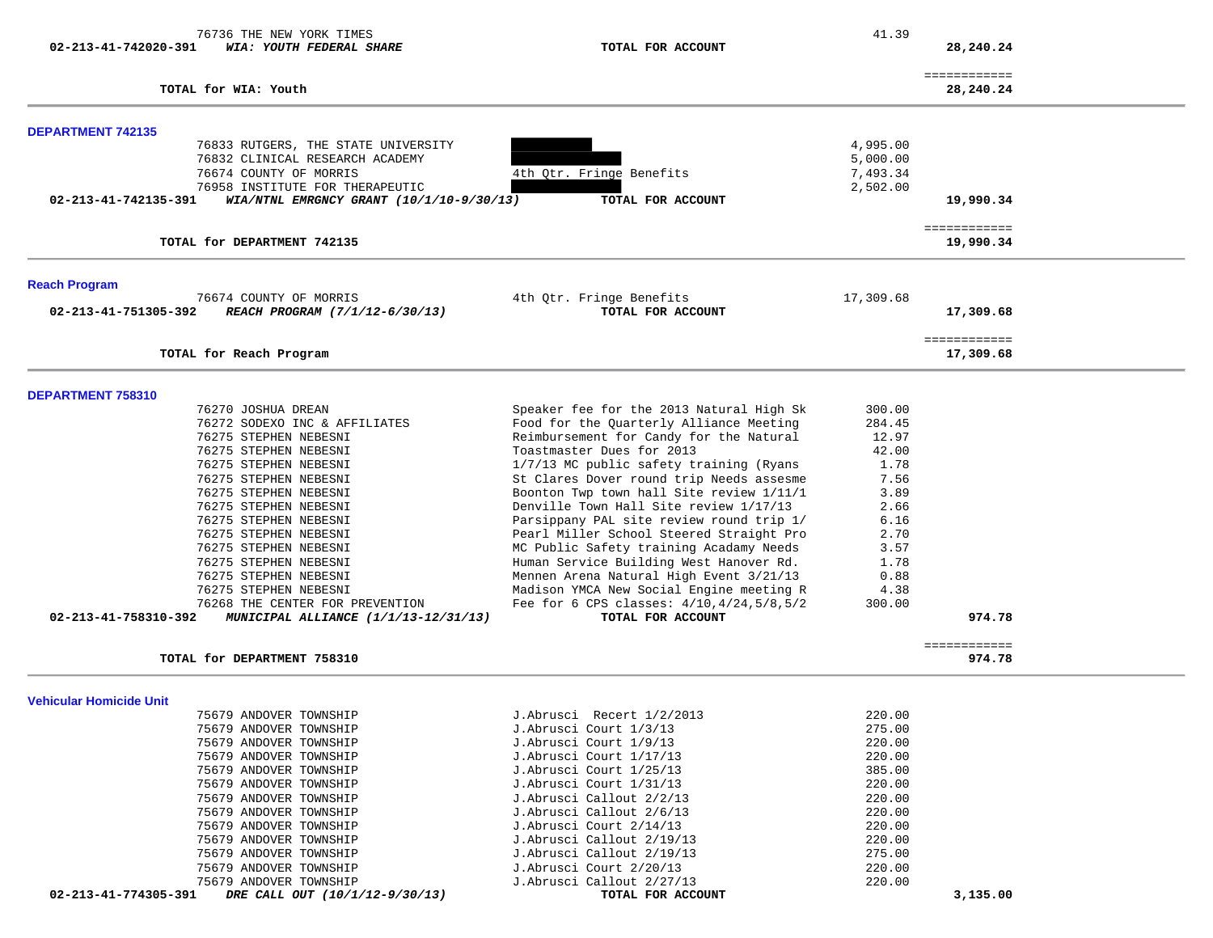| | | | |
|---|---|---|---|
| 76736 THE NEW YORK TIMES | | 41.39 | |
| **02-213-41-742020-391** ***WIA: YOUTH FEDERAL SHARE*** | **TOTAL FOR ACCOUNT** | | **28,240.24** |
| | | | ============ |
| **TOTAL for WIA: Youth** | | | **28,240.24** |

**DEPARTMENT 742135**

| | | | |
|---|---|---|---|
| 76833 RUTGERS, THE STATE UNIVERSITY | | 4,995.00 | |
| 76832 CLINICAL RESEARCH ACADEMY | | 5,000.00 | |
| 76674 COUNTY OF MORRIS | 4th Qtr. Fringe Benefits | 7,493.34 | |
| 76958 INSTITUTE FOR THERAPEUTIC | | 2,502.00 | |
| **02-213-41-742135-391** ***WIA/NTNL EMRGNCY GRANT (10/1/10-9/30/13)*** | **TOTAL FOR ACCOUNT** | | **19,990.34** |
| | | | ============ |
| **TOTAL for DEPARTMENT 742135** | | | **19,990.34** |

**Reach Program**

| | | | |
|---|---|---|---|
| 76674 COUNTY OF MORRIS | 4th Qtr. Fringe Benefits | 17,309.68 | |
| **02-213-41-751305-392** ***REACH PROGRAM (7/1/12-6/30/13)*** | **TOTAL FOR ACCOUNT** | | **17,309.68** |
| | | | ============ |
| **TOTAL for Reach Program** | | | **17,309.68** |

**DEPARTMENT 758310**

| | | | |
|---|---|---|---|
| 76270 JOSHUA DREAN | Speaker fee for the 2013 Natural High Sk | 300.00 | |
| 76272 SODEXO INC & AFFILIATES | Food for the Quarterly Alliance Meeting | 284.45 | |
| 76275 STEPHEN NEBESNI | Reimbursement for Candy for the Natural | 12.97 | |
| 76275 STEPHEN NEBESNI | Toastmaster Dues for 2013 | 42.00 | |
| 76275 STEPHEN NEBESNI | 1/7/13 MC public safety training (Ryans | 1.78 | |
| 76275 STEPHEN NEBESNI | St Clares Dover round trip Needs assesme | 7.56 | |
| 76275 STEPHEN NEBESNI | Boonton Twp town hall Site review 1/11/1 | 3.89 | |
| 76275 STEPHEN NEBESNI | Denville Town Hall Site review 1/17/13 | 2.66 | |
| 76275 STEPHEN NEBESNI | Parsippany PAL site review round trip 1/ | 6.16 | |
| 76275 STEPHEN NEBESNI | Pearl Miller School Steered Straight Pro | 2.70 | |
| 76275 STEPHEN NEBESNI | MC Public Safety training Acadamy Needs | 3.57 | |
| 76275 STEPHEN NEBESNI | Human Service Building West Hanover Rd. | 1.78 | |
| 76275 STEPHEN NEBESNI | Mennen Arena Natural High Event 3/21/13 | 0.88 | |
| 76275 STEPHEN NEBESNI | Madison YMCA New Social Engine meeting R | 4.38 | |
| 76268 THE CENTER FOR PREVENTION | Fee for 6 CPS classes: 4/10,4/24,5/8,5/2 | 300.00 | |
| **02-213-41-758310-392** ***MUNICIPAL ALLIANCE (1/1/13-12/31/13)*** | **TOTAL FOR ACCOUNT** | | **974.78** |
| | | | ============ |
| **TOTAL for DEPARTMENT 758310** | | | **974.78** |

**Vehicular Homicide Unit**

| | | | |
|---|---|---|---|
| 75679 ANDOVER TOWNSHIP | J.Abrusci Recert 1/2/2013 | 220.00 | |
| 75679 ANDOVER TOWNSHIP | J.Abrusci Court 1/3/13 | 275.00 | |
| 75679 ANDOVER TOWNSHIP | J.Abrusci Court 1/9/13 | 220.00 | |
| 75679 ANDOVER TOWNSHIP | J.Abrusci Court 1/17/13 | 220.00 | |
| 75679 ANDOVER TOWNSHIP | J.Abrusci Court 1/25/13 | 385.00 | |
| 75679 ANDOVER TOWNSHIP | J.Abrusci Court 1/31/13 | 220.00 | |
| 75679 ANDOVER TOWNSHIP | J.Abrusci Callout 2/2/13 | 220.00 | |
| 75679 ANDOVER TOWNSHIP | J.Abrusci Callout 2/6/13 | 220.00 | |
| 75679 ANDOVER TOWNSHIP | J.Abrusci Court 2/14/13 | 220.00 | |
| 75679 ANDOVER TOWNSHIP | J.Abrusci Callout 2/19/13 | 220.00 | |
| 75679 ANDOVER TOWNSHIP | J.Abrusci Callout 2/19/13 | 275.00 | |
| 75679 ANDOVER TOWNSHIP | J.Abrusci Court 2/20/13 | 220.00 | |
| 75679 ANDOVER TOWNSHIP | J.Abrusci Callout 2/27/13 | 220.00 | |
| **02-213-41-774305-391** ***DRE CALL OUT (10/1/12-9/30/13)*** | **TOTAL FOR ACCOUNT** | | **3,135.00** |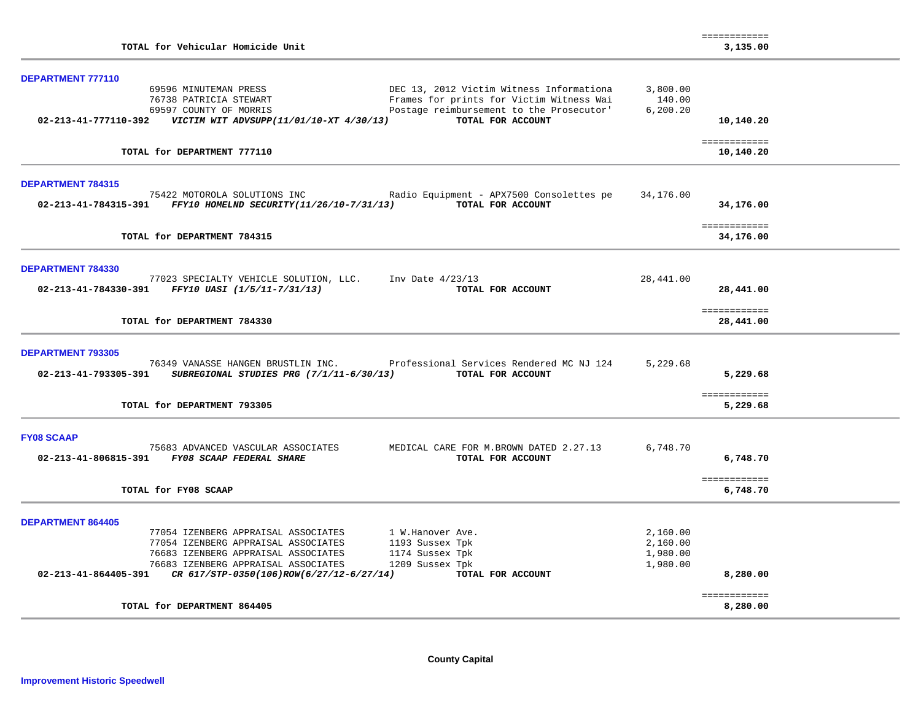| | | | |
|---|---|---|---|
| TOTAL for Vehicular Homicide Unit | | | ============ 3,135.00 |

## DEPARTMENT 777110

| Account / Vendor | Description | Amount | Total |
|---|---|---|---|
| 69596 MINUTEMAN PRESS | DEC 13, 2012 Victim Witness Informationa | 3,800.00 | |
| 76738 PATRICIA STEWART | Frames for prints for Victim Witness Wai | 140.00 | |
| 69597 COUNTY OF MORRIS | Postage reimbursement to the Prosecutor' | 6,200.20 | |
| 02-213-41-777110-392 *VICTIM WIT ADVSUPP(11/01/10-XT 4/30/13)* | **TOTAL FOR ACCOUNT** | | **10,140.20** |
| **TOTAL for DEPARTMENT 777110** | | | ============ **10,140.20** |

## DEPARTMENT 784315

| Account / Vendor | Description | Amount | Total |
|---|---|---|---|
| 75422 MOTOROLA SOLUTIONS INC | Radio Equipment - APX7500 Consolettes pe | 34,176.00 | |
| 02-213-41-784315-391 *FFY10 HOMELND SECURITY(11/26/10-7/31/13)* | **TOTAL FOR ACCOUNT** | | **34,176.00** |
| **TOTAL for DEPARTMENT 784315** | | | ============ **34,176.00** |

## DEPARTMENT 784330

| Account / Vendor | Description | Amount | Total |
|---|---|---|---|
| 77023 SPECIALTY VEHICLE SOLUTION, LLC. | Inv Date 4/23/13 | 28,441.00 | |
| 02-213-41-784330-391 *FFY10 UASI (1/5/11-7/31/13)* | **TOTAL FOR ACCOUNT** | | **28,441.00** |
| **TOTAL for DEPARTMENT 784330** | | | ============ **28,441.00** |

## DEPARTMENT 793305

| Account / Vendor | Description | Amount | Total |
|---|---|---|---|
| 76349 VANASSE HANGEN BRUSTLIN INC. | Professional Services Rendered MC NJ 124 | 5,229.68 | |
| 02-213-41-793305-391 *SUBREGIONAL STUDIES PRG (7/1/11-6/30/13)* | **TOTAL FOR ACCOUNT** | | **5,229.68** |
| **TOTAL for DEPARTMENT 793305** | | | ============ **5,229.68** |

## FY08 SCAAP

| Account / Vendor | Description | Amount | Total |
|---|---|---|---|
| 75683 ADVANCED VASCULAR ASSOCIATES | MEDICAL CARE FOR M.BROWN DATED 2.27.13 | 6,748.70 | |
| 02-213-41-806815-391 *FY08 SCAAP FEDERAL SHARE* | **TOTAL FOR ACCOUNT** | | **6,748.70** |
| **TOTAL for FY08 SCAAP** | | | ============ **6,748.70** |

## DEPARTMENT 864405

| Account / Vendor | Description | Amount | Total |
|---|---|---|---|
| 77054 IZENBERG APPRAISAL ASSOCIATES | 1 W.Hanover Ave. | 2,160.00 | |
| 77054 IZENBERG APPRAISAL ASSOCIATES | 1193 Sussex Tpk | 2,160.00 | |
| 76683 IZENBERG APPRAISAL ASSOCIATES | 1174 Sussex Tpk | 1,980.00 | |
| 76683 IZENBERG APPRAISAL ASSOCIATES | 1209 Sussex Tpk | 1,980.00 | |
| 02-213-41-864405-391 *CR 617/STP-0350(106)ROW(6/27/12-6/27/14)* | **TOTAL FOR ACCOUNT** | | **8,280.00** |
| **TOTAL for DEPARTMENT 864405** | | | ============ **8,280.00** |

**County Capital**

## Improvement Historic Speedwell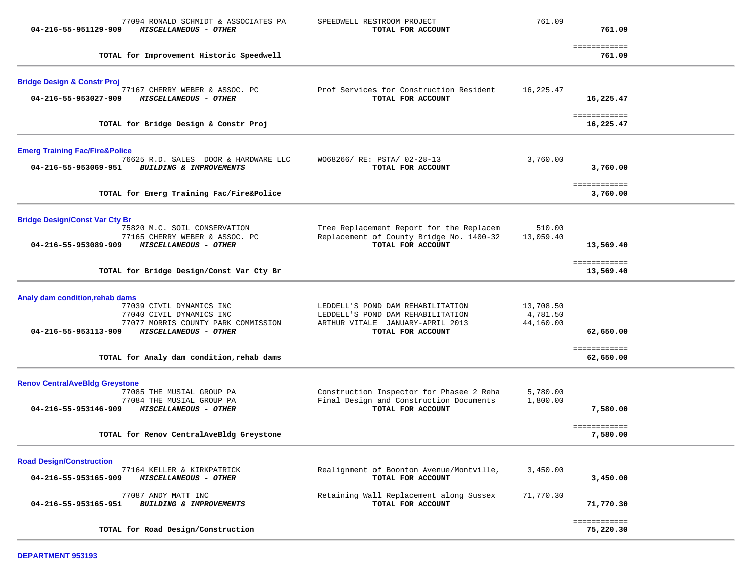| | | | |
|---|---|---|---|
| 77094 RONALD SCHMIDT & ASSOCIATES PA | SPEEDWELL RESTROOM PROJECT | 761.09 | |
| **04-216-55-951129-909** ***MISCELLANEOUS - OTHER*** | **TOTAL FOR ACCOUNT** | | **761.09** |
| | | | ============ |
| **TOTAL for Improvement Historic Speedwell** | | | **761.09** |

**Bridge Design & Constr Proj**

| | | | |
|---|---|---|---|
| 77167 CHERRY WEBER & ASSOC. PC | Prof Services for Construction Resident | 16,225.47 | |
| **04-216-55-953027-909** ***MISCELLANEOUS - OTHER*** | **TOTAL FOR ACCOUNT** | | **16,225.47** |
| | | | ============ |
| **TOTAL for Bridge Design & Constr Proj** | | | **16,225.47** |

**Emerg Training Fac/Fire&Police**

| | | | |
|---|---|---|---|
| 76625 R.D. SALES DOOR & HARDWARE LLC | WO68266/ RE: PSTA/ 02-28-13 | 3,760.00 | |
| **04-216-55-953069-951** ***BUILDING & IMPROVEMENTS*** | **TOTAL FOR ACCOUNT** | | **3,760.00** |
| | | | ============ |
| **TOTAL for Emerg Training Fac/Fire&Police** | | | **3,760.00** |

**Bridge Design/Const Var Cty Br**

| | | | |
|---|---|---|---|
| 75820 M.C. SOIL CONSERVATION | Tree Replacement Report for the Replacem | 510.00 | |
| 77165 CHERRY WEBER & ASSOC. PC | Replacement of County Bridge No. 1400-32 | 13,059.40 | |
| **04-216-55-953089-909** ***MISCELLANEOUS - OTHER*** | **TOTAL FOR ACCOUNT** | | **13,569.40** |
| | | | ============ |
| **TOTAL for Bridge Design/Const Var Cty Br** | | | **13,569.40** |

**Analy dam condition,rehab dams**

| | | | |
|---|---|---|---|
| 77039 CIVIL DYNAMICS INC | LEDDELL'S POND DAM REHABILITATION | 13,708.50 | |
| 77040 CIVIL DYNAMICS INC | LEDDELL'S POND DAM REHABILITATION | 4,781.50 | |
| 77077 MORRIS COUNTY PARK COMMISSION | ARTHUR VITALE JANUARY-APRIL 2013 | 44,160.00 | |
| **04-216-55-953113-909** ***MISCELLANEOUS - OTHER*** | **TOTAL FOR ACCOUNT** | | **62,650.00** |
| | | | ============ |
| **TOTAL for Analy dam condition,rehab dams** | | | **62,650.00** |

**Renov CentralAveBldg Greystone**

| | | | |
|---|---|---|---|
| 77085 THE MUSIAL GROUP PA | Construction Inspector for Phasee 2 Reha | 5,780.00 | |
| 77084 THE MUSIAL GROUP PA | Final Design and Construction Documents | 1,800.00 | |
| **04-216-55-953146-909** ***MISCELLANEOUS - OTHER*** | **TOTAL FOR ACCOUNT** | | **7,580.00** |
| | | | ============ |
| **TOTAL for Renov CentralAveBldg Greystone** | | | **7,580.00** |

**Road Design/Construction**

| | | | |
|---|---|---|---|
| 77164 KELLER & KIRKPATRICK | Realignment of Boonton Avenue/Montville, | 3,450.00 | |
| **04-216-55-953165-909** ***MISCELLANEOUS - OTHER*** | **TOTAL FOR ACCOUNT** | | **3,450.00** |
| 77087 ANDY MATT INC | Retaining Wall Replacement along Sussex | 71,770.30 | |
| **04-216-55-953165-951** ***BUILDING & IMPROVEMENTS*** | **TOTAL FOR ACCOUNT** | | **71,770.30** |
| | | | ============ |
| **TOTAL for Road Design/Construction** | | | **75,220.30** |

**DEPARTMENT 953193**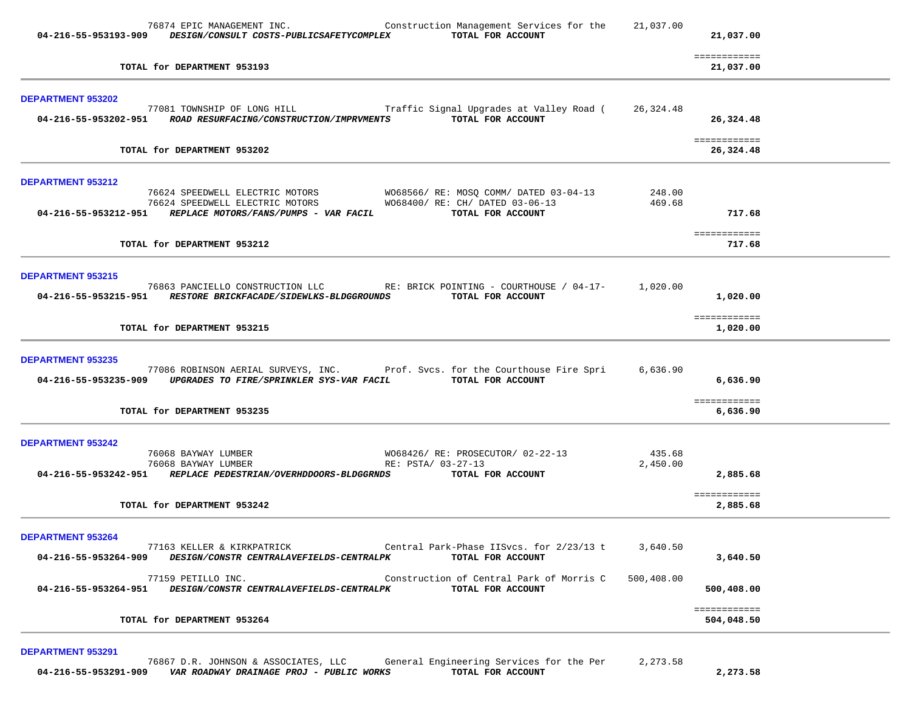| | | | |
|---|---|---|---|
| 76874 EPIC MANAGEMENT INC. | Construction Management Services for the | 21,037.00 | |
| **04-216-55-953193-909** ***DESIGN/CONSULT COSTS-PUBLICSAFETYCOMPLEX*** | **TOTAL FOR ACCOUNT** | | **21,037.00** |
| | | | ============ |
| **TOTAL for DEPARTMENT 953193** | | | **21,037.00** |

**DEPARTMENT 953202**

| | | | |
|---|---|---|---|
| 77081 TOWNSHIP OF LONG HILL | Traffic Signal Upgrades at Valley Road ( | 26,324.48 | |
| **04-216-55-953202-951** ***ROAD RESURFACING/CONSTRUCTION/IMPRVMENTS*** | **TOTAL FOR ACCOUNT** | | **26,324.48** |
| | | | ============ |
| **TOTAL for DEPARTMENT 953202** | | | **26,324.48** |

**DEPARTMENT 953212**

| | | | |
|---|---|---|---|
| 76624 SPEEDWELL ELECTRIC MOTORS | WO68566/ RE: MOSQ COMM/ DATED 03-04-13 | 248.00 | |
| 76624 SPEEDWELL ELECTRIC MOTORS | WO68400/ RE: CH/ DATED 03-06-13 | 469.68 | |
| **04-216-55-953212-951** ***REPLACE MOTORS/FANS/PUMPS - VAR FACIL*** | **TOTAL FOR ACCOUNT** | | **717.68** |
| | | | ============ |
| **TOTAL for DEPARTMENT 953212** | | | **717.68** |

**DEPARTMENT 953215**

| | | | |
|---|---|---|---|
| 76863 PANCIELLO CONSTRUCTION LLC | RE: BRICK POINTING - COURTHOUSE / 04-17- | 1,020.00 | |
| **04-216-55-953215-951** ***RESTORE BRICKFACADE/SIDEWLKS-BLDGGROUNDS*** | **TOTAL FOR ACCOUNT** | | **1,020.00** |
| | | | ============ |
| **TOTAL for DEPARTMENT 953215** | | | **1,020.00** |

**DEPARTMENT 953235**

| | | | |
|---|---|---|---|
| 77086 ROBINSON AERIAL SURVEYS, INC. | Prof. Svcs. for the Courthouse Fire Spri | 6,636.90 | |
| **04-216-55-953235-909** ***UPGRADES TO FIRE/SPRINKLER SYS-VAR FACIL*** | **TOTAL FOR ACCOUNT** | | **6,636.90** |
| | | | ============ |
| **TOTAL for DEPARTMENT 953235** | | | **6,636.90** |

**DEPARTMENT 953242**

| | | | |
|---|---|---|---|
| 76068 BAYWAY LUMBER | WO68426/ RE: PROSECUTOR/ 02-22-13 | 435.68 | |
| 76068 BAYWAY LUMBER | RE: PSTA/ 03-27-13 | 2,450.00 | |
| **04-216-55-953242-951** ***REPLACE PEDESTRIAN/OVERHDDOORS-BLDGGRNDS*** | **TOTAL FOR ACCOUNT** | | **2,885.68** |
| | | | ============ |
| **TOTAL for DEPARTMENT 953242** | | | **2,885.68** |

**DEPARTMENT 953264**

| | | | |
|---|---|---|---|
| 77163 KELLER & KIRKPATRICK | Central Park-Phase IISvcs. for 2/23/13 t | 3,640.50 | |
| **04-216-55-953264-909** ***DESIGN/CONSTR CENTRALAVEFIELDS-CENTRALPK*** | **TOTAL FOR ACCOUNT** | | **3,640.50** |
| 77159 PETILLO INC. | Construction of Central Park of Morris C | 500,408.00 | |
| **04-216-55-953264-951** ***DESIGN/CONSTR CENTRALAVEFIELDS-CENTRALPK*** | **TOTAL FOR ACCOUNT** | | **500,408.00** |
| | | | ============ |
| **TOTAL for DEPARTMENT 953264** | | | **504,048.50** |

**DEPARTMENT 953291**

| | | | |
|---|---|---|---|
| 76867 D.R. JOHNSON & ASSOCIATES, LLC | General Engineering Services for the Per | 2,273.58 | |
| **04-216-55-953291-909** ***VAR ROADWAY DRAINAGE PROJ - PUBLIC WORKS*** | **TOTAL FOR ACCOUNT** | | **2,273.58** |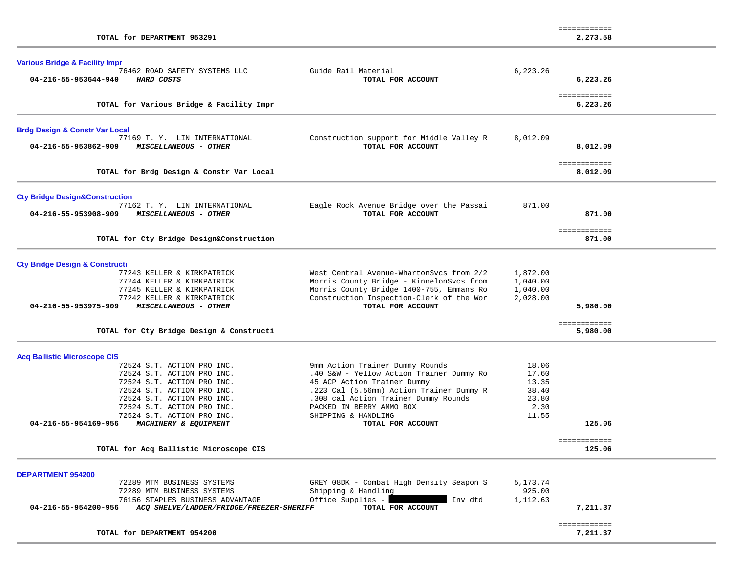| | | | | |
|---|---|---|---|---|
| | **TOTAL for DEPARTMENT 953291** | | | ============ **2,273.58** |

### Various Bridge & Facility Impr

| Account | Vendor | Description | Amount | Total |
|---|---|---|---|---|
| | 76462 ROAD SAFETY SYSTEMS LLC | Guide Rail Material | 6,223.26 | |
| **04-216-55-953644-940** | ***HARD COSTS*** | **TOTAL FOR ACCOUNT** | | **6,223.26** |
| | **TOTAL for Various Bridge & Facility Impr** | | | ============ **6,223.26** |

### Brdg Design & Constr Var Local

| Account | Vendor | Description | Amount | Total |
|---|---|---|---|---|
| | 77169 T. Y. LIN INTERNATIONAL | Construction support for Middle Valley R | 8,012.09 | |
| **04-216-55-953862-909** | ***MISCELLANEOUS - OTHER*** | **TOTAL FOR ACCOUNT** | | **8,012.09** |
| | **TOTAL for Brdg Design & Constr Var Local** | | | ============ **8,012.09** |

### Cty Bridge Design&Construction

| Account | Vendor | Description | Amount | Total |
|---|---|---|---|---|
| | 77162 T. Y. LIN INTERNATIONAL | Eagle Rock Avenue Bridge over the Passai | 871.00 | |
| **04-216-55-953908-909** | ***MISCELLANEOUS - OTHER*** | **TOTAL FOR ACCOUNT** | | **871.00** |
| | **TOTAL for Cty Bridge Design&Construction** | | | ============ **871.00** |

### Cty Bridge Design & Constructi

| Account | Vendor | Description | Amount | Total |
|---|---|---|---|---|
| | 77243 KELLER & KIRKPATRICK | West Central Avenue-WhartonSvcs from 2/2 | 1,872.00 | |
| | 77244 KELLER & KIRKPATRICK | Morris County Bridge - KinnelonSvcs from | 1,040.00 | |
| | 77245 KELLER & KIRKPATRICK | Morris County Bridge 1400-755, Emmans Ro | 1,040.00 | |
| | 77242 KELLER & KIRKPATRICK | Construction Inspection-Clerk of the Wor | 2,028.00 | |
| **04-216-55-953975-909** | ***MISCELLANEOUS - OTHER*** | **TOTAL FOR ACCOUNT** | | **5,980.00** |
| | **TOTAL for Cty Bridge Design & Constructi** | | | ============ **5,980.00** |

### Acq Ballistic Microscope CIS

| Account | Vendor | Description | Amount | Total |
|---|---|---|---|---|
| | 72524 S.T. ACTION PRO INC. | 9mm Action Trainer Dummy Rounds | 18.06 | |
| | 72524 S.T. ACTION PRO INC. | .40 S&W - Yellow Action Trainer Dummy Ro | 17.60 | |
| | 72524 S.T. ACTION PRO INC. | 45 ACP Action Trainer Dummy | 13.35 | |
| | 72524 S.T. ACTION PRO INC. | .223 Cal (5.56mm) Action Trainer Dummy R | 38.40 | |
| | 72524 S.T. ACTION PRO INC. | .308 cal Action Trainer Dummy Rounds | 23.80 | |
| | 72524 S.T. ACTION PRO INC. | PACKED IN BERRY AMMO BOX | 2.30 | |
| | 72524 S.T. ACTION PRO INC. | SHIPPING & HANDLING | 11.55 | |
| **04-216-55-954169-956** | ***MACHINERY & EQUIPMENT*** | **TOTAL FOR ACCOUNT** | | **125.06** |
| | **TOTAL for Acq Ballistic Microscope CIS** | | | ============ **125.06** |

### DEPARTMENT 954200

| Account | Vendor | Description | Amount | Total |
|---|---|---|---|---|
| | 72289 MTM BUSINESS SYSTEMS | GREY 08DK - Combat High Density Seapon S | 5,173.74 | |
| | 72289 MTM BUSINESS SYSTEMS | Shipping & Handling | 925.00 | |
| | 76156 STAPLES BUSINESS ADVANTAGE | Office Supplies - [REDACTED] Inv dtd | 1,112.63 | |
| **04-216-55-954200-956** | ***ACQ SHELVE/LADDER/FRIDGE/FREEZER-SHERIFF*** | **TOTAL FOR ACCOUNT** | | **7,211.37** |
| | **TOTAL for DEPARTMENT 954200** | | | ============ **7,211.37** |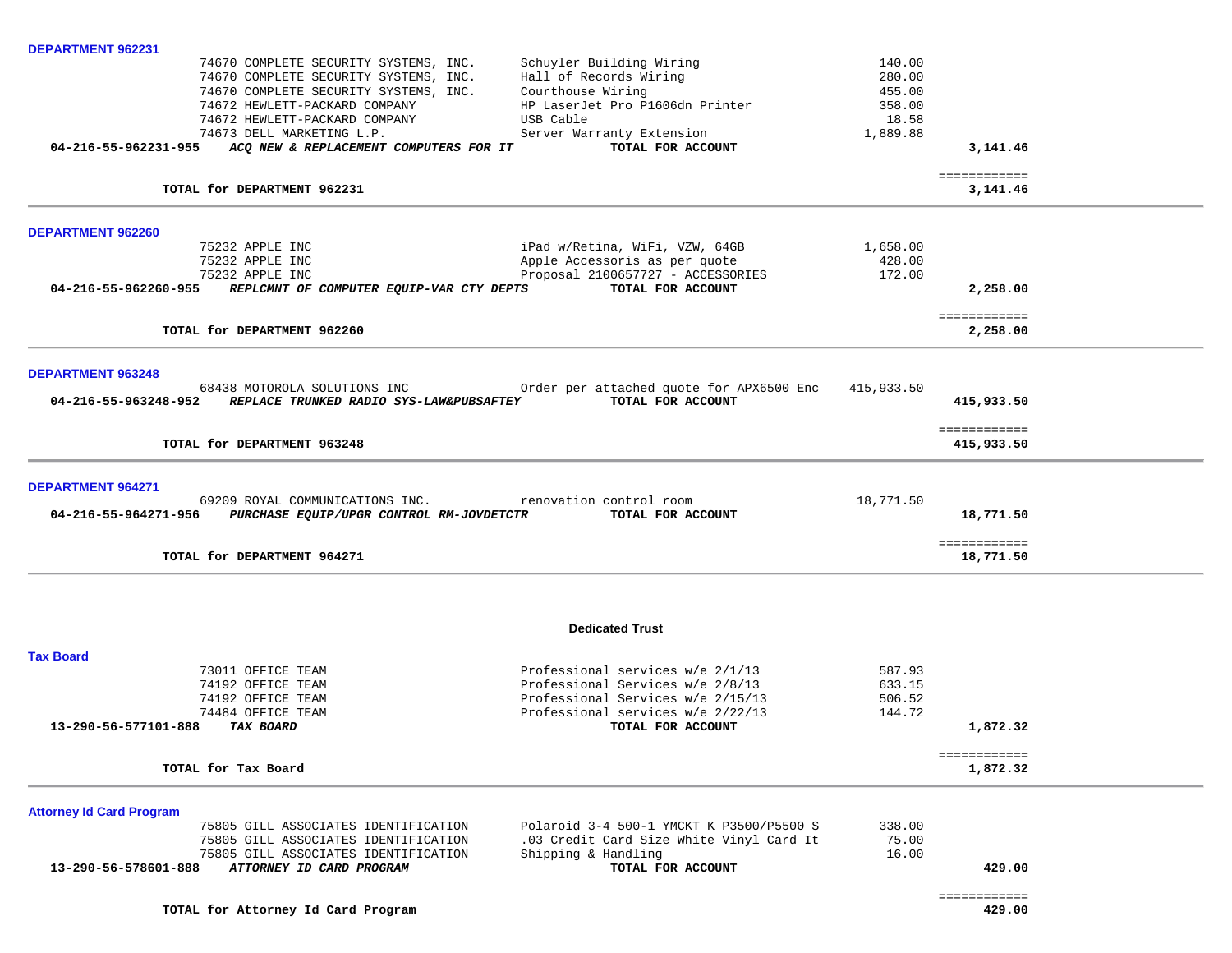**DEPARTMENT 962231**

| Account | Vendor | Description | Amount | Total |
|---|---|---|---|---|
| | 74670 COMPLETE SECURITY SYSTEMS, INC. | Schuyler Building Wiring | 140.00 | |
| | 74670 COMPLETE SECURITY SYSTEMS, INC. | Hall of Records Wiring | 280.00 | |
| | 74670 COMPLETE SECURITY SYSTEMS, INC. | Courthouse Wiring | 455.00 | |
| | 74672 HEWLETT-PACKARD COMPANY | HP LaserJet Pro P1606dn Printer | 358.00 | |
| | 74672 HEWLETT-PACKARD COMPANY | USB Cable | 18.58 | |
| | 74673 DELL MARKETING L.P. | Server Warranty Extension | 1,889.88 | |
| **04-216-55-962231-955** | ***ACQ NEW & REPLACEMENT COMPUTERS FOR IT*** | **TOTAL FOR ACCOUNT** | | **3,141.46** |

**TOTAL for DEPARTMENT 962231** ============ **3,141.46**

**DEPARTMENT 962260**

| Account | Vendor | Description | Amount | Total |
|---|---|---|---|---|
| | 75232 APPLE INC | iPad w/Retina, WiFi, VZW, 64GB | 1,658.00 | |
| | 75232 APPLE INC | Apple Accessoris as per quote | 428.00 | |
| | 75232 APPLE INC | Proposal 2100657727 - ACCESSORIES | 172.00 | |
| **04-216-55-962260-955** | ***REPLCMNT OF COMPUTER EQUIP-VAR CTY DEPTS*** | **TOTAL FOR ACCOUNT** | | **2,258.00** |

**TOTAL for DEPARTMENT 962260** ============ **2,258.00**

**DEPARTMENT 963248**

| Account | Vendor | Description | Amount | Total |
|---|---|---|---|---|
| | 68438 MOTOROLA SOLUTIONS INC | Order per attached quote for APX6500 Enc | 415,933.50 | |
| **04-216-55-963248-952** | ***REPLACE TRUNKED RADIO SYS-LAW&PUBSAFTEY*** | **TOTAL FOR ACCOUNT** | | **415,933.50** |

**TOTAL for DEPARTMENT 963248** ============ **415,933.50**

**DEPARTMENT 964271**

| Account | Vendor | Description | Amount | Total |
|---|---|---|---|---|
| | 69209 ROYAL COMMUNICATIONS INC. | renovation control room | 18,771.50 | |
| **04-216-55-964271-956** | ***PURCHASE EQUIP/UPGR CONTROL RM-JOVDETCTR*** | **TOTAL FOR ACCOUNT** | | **18,771.50** |

**TOTAL for DEPARTMENT 964271** ============ **18,771.50**

## Dedicated Trust

**Tax Board**

| Account | Vendor | Description | Amount | Total |
|---|---|---|---|---|
| | 73011 OFFICE TEAM | Professional services w/e 2/1/13 | 587.93 | |
| | 74192 OFFICE TEAM | Professional Services w/e 2/8/13 | 633.15 | |
| | 74192 OFFICE TEAM | Professional Services w/e 2/15/13 | 506.52 | |
| | 74484 OFFICE TEAM | Professional services w/e 2/22/13 | 144.72 | |
| **13-290-56-577101-888** | ***TAX BOARD*** | **TOTAL FOR ACCOUNT** | | **1,872.32** |

**TOTAL for Tax Board** ============ **1,872.32**

**Attorney Id Card Program**

| Account | Vendor | Description | Amount | Total |
|---|---|---|---|---|
| | 75805 GILL ASSOCIATES IDENTIFICATION | Polaroid 3-4 500-1 YMCKT K P3500/P5500 S | 338.00 | |
| | 75805 GILL ASSOCIATES IDENTIFICATION | .03 Credit Card Size White Vinyl Card It | 75.00 | |
| | 75805 GILL ASSOCIATES IDENTIFICATION | Shipping & Handling | 16.00 | |
| **13-290-56-578601-888** | ***ATTORNEY ID CARD PROGRAM*** | **TOTAL FOR ACCOUNT** | | **429.00** |

**TOTAL for Attorney Id Card Program** ============ **429.00**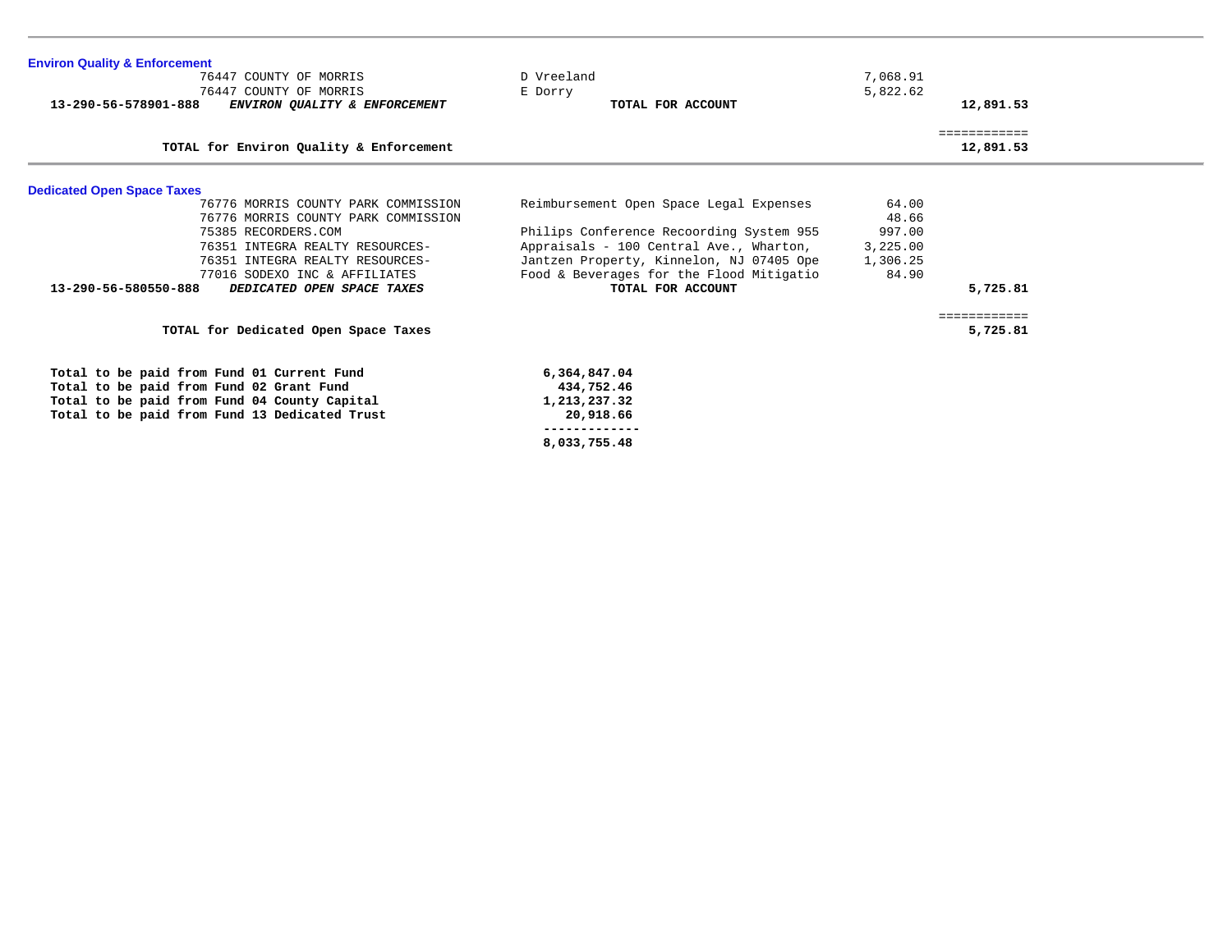## Environ Quality & Enforcement

| | | | | |
|---|---|---|---|---|
| | 76447 COUNTY OF MORRIS | D Vreeland | 7,068.91 | |
| | 76447 COUNTY OF MORRIS | E Dorry | 5,822.62 | |
| **13-290-56-578901-888** | ***ENVIRON QUALITY & ENFORCEMENT*** | **TOTAL FOR ACCOUNT** | | **12,891.53** |

============

**TOTAL for Environ Quality & Enforcement** **12,891.53**

## Dedicated Open Space Taxes

| | | | | |
|---|---|---|---|---|
| | 76776 MORRIS COUNTY PARK COMMISSION | Reimbursement Open Space Legal Expenses | 64.00 | |
| | 76776 MORRIS COUNTY PARK COMMISSION | | 48.66 | |
| | 75385 RECORDERS.COM | Philips Conference Recoording System 955 | 997.00 | |
| | 76351 INTEGRA REALTY RESOURCES- | Appraisals - 100 Central Ave., Wharton, | 3,225.00 | |
| | 76351 INTEGRA REALTY RESOURCES- | Jantzen Property, Kinnelon, NJ 07405 Ope | 1,306.25 | |
| | 77016 SODEXO INC & AFFILIATES | Food & Beverages for the Flood Mitigatio | 84.90 | |
| **13-290-56-580550-888** | ***DEDICATED OPEN SPACE TAXES*** | **TOTAL FOR ACCOUNT** | | **5,725.81** |

============

**TOTAL for Dedicated Open Space Taxes** **5,725.81**

| | |
|---|---|
| **Total to be paid from Fund 01 Current Fund** | **6,364,847.04** |
| **Total to be paid from Fund 02 Grant Fund** | **434,752.46** |
| **Total to be paid from Fund 04 County Capital** | **1,213,237.32** |
| **Total to be paid from Fund 13 Dedicated Trust** | **20,918.66** |
| | ------------- |
| | **8,033,755.48** |